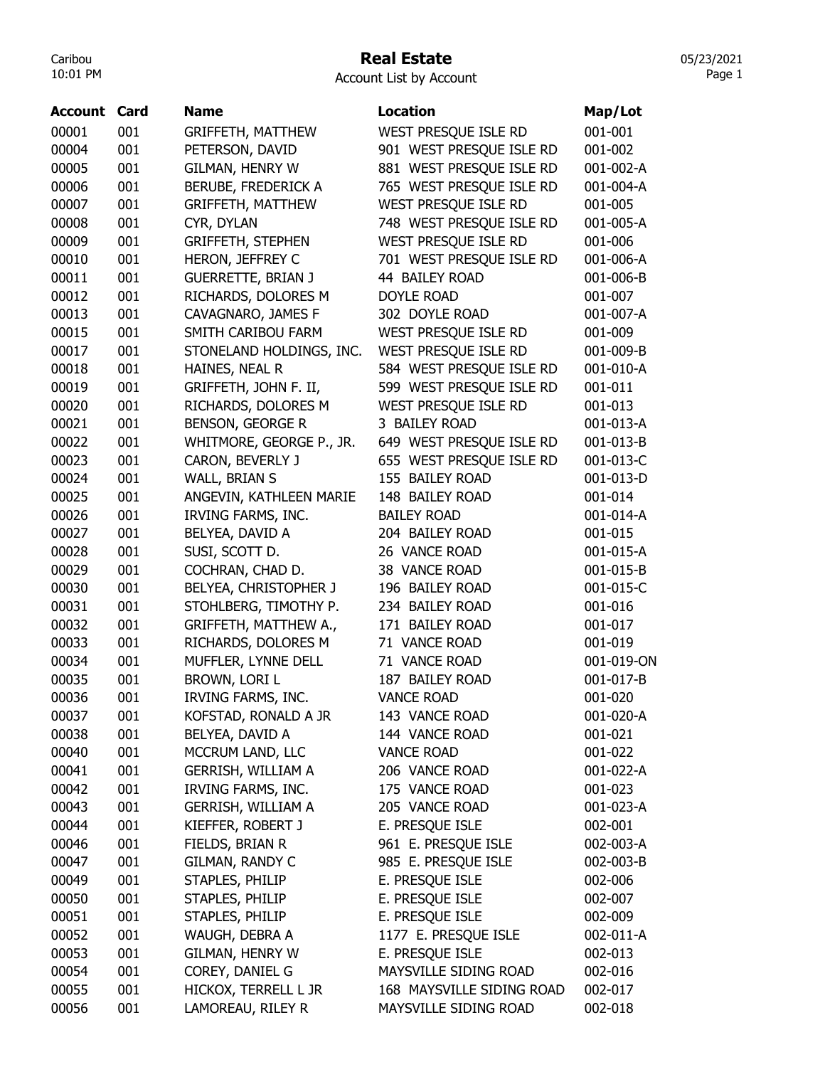# Real Estate

Account List by Account

| Account | Card | Name | Location | Map/Lot |
|---|---|---|---|---|
| 00001 | 001 | GRIFFETH, MATTHEW | WEST PRESQUE ISLE RD | 001-001 |
| 00004 | 001 | PETERSON, DAVID | 901 WEST PRESQUE ISLE RD | 001-002 |
| 00005 | 001 | GILMAN, HENRY W | 881 WEST PRESQUE ISLE RD | 001-002-A |
| 00006 | 001 | BERUBE, FREDERICK A | 765 WEST PRESQUE ISLE RD | 001-004-A |
| 00007 | 001 | GRIFFETH, MATTHEW | WEST PRESQUE ISLE RD | 001-005 |
| 00008 | 001 | CYR, DYLAN | 748 WEST PRESQUE ISLE RD | 001-005-A |
| 00009 | 001 | GRIFFETH, STEPHEN | WEST PRESQUE ISLE RD | 001-006 |
| 00010 | 001 | HERON, JEFFREY C | 701 WEST PRESQUE ISLE RD | 001-006-A |
| 00011 | 001 | GUERRETTE, BRIAN J | 44 BAILEY ROAD | 001-006-B |
| 00012 | 001 | RICHARDS, DOLORES M | DOYLE ROAD | 001-007 |
| 00013 | 001 | CAVAGNARO, JAMES F | 302 DOYLE ROAD | 001-007-A |
| 00015 | 001 | SMITH CARIBOU FARM | WEST PRESQUE ISLE RD | 001-009 |
| 00017 | 001 | STONELAND HOLDINGS, INC. | WEST PRESQUE ISLE RD | 001-009-B |
| 00018 | 001 | HAINES, NEAL R | 584 WEST PRESQUE ISLE RD | 001-010-A |
| 00019 | 001 | GRIFFETH, JOHN F. II, | 599 WEST PRESQUE ISLE RD | 001-011 |
| 00020 | 001 | RICHARDS, DOLORES M | WEST PRESQUE ISLE RD | 001-013 |
| 00021 | 001 | BENSON, GEORGE R | 3 BAILEY ROAD | 001-013-A |
| 00022 | 001 | WHITMORE, GEORGE P., JR. | 649 WEST PRESQUE ISLE RD | 001-013-B |
| 00023 | 001 | CARON, BEVERLY J | 655 WEST PRESQUE ISLE RD | 001-013-C |
| 00024 | 001 | WALL, BRIAN S | 155 BAILEY ROAD | 001-013-D |
| 00025 | 001 | ANGEVIN, KATHLEEN MARIE | 148 BAILEY ROAD | 001-014 |
| 00026 | 001 | IRVING FARMS, INC. | BAILEY ROAD | 001-014-A |
| 00027 | 001 | BELYEA, DAVID A | 204 BAILEY ROAD | 001-015 |
| 00028 | 001 | SUSI, SCOTT D. | 26 VANCE ROAD | 001-015-A |
| 00029 | 001 | COCHRAN, CHAD D. | 38 VANCE ROAD | 001-015-B |
| 00030 | 001 | BELYEA, CHRISTOPHER J | 196 BAILEY ROAD | 001-015-C |
| 00031 | 001 | STOHLBERG, TIMOTHY P. | 234 BAILEY ROAD | 001-016 |
| 00032 | 001 | GRIFFETH, MATTHEW A., | 171 BAILEY ROAD | 001-017 |
| 00033 | 001 | RICHARDS, DOLORES M | 71 VANCE ROAD | 001-019 |
| 00034 | 001 | MUFFLER, LYNNE DELL | 71 VANCE ROAD | 001-019-ON |
| 00035 | 001 | BROWN, LORI L | 187 BAILEY ROAD | 001-017-B |
| 00036 | 001 | IRVING FARMS, INC. | VANCE ROAD | 001-020 |
| 00037 | 001 | KOFSTAD, RONALD A JR | 143 VANCE ROAD | 001-020-A |
| 00038 | 001 | BELYEA, DAVID A | 144 VANCE ROAD | 001-021 |
| 00040 | 001 | MCCRUM LAND, LLC | VANCE ROAD | 001-022 |
| 00041 | 001 | GERRISH, WILLIAM A | 206 VANCE ROAD | 001-022-A |
| 00042 | 001 | IRVING FARMS, INC. | 175 VANCE ROAD | 001-023 |
| 00043 | 001 | GERRISH, WILLIAM A | 205 VANCE ROAD | 001-023-A |
| 00044 | 001 | KIEFFER, ROBERT J | E. PRESQUE ISLE | 002-001 |
| 00046 | 001 | FIELDS, BRIAN R | 961 E. PRESQUE ISLE | 002-003-A |
| 00047 | 001 | GILMAN, RANDY C | 985 E. PRESQUE ISLE | 002-003-B |
| 00049 | 001 | STAPLES, PHILIP | E. PRESQUE ISLE | 002-006 |
| 00050 | 001 | STAPLES, PHILIP | E. PRESQUE ISLE | 002-007 |
| 00051 | 001 | STAPLES, PHILIP | E. PRESQUE ISLE | 002-009 |
| 00052 | 001 | WAUGH, DEBRA A | 1177 E. PRESQUE ISLE | 002-011-A |
| 00053 | 001 | GILMAN, HENRY W | E. PRESQUE ISLE | 002-013 |
| 00054 | 001 | COREY, DANIEL G | MAYSVILLE SIDING ROAD | 002-016 |
| 00055 | 001 | HICKOX, TERRELL L JR | 168 MAYSVILLE SIDING ROAD | 002-017 |
| 00056 | 001 | LAMOREAU, RILEY R | MAYSVILLE SIDING ROAD | 002-018 |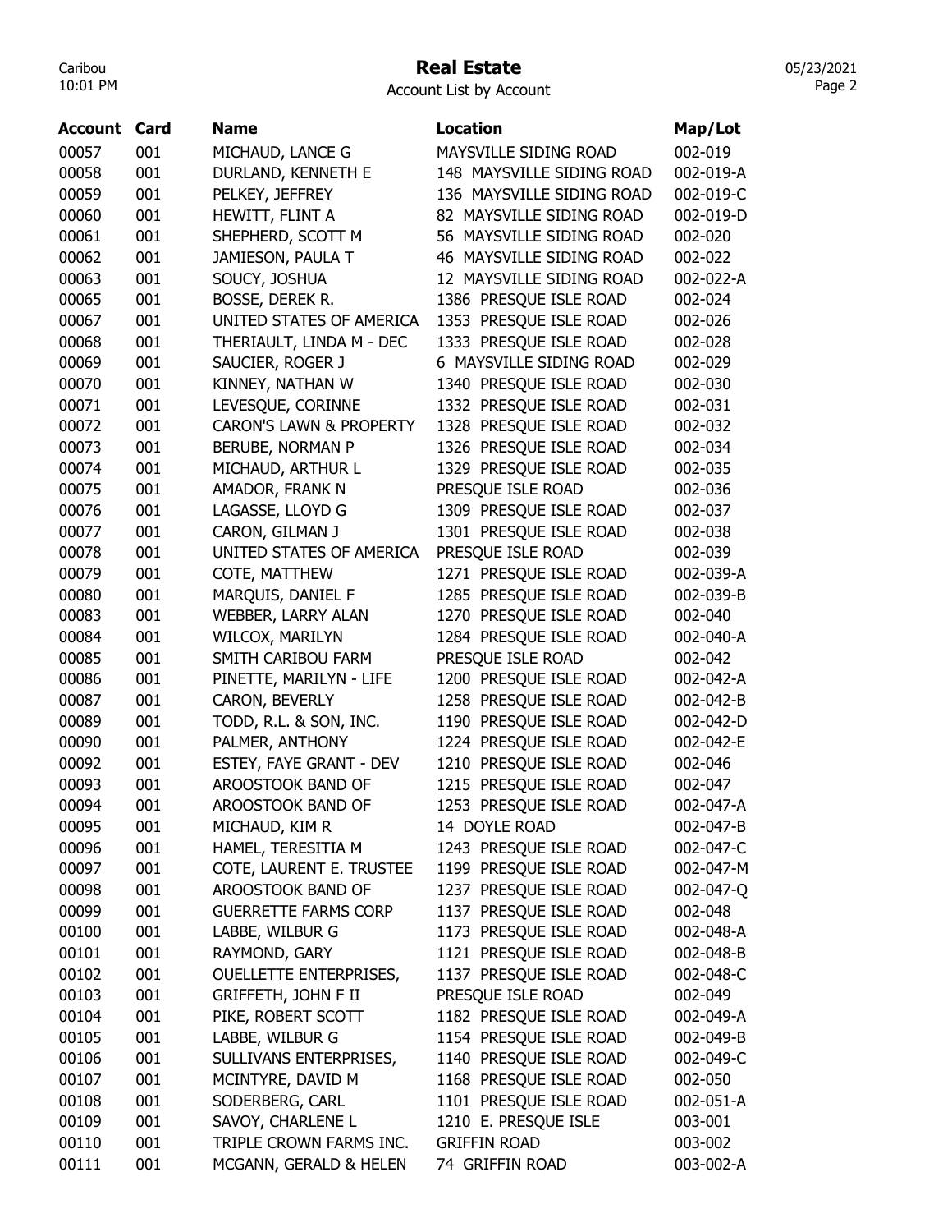# Real Estate

Account List by Account

| Account | Card | Name | Location | Map/Lot |
|---|---|---|---|---|
| 00057 | 001 | MICHAUD, LANCE G | MAYSVILLE SIDING ROAD | 002-019 |
| 00058 | 001 | DURLAND, KENNETH E | 148 MAYSVILLE SIDING ROAD | 002-019-A |
| 00059 | 001 | PELKEY, JEFFREY | 136 MAYSVILLE SIDING ROAD | 002-019-C |
| 00060 | 001 | HEWITT, FLINT A | 82 MAYSVILLE SIDING ROAD | 002-019-D |
| 00061 | 001 | SHEPHERD, SCOTT M | 56 MAYSVILLE SIDING ROAD | 002-020 |
| 00062 | 001 | JAMIESON, PAULA T | 46 MAYSVILLE SIDING ROAD | 002-022 |
| 00063 | 001 | SOUCY, JOSHUA | 12 MAYSVILLE SIDING ROAD | 002-022-A |
| 00065 | 001 | BOSSE, DEREK R. | 1386 PRESQUE ISLE ROAD | 002-024 |
| 00067 | 001 | UNITED STATES OF AMERICA | 1353 PRESQUE ISLE ROAD | 002-026 |
| 00068 | 001 | THERIAULT, LINDA M - DEC | 1333 PRESQUE ISLE ROAD | 002-028 |
| 00069 | 001 | SAUCIER, ROGER J | 6 MAYSVILLE SIDING ROAD | 002-029 |
| 00070 | 001 | KINNEY, NATHAN W | 1340 PRESQUE ISLE ROAD | 002-030 |
| 00071 | 001 | LEVESQUE, CORINNE | 1332 PRESQUE ISLE ROAD | 002-031 |
| 00072 | 001 | CARON'S LAWN & PROPERTY | 1328 PRESQUE ISLE ROAD | 002-032 |
| 00073 | 001 | BERUBE, NORMAN P | 1326 PRESQUE ISLE ROAD | 002-034 |
| 00074 | 001 | MICHAUD, ARTHUR L | 1329 PRESQUE ISLE ROAD | 002-035 |
| 00075 | 001 | AMADOR, FRANK N | PRESQUE ISLE ROAD | 002-036 |
| 00076 | 001 | LAGASSE, LLOYD G | 1309 PRESQUE ISLE ROAD | 002-037 |
| 00077 | 001 | CARON, GILMAN J | 1301 PRESQUE ISLE ROAD | 002-038 |
| 00078 | 001 | UNITED STATES OF AMERICA | PRESQUE ISLE ROAD | 002-039 |
| 00079 | 001 | COTE, MATTHEW | 1271 PRESQUE ISLE ROAD | 002-039-A |
| 00080 | 001 | MARQUIS, DANIEL F | 1285 PRESQUE ISLE ROAD | 002-039-B |
| 00083 | 001 | WEBBER, LARRY ALAN | 1270 PRESQUE ISLE ROAD | 002-040 |
| 00084 | 001 | WILCOX, MARILYN | 1284 PRESQUE ISLE ROAD | 002-040-A |
| 00085 | 001 | SMITH CARIBOU FARM | PRESQUE ISLE ROAD | 002-042 |
| 00086 | 001 | PINETTE, MARILYN - LIFE | 1200 PRESQUE ISLE ROAD | 002-042-A |
| 00087 | 001 | CARON, BEVERLY | 1258 PRESQUE ISLE ROAD | 002-042-B |
| 00089 | 001 | TODD, R.L. & SON, INC. | 1190 PRESQUE ISLE ROAD | 002-042-D |
| 00090 | 001 | PALMER, ANTHONY | 1224 PRESQUE ISLE ROAD | 002-042-E |
| 00092 | 001 | ESTEY, FAYE GRANT - DEV | 1210 PRESQUE ISLE ROAD | 002-046 |
| 00093 | 001 | AROOSTOOK BAND OF | 1215 PRESQUE ISLE ROAD | 002-047 |
| 00094 | 001 | AROOSTOOK BAND OF | 1253 PRESQUE ISLE ROAD | 002-047-A |
| 00095 | 001 | MICHAUD, KIM R | 14 DOYLE ROAD | 002-047-B |
| 00096 | 001 | HAMEL, TERESITIA M | 1243 PRESQUE ISLE ROAD | 002-047-C |
| 00097 | 001 | COTE, LAURENT E. TRUSTEE | 1199 PRESQUE ISLE ROAD | 002-047-M |
| 00098 | 001 | AROOSTOOK BAND OF | 1237 PRESQUE ISLE ROAD | 002-047-Q |
| 00099 | 001 | GUERRETTE FARMS CORP | 1137 PRESQUE ISLE ROAD | 002-048 |
| 00100 | 001 | LABBE, WILBUR G | 1173 PRESQUE ISLE ROAD | 002-048-A |
| 00101 | 001 | RAYMOND, GARY | 1121 PRESQUE ISLE ROAD | 002-048-B |
| 00102 | 001 | OUELLETTE ENTERPRISES, | 1137 PRESQUE ISLE ROAD | 002-048-C |
| 00103 | 001 | GRIFFETH, JOHN F II | PRESQUE ISLE ROAD | 002-049 |
| 00104 | 001 | PIKE, ROBERT SCOTT | 1182 PRESQUE ISLE ROAD | 002-049-A |
| 00105 | 001 | LABBE, WILBUR G | 1154 PRESQUE ISLE ROAD | 002-049-B |
| 00106 | 001 | SULLIVANS ENTERPRISES, | 1140 PRESQUE ISLE ROAD | 002-049-C |
| 00107 | 001 | MCINTYRE, DAVID M | 1168 PRESQUE ISLE ROAD | 002-050 |
| 00108 | 001 | SODERBERG, CARL | 1101 PRESQUE ISLE ROAD | 002-051-A |
| 00109 | 001 | SAVOY, CHARLENE L | 1210 E. PRESQUE ISLE | 003-001 |
| 00110 | 001 | TRIPLE CROWN FARMS INC. | GRIFFIN ROAD | 003-002 |
| 00111 | 001 | MCGANN, GERALD & HELEN | 74 GRIFFIN ROAD | 003-002-A |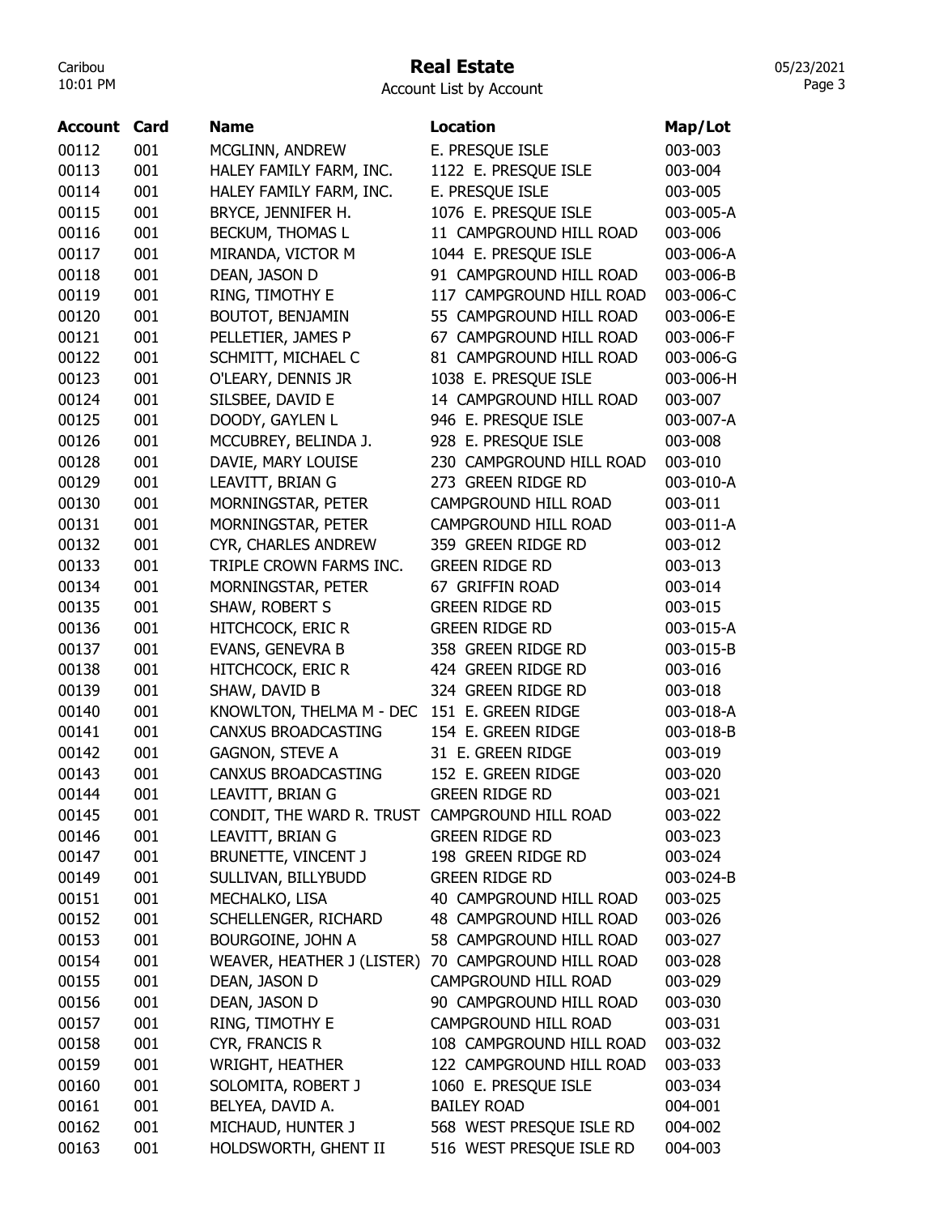# Real Estate

Account List by Account

| Account | Card | Name | Location | Map/Lot |
|---|---|---|---|---|
| 00112 | 001 | MCGLINN, ANDREW | E. PRESQUE ISLE | 003-003 |
| 00113 | 001 | HALEY FAMILY FARM, INC. | 1122 E. PRESQUE ISLE | 003-004 |
| 00114 | 001 | HALEY FAMILY FARM, INC. | E. PRESQUE ISLE | 003-005 |
| 00115 | 001 | BRYCE, JENNIFER H. | 1076 E. PRESQUE ISLE | 003-005-A |
| 00116 | 001 | BECKUM, THOMAS L | 11 CAMPGROUND HILL ROAD | 003-006 |
| 00117 | 001 | MIRANDA, VICTOR M | 1044 E. PRESQUE ISLE | 003-006-A |
| 00118 | 001 | DEAN, JASON D | 91 CAMPGROUND HILL ROAD | 003-006-B |
| 00119 | 001 | RING, TIMOTHY E | 117 CAMPGROUND HILL ROAD | 003-006-C |
| 00120 | 001 | BOUTOT, BENJAMIN | 55 CAMPGROUND HILL ROAD | 003-006-E |
| 00121 | 001 | PELLETIER, JAMES P | 67 CAMPGROUND HILL ROAD | 003-006-F |
| 00122 | 001 | SCHMITT, MICHAEL C | 81 CAMPGROUND HILL ROAD | 003-006-G |
| 00123 | 001 | O'LEARY, DENNIS JR | 1038 E. PRESQUE ISLE | 003-006-H |
| 00124 | 001 | SILSBEE, DAVID E | 14 CAMPGROUND HILL ROAD | 003-007 |
| 00125 | 001 | DOODY, GAYLEN L | 946 E. PRESQUE ISLE | 003-007-A |
| 00126 | 001 | MCCUBREY, BELINDA J. | 928 E. PRESQUE ISLE | 003-008 |
| 00128 | 001 | DAVIE, MARY LOUISE | 230 CAMPGROUND HILL ROAD | 003-010 |
| 00129 | 001 | LEAVITT, BRIAN G | 273 GREEN RIDGE RD | 003-010-A |
| 00130 | 001 | MORNINGSTAR, PETER | CAMPGROUND HILL ROAD | 003-011 |
| 00131 | 001 | MORNINGSTAR, PETER | CAMPGROUND HILL ROAD | 003-011-A |
| 00132 | 001 | CYR, CHARLES ANDREW | 359 GREEN RIDGE RD | 003-012 |
| 00133 | 001 | TRIPLE CROWN FARMS INC. | GREEN RIDGE RD | 003-013 |
| 00134 | 001 | MORNINGSTAR, PETER | 67 GRIFFIN ROAD | 003-014 |
| 00135 | 001 | SHAW, ROBERT S | GREEN RIDGE RD | 003-015 |
| 00136 | 001 | HITCHCOCK, ERIC R | GREEN RIDGE RD | 003-015-A |
| 00137 | 001 | EVANS, GENEVRA B | 358 GREEN RIDGE RD | 003-015-B |
| 00138 | 001 | HITCHCOCK, ERIC R | 424 GREEN RIDGE RD | 003-016 |
| 00139 | 001 | SHAW, DAVID B | 324 GREEN RIDGE RD | 003-018 |
| 00140 | 001 | KNOWLTON, THELMA M - DEC | 151 E. GREEN RIDGE | 003-018-A |
| 00141 | 001 | CANXUS BROADCASTING | 154 E. GREEN RIDGE | 003-018-B |
| 00142 | 001 | GAGNON, STEVE A | 31 E. GREEN RIDGE | 003-019 |
| 00143 | 001 | CANXUS BROADCASTING | 152 E. GREEN RIDGE | 003-020 |
| 00144 | 001 | LEAVITT, BRIAN G | GREEN RIDGE RD | 003-021 |
| 00145 | 001 | CONDIT, THE WARD R. TRUST | CAMPGROUND HILL ROAD | 003-022 |
| 00146 | 001 | LEAVITT, BRIAN G | GREEN RIDGE RD | 003-023 |
| 00147 | 001 | BRUNETTE, VINCENT J | 198 GREEN RIDGE RD | 003-024 |
| 00149 | 001 | SULLIVAN, BILLYBUDD | GREEN RIDGE RD | 003-024-B |
| 00151 | 001 | MECHALKO, LISA | 40 CAMPGROUND HILL ROAD | 003-025 |
| 00152 | 001 | SCHELLENGER, RICHARD | 48 CAMPGROUND HILL ROAD | 003-026 |
| 00153 | 001 | BOURGOINE, JOHN A | 58 CAMPGROUND HILL ROAD | 003-027 |
| 00154 | 001 | WEAVER, HEATHER J (LISTER) | 70 CAMPGROUND HILL ROAD | 003-028 |
| 00155 | 001 | DEAN, JASON D | CAMPGROUND HILL ROAD | 003-029 |
| 00156 | 001 | DEAN, JASON D | 90 CAMPGROUND HILL ROAD | 003-030 |
| 00157 | 001 | RING, TIMOTHY E | CAMPGROUND HILL ROAD | 003-031 |
| 00158 | 001 | CYR, FRANCIS R | 108 CAMPGROUND HILL ROAD | 003-032 |
| 00159 | 001 | WRIGHT, HEATHER | 122 CAMPGROUND HILL ROAD | 003-033 |
| 00160 | 001 | SOLOMITA, ROBERT J | 1060 E. PRESQUE ISLE | 003-034 |
| 00161 | 001 | BELYEA, DAVID A. | BAILEY ROAD | 004-001 |
| 00162 | 001 | MICHAUD, HUNTER J | 568 WEST PRESQUE ISLE RD | 004-002 |
| 00163 | 001 | HOLDSWORTH, GHENT II | 516 WEST PRESQUE ISLE RD | 004-003 |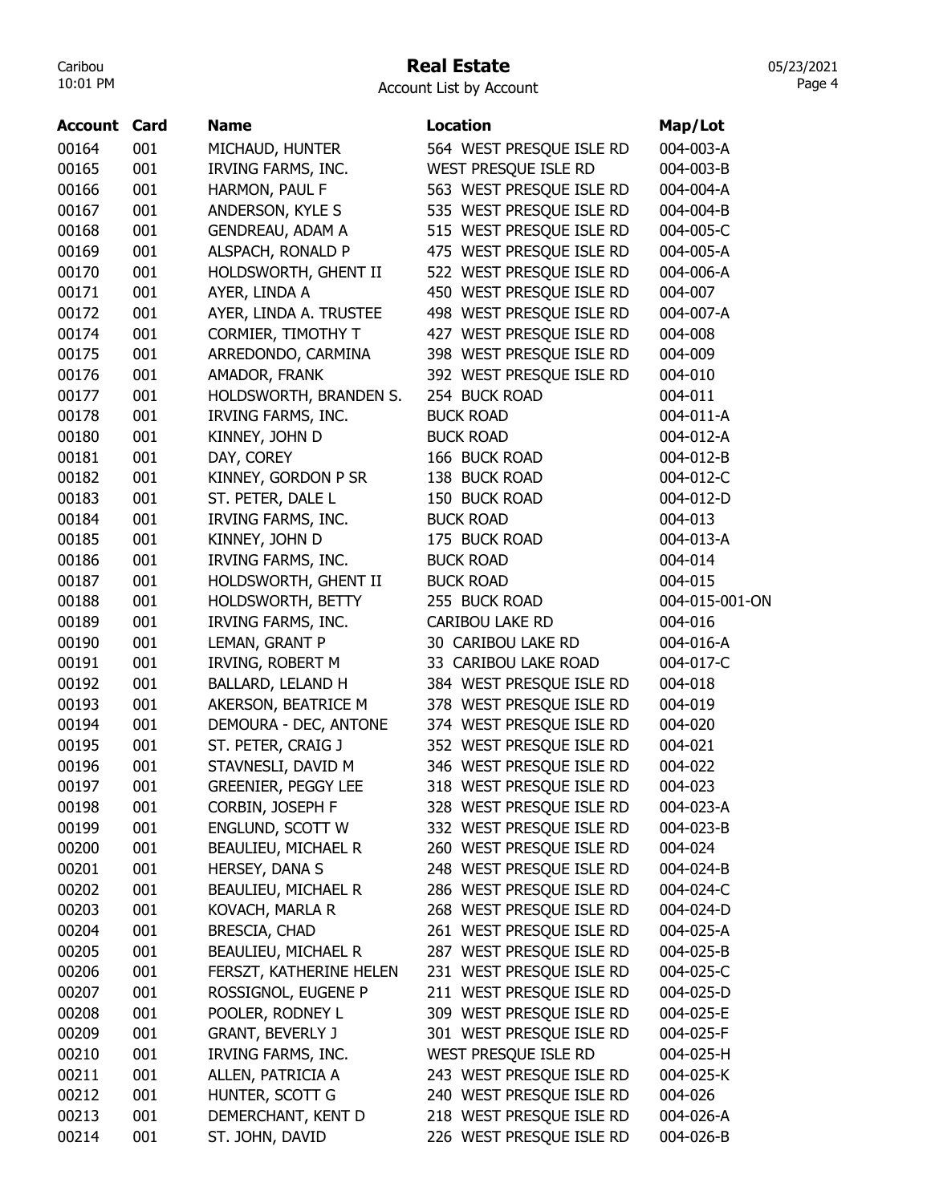# Real Estate

Account List by Account

| Account | Card | Name | Location | Map/Lot |
|---|---|---|---|---|
| 00164 | 001 | MICHAUD, HUNTER | 564 WEST PRESQUE ISLE RD | 004-003-A |
| 00165 | 001 | IRVING FARMS, INC. | WEST PRESQUE ISLE RD | 004-003-B |
| 00166 | 001 | HARMON, PAUL F | 563 WEST PRESQUE ISLE RD | 004-004-A |
| 00167 | 001 | ANDERSON, KYLE S | 535 WEST PRESQUE ISLE RD | 004-004-B |
| 00168 | 001 | GENDREAU, ADAM A | 515 WEST PRESQUE ISLE RD | 004-005-C |
| 00169 | 001 | ALSPACH, RONALD P | 475 WEST PRESQUE ISLE RD | 004-005-A |
| 00170 | 001 | HOLDSWORTH, GHENT II | 522 WEST PRESQUE ISLE RD | 004-006-A |
| 00171 | 001 | AYER, LINDA A | 450 WEST PRESQUE ISLE RD | 004-007 |
| 00172 | 001 | AYER, LINDA A. TRUSTEE | 498 WEST PRESQUE ISLE RD | 004-007-A |
| 00174 | 001 | CORMIER, TIMOTHY T | 427 WEST PRESQUE ISLE RD | 004-008 |
| 00175 | 001 | ARREDONDO, CARMINA | 398 WEST PRESQUE ISLE RD | 004-009 |
| 00176 | 001 | AMADOR, FRANK | 392 WEST PRESQUE ISLE RD | 004-010 |
| 00177 | 001 | HOLDSWORTH, BRANDEN S. | 254 BUCK ROAD | 004-011 |
| 00178 | 001 | IRVING FARMS, INC. | BUCK ROAD | 004-011-A |
| 00180 | 001 | KINNEY, JOHN D | BUCK ROAD | 004-012-A |
| 00181 | 001 | DAY, COREY | 166 BUCK ROAD | 004-012-B |
| 00182 | 001 | KINNEY, GORDON P SR | 138 BUCK ROAD | 004-012-C |
| 00183 | 001 | ST. PETER, DALE L | 150 BUCK ROAD | 004-012-D |
| 00184 | 001 | IRVING FARMS, INC. | BUCK ROAD | 004-013 |
| 00185 | 001 | KINNEY, JOHN D | 175 BUCK ROAD | 004-013-A |
| 00186 | 001 | IRVING FARMS, INC. | BUCK ROAD | 004-014 |
| 00187 | 001 | HOLDSWORTH, GHENT II | BUCK ROAD | 004-015 |
| 00188 | 001 | HOLDSWORTH, BETTY | 255 BUCK ROAD | 004-015-001-ON |
| 00189 | 001 | IRVING FARMS, INC. | CARIBOU LAKE RD | 004-016 |
| 00190 | 001 | LEMAN, GRANT P | 30 CARIBOU LAKE RD | 004-016-A |
| 00191 | 001 | IRVING, ROBERT M | 33 CARIBOU LAKE ROAD | 004-017-C |
| 00192 | 001 | BALLARD, LELAND H | 384 WEST PRESQUE ISLE RD | 004-018 |
| 00193 | 001 | AKERSON, BEATRICE M | 378 WEST PRESQUE ISLE RD | 004-019 |
| 00194 | 001 | DEMOURA - DEC, ANTONE | 374 WEST PRESQUE ISLE RD | 004-020 |
| 00195 | 001 | ST. PETER, CRAIG J | 352 WEST PRESQUE ISLE RD | 004-021 |
| 00196 | 001 | STAVNESLI, DAVID M | 346 WEST PRESQUE ISLE RD | 004-022 |
| 00197 | 001 | GREENIER, PEGGY LEE | 318 WEST PRESQUE ISLE RD | 004-023 |
| 00198 | 001 | CORBIN, JOSEPH F | 328 WEST PRESQUE ISLE RD | 004-023-A |
| 00199 | 001 | ENGLUND, SCOTT W | 332 WEST PRESQUE ISLE RD | 004-023-B |
| 00200 | 001 | BEAULIEU, MICHAEL R | 260 WEST PRESQUE ISLE RD | 004-024 |
| 00201 | 001 | HERSEY, DANA S | 248 WEST PRESQUE ISLE RD | 004-024-B |
| 00202 | 001 | BEAULIEU, MICHAEL R | 286 WEST PRESQUE ISLE RD | 004-024-C |
| 00203 | 001 | KOVACH, MARLA R | 268 WEST PRESQUE ISLE RD | 004-024-D |
| 00204 | 001 | BRESCIA, CHAD | 261 WEST PRESQUE ISLE RD | 004-025-A |
| 00205 | 001 | BEAULIEU, MICHAEL R | 287 WEST PRESQUE ISLE RD | 004-025-B |
| 00206 | 001 | FERSZT, KATHERINE HELEN | 231 WEST PRESQUE ISLE RD | 004-025-C |
| 00207 | 001 | ROSSIGNOL, EUGENE P | 211 WEST PRESQUE ISLE RD | 004-025-D |
| 00208 | 001 | POOLER, RODNEY L | 309 WEST PRESQUE ISLE RD | 004-025-E |
| 00209 | 001 | GRANT, BEVERLY J | 301 WEST PRESQUE ISLE RD | 004-025-F |
| 00210 | 001 | IRVING FARMS, INC. | WEST PRESQUE ISLE RD | 004-025-H |
| 00211 | 001 | ALLEN, PATRICIA A | 243 WEST PRESQUE ISLE RD | 004-025-K |
| 00212 | 001 | HUNTER, SCOTT G | 240 WEST PRESQUE ISLE RD | 004-026 |
| 00213 | 001 | DEMERCHANT, KENT D | 218 WEST PRESQUE ISLE RD | 004-026-A |
| 00214 | 001 | ST. JOHN, DAVID | 226 WEST PRESQUE ISLE RD | 004-026-B |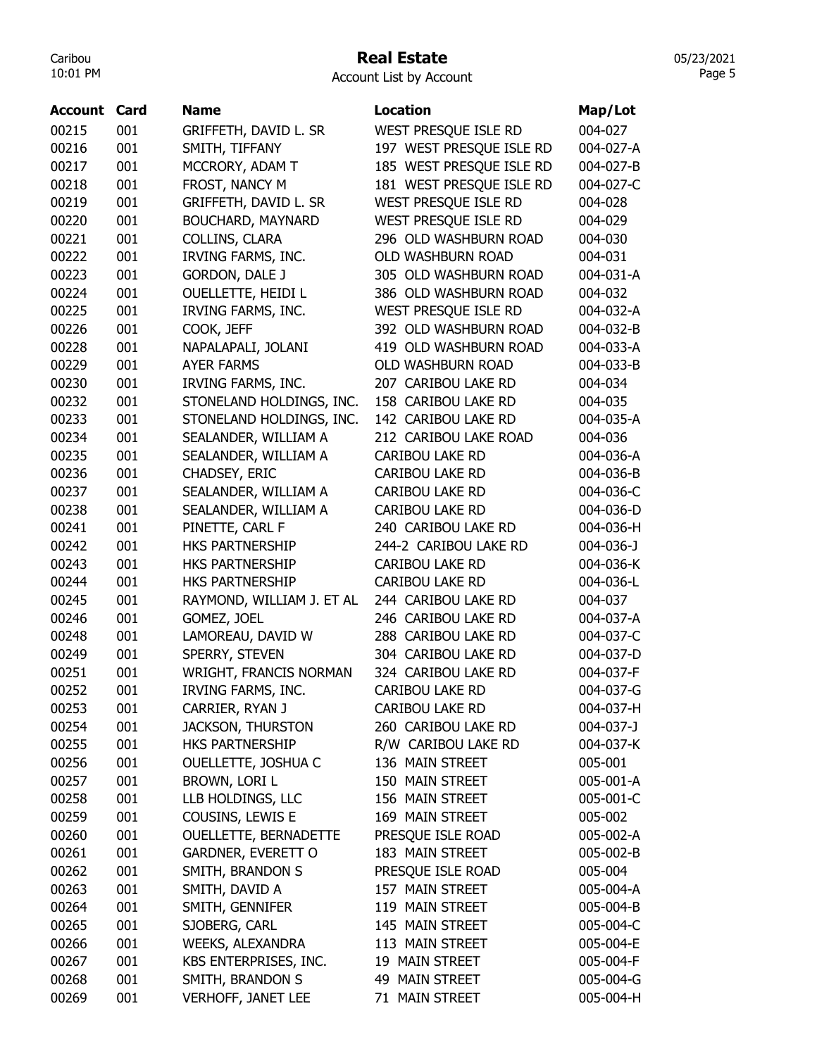# Real Estate

Account List by Account

| Account | Card | Name | Location | Map/Lot |
|---|---|---|---|---|
| 00215 | 001 | GRIFFETH, DAVID L. SR | WEST PRESQUE ISLE RD | 004-027 |
| 00216 | 001 | SMITH, TIFFANY | 197 WEST PRESQUE ISLE RD | 004-027-A |
| 00217 | 001 | MCCRORY, ADAM T | 185 WEST PRESQUE ISLE RD | 004-027-B |
| 00218 | 001 | FROST, NANCY M | 181 WEST PRESQUE ISLE RD | 004-027-C |
| 00219 | 001 | GRIFFETH, DAVID L. SR | WEST PRESQUE ISLE RD | 004-028 |
| 00220 | 001 | BOUCHARD, MAYNARD | WEST PRESQUE ISLE RD | 004-029 |
| 00221 | 001 | COLLINS, CLARA | 296 OLD WASHBURN ROAD | 004-030 |
| 00222 | 001 | IRVING FARMS, INC. | OLD WASHBURN ROAD | 004-031 |
| 00223 | 001 | GORDON, DALE J | 305 OLD WASHBURN ROAD | 004-031-A |
| 00224 | 001 | OUELLETTE, HEIDI L | 386 OLD WASHBURN ROAD | 004-032 |
| 00225 | 001 | IRVING FARMS, INC. | WEST PRESQUE ISLE RD | 004-032-A |
| 00226 | 001 | COOK, JEFF | 392 OLD WASHBURN ROAD | 004-032-B |
| 00228 | 001 | NAPALAPALI, JOLANI | 419 OLD WASHBURN ROAD | 004-033-A |
| 00229 | 001 | AYER FARMS | OLD WASHBURN ROAD | 004-033-B |
| 00230 | 001 | IRVING FARMS, INC. | 207 CARIBOU LAKE RD | 004-034 |
| 00232 | 001 | STONELAND HOLDINGS, INC. | 158 CARIBOU LAKE RD | 004-035 |
| 00233 | 001 | STONELAND HOLDINGS, INC. | 142 CARIBOU LAKE RD | 004-035-A |
| 00234 | 001 | SEALANDER, WILLIAM A | 212 CARIBOU LAKE ROAD | 004-036 |
| 00235 | 001 | SEALANDER, WILLIAM A | CARIBOU LAKE RD | 004-036-A |
| 00236 | 001 | CHADSEY, ERIC | CARIBOU LAKE RD | 004-036-B |
| 00237 | 001 | SEALANDER, WILLIAM A | CARIBOU LAKE RD | 004-036-C |
| 00238 | 001 | SEALANDER, WILLIAM A | CARIBOU LAKE RD | 004-036-D |
| 00241 | 001 | PINETTE, CARL F | 240 CARIBOU LAKE RD | 004-036-H |
| 00242 | 001 | HKS PARTNERSHIP | 244-2 CARIBOU LAKE RD | 004-036-J |
| 00243 | 001 | HKS PARTNERSHIP | CARIBOU LAKE RD | 004-036-K |
| 00244 | 001 | HKS PARTNERSHIP | CARIBOU LAKE RD | 004-036-L |
| 00245 | 001 | RAYMOND, WILLIAM J. ET AL | 244 CARIBOU LAKE RD | 004-037 |
| 00246 | 001 | GOMEZ, JOEL | 246 CARIBOU LAKE RD | 004-037-A |
| 00248 | 001 | LAMOREAU, DAVID W | 288 CARIBOU LAKE RD | 004-037-C |
| 00249 | 001 | SPERRY, STEVEN | 304 CARIBOU LAKE RD | 004-037-D |
| 00251 | 001 | WRIGHT, FRANCIS NORMAN | 324 CARIBOU LAKE RD | 004-037-F |
| 00252 | 001 | IRVING FARMS, INC. | CARIBOU LAKE RD | 004-037-G |
| 00253 | 001 | CARRIER, RYAN J | CARIBOU LAKE RD | 004-037-H |
| 00254 | 001 | JACKSON, THURSTON | 260 CARIBOU LAKE RD | 004-037-J |
| 00255 | 001 | HKS PARTNERSHIP | R/W CARIBOU LAKE RD | 004-037-K |
| 00256 | 001 | OUELLETTE, JOSHUA C | 136 MAIN STREET | 005-001 |
| 00257 | 001 | BROWN, LORI L | 150 MAIN STREET | 005-001-A |
| 00258 | 001 | LLB HOLDINGS, LLC | 156 MAIN STREET | 005-001-C |
| 00259 | 001 | COUSINS, LEWIS E | 169 MAIN STREET | 005-002 |
| 00260 | 001 | OUELLETTE, BERNADETTE | PRESQUE ISLE ROAD | 005-002-A |
| 00261 | 001 | GARDNER, EVERETT O | 183 MAIN STREET | 005-002-B |
| 00262 | 001 | SMITH, BRANDON S | PRESQUE ISLE ROAD | 005-004 |
| 00263 | 001 | SMITH, DAVID A | 157 MAIN STREET | 005-004-A |
| 00264 | 001 | SMITH, GENNIFER | 119 MAIN STREET | 005-004-B |
| 00265 | 001 | SJOBERG, CARL | 145 MAIN STREET | 005-004-C |
| 00266 | 001 | WEEKS, ALEXANDRA | 113 MAIN STREET | 005-004-E |
| 00267 | 001 | KBS ENTERPRISES, INC. | 19 MAIN STREET | 005-004-F |
| 00268 | 001 | SMITH, BRANDON S | 49 MAIN STREET | 005-004-G |
| 00269 | 001 | VERHOFF, JANET LEE | 71 MAIN STREET | 005-004-H |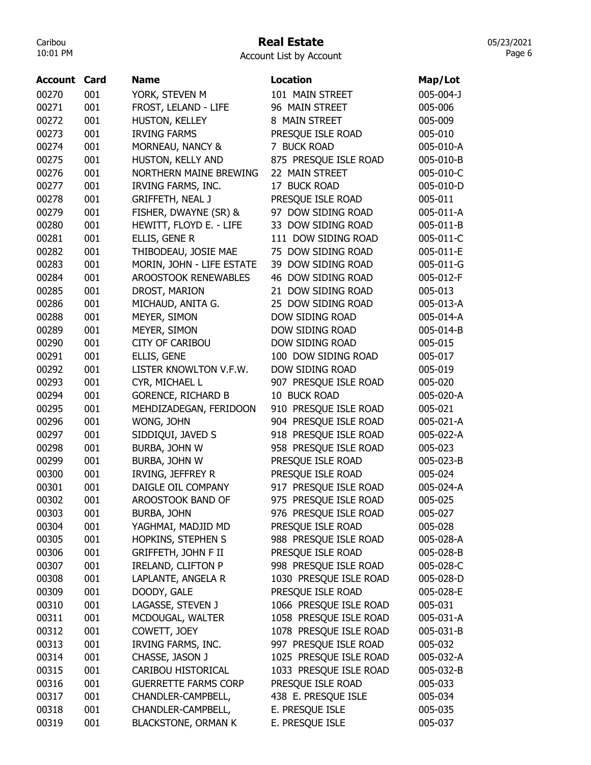# Real Estate

Account List by Account

| Account | Card | Name | Location | Map/Lot |
|---|---|---|---|---|
| 00270 | 001 | YORK, STEVEN M | 101 MAIN STREET | 005-004-J |
| 00271 | 001 | FROST, LELAND - LIFE | 96 MAIN STREET | 005-006 |
| 00272 | 001 | HUSTON, KELLEY | 8 MAIN STREET | 005-009 |
| 00273 | 001 | IRVING FARMS | PRESQUE ISLE ROAD | 005-010 |
| 00274 | 001 | MORNEAU, NANCY & | 7 BUCK ROAD | 005-010-A |
| 00275 | 001 | HUSTON, KELLY AND | 875 PRESQUE ISLE ROAD | 005-010-B |
| 00276 | 001 | NORTHERN MAINE BREWING | 22 MAIN STREET | 005-010-C |
| 00277 | 001 | IRVING FARMS, INC. | 17 BUCK ROAD | 005-010-D |
| 00278 | 001 | GRIFFETH, NEAL J | PRESQUE ISLE ROAD | 005-011 |
| 00279 | 001 | FISHER, DWAYNE (SR) & | 97 DOW SIDING ROAD | 005-011-A |
| 00280 | 001 | HEWITT, FLOYD E. - LIFE | 33 DOW SIDING ROAD | 005-011-B |
| 00281 | 001 | ELLIS, GENE R | 111 DOW SIDING ROAD | 005-011-C |
| 00282 | 001 | THIBODEAU, JOSIE MAE | 75 DOW SIDING ROAD | 005-011-E |
| 00283 | 001 | MORIN, JOHN - LIFE ESTATE | 39 DOW SIDING ROAD | 005-011-G |
| 00284 | 001 | AROOSTOOK RENEWABLES | 46 DOW SIDING ROAD | 005-012-F |
| 00285 | 001 | DROST, MARION | 21 DOW SIDING ROAD | 005-013 |
| 00286 | 001 | MICHAUD, ANITA G. | 25 DOW SIDING ROAD | 005-013-A |
| 00288 | 001 | MEYER, SIMON | DOW SIDING ROAD | 005-014-A |
| 00289 | 001 | MEYER, SIMON | DOW SIDING ROAD | 005-014-B |
| 00290 | 001 | CITY OF CARIBOU | DOW SIDING ROAD | 005-015 |
| 00291 | 001 | ELLIS, GENE | 100 DOW SIDING ROAD | 005-017 |
| 00292 | 001 | LISTER KNOWLTON V.F.W. | DOW SIDING ROAD | 005-019 |
| 00293 | 001 | CYR, MICHAEL L | 907 PRESQUE ISLE ROAD | 005-020 |
| 00294 | 001 | GORENCE, RICHARD B | 10 BUCK ROAD | 005-020-A |
| 00295 | 001 | MEHDIZADEGAN, FERIDOON | 910 PRESQUE ISLE ROAD | 005-021 |
| 00296 | 001 | WONG, JOHN | 904 PRESQUE ISLE ROAD | 005-021-A |
| 00297 | 001 | SIDDIQUI, JAVED S | 918 PRESQUE ISLE ROAD | 005-022-A |
| 00298 | 001 | BURBA, JOHN W | 958 PRESQUE ISLE ROAD | 005-023 |
| 00299 | 001 | BURBA, JOHN W | PRESQUE ISLE ROAD | 005-023-B |
| 00300 | 001 | IRVING, JEFFREY R | PRESQUE ISLE ROAD | 005-024 |
| 00301 | 001 | DAIGLE OIL COMPANY | 917 PRESQUE ISLE ROAD | 005-024-A |
| 00302 | 001 | AROOSTOOK BAND OF | 975 PRESQUE ISLE ROAD | 005-025 |
| 00303 | 001 | BURBA, JOHN | 976 PRESQUE ISLE ROAD | 005-027 |
| 00304 | 001 | YAGHMAI, MADJID MD | PRESQUE ISLE ROAD | 005-028 |
| 00305 | 001 | HOPKINS, STEPHEN S | 988 PRESQUE ISLE ROAD | 005-028-A |
| 00306 | 001 | GRIFFETH, JOHN F II | PRESQUE ISLE ROAD | 005-028-B |
| 00307 | 001 | IRELAND, CLIFTON P | 998 PRESQUE ISLE ROAD | 005-028-C |
| 00308 | 001 | LAPLANTE, ANGELA R | 1030 PRESQUE ISLE ROAD | 005-028-D |
| 00309 | 001 | DOODY, GALE | PRESQUE ISLE ROAD | 005-028-E |
| 00310 | 001 | LAGASSE, STEVEN J | 1066 PRESQUE ISLE ROAD | 005-031 |
| 00311 | 001 | MCDOUGAL, WALTER | 1058 PRESQUE ISLE ROAD | 005-031-A |
| 00312 | 001 | COWETT, JOEY | 1078 PRESQUE ISLE ROAD | 005-031-B |
| 00313 | 001 | IRVING FARMS, INC. | 997 PRESQUE ISLE ROAD | 005-032 |
| 00314 | 001 | CHASSE, JASON J | 1025 PRESQUE ISLE ROAD | 005-032-A |
| 00315 | 001 | CARIBOU HISTORICAL | 1033 PRESQUE ISLE ROAD | 005-032-B |
| 00316 | 001 | GUERRETTE FARMS CORP | PRESQUE ISLE ROAD | 005-033 |
| 00317 | 001 | CHANDLER-CAMPBELL, | 438 E. PRESQUE ISLE | 005-034 |
| 00318 | 001 | CHANDLER-CAMPBELL, | E. PRESQUE ISLE | 005-035 |
| 00319 | 001 | BLACKSTONE, ORMAN K | E. PRESQUE ISLE | 005-037 |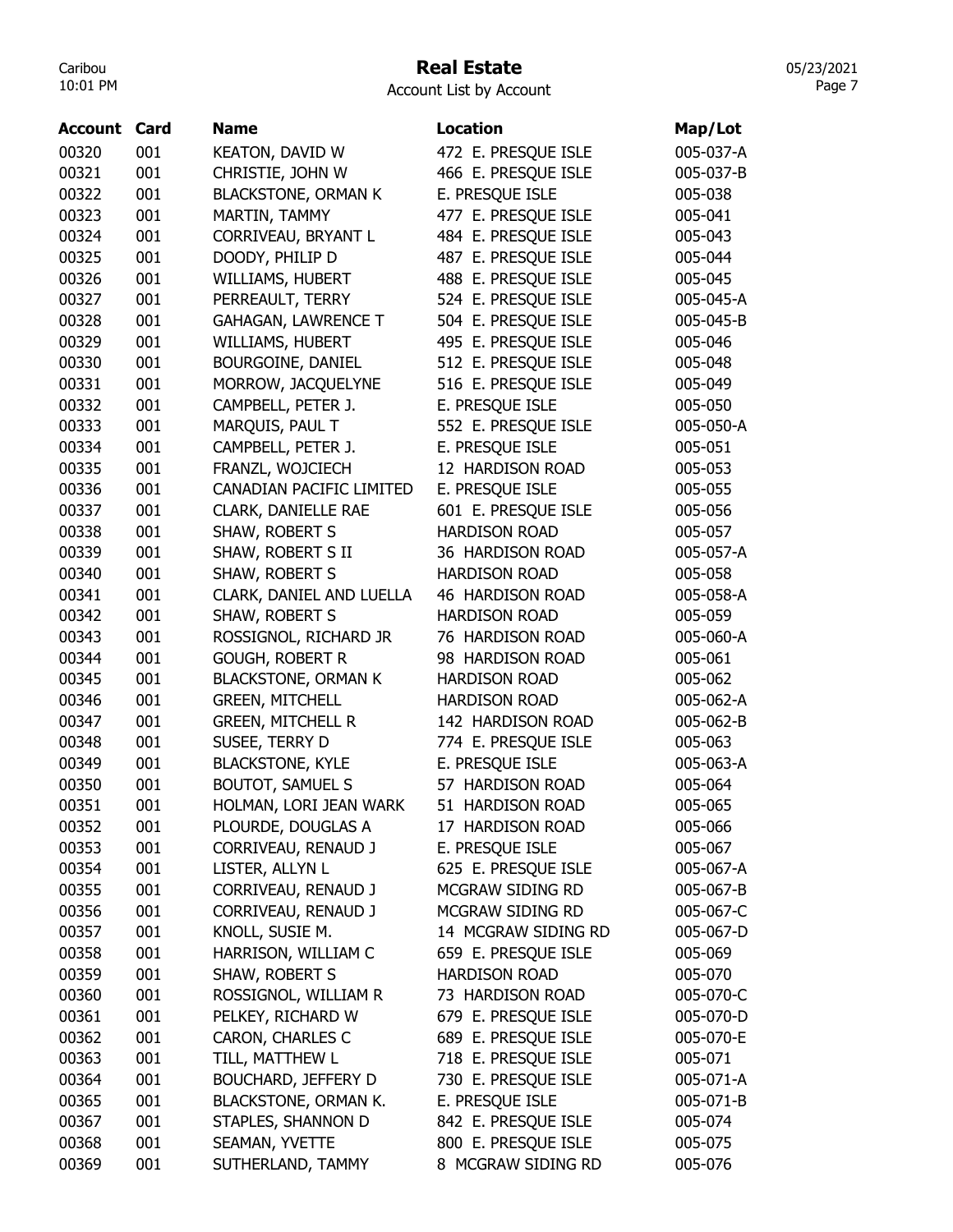# Real Estate

Account List by Account

| Account | Card | Name | Location | Map/Lot |
|---|---|---|---|---|
| 00320 | 001 | KEATON, DAVID W | 472 E. PRESQUE ISLE | 005-037-A |
| 00321 | 001 | CHRISTIE, JOHN W | 466 E. PRESQUE ISLE | 005-037-B |
| 00322 | 001 | BLACKSTONE, ORMAN K | E. PRESQUE ISLE | 005-038 |
| 00323 | 001 | MARTIN, TAMMY | 477 E. PRESQUE ISLE | 005-041 |
| 00324 | 001 | CORRIVEAU, BRYANT L | 484 E. PRESQUE ISLE | 005-043 |
| 00325 | 001 | DOODY, PHILIP D | 487 E. PRESQUE ISLE | 005-044 |
| 00326 | 001 | WILLIAMS, HUBERT | 488 E. PRESQUE ISLE | 005-045 |
| 00327 | 001 | PERREAULT, TERRY | 524 E. PRESQUE ISLE | 005-045-A |
| 00328 | 001 | GAHAGAN, LAWRENCE T | 504 E. PRESQUE ISLE | 005-045-B |
| 00329 | 001 | WILLIAMS, HUBERT | 495 E. PRESQUE ISLE | 005-046 |
| 00330 | 001 | BOURGOINE, DANIEL | 512 E. PRESQUE ISLE | 005-048 |
| 00331 | 001 | MORROW, JACQUELYNE | 516 E. PRESQUE ISLE | 005-049 |
| 00332 | 001 | CAMPBELL, PETER J. | E. PRESQUE ISLE | 005-050 |
| 00333 | 001 | MARQUIS, PAUL T | 552 E. PRESQUE ISLE | 005-050-A |
| 00334 | 001 | CAMPBELL, PETER J. | E. PRESQUE ISLE | 005-051 |
| 00335 | 001 | FRANZL, WOJCIECH | 12 HARDISON ROAD | 005-053 |
| 00336 | 001 | CANADIAN PACIFIC LIMITED | E. PRESQUE ISLE | 005-055 |
| 00337 | 001 | CLARK, DANIELLE RAE | 601 E. PRESQUE ISLE | 005-056 |
| 00338 | 001 | SHAW, ROBERT S | HARDISON ROAD | 005-057 |
| 00339 | 001 | SHAW, ROBERT S II | 36 HARDISON ROAD | 005-057-A |
| 00340 | 001 | SHAW, ROBERT S | HARDISON ROAD | 005-058 |
| 00341 | 001 | CLARK, DANIEL AND LUELLA | 46 HARDISON ROAD | 005-058-A |
| 00342 | 001 | SHAW, ROBERT S | HARDISON ROAD | 005-059 |
| 00343 | 001 | ROSSIGNOL, RICHARD JR | 76 HARDISON ROAD | 005-060-A |
| 00344 | 001 | GOUGH, ROBERT R | 98 HARDISON ROAD | 005-061 |
| 00345 | 001 | BLACKSTONE, ORMAN K | HARDISON ROAD | 005-062 |
| 00346 | 001 | GREEN, MITCHELL | HARDISON ROAD | 005-062-A |
| 00347 | 001 | GREEN, MITCHELL R | 142 HARDISON ROAD | 005-062-B |
| 00348 | 001 | SUSEE, TERRY D | 774 E. PRESQUE ISLE | 005-063 |
| 00349 | 001 | BLACKSTONE, KYLE | E. PRESQUE ISLE | 005-063-A |
| 00350 | 001 | BOUTOT, SAMUEL S | 57 HARDISON ROAD | 005-064 |
| 00351 | 001 | HOLMAN, LORI JEAN WARK | 51 HARDISON ROAD | 005-065 |
| 00352 | 001 | PLOURDE, DOUGLAS A | 17 HARDISON ROAD | 005-066 |
| 00353 | 001 | CORRIVEAU, RENAUD J | E. PRESQUE ISLE | 005-067 |
| 00354 | 001 | LISTER, ALLYN L | 625 E. PRESQUE ISLE | 005-067-A |
| 00355 | 001 | CORRIVEAU, RENAUD J | MCGRAW SIDING RD | 005-067-B |
| 00356 | 001 | CORRIVEAU, RENAUD J | MCGRAW SIDING RD | 005-067-C |
| 00357 | 001 | KNOLL, SUSIE M. | 14 MCGRAW SIDING RD | 005-067-D |
| 00358 | 001 | HARRISON, WILLIAM C | 659 E. PRESQUE ISLE | 005-069 |
| 00359 | 001 | SHAW, ROBERT S | HARDISON ROAD | 005-070 |
| 00360 | 001 | ROSSIGNOL, WILLIAM R | 73 HARDISON ROAD | 005-070-C |
| 00361 | 001 | PELKEY, RICHARD W | 679 E. PRESQUE ISLE | 005-070-D |
| 00362 | 001 | CARON, CHARLES C | 689 E. PRESQUE ISLE | 005-070-E |
| 00363 | 001 | TILL, MATTHEW L | 718 E. PRESQUE ISLE | 005-071 |
| 00364 | 001 | BOUCHARD, JEFFERY D | 730 E. PRESQUE ISLE | 005-071-A |
| 00365 | 001 | BLACKSTONE, ORMAN K. | E. PRESQUE ISLE | 005-071-B |
| 00367 | 001 | STAPLES, SHANNON D | 842 E. PRESQUE ISLE | 005-074 |
| 00368 | 001 | SEAMAN, YVETTE | 800 E. PRESQUE ISLE | 005-075 |
| 00369 | 001 | SUTHERLAND, TAMMY | 8 MCGRAW SIDING RD | 005-076 |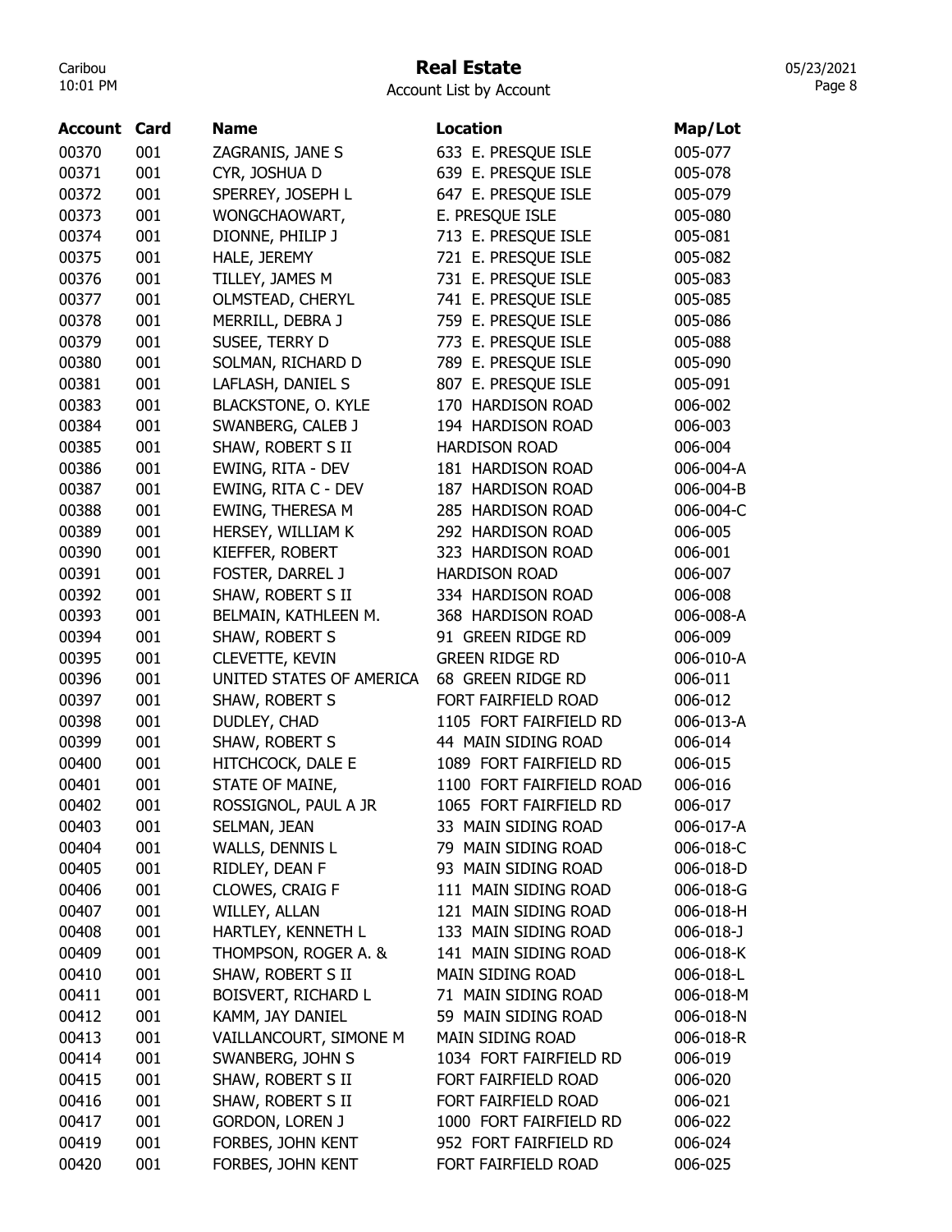# Real Estate

Account List by Account

| Account | Card | Name | Location | Map/Lot |
|---|---|---|---|---|
| 00370 | 001 | ZAGRANIS, JANE S | 633 E. PRESQUE ISLE | 005-077 |
| 00371 | 001 | CYR, JOSHUA D | 639 E. PRESQUE ISLE | 005-078 |
| 00372 | 001 | SPERREY, JOSEPH L | 647 E. PRESQUE ISLE | 005-079 |
| 00373 | 001 | WONGCHAOWART, | E. PRESQUE ISLE | 005-080 |
| 00374 | 001 | DIONNE, PHILIP J | 713 E. PRESQUE ISLE | 005-081 |
| 00375 | 001 | HALE, JEREMY | 721 E. PRESQUE ISLE | 005-082 |
| 00376 | 001 | TILLEY, JAMES M | 731 E. PRESQUE ISLE | 005-083 |
| 00377 | 001 | OLMSTEAD, CHERYL | 741 E. PRESQUE ISLE | 005-085 |
| 00378 | 001 | MERRILL, DEBRA J | 759 E. PRESQUE ISLE | 005-086 |
| 00379 | 001 | SUSEE, TERRY D | 773 E. PRESQUE ISLE | 005-088 |
| 00380 | 001 | SOLMAN, RICHARD D | 789 E. PRESQUE ISLE | 005-090 |
| 00381 | 001 | LAFLASH, DANIEL S | 807 E. PRESQUE ISLE | 005-091 |
| 00383 | 001 | BLACKSTONE, O. KYLE | 170 HARDISON ROAD | 006-002 |
| 00384 | 001 | SWANBERG, CALEB J | 194 HARDISON ROAD | 006-003 |
| 00385 | 001 | SHAW, ROBERT S II | HARDISON ROAD | 006-004 |
| 00386 | 001 | EWING, RITA - DEV | 181 HARDISON ROAD | 006-004-A |
| 00387 | 001 | EWING, RITA C - DEV | 187 HARDISON ROAD | 006-004-B |
| 00388 | 001 | EWING, THERESA M | 285 HARDISON ROAD | 006-004-C |
| 00389 | 001 | HERSEY, WILLIAM K | 292 HARDISON ROAD | 006-005 |
| 00390 | 001 | KIEFFER, ROBERT | 323 HARDISON ROAD | 006-001 |
| 00391 | 001 | FOSTER, DARREL J | HARDISON ROAD | 006-007 |
| 00392 | 001 | SHAW, ROBERT S II | 334 HARDISON ROAD | 006-008 |
| 00393 | 001 | BELMAIN, KATHLEEN M. | 368 HARDISON ROAD | 006-008-A |
| 00394 | 001 | SHAW, ROBERT S | 91 GREEN RIDGE RD | 006-009 |
| 00395 | 001 | CLEVETTE, KEVIN | GREEN RIDGE RD | 006-010-A |
| 00396 | 001 | UNITED STATES OF AMERICA | 68 GREEN RIDGE RD | 006-011 |
| 00397 | 001 | SHAW, ROBERT S | FORT FAIRFIELD ROAD | 006-012 |
| 00398 | 001 | DUDLEY, CHAD | 1105 FORT FAIRFIELD RD | 006-013-A |
| 00399 | 001 | SHAW, ROBERT S | 44 MAIN SIDING ROAD | 006-014 |
| 00400 | 001 | HITCHCOCK, DALE E | 1089 FORT FAIRFIELD RD | 006-015 |
| 00401 | 001 | STATE OF MAINE, | 1100 FORT FAIRFIELD ROAD | 006-016 |
| 00402 | 001 | ROSSIGNOL, PAUL A JR | 1065 FORT FAIRFIELD RD | 006-017 |
| 00403 | 001 | SELMAN, JEAN | 33 MAIN SIDING ROAD | 006-017-A |
| 00404 | 001 | WALLS, DENNIS L | 79 MAIN SIDING ROAD | 006-018-C |
| 00405 | 001 | RIDLEY, DEAN F | 93 MAIN SIDING ROAD | 006-018-D |
| 00406 | 001 | CLOWES, CRAIG F | 111 MAIN SIDING ROAD | 006-018-G |
| 00407 | 001 | WILLEY, ALLAN | 121 MAIN SIDING ROAD | 006-018-H |
| 00408 | 001 | HARTLEY, KENNETH L | 133 MAIN SIDING ROAD | 006-018-J |
| 00409 | 001 | THOMPSON, ROGER A. & | 141 MAIN SIDING ROAD | 006-018-K |
| 00410 | 001 | SHAW, ROBERT S II | MAIN SIDING ROAD | 006-018-L |
| 00411 | 001 | BOISVERT, RICHARD L | 71 MAIN SIDING ROAD | 006-018-M |
| 00412 | 001 | KAMM, JAY DANIEL | 59 MAIN SIDING ROAD | 006-018-N |
| 00413 | 001 | VAILLANCOURT, SIMONE M | MAIN SIDING ROAD | 006-018-R |
| 00414 | 001 | SWANBERG, JOHN S | 1034 FORT FAIRFIELD RD | 006-019 |
| 00415 | 001 | SHAW, ROBERT S II | FORT FAIRFIELD ROAD | 006-020 |
| 00416 | 001 | SHAW, ROBERT S II | FORT FAIRFIELD ROAD | 006-021 |
| 00417 | 001 | GORDON, LOREN J | 1000 FORT FAIRFIELD RD | 006-022 |
| 00419 | 001 | FORBES, JOHN KENT | 952 FORT FAIRFIELD RD | 006-024 |
| 00420 | 001 | FORBES, JOHN KENT | FORT FAIRFIELD ROAD | 006-025 |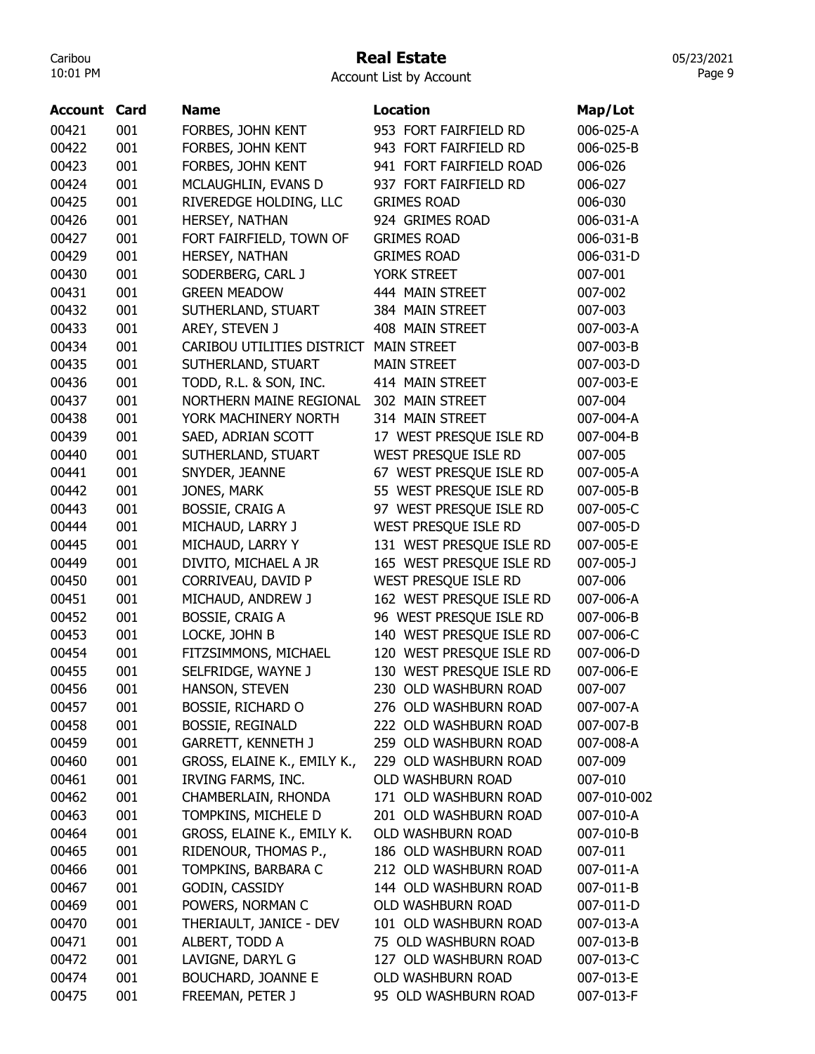# Real Estate

Account List by Account

| Account | Card | Name | Location | Map/Lot |
|---|---|---|---|---|
| 00421 | 001 | FORBES, JOHN KENT | 953 FORT FAIRFIELD RD | 006-025-A |
| 00422 | 001 | FORBES, JOHN KENT | 943 FORT FAIRFIELD RD | 006-025-B |
| 00423 | 001 | FORBES, JOHN KENT | 941 FORT FAIRFIELD ROAD | 006-026 |
| 00424 | 001 | MCLAUGHLIN, EVANS D | 937 FORT FAIRFIELD RD | 006-027 |
| 00425 | 001 | RIVEREDGE HOLDING, LLC | GRIMES ROAD | 006-030 |
| 00426 | 001 | HERSEY, NATHAN | 924 GRIMES ROAD | 006-031-A |
| 00427 | 001 | FORT FAIRFIELD, TOWN OF | GRIMES ROAD | 006-031-B |
| 00429 | 001 | HERSEY, NATHAN | GRIMES ROAD | 006-031-D |
| 00430 | 001 | SODERBERG, CARL J | YORK STREET | 007-001 |
| 00431 | 001 | GREEN MEADOW | 444 MAIN STREET | 007-002 |
| 00432 | 001 | SUTHERLAND, STUART | 384 MAIN STREET | 007-003 |
| 00433 | 001 | AREY, STEVEN J | 408 MAIN STREET | 007-003-A |
| 00434 | 001 | CARIBOU UTILITIES DISTRICT | MAIN STREET | 007-003-B |
| 00435 | 001 | SUTHERLAND, STUART | MAIN STREET | 007-003-D |
| 00436 | 001 | TODD, R.L. & SON, INC. | 414 MAIN STREET | 007-003-E |
| 00437 | 001 | NORTHERN MAINE REGIONAL | 302 MAIN STREET | 007-004 |
| 00438 | 001 | YORK MACHINERY NORTH | 314 MAIN STREET | 007-004-A |
| 00439 | 001 | SAED, ADRIAN SCOTT | 17 WEST PRESQUE ISLE RD | 007-004-B |
| 00440 | 001 | SUTHERLAND, STUART | WEST PRESQUE ISLE RD | 007-005 |
| 00441 | 001 | SNYDER, JEANNE | 67 WEST PRESQUE ISLE RD | 007-005-A |
| 00442 | 001 | JONES, MARK | 55 WEST PRESQUE ISLE RD | 007-005-B |
| 00443 | 001 | BOSSIE, CRAIG A | 97 WEST PRESQUE ISLE RD | 007-005-C |
| 00444 | 001 | MICHAUD, LARRY J | WEST PRESQUE ISLE RD | 007-005-D |
| 00445 | 001 | MICHAUD, LARRY Y | 131 WEST PRESQUE ISLE RD | 007-005-E |
| 00449 | 001 | DIVITO, MICHAEL A JR | 165 WEST PRESQUE ISLE RD | 007-005-J |
| 00450 | 001 | CORRIVEAU, DAVID P | WEST PRESQUE ISLE RD | 007-006 |
| 00451 | 001 | MICHAUD, ANDREW J | 162 WEST PRESQUE ISLE RD | 007-006-A |
| 00452 | 001 | BOSSIE, CRAIG A | 96 WEST PRESQUE ISLE RD | 007-006-B |
| 00453 | 001 | LOCKE, JOHN B | 140 WEST PRESQUE ISLE RD | 007-006-C |
| 00454 | 001 | FITZSIMMONS, MICHAEL | 120 WEST PRESQUE ISLE RD | 007-006-D |
| 00455 | 001 | SELFRIDGE, WAYNE J | 130 WEST PRESQUE ISLE RD | 007-006-E |
| 00456 | 001 | HANSON, STEVEN | 230 OLD WASHBURN ROAD | 007-007 |
| 00457 | 001 | BOSSIE, RICHARD O | 276 OLD WASHBURN ROAD | 007-007-A |
| 00458 | 001 | BOSSIE, REGINALD | 222 OLD WASHBURN ROAD | 007-007-B |
| 00459 | 001 | GARRETT, KENNETH J | 259 OLD WASHBURN ROAD | 007-008-A |
| 00460 | 001 | GROSS, ELAINE K., EMILY K., | 229 OLD WASHBURN ROAD | 007-009 |
| 00461 | 001 | IRVING FARMS, INC. | OLD WASHBURN ROAD | 007-010 |
| 00462 | 001 | CHAMBERLAIN, RHONDA | 171 OLD WASHBURN ROAD | 007-010-002 |
| 00463 | 001 | TOMPKINS, MICHELE D | 201 OLD WASHBURN ROAD | 007-010-A |
| 00464 | 001 | GROSS, ELAINE K., EMILY K. | OLD WASHBURN ROAD | 007-010-B |
| 00465 | 001 | RIDENOUR, THOMAS P., | 186 OLD WASHBURN ROAD | 007-011 |
| 00466 | 001 | TOMPKINS, BARBARA C | 212 OLD WASHBURN ROAD | 007-011-A |
| 00467 | 001 | GODIN, CASSIDY | 144 OLD WASHBURN ROAD | 007-011-B |
| 00469 | 001 | POWERS, NORMAN C | OLD WASHBURN ROAD | 007-011-D |
| 00470 | 001 | THERIAULT, JANICE - DEV | 101 OLD WASHBURN ROAD | 007-013-A |
| 00471 | 001 | ALBERT, TODD A | 75 OLD WASHBURN ROAD | 007-013-B |
| 00472 | 001 | LAVIGNE, DARYL G | 127 OLD WASHBURN ROAD | 007-013-C |
| 00474 | 001 | BOUCHARD, JOANNE E | OLD WASHBURN ROAD | 007-013-E |
| 00475 | 001 | FREEMAN, PETER J | 95 OLD WASHBURN ROAD | 007-013-F |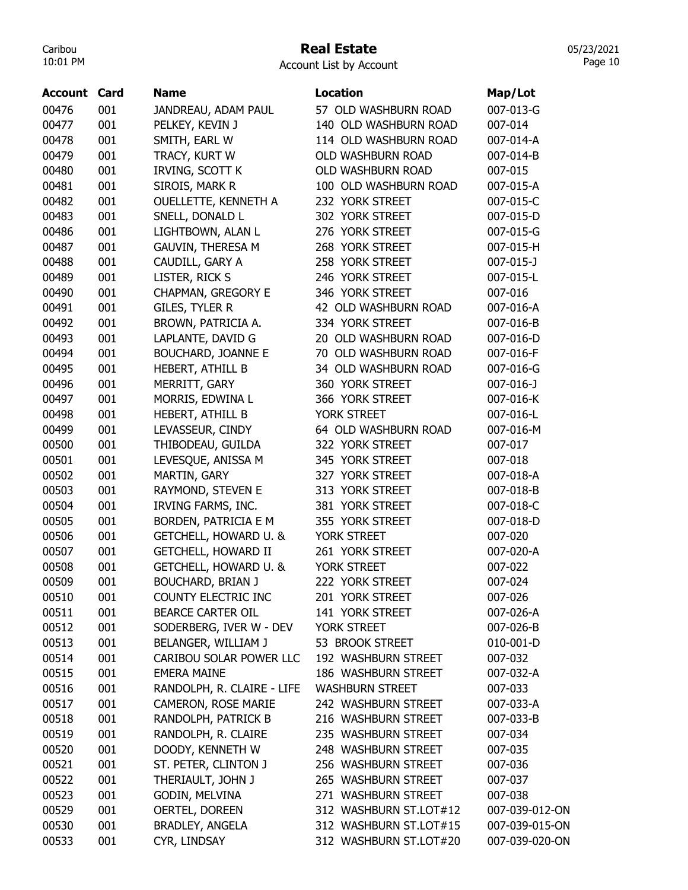# Real Estate

Account List by Account

| Account | Card | Name | Location | Map/Lot |
|---|---|---|---|---|
| 00476 | 001 | JANDREAU, ADAM PAUL | 57 OLD WASHBURN ROAD | 007-013-G |
| 00477 | 001 | PELKEY, KEVIN J | 140 OLD WASHBURN ROAD | 007-014 |
| 00478 | 001 | SMITH, EARL W | 114 OLD WASHBURN ROAD | 007-014-A |
| 00479 | 001 | TRACY, KURT W | OLD WASHBURN ROAD | 007-014-B |
| 00480 | 001 | IRVING, SCOTT K | OLD WASHBURN ROAD | 007-015 |
| 00481 | 001 | SIROIS, MARK R | 100 OLD WASHBURN ROAD | 007-015-A |
| 00482 | 001 | OUELLETTE, KENNETH A | 232 YORK STREET | 007-015-C |
| 00483 | 001 | SNELL, DONALD L | 302 YORK STREET | 007-015-D |
| 00486 | 001 | LIGHTBOWN, ALAN L | 276 YORK STREET | 007-015-G |
| 00487 | 001 | GAUVIN, THERESA M | 268 YORK STREET | 007-015-H |
| 00488 | 001 | CAUDILL, GARY A | 258 YORK STREET | 007-015-J |
| 00489 | 001 | LISTER, RICK S | 246 YORK STREET | 007-015-L |
| 00490 | 001 | CHAPMAN, GREGORY E | 346 YORK STREET | 007-016 |
| 00491 | 001 | GILES, TYLER R | 42 OLD WASHBURN ROAD | 007-016-A |
| 00492 | 001 | BROWN, PATRICIA A. | 334 YORK STREET | 007-016-B |
| 00493 | 001 | LAPLANTE, DAVID G | 20 OLD WASHBURN ROAD | 007-016-D |
| 00494 | 001 | BOUCHARD, JOANNE E | 70 OLD WASHBURN ROAD | 007-016-F |
| 00495 | 001 | HEBERT, ATHILL B | 34 OLD WASHBURN ROAD | 007-016-G |
| 00496 | 001 | MERRITT, GARY | 360 YORK STREET | 007-016-J |
| 00497 | 001 | MORRIS, EDWINA L | 366 YORK STREET | 007-016-K |
| 00498 | 001 | HEBERT, ATHILL B | YORK STREET | 007-016-L |
| 00499 | 001 | LEVASSEUR, CINDY | 64 OLD WASHBURN ROAD | 007-016-M |
| 00500 | 001 | THIBODEAU, GUILDA | 322 YORK STREET | 007-017 |
| 00501 | 001 | LEVESQUE, ANISSA M | 345 YORK STREET | 007-018 |
| 00502 | 001 | MARTIN, GARY | 327 YORK STREET | 007-018-A |
| 00503 | 001 | RAYMOND, STEVEN E | 313 YORK STREET | 007-018-B |
| 00504 | 001 | IRVING FARMS, INC. | 381 YORK STREET | 007-018-C |
| 00505 | 001 | BORDEN, PATRICIA E M | 355 YORK STREET | 007-018-D |
| 00506 | 001 | GETCHELL, HOWARD U. & | YORK STREET | 007-020 |
| 00507 | 001 | GETCHELL, HOWARD II | 261 YORK STREET | 007-020-A |
| 00508 | 001 | GETCHELL, HOWARD U. & | YORK STREET | 007-022 |
| 00509 | 001 | BOUCHARD, BRIAN J | 222 YORK STREET | 007-024 |
| 00510 | 001 | COUNTY ELECTRIC INC | 201 YORK STREET | 007-026 |
| 00511 | 001 | BEARCE CARTER OIL | 141 YORK STREET | 007-026-A |
| 00512 | 001 | SODERBERG, IVER W - DEV | YORK STREET | 007-026-B |
| 00513 | 001 | BELANGER, WILLIAM J | 53 BROOK STREET | 010-001-D |
| 00514 | 001 | CARIBOU SOLAR POWER LLC | 192 WASHBURN STREET | 007-032 |
| 00515 | 001 | EMERA MAINE | 186 WASHBURN STREET | 007-032-A |
| 00516 | 001 | RANDOLPH, R. CLAIRE - LIFE | WASHBURN STREET | 007-033 |
| 00517 | 001 | CAMERON, ROSE MARIE | 242 WASHBURN STREET | 007-033-A |
| 00518 | 001 | RANDOLPH, PATRICK B | 216 WASHBURN STREET | 007-033-B |
| 00519 | 001 | RANDOLPH, R. CLAIRE | 235 WASHBURN STREET | 007-034 |
| 00520 | 001 | DOODY, KENNETH W | 248 WASHBURN STREET | 007-035 |
| 00521 | 001 | ST. PETER, CLINTON J | 256 WASHBURN STREET | 007-036 |
| 00522 | 001 | THERIAULT, JOHN J | 265 WASHBURN STREET | 007-037 |
| 00523 | 001 | GODIN, MELVINA | 271 WASHBURN STREET | 007-038 |
| 00529 | 001 | OERTEL, DOREEN | 312 WASHBURN ST.LOT#12 | 007-039-012-ON |
| 00530 | 001 | BRADLEY, ANGELA | 312 WASHBURN ST.LOT#15 | 007-039-015-ON |
| 00533 | 001 | CYR, LINDSAY | 312 WASHBURN ST.LOT#20 | 007-039-020-ON |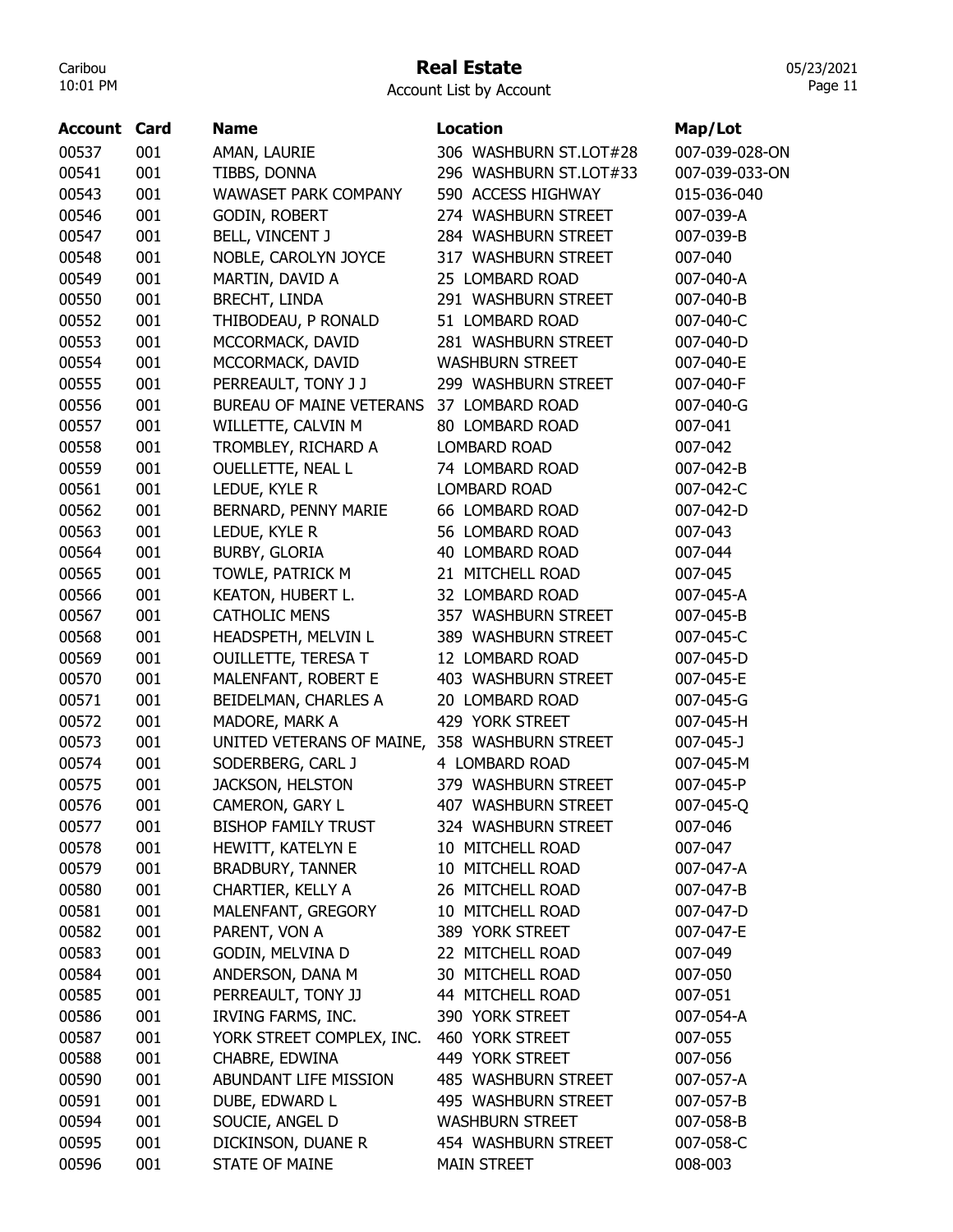# Real Estate

Account List by Account

| Account | Card | Name | Location | Map/Lot |
|---|---|---|---|---|
| 00537 | 001 | AMAN, LAURIE | 306 WASHBURN ST.LOT#28 | 007-039-028-ON |
| 00541 | 001 | TIBBS, DONNA | 296 WASHBURN ST.LOT#33 | 007-039-033-ON |
| 00543 | 001 | WAWASET PARK COMPANY | 590 ACCESS HIGHWAY | 015-036-040 |
| 00546 | 001 | GODIN, ROBERT | 274 WASHBURN STREET | 007-039-A |
| 00547 | 001 | BELL, VINCENT J | 284 WASHBURN STREET | 007-039-B |
| 00548 | 001 | NOBLE, CAROLYN JOYCE | 317 WASHBURN STREET | 007-040 |
| 00549 | 001 | MARTIN, DAVID A | 25 LOMBARD ROAD | 007-040-A |
| 00550 | 001 | BRECHT, LINDA | 291 WASHBURN STREET | 007-040-B |
| 00552 | 001 | THIBODEAU, P RONALD | 51 LOMBARD ROAD | 007-040-C |
| 00553 | 001 | MCCORMACK, DAVID | 281 WASHBURN STREET | 007-040-D |
| 00554 | 001 | MCCORMACK, DAVID | WASHBURN STREET | 007-040-E |
| 00555 | 001 | PERREAULT, TONY J J | 299 WASHBURN STREET | 007-040-F |
| 00556 | 001 | BUREAU OF MAINE VETERANS | 37 LOMBARD ROAD | 007-040-G |
| 00557 | 001 | WILLETTE, CALVIN M | 80 LOMBARD ROAD | 007-041 |
| 00558 | 001 | TROMBLEY, RICHARD A | LOMBARD ROAD | 007-042 |
| 00559 | 001 | OUELLETTE, NEAL L | 74 LOMBARD ROAD | 007-042-B |
| 00561 | 001 | LEDUE, KYLE R | LOMBARD ROAD | 007-042-C |
| 00562 | 001 | BERNARD, PENNY MARIE | 66 LOMBARD ROAD | 007-042-D |
| 00563 | 001 | LEDUE, KYLE R | 56 LOMBARD ROAD | 007-043 |
| 00564 | 001 | BURBY, GLORIA | 40 LOMBARD ROAD | 007-044 |
| 00565 | 001 | TOWLE, PATRICK M | 21 MITCHELL ROAD | 007-045 |
| 00566 | 001 | KEATON, HUBERT L. | 32 LOMBARD ROAD | 007-045-A |
| 00567 | 001 | CATHOLIC MENS | 357 WASHBURN STREET | 007-045-B |
| 00568 | 001 | HEADSPETH, MELVIN L | 389 WASHBURN STREET | 007-045-C |
| 00569 | 001 | OUILLETTE, TERESA T | 12 LOMBARD ROAD | 007-045-D |
| 00570 | 001 | MALENFANT, ROBERT E | 403 WASHBURN STREET | 007-045-E |
| 00571 | 001 | BEIDELMAN, CHARLES A | 20 LOMBARD ROAD | 007-045-G |
| 00572 | 001 | MADORE, MARK A | 429 YORK STREET | 007-045-H |
| 00573 | 001 | UNITED VETERANS OF MAINE, | 358 WASHBURN STREET | 007-045-J |
| 00574 | 001 | SODERBERG, CARL J | 4 LOMBARD ROAD | 007-045-M |
| 00575 | 001 | JACKSON, HELSTON | 379 WASHBURN STREET | 007-045-P |
| 00576 | 001 | CAMERON, GARY L | 407 WASHBURN STREET | 007-045-Q |
| 00577 | 001 | BISHOP FAMILY TRUST | 324 WASHBURN STREET | 007-046 |
| 00578 | 001 | HEWITT, KATELYN E | 10 MITCHELL ROAD | 007-047 |
| 00579 | 001 | BRADBURY, TANNER | 10 MITCHELL ROAD | 007-047-A |
| 00580 | 001 | CHARTIER, KELLY A | 26 MITCHELL ROAD | 007-047-B |
| 00581 | 001 | MALENFANT, GREGORY | 10 MITCHELL ROAD | 007-047-D |
| 00582 | 001 | PARENT, VON A | 389 YORK STREET | 007-047-E |
| 00583 | 001 | GODIN, MELVINA D | 22 MITCHELL ROAD | 007-049 |
| 00584 | 001 | ANDERSON, DANA M | 30 MITCHELL ROAD | 007-050 |
| 00585 | 001 | PERREAULT, TONY JJ | 44 MITCHELL ROAD | 007-051 |
| 00586 | 001 | IRVING FARMS, INC. | 390 YORK STREET | 007-054-A |
| 00587 | 001 | YORK STREET COMPLEX, INC. | 460 YORK STREET | 007-055 |
| 00588 | 001 | CHABRE, EDWINA | 449 YORK STREET | 007-056 |
| 00590 | 001 | ABUNDANT LIFE MISSION | 485 WASHBURN STREET | 007-057-A |
| 00591 | 001 | DUBE, EDWARD L | 495 WASHBURN STREET | 007-057-B |
| 00594 | 001 | SOUCIE, ANGEL D | WASHBURN STREET | 007-058-B |
| 00595 | 001 | DICKINSON, DUANE R | 454 WASHBURN STREET | 007-058-C |
| 00596 | 001 | STATE OF MAINE | MAIN STREET | 008-003 |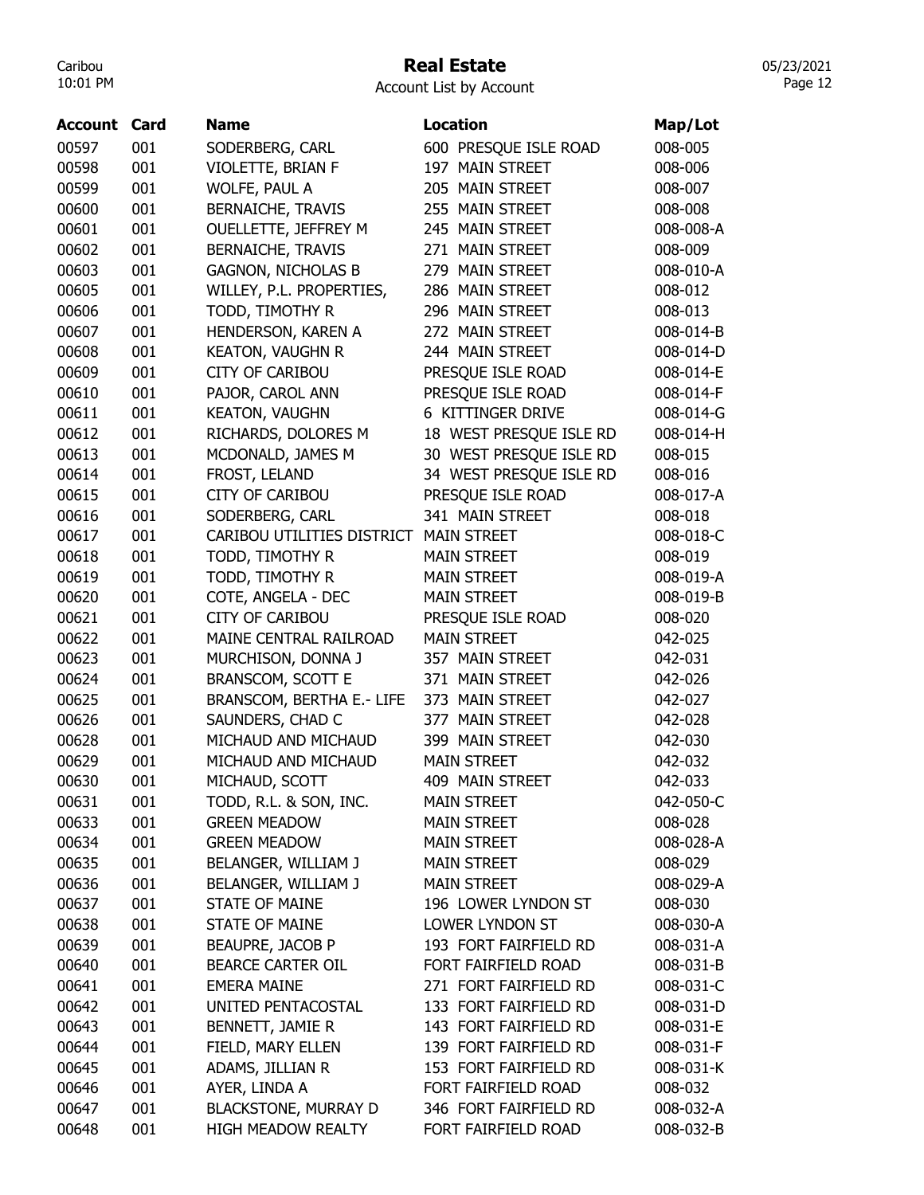# Real Estate

Account List by Account

| Account | Card | Name | Location | Map/Lot |
|---|---|---|---|---|
| 00597 | 001 | SODERBERG, CARL | 600 PRESQUE ISLE ROAD | 008-005 |
| 00598 | 001 | VIOLETTE, BRIAN F | 197 MAIN STREET | 008-006 |
| 00599 | 001 | WOLFE, PAUL A | 205 MAIN STREET | 008-007 |
| 00600 | 001 | BERNAICHE, TRAVIS | 255 MAIN STREET | 008-008 |
| 00601 | 001 | OUELLETTE, JEFFREY M | 245 MAIN STREET | 008-008-A |
| 00602 | 001 | BERNAICHE, TRAVIS | 271 MAIN STREET | 008-009 |
| 00603 | 001 | GAGNON, NICHOLAS B | 279 MAIN STREET | 008-010-A |
| 00605 | 001 | WILLEY, P.L. PROPERTIES, | 286 MAIN STREET | 008-012 |
| 00606 | 001 | TODD, TIMOTHY R | 296 MAIN STREET | 008-013 |
| 00607 | 001 | HENDERSON, KAREN A | 272 MAIN STREET | 008-014-B |
| 00608 | 001 | KEATON, VAUGHN R | 244 MAIN STREET | 008-014-D |
| 00609 | 001 | CITY OF CARIBOU | PRESQUE ISLE ROAD | 008-014-E |
| 00610 | 001 | PAJOR, CAROL ANN | PRESQUE ISLE ROAD | 008-014-F |
| 00611 | 001 | KEATON, VAUGHN | 6 KITTINGER DRIVE | 008-014-G |
| 00612 | 001 | RICHARDS, DOLORES M | 18 WEST PRESQUE ISLE RD | 008-014-H |
| 00613 | 001 | MCDONALD, JAMES M | 30 WEST PRESQUE ISLE RD | 008-015 |
| 00614 | 001 | FROST, LELAND | 34 WEST PRESQUE ISLE RD | 008-016 |
| 00615 | 001 | CITY OF CARIBOU | PRESQUE ISLE ROAD | 008-017-A |
| 00616 | 001 | SODERBERG, CARL | 341 MAIN STREET | 008-018 |
| 00617 | 001 | CARIBOU UTILITIES DISTRICT | MAIN STREET | 008-018-C |
| 00618 | 001 | TODD, TIMOTHY R | MAIN STREET | 008-019 |
| 00619 | 001 | TODD, TIMOTHY R | MAIN STREET | 008-019-A |
| 00620 | 001 | COTE, ANGELA - DEC | MAIN STREET | 008-019-B |
| 00621 | 001 | CITY OF CARIBOU | PRESQUE ISLE ROAD | 008-020 |
| 00622 | 001 | MAINE CENTRAL RAILROAD | MAIN STREET | 042-025 |
| 00623 | 001 | MURCHISON, DONNA J | 357 MAIN STREET | 042-031 |
| 00624 | 001 | BRANSCOM, SCOTT E | 371 MAIN STREET | 042-026 |
| 00625 | 001 | BRANSCOM, BERTHA E.- LIFE | 373 MAIN STREET | 042-027 |
| 00626 | 001 | SAUNDERS, CHAD C | 377 MAIN STREET | 042-028 |
| 00628 | 001 | MICHAUD AND MICHAUD | 399 MAIN STREET | 042-030 |
| 00629 | 001 | MICHAUD AND MICHAUD | MAIN STREET | 042-032 |
| 00630 | 001 | MICHAUD, SCOTT | 409 MAIN STREET | 042-033 |
| 00631 | 001 | TODD, R.L. & SON, INC. | MAIN STREET | 042-050-C |
| 00633 | 001 | GREEN MEADOW | MAIN STREET | 008-028 |
| 00634 | 001 | GREEN MEADOW | MAIN STREET | 008-028-A |
| 00635 | 001 | BELANGER, WILLIAM J | MAIN STREET | 008-029 |
| 00636 | 001 | BELANGER, WILLIAM J | MAIN STREET | 008-029-A |
| 00637 | 001 | STATE OF MAINE | 196 LOWER LYNDON ST | 008-030 |
| 00638 | 001 | STATE OF MAINE | LOWER LYNDON ST | 008-030-A |
| 00639 | 001 | BEAUPRE, JACOB P | 193 FORT FAIRFIELD RD | 008-031-A |
| 00640 | 001 | BEARCE CARTER OIL | FORT FAIRFIELD ROAD | 008-031-B |
| 00641 | 001 | EMERA MAINE | 271 FORT FAIRFIELD RD | 008-031-C |
| 00642 | 001 | UNITED PENTACOSTAL | 133 FORT FAIRFIELD RD | 008-031-D |
| 00643 | 001 | BENNETT, JAMIE R | 143 FORT FAIRFIELD RD | 008-031-E |
| 00644 | 001 | FIELD, MARY ELLEN | 139 FORT FAIRFIELD RD | 008-031-F |
| 00645 | 001 | ADAMS, JILLIAN R | 153 FORT FAIRFIELD RD | 008-031-K |
| 00646 | 001 | AYER, LINDA A | FORT FAIRFIELD ROAD | 008-032 |
| 00647 | 001 | BLACKSTONE, MURRAY D | 346 FORT FAIRFIELD RD | 008-032-A |
| 00648 | 001 | HIGH MEADOW REALTY | FORT FAIRFIELD ROAD | 008-032-B |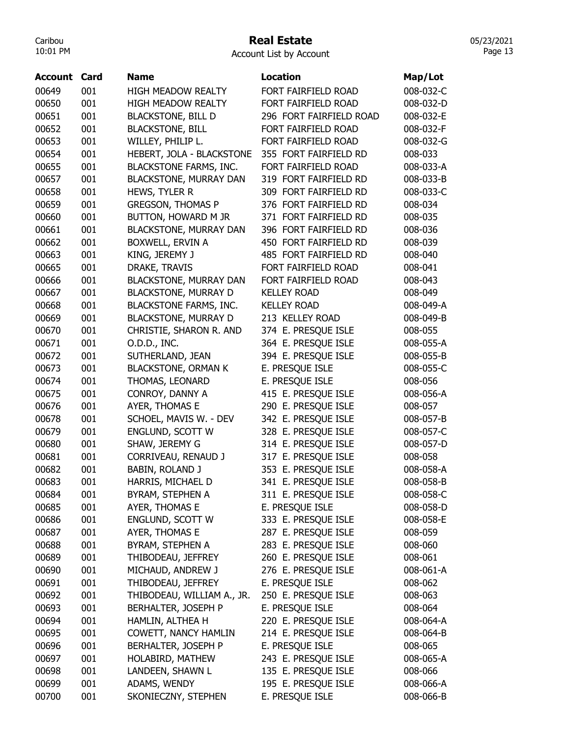# Real Estate

Account List by Account

| Account | Card | Name | Location | Map/Lot |
|---|---|---|---|---|
| 00649 | 001 | HIGH MEADOW REALTY | FORT FAIRFIELD ROAD | 008-032-C |
| 00650 | 001 | HIGH MEADOW REALTY | FORT FAIRFIELD ROAD | 008-032-D |
| 00651 | 001 | BLACKSTONE, BILL D | 296 FORT FAIRFIELD ROAD | 008-032-E |
| 00652 | 001 | BLACKSTONE, BILL | FORT FAIRFIELD ROAD | 008-032-F |
| 00653 | 001 | WILLEY, PHILIP L. | FORT FAIRFIELD ROAD | 008-032-G |
| 00654 | 001 | HEBERT, JOLA - BLACKSTONE | 355 FORT FAIRFIELD RD | 008-033 |
| 00655 | 001 | BLACKSTONE FARMS, INC. | FORT FAIRFIELD ROAD | 008-033-A |
| 00657 | 001 | BLACKSTONE, MURRAY DAN | 319 FORT FAIRFIELD RD | 008-033-B |
| 00658 | 001 | HEWS, TYLER R | 309 FORT FAIRFIELD RD | 008-033-C |
| 00659 | 001 | GREGSON, THOMAS P | 376 FORT FAIRFIELD RD | 008-034 |
| 00660 | 001 | BUTTON, HOWARD M JR | 371 FORT FAIRFIELD RD | 008-035 |
| 00661 | 001 | BLACKSTONE, MURRAY DAN | 396 FORT FAIRFIELD RD | 008-036 |
| 00662 | 001 | BOXWELL, ERVIN A | 450 FORT FAIRFIELD RD | 008-039 |
| 00663 | 001 | KING, JEREMY J | 485 FORT FAIRFIELD RD | 008-040 |
| 00665 | 001 | DRAKE, TRAVIS | FORT FAIRFIELD ROAD | 008-041 |
| 00666 | 001 | BLACKSTONE, MURRAY DAN | FORT FAIRFIELD ROAD | 008-043 |
| 00667 | 001 | BLACKSTONE, MURRAY D | KELLEY ROAD | 008-049 |
| 00668 | 001 | BLACKSTONE FARMS, INC. | KELLEY ROAD | 008-049-A |
| 00669 | 001 | BLACKSTONE, MURRAY D | 213 KELLEY ROAD | 008-049-B |
| 00670 | 001 | CHRISTIE, SHARON R. AND | 374 E. PRESQUE ISLE | 008-055 |
| 00671 | 001 | O.D.D., INC. | 364 E. PRESQUE ISLE | 008-055-A |
| 00672 | 001 | SUTHERLAND, JEAN | 394 E. PRESQUE ISLE | 008-055-B |
| 00673 | 001 | BLACKSTONE, ORMAN K | E. PRESQUE ISLE | 008-055-C |
| 00674 | 001 | THOMAS, LEONARD | E. PRESQUE ISLE | 008-056 |
| 00675 | 001 | CONROY, DANNY A | 415 E. PRESQUE ISLE | 008-056-A |
| 00676 | 001 | AYER, THOMAS E | 290 E. PRESQUE ISLE | 008-057 |
| 00678 | 001 | SCHOEL, MAVIS W. - DEV | 342 E. PRESQUE ISLE | 008-057-B |
| 00679 | 001 | ENGLUND, SCOTT W | 328 E. PRESQUE ISLE | 008-057-C |
| 00680 | 001 | SHAW, JEREMY G | 314 E. PRESQUE ISLE | 008-057-D |
| 00681 | 001 | CORRIVEAU, RENAUD J | 317 E. PRESQUE ISLE | 008-058 |
| 00682 | 001 | BABIN, ROLAND J | 353 E. PRESQUE ISLE | 008-058-A |
| 00683 | 001 | HARRIS, MICHAEL D | 341 E. PRESQUE ISLE | 008-058-B |
| 00684 | 001 | BYRAM, STEPHEN A | 311 E. PRESQUE ISLE | 008-058-C |
| 00685 | 001 | AYER, THOMAS E | E. PRESQUE ISLE | 008-058-D |
| 00686 | 001 | ENGLUND, SCOTT W | 333 E. PRESQUE ISLE | 008-058-E |
| 00687 | 001 | AYER, THOMAS E | 287 E. PRESQUE ISLE | 008-059 |
| 00688 | 001 | BYRAM, STEPHEN A | 283 E. PRESQUE ISLE | 008-060 |
| 00689 | 001 | THIBODEAU, JEFFREY | 260 E. PRESQUE ISLE | 008-061 |
| 00690 | 001 | MICHAUD, ANDREW J | 276 E. PRESQUE ISLE | 008-061-A |
| 00691 | 001 | THIBODEAU, JEFFREY | E. PRESQUE ISLE | 008-062 |
| 00692 | 001 | THIBODEAU, WILLIAM A., JR. | 250 E. PRESQUE ISLE | 008-063 |
| 00693 | 001 | BERHALTER, JOSEPH P | E. PRESQUE ISLE | 008-064 |
| 00694 | 001 | HAMLIN, ALTHEA H | 220 E. PRESQUE ISLE | 008-064-A |
| 00695 | 001 | COWETT, NANCY HAMLIN | 214 E. PRESQUE ISLE | 008-064-B |
| 00696 | 001 | BERHALTER, JOSEPH P | E. PRESQUE ISLE | 008-065 |
| 00697 | 001 | HOLABIRD, MATHEW | 243 E. PRESQUE ISLE | 008-065-A |
| 00698 | 001 | LANDEEN, SHAWN L | 135 E. PRESQUE ISLE | 008-066 |
| 00699 | 001 | ADAMS, WENDY | 195 E. PRESQUE ISLE | 008-066-A |
| 00700 | 001 | SKONIECZNY, STEPHEN | E. PRESQUE ISLE | 008-066-B |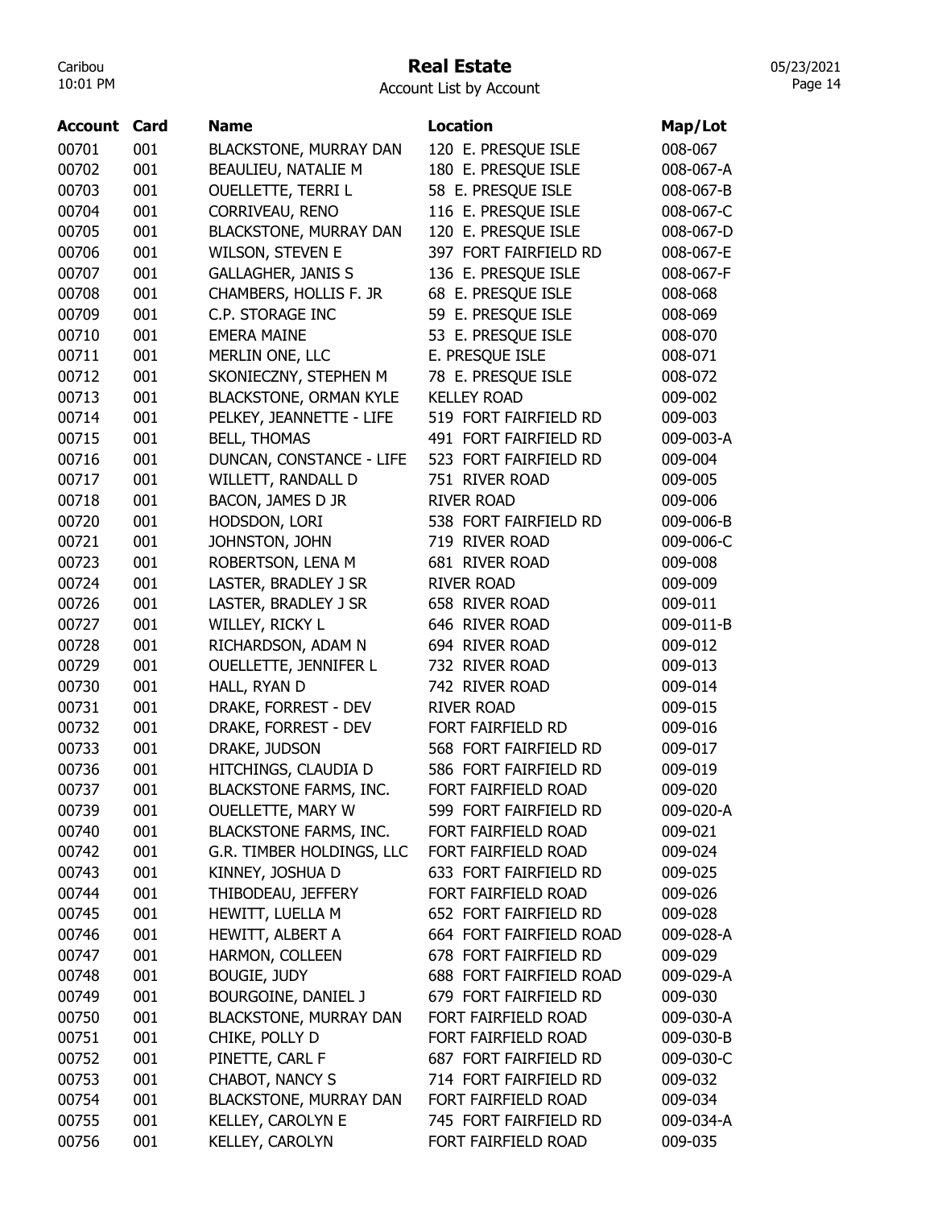# Real Estate

Account List by Account

| Account | Card | Name | Location | Map/Lot |
|---|---|---|---|---|
| 00701 | 001 | BLACKSTONE, MURRAY DAN | 120 E. PRESQUE ISLE | 008-067 |
| 00702 | 001 | BEAULIEU, NATALIE M | 180 E. PRESQUE ISLE | 008-067-A |
| 00703 | 001 | OUELLETTE, TERRI L | 58 E. PRESQUE ISLE | 008-067-B |
| 00704 | 001 | CORRIVEAU, RENO | 116 E. PRESQUE ISLE | 008-067-C |
| 00705 | 001 | BLACKSTONE, MURRAY DAN | 120 E. PRESQUE ISLE | 008-067-D |
| 00706 | 001 | WILSON, STEVEN E | 397 FORT FAIRFIELD RD | 008-067-E |
| 00707 | 001 | GALLAGHER, JANIS S | 136 E. PRESQUE ISLE | 008-067-F |
| 00708 | 001 | CHAMBERS, HOLLIS F. JR | 68 E. PRESQUE ISLE | 008-068 |
| 00709 | 001 | C.P. STORAGE INC | 59 E. PRESQUE ISLE | 008-069 |
| 00710 | 001 | EMERA MAINE | 53 E. PRESQUE ISLE | 008-070 |
| 00711 | 001 | MERLIN ONE, LLC | E. PRESQUE ISLE | 008-071 |
| 00712 | 001 | SKONIECZNY, STEPHEN M | 78 E. PRESQUE ISLE | 008-072 |
| 00713 | 001 | BLACKSTONE, ORMAN KYLE | KELLEY ROAD | 009-002 |
| 00714 | 001 | PELKEY, JEANNETTE - LIFE | 519 FORT FAIRFIELD RD | 009-003 |
| 00715 | 001 | BELL, THOMAS | 491 FORT FAIRFIELD RD | 009-003-A |
| 00716 | 001 | DUNCAN, CONSTANCE - LIFE | 523 FORT FAIRFIELD RD | 009-004 |
| 00717 | 001 | WILLETT, RANDALL D | 751 RIVER ROAD | 009-005 |
| 00718 | 001 | BACON, JAMES D JR | RIVER ROAD | 009-006 |
| 00720 | 001 | HODSDON, LORI | 538 FORT FAIRFIELD RD | 009-006-B |
| 00721 | 001 | JOHNSTON, JOHN | 719 RIVER ROAD | 009-006-C |
| 00723 | 001 | ROBERTSON, LENA M | 681 RIVER ROAD | 009-008 |
| 00724 | 001 | LASTER, BRADLEY J SR | RIVER ROAD | 009-009 |
| 00726 | 001 | LASTER, BRADLEY J SR | 658 RIVER ROAD | 009-011 |
| 00727 | 001 | WILLEY, RICKY L | 646 RIVER ROAD | 009-011-B |
| 00728 | 001 | RICHARDSON, ADAM N | 694 RIVER ROAD | 009-012 |
| 00729 | 001 | OUELLETTE, JENNIFER L | 732 RIVER ROAD | 009-013 |
| 00730 | 001 | HALL, RYAN D | 742 RIVER ROAD | 009-014 |
| 00731 | 001 | DRAKE, FORREST - DEV | RIVER ROAD | 009-015 |
| 00732 | 001 | DRAKE, FORREST - DEV | FORT FAIRFIELD RD | 009-016 |
| 00733 | 001 | DRAKE, JUDSON | 568 FORT FAIRFIELD RD | 009-017 |
| 00736 | 001 | HITCHINGS, CLAUDIA D | 586 FORT FAIRFIELD RD | 009-019 |
| 00737 | 001 | BLACKSTONE FARMS, INC. | FORT FAIRFIELD ROAD | 009-020 |
| 00739 | 001 | OUELLETTE, MARY W | 599 FORT FAIRFIELD RD | 009-020-A |
| 00740 | 001 | BLACKSTONE FARMS, INC. | FORT FAIRFIELD ROAD | 009-021 |
| 00742 | 001 | G.R. TIMBER HOLDINGS, LLC | FORT FAIRFIELD ROAD | 009-024 |
| 00743 | 001 | KINNEY, JOSHUA D | 633 FORT FAIRFIELD RD | 009-025 |
| 00744 | 001 | THIBODEAU, JEFFERY | FORT FAIRFIELD ROAD | 009-026 |
| 00745 | 001 | HEWITT, LUELLA M | 652 FORT FAIRFIELD RD | 009-028 |
| 00746 | 001 | HEWITT, ALBERT A | 664 FORT FAIRFIELD ROAD | 009-028-A |
| 00747 | 001 | HARMON, COLLEEN | 678 FORT FAIRFIELD RD | 009-029 |
| 00748 | 001 | BOUGIE, JUDY | 688 FORT FAIRFIELD ROAD | 009-029-A |
| 00749 | 001 | BOURGOINE, DANIEL J | 679 FORT FAIRFIELD RD | 009-030 |
| 00750 | 001 | BLACKSTONE, MURRAY DAN | FORT FAIRFIELD ROAD | 009-030-A |
| 00751 | 001 | CHIKE, POLLY D | FORT FAIRFIELD ROAD | 009-030-B |
| 00752 | 001 | PINETTE, CARL F | 687 FORT FAIRFIELD RD | 009-030-C |
| 00753 | 001 | CHABOT, NANCY S | 714 FORT FAIRFIELD RD | 009-032 |
| 00754 | 001 | BLACKSTONE, MURRAY DAN | FORT FAIRFIELD ROAD | 009-034 |
| 00755 | 001 | KELLEY, CAROLYN E | 745 FORT FAIRFIELD RD | 009-034-A |
| 00756 | 001 | KELLEY, CAROLYN | FORT FAIRFIELD ROAD | 009-035 |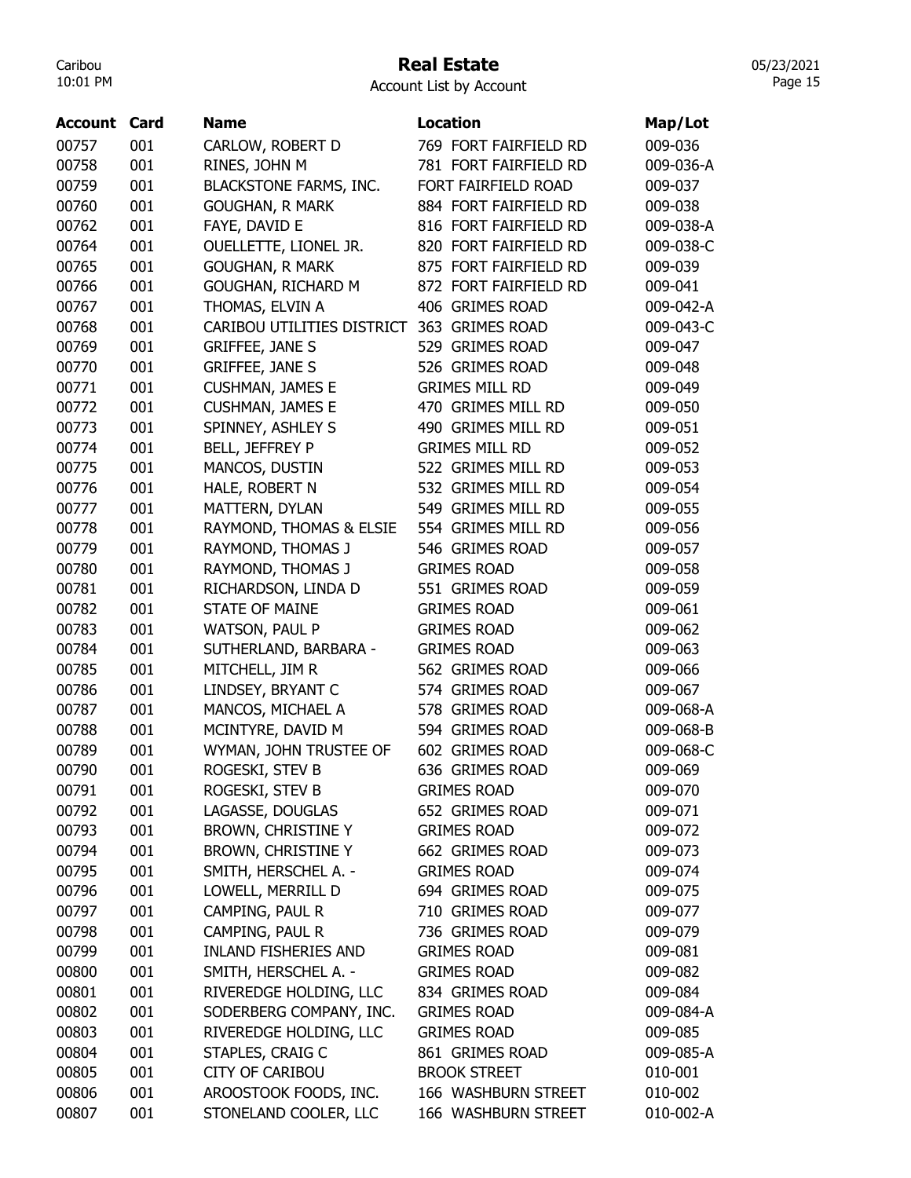# Real Estate

Account List by Account

| Account | Card | Name | Location | Map/Lot |
|---|---|---|---|---|
| 00757 | 001 | CARLOW, ROBERT D | 769 FORT FAIRFIELD RD | 009-036 |
| 00758 | 001 | RINES, JOHN M | 781 FORT FAIRFIELD RD | 009-036-A |
| 00759 | 001 | BLACKSTONE FARMS, INC. | FORT FAIRFIELD ROAD | 009-037 |
| 00760 | 001 | GOUGHAN, R MARK | 884 FORT FAIRFIELD RD | 009-038 |
| 00762 | 001 | FAYE, DAVID E | 816 FORT FAIRFIELD RD | 009-038-A |
| 00764 | 001 | OUELLETTE, LIONEL JR. | 820 FORT FAIRFIELD RD | 009-038-C |
| 00765 | 001 | GOUGHAN, R MARK | 875 FORT FAIRFIELD RD | 009-039 |
| 00766 | 001 | GOUGHAN, RICHARD M | 872 FORT FAIRFIELD RD | 009-041 |
| 00767 | 001 | THOMAS, ELVIN A | 406 GRIMES ROAD | 009-042-A |
| 00768 | 001 | CARIBOU UTILITIES DISTRICT | 363 GRIMES ROAD | 009-043-C |
| 00769 | 001 | GRIFFEE, JANE S | 529 GRIMES ROAD | 009-047 |
| 00770 | 001 | GRIFFEE, JANE S | 526 GRIMES ROAD | 009-048 |
| 00771 | 001 | CUSHMAN, JAMES E | GRIMES MILL RD | 009-049 |
| 00772 | 001 | CUSHMAN, JAMES E | 470 GRIMES MILL RD | 009-050 |
| 00773 | 001 | SPINNEY, ASHLEY S | 490 GRIMES MILL RD | 009-051 |
| 00774 | 001 | BELL, JEFFREY P | GRIMES MILL RD | 009-052 |
| 00775 | 001 | MANCOS, DUSTIN | 522 GRIMES MILL RD | 009-053 |
| 00776 | 001 | HALE, ROBERT N | 532 GRIMES MILL RD | 009-054 |
| 00777 | 001 | MATTERN, DYLAN | 549 GRIMES MILL RD | 009-055 |
| 00778 | 001 | RAYMOND, THOMAS & ELSIE | 554 GRIMES MILL RD | 009-056 |
| 00779 | 001 | RAYMOND, THOMAS J | 546 GRIMES ROAD | 009-057 |
| 00780 | 001 | RAYMOND, THOMAS J | GRIMES ROAD | 009-058 |
| 00781 | 001 | RICHARDSON, LINDA D | 551 GRIMES ROAD | 009-059 |
| 00782 | 001 | STATE OF MAINE | GRIMES ROAD | 009-061 |
| 00783 | 001 | WATSON, PAUL P | GRIMES ROAD | 009-062 |
| 00784 | 001 | SUTHERLAND, BARBARA - | GRIMES ROAD | 009-063 |
| 00785 | 001 | MITCHELL, JIM R | 562 GRIMES ROAD | 009-066 |
| 00786 | 001 | LINDSEY, BRYANT C | 574 GRIMES ROAD | 009-067 |
| 00787 | 001 | MANCOS, MICHAEL A | 578 GRIMES ROAD | 009-068-A |
| 00788 | 001 | MCINTYRE, DAVID M | 594 GRIMES ROAD | 009-068-B |
| 00789 | 001 | WYMAN, JOHN TRUSTEE OF | 602 GRIMES ROAD | 009-068-C |
| 00790 | 001 | ROGESKI, STEV B | 636 GRIMES ROAD | 009-069 |
| 00791 | 001 | ROGESKI, STEV B | GRIMES ROAD | 009-070 |
| 00792 | 001 | LAGASSE, DOUGLAS | 652 GRIMES ROAD | 009-071 |
| 00793 | 001 | BROWN, CHRISTINE Y | GRIMES ROAD | 009-072 |
| 00794 | 001 | BROWN, CHRISTINE Y | 662 GRIMES ROAD | 009-073 |
| 00795 | 001 | SMITH, HERSCHEL A. - | GRIMES ROAD | 009-074 |
| 00796 | 001 | LOWELL, MERRILL D | 694 GRIMES ROAD | 009-075 |
| 00797 | 001 | CAMPING, PAUL R | 710 GRIMES ROAD | 009-077 |
| 00798 | 001 | CAMPING, PAUL R | 736 GRIMES ROAD | 009-079 |
| 00799 | 001 | INLAND FISHERIES AND | GRIMES ROAD | 009-081 |
| 00800 | 001 | SMITH, HERSCHEL A. - | GRIMES ROAD | 009-082 |
| 00801 | 001 | RIVEREDGE HOLDING, LLC | 834 GRIMES ROAD | 009-084 |
| 00802 | 001 | SODERBERG COMPANY, INC. | GRIMES ROAD | 009-084-A |
| 00803 | 001 | RIVEREDGE HOLDING, LLC | GRIMES ROAD | 009-085 |
| 00804 | 001 | STAPLES, CRAIG C | 861 GRIMES ROAD | 009-085-A |
| 00805 | 001 | CITY OF CARIBOU | BROOK STREET | 010-001 |
| 00806 | 001 | AROOSTOOK FOODS, INC. | 166 WASHBURN STREET | 010-002 |
| 00807 | 001 | STONELAND COOLER, LLC | 166 WASHBURN STREET | 010-002-A |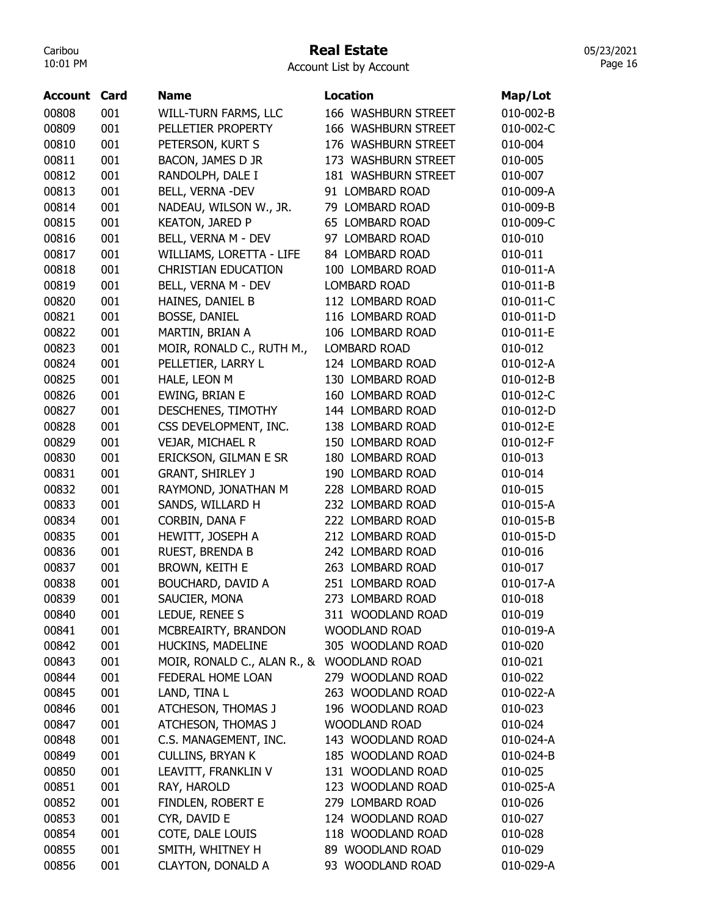# Real Estate

Account List by Account

| Account | Card | Name | Location | Map/Lot |
|---|---|---|---|---|
| 00808 | 001 | WILL-TURN FARMS, LLC | 166 WASHBURN STREET | 010-002-B |
| 00809 | 001 | PELLETIER PROPERTY | 166 WASHBURN STREET | 010-002-C |
| 00810 | 001 | PETERSON, KURT S | 176 WASHBURN STREET | 010-004 |
| 00811 | 001 | BACON, JAMES D JR | 173 WASHBURN STREET | 010-005 |
| 00812 | 001 | RANDOLPH, DALE I | 181 WASHBURN STREET | 010-007 |
| 00813 | 001 | BELL, VERNA -DEV | 91 LOMBARD ROAD | 010-009-A |
| 00814 | 001 | NADEAU, WILSON W., JR. | 79 LOMBARD ROAD | 010-009-B |
| 00815 | 001 | KEATON, JARED P | 65 LOMBARD ROAD | 010-009-C |
| 00816 | 001 | BELL, VERNA M - DEV | 97 LOMBARD ROAD | 010-010 |
| 00817 | 001 | WILLIAMS, LORETTA - LIFE | 84 LOMBARD ROAD | 010-011 |
| 00818 | 001 | CHRISTIAN EDUCATION | 100 LOMBARD ROAD | 010-011-A |
| 00819 | 001 | BELL, VERNA M - DEV | LOMBARD ROAD | 010-011-B |
| 00820 | 001 | HAINES, DANIEL B | 112 LOMBARD ROAD | 010-011-C |
| 00821 | 001 | BOSSE, DANIEL | 116 LOMBARD ROAD | 010-011-D |
| 00822 | 001 | MARTIN, BRIAN A | 106 LOMBARD ROAD | 010-011-E |
| 00823 | 001 | MOIR, RONALD C., RUTH M., | LOMBARD ROAD | 010-012 |
| 00824 | 001 | PELLETIER, LARRY L | 124 LOMBARD ROAD | 010-012-A |
| 00825 | 001 | HALE, LEON M | 130 LOMBARD ROAD | 010-012-B |
| 00826 | 001 | EWING, BRIAN E | 160 LOMBARD ROAD | 010-012-C |
| 00827 | 001 | DESCHENES, TIMOTHY | 144 LOMBARD ROAD | 010-012-D |
| 00828 | 001 | CSS DEVELOPMENT, INC. | 138 LOMBARD ROAD | 010-012-E |
| 00829 | 001 | VEJAR, MICHAEL R | 150 LOMBARD ROAD | 010-012-F |
| 00830 | 001 | ERICKSON, GILMAN E SR | 180 LOMBARD ROAD | 010-013 |
| 00831 | 001 | GRANT, SHIRLEY J | 190 LOMBARD ROAD | 010-014 |
| 00832 | 001 | RAYMOND, JONATHAN M | 228 LOMBARD ROAD | 010-015 |
| 00833 | 001 | SANDS, WILLARD H | 232 LOMBARD ROAD | 010-015-A |
| 00834 | 001 | CORBIN, DANA F | 222 LOMBARD ROAD | 010-015-B |
| 00835 | 001 | HEWITT, JOSEPH A | 212 LOMBARD ROAD | 010-015-D |
| 00836 | 001 | RUEST, BRENDA B | 242 LOMBARD ROAD | 010-016 |
| 00837 | 001 | BROWN, KEITH E | 263 LOMBARD ROAD | 010-017 |
| 00838 | 001 | BOUCHARD, DAVID A | 251 LOMBARD ROAD | 010-017-A |
| 00839 | 001 | SAUCIER, MONA | 273 LOMBARD ROAD | 010-018 |
| 00840 | 001 | LEDUE, RENEE S | 311 WOODLAND ROAD | 010-019 |
| 00841 | 001 | MCBREAIRTY, BRANDON | WOODLAND ROAD | 010-019-A |
| 00842 | 001 | HUCKINS, MADELINE | 305 WOODLAND ROAD | 010-020 |
| 00843 | 001 | MOIR, RONALD C., ALAN R., & | WOODLAND ROAD | 010-021 |
| 00844 | 001 | FEDERAL HOME LOAN | 279 WOODLAND ROAD | 010-022 |
| 00845 | 001 | LAND, TINA L | 263 WOODLAND ROAD | 010-022-A |
| 00846 | 001 | ATCHESON, THOMAS J | 196 WOODLAND ROAD | 010-023 |
| 00847 | 001 | ATCHESON, THOMAS J | WOODLAND ROAD | 010-024 |
| 00848 | 001 | C.S. MANAGEMENT, INC. | 143 WOODLAND ROAD | 010-024-A |
| 00849 | 001 | CULLINS, BRYAN K | 185 WOODLAND ROAD | 010-024-B |
| 00850 | 001 | LEAVITT, FRANKLIN V | 131 WOODLAND ROAD | 010-025 |
| 00851 | 001 | RAY, HAROLD | 123 WOODLAND ROAD | 010-025-A |
| 00852 | 001 | FINDLEN, ROBERT E | 279 LOMBARD ROAD | 010-026 |
| 00853 | 001 | CYR, DAVID E | 124 WOODLAND ROAD | 010-027 |
| 00854 | 001 | COTE, DALE LOUIS | 118 WOODLAND ROAD | 010-028 |
| 00855 | 001 | SMITH, WHITNEY H | 89 WOODLAND ROAD | 010-029 |
| 00856 | 001 | CLAYTON, DONALD A | 93 WOODLAND ROAD | 010-029-A |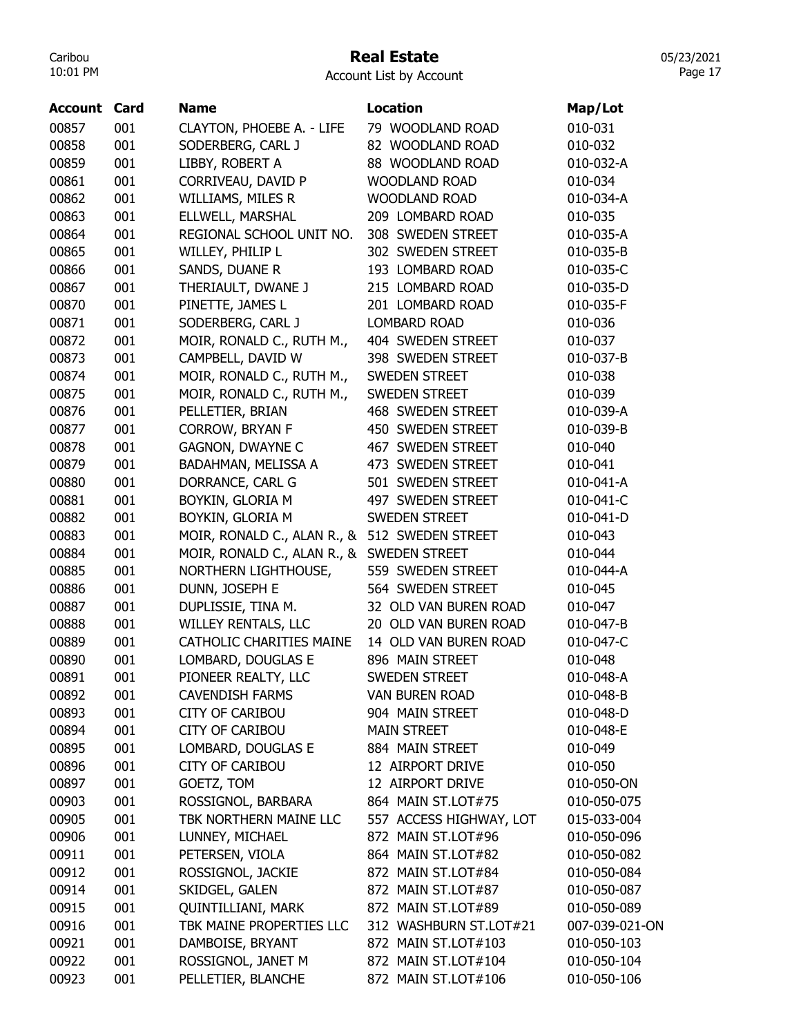# Real Estate

Account List by Account

| Account | Card | Name | Location | Map/Lot |
|---|---|---|---|---|
| 00857 | 001 | CLAYTON, PHOEBE A. - LIFE | 79 WOODLAND ROAD | 010-031 |
| 00858 | 001 | SODERBERG, CARL J | 82 WOODLAND ROAD | 010-032 |
| 00859 | 001 | LIBBY, ROBERT A | 88 WOODLAND ROAD | 010-032-A |
| 00861 | 001 | CORRIVEAU, DAVID P | WOODLAND ROAD | 010-034 |
| 00862 | 001 | WILLIAMS, MILES R | WOODLAND ROAD | 010-034-A |
| 00863 | 001 | ELLWELL, MARSHAL | 209 LOMBARD ROAD | 010-035 |
| 00864 | 001 | REGIONAL SCHOOL UNIT NO. | 308 SWEDEN STREET | 010-035-A |
| 00865 | 001 | WILLEY, PHILIP L | 302 SWEDEN STREET | 010-035-B |
| 00866 | 001 | SANDS, DUANE R | 193 LOMBARD ROAD | 010-035-C |
| 00867 | 001 | THERIAULT, DWANE J | 215 LOMBARD ROAD | 010-035-D |
| 00870 | 001 | PINETTE, JAMES L | 201 LOMBARD ROAD | 010-035-F |
| 00871 | 001 | SODERBERG, CARL J | LOMBARD ROAD | 010-036 |
| 00872 | 001 | MOIR, RONALD C., RUTH M., | 404 SWEDEN STREET | 010-037 |
| 00873 | 001 | CAMPBELL, DAVID W | 398 SWEDEN STREET | 010-037-B |
| 00874 | 001 | MOIR, RONALD C., RUTH M., | SWEDEN STREET | 010-038 |
| 00875 | 001 | MOIR, RONALD C., RUTH M., | SWEDEN STREET | 010-039 |
| 00876 | 001 | PELLETIER, BRIAN | 468 SWEDEN STREET | 010-039-A |
| 00877 | 001 | CORROW, BRYAN F | 450 SWEDEN STREET | 010-039-B |
| 00878 | 001 | GAGNON, DWAYNE C | 467 SWEDEN STREET | 010-040 |
| 00879 | 001 | BADAHMAN, MELISSA A | 473 SWEDEN STREET | 010-041 |
| 00880 | 001 | DORRANCE, CARL G | 501 SWEDEN STREET | 010-041-A |
| 00881 | 001 | BOYKIN, GLORIA M | 497 SWEDEN STREET | 010-041-C |
| 00882 | 001 | BOYKIN, GLORIA M | SWEDEN STREET | 010-041-D |
| 00883 | 001 | MOIR, RONALD C., ALAN R., & | 512 SWEDEN STREET | 010-043 |
| 00884 | 001 | MOIR, RONALD C., ALAN R., & | SWEDEN STREET | 010-044 |
| 00885 | 001 | NORTHERN LIGHTHOUSE, | 559 SWEDEN STREET | 010-044-A |
| 00886 | 001 | DUNN, JOSEPH E | 564 SWEDEN STREET | 010-045 |
| 00887 | 001 | DUPLISSIE, TINA M. | 32 OLD VAN BUREN ROAD | 010-047 |
| 00888 | 001 | WILLEY RENTALS, LLC | 20 OLD VAN BUREN ROAD | 010-047-B |
| 00889 | 001 | CATHOLIC CHARITIES MAINE | 14 OLD VAN BUREN ROAD | 010-047-C |
| 00890 | 001 | LOMBARD, DOUGLAS E | 896 MAIN STREET | 010-048 |
| 00891 | 001 | PIONEER REALTY, LLC | SWEDEN STREET | 010-048-A |
| 00892 | 001 | CAVENDISH FARMS | VAN BUREN ROAD | 010-048-B |
| 00893 | 001 | CITY OF CARIBOU | 904 MAIN STREET | 010-048-D |
| 00894 | 001 | CITY OF CARIBOU | MAIN STREET | 010-048-E |
| 00895 | 001 | LOMBARD, DOUGLAS E | 884 MAIN STREET | 010-049 |
| 00896 | 001 | CITY OF CARIBOU | 12 AIRPORT DRIVE | 010-050 |
| 00897 | 001 | GOETZ, TOM | 12 AIRPORT DRIVE | 010-050-ON |
| 00903 | 001 | ROSSIGNOL, BARBARA | 864 MAIN ST.LOT#75 | 010-050-075 |
| 00905 | 001 | TBK NORTHERN MAINE LLC | 557 ACCESS HIGHWAY, LOT | 015-033-004 |
| 00906 | 001 | LUNNEY, MICHAEL | 872 MAIN ST.LOT#96 | 010-050-096 |
| 00911 | 001 | PETERSEN, VIOLA | 864 MAIN ST.LOT#82 | 010-050-082 |
| 00912 | 001 | ROSSIGNOL, JACKIE | 872 MAIN ST.LOT#84 | 010-050-084 |
| 00914 | 001 | SKIDGEL, GALEN | 872 MAIN ST.LOT#87 | 010-050-087 |
| 00915 | 001 | QUINTILLIANI, MARK | 872 MAIN ST.LOT#89 | 010-050-089 |
| 00916 | 001 | TBK MAINE PROPERTIES LLC | 312 WASHBURN ST.LOT#21 | 007-039-021-ON |
| 00921 | 001 | DAMBOISE, BRYANT | 872 MAIN ST.LOT#103 | 010-050-103 |
| 00922 | 001 | ROSSIGNOL, JANET M | 872 MAIN ST.LOT#104 | 010-050-104 |
| 00923 | 001 | PELLETIER, BLANCHE | 872 MAIN ST.LOT#106 | 010-050-106 |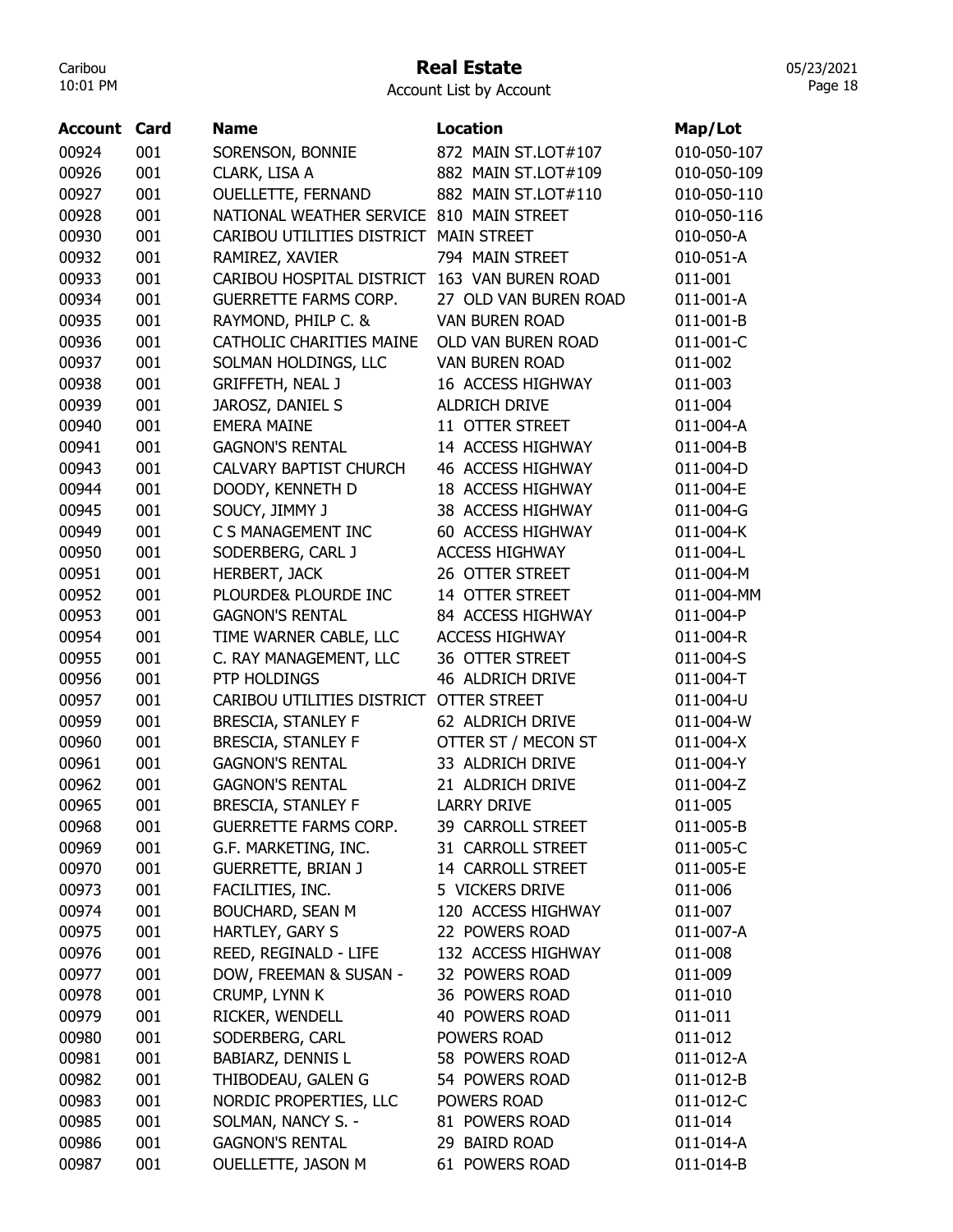# Real Estate

Account List by Account

| Account | Card | Name | Location | Map/Lot |
|---|---|---|---|---|
| 00924 | 001 | SORENSON, BONNIE | 872 MAIN ST.LOT#107 | 010-050-107 |
| 00926 | 001 | CLARK, LISA A | 882 MAIN ST.LOT#109 | 010-050-109 |
| 00927 | 001 | OUELLETTE, FERNAND | 882 MAIN ST.LOT#110 | 010-050-110 |
| 00928 | 001 | NATIONAL WEATHER SERVICE | 810 MAIN STREET | 010-050-116 |
| 00930 | 001 | CARIBOU UTILITIES DISTRICT | MAIN STREET | 010-050-A |
| 00932 | 001 | RAMIREZ, XAVIER | 794 MAIN STREET | 010-051-A |
| 00933 | 001 | CARIBOU HOSPITAL DISTRICT | 163 VAN BUREN ROAD | 011-001 |
| 00934 | 001 | GUERRETTE FARMS CORP. | 27 OLD VAN BUREN ROAD | 011-001-A |
| 00935 | 001 | RAYMOND, PHILP C. & | VAN BUREN ROAD | 011-001-B |
| 00936 | 001 | CATHOLIC CHARITIES MAINE | OLD VAN BUREN ROAD | 011-001-C |
| 00937 | 001 | SOLMAN HOLDINGS, LLC | VAN BUREN ROAD | 011-002 |
| 00938 | 001 | GRIFFETH, NEAL J | 16 ACCESS HIGHWAY | 011-003 |
| 00939 | 001 | JAROSZ, DANIEL S | ALDRICH DRIVE | 011-004 |
| 00940 | 001 | EMERA MAINE | 11 OTTER STREET | 011-004-A |
| 00941 | 001 | GAGNON'S RENTAL | 14 ACCESS HIGHWAY | 011-004-B |
| 00943 | 001 | CALVARY BAPTIST CHURCH | 46 ACCESS HIGHWAY | 011-004-D |
| 00944 | 001 | DOODY, KENNETH D | 18 ACCESS HIGHWAY | 011-004-E |
| 00945 | 001 | SOUCY, JIMMY J | 38 ACCESS HIGHWAY | 011-004-G |
| 00949 | 001 | C S MANAGEMENT INC | 60 ACCESS HIGHWAY | 011-004-K |
| 00950 | 001 | SODERBERG, CARL J | ACCESS HIGHWAY | 011-004-L |
| 00951 | 001 | HERBERT, JACK | 26 OTTER STREET | 011-004-M |
| 00952 | 001 | PLOURDE& PLOURDE INC | 14 OTTER STREET | 011-004-MM |
| 00953 | 001 | GAGNON'S RENTAL | 84 ACCESS HIGHWAY | 011-004-P |
| 00954 | 001 | TIME WARNER CABLE, LLC | ACCESS HIGHWAY | 011-004-R |
| 00955 | 001 | C. RAY MANAGEMENT, LLC | 36 OTTER STREET | 011-004-S |
| 00956 | 001 | PTP HOLDINGS | 46 ALDRICH DRIVE | 011-004-T |
| 00957 | 001 | CARIBOU UTILITIES DISTRICT | OTTER STREET | 011-004-U |
| 00959 | 001 | BRESCIA, STANLEY F | 62 ALDRICH DRIVE | 011-004-W |
| 00960 | 001 | BRESCIA, STANLEY F | OTTER ST / MECON ST | 011-004-X |
| 00961 | 001 | GAGNON'S RENTAL | 33 ALDRICH DRIVE | 011-004-Y |
| 00962 | 001 | GAGNON'S RENTAL | 21 ALDRICH DRIVE | 011-004-Z |
| 00965 | 001 | BRESCIA, STANLEY F | LARRY DRIVE | 011-005 |
| 00968 | 001 | GUERRETTE FARMS CORP. | 39 CARROLL STREET | 011-005-B |
| 00969 | 001 | G.F. MARKETING, INC. | 31 CARROLL STREET | 011-005-C |
| 00970 | 001 | GUERRETTE, BRIAN J | 14 CARROLL STREET | 011-005-E |
| 00973 | 001 | FACILITIES, INC. | 5 VICKERS DRIVE | 011-006 |
| 00974 | 001 | BOUCHARD, SEAN M | 120 ACCESS HIGHWAY | 011-007 |
| 00975 | 001 | HARTLEY, GARY S | 22 POWERS ROAD | 011-007-A |
| 00976 | 001 | REED, REGINALD - LIFE | 132 ACCESS HIGHWAY | 011-008 |
| 00977 | 001 | DOW, FREEMAN & SUSAN - | 32 POWERS ROAD | 011-009 |
| 00978 | 001 | CRUMP, LYNN K | 36 POWERS ROAD | 011-010 |
| 00979 | 001 | RICKER, WENDELL | 40 POWERS ROAD | 011-011 |
| 00980 | 001 | SODERBERG, CARL | POWERS ROAD | 011-012 |
| 00981 | 001 | BABIARZ, DENNIS L | 58 POWERS ROAD | 011-012-A |
| 00982 | 001 | THIBODEAU, GALEN G | 54 POWERS ROAD | 011-012-B |
| 00983 | 001 | NORDIC PROPERTIES, LLC | POWERS ROAD | 011-012-C |
| 00985 | 001 | SOLMAN, NANCY S. - | 81 POWERS ROAD | 011-014 |
| 00986 | 001 | GAGNON'S RENTAL | 29 BAIRD ROAD | 011-014-A |
| 00987 | 001 | OUELLETTE, JASON M | 61 POWERS ROAD | 011-014-B |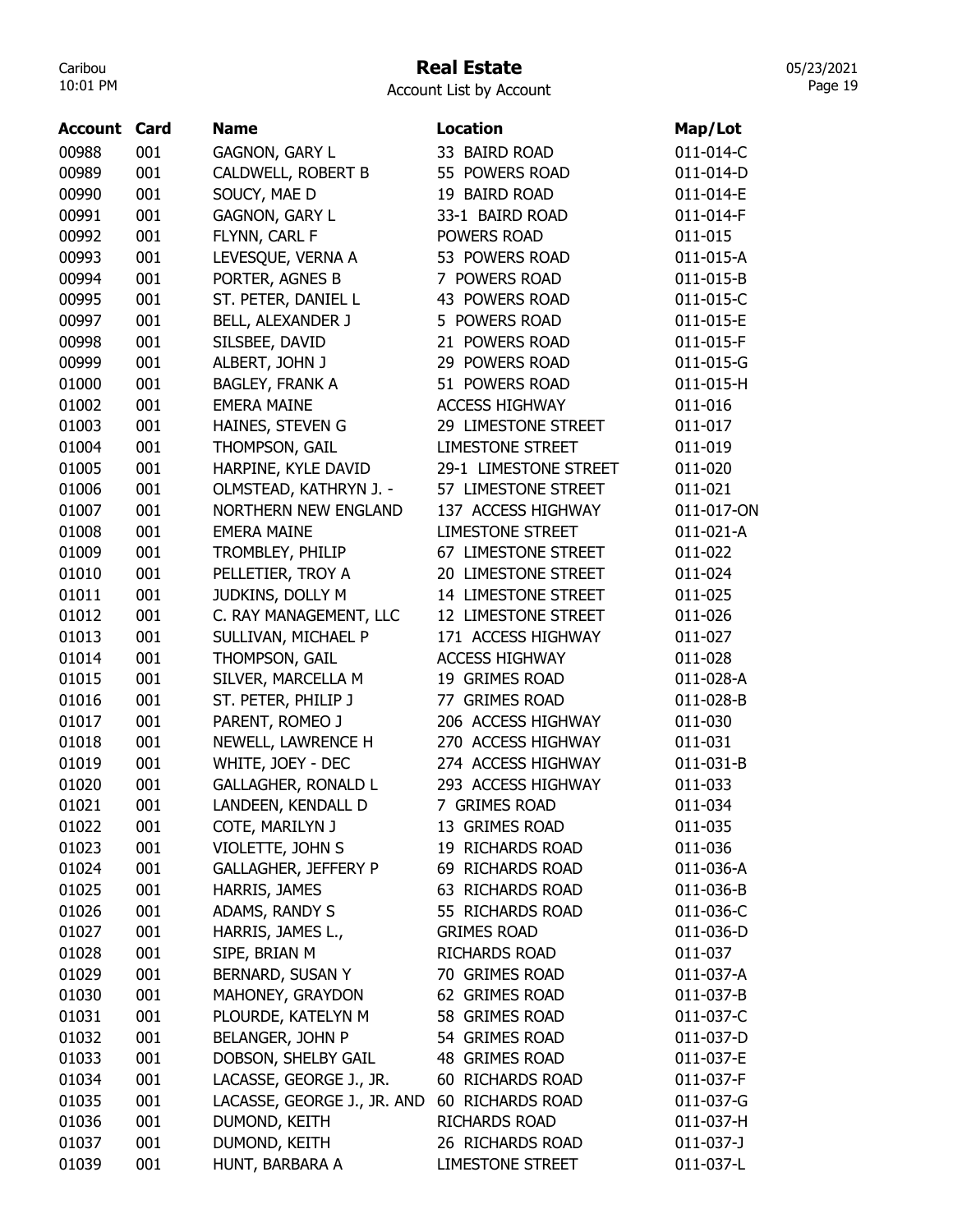# Real Estate

Account List by Account

| Account | Card | Name | Location | Map/Lot |
|---|---|---|---|---|
| 00988 | 001 | GAGNON, GARY L | 33 BAIRD ROAD | 011-014-C |
| 00989 | 001 | CALDWELL, ROBERT B | 55 POWERS ROAD | 011-014-D |
| 00990 | 001 | SOUCY, MAE D | 19 BAIRD ROAD | 011-014-E |
| 00991 | 001 | GAGNON, GARY L | 33-1 BAIRD ROAD | 011-014-F |
| 00992 | 001 | FLYNN, CARL F | POWERS ROAD | 011-015 |
| 00993 | 001 | LEVESQUE, VERNA A | 53 POWERS ROAD | 011-015-A |
| 00994 | 001 | PORTER, AGNES B | 7 POWERS ROAD | 011-015-B |
| 00995 | 001 | ST. PETER, DANIEL L | 43 POWERS ROAD | 011-015-C |
| 00997 | 001 | BELL, ALEXANDER J | 5 POWERS ROAD | 011-015-E |
| 00998 | 001 | SILSBEE, DAVID | 21 POWERS ROAD | 011-015-F |
| 00999 | 001 | ALBERT, JOHN J | 29 POWERS ROAD | 011-015-G |
| 01000 | 001 | BAGLEY, FRANK A | 51 POWERS ROAD | 011-015-H |
| 01002 | 001 | EMERA MAINE | ACCESS HIGHWAY | 011-016 |
| 01003 | 001 | HAINES, STEVEN G | 29 LIMESTONE STREET | 011-017 |
| 01004 | 001 | THOMPSON, GAIL | LIMESTONE STREET | 011-019 |
| 01005 | 001 | HARPINE, KYLE DAVID | 29-1 LIMESTONE STREET | 011-020 |
| 01006 | 001 | OLMSTEAD, KATHRYN J. - | 57 LIMESTONE STREET | 011-021 |
| 01007 | 001 | NORTHERN NEW ENGLAND | 137 ACCESS HIGHWAY | 011-017-ON |
| 01008 | 001 | EMERA MAINE | LIMESTONE STREET | 011-021-A |
| 01009 | 001 | TROMBLEY, PHILIP | 67 LIMESTONE STREET | 011-022 |
| 01010 | 001 | PELLETIER, TROY A | 20 LIMESTONE STREET | 011-024 |
| 01011 | 001 | JUDKINS, DOLLY M | 14 LIMESTONE STREET | 011-025 |
| 01012 | 001 | C. RAY MANAGEMENT, LLC | 12 LIMESTONE STREET | 011-026 |
| 01013 | 001 | SULLIVAN, MICHAEL P | 171 ACCESS HIGHWAY | 011-027 |
| 01014 | 001 | THOMPSON, GAIL | ACCESS HIGHWAY | 011-028 |
| 01015 | 001 | SILVER, MARCELLA M | 19 GRIMES ROAD | 011-028-A |
| 01016 | 001 | ST. PETER, PHILIP J | 77 GRIMES ROAD | 011-028-B |
| 01017 | 001 | PARENT, ROMEO J | 206 ACCESS HIGHWAY | 011-030 |
| 01018 | 001 | NEWELL, LAWRENCE H | 270 ACCESS HIGHWAY | 011-031 |
| 01019 | 001 | WHITE, JOEY - DEC | 274 ACCESS HIGHWAY | 011-031-B |
| 01020 | 001 | GALLAGHER, RONALD L | 293 ACCESS HIGHWAY | 011-033 |
| 01021 | 001 | LANDEEN, KENDALL D | 7 GRIMES ROAD | 011-034 |
| 01022 | 001 | COTE, MARILYN J | 13 GRIMES ROAD | 011-035 |
| 01023 | 001 | VIOLETTE, JOHN S | 19 RICHARDS ROAD | 011-036 |
| 01024 | 001 | GALLAGHER, JEFFERY P | 69 RICHARDS ROAD | 011-036-A |
| 01025 | 001 | HARRIS, JAMES | 63 RICHARDS ROAD | 011-036-B |
| 01026 | 001 | ADAMS, RANDY S | 55 RICHARDS ROAD | 011-036-C |
| 01027 | 001 | HARRIS, JAMES L., | GRIMES ROAD | 011-036-D |
| 01028 | 001 | SIPE, BRIAN M | RICHARDS ROAD | 011-037 |
| 01029 | 001 | BERNARD, SUSAN Y | 70 GRIMES ROAD | 011-037-A |
| 01030 | 001 | MAHONEY, GRAYDON | 62 GRIMES ROAD | 011-037-B |
| 01031 | 001 | PLOURDE, KATELYN M | 58 GRIMES ROAD | 011-037-C |
| 01032 | 001 | BELANGER, JOHN P | 54 GRIMES ROAD | 011-037-D |
| 01033 | 001 | DOBSON, SHELBY GAIL | 48 GRIMES ROAD | 011-037-E |
| 01034 | 001 | LACASSE, GEORGE J., JR. | 60 RICHARDS ROAD | 011-037-F |
| 01035 | 001 | LACASSE, GEORGE J., JR. AND | 60 RICHARDS ROAD | 011-037-G |
| 01036 | 001 | DUMOND, KEITH | RICHARDS ROAD | 011-037-H |
| 01037 | 001 | DUMOND, KEITH | 26 RICHARDS ROAD | 011-037-J |
| 01039 | 001 | HUNT, BARBARA A | LIMESTONE STREET | 011-037-L |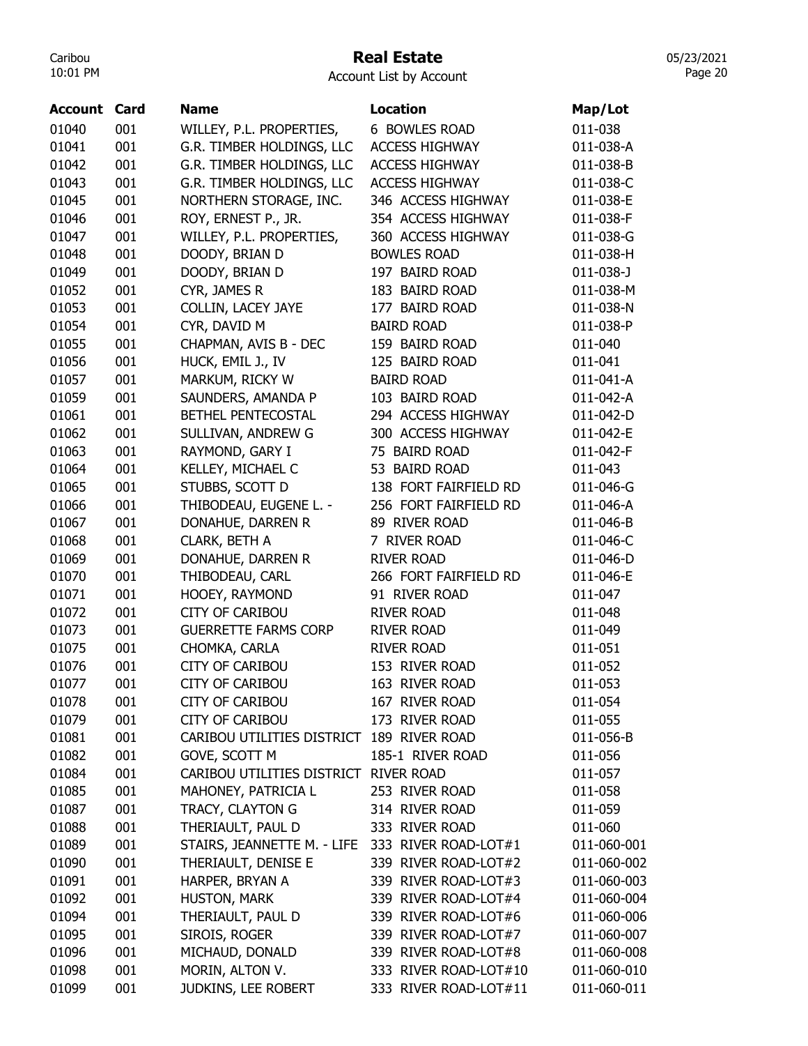# Real Estate

Account List by Account

| Account | Card | Name | Location | Map/Lot |
|---|---|---|---|---|
| 01040 | 001 | WILLEY, P.L. PROPERTIES, | 6 BOWLES ROAD | 011-038 |
| 01041 | 001 | G.R. TIMBER HOLDINGS, LLC | ACCESS HIGHWAY | 011-038-A |
| 01042 | 001 | G.R. TIMBER HOLDINGS, LLC | ACCESS HIGHWAY | 011-038-B |
| 01043 | 001 | G.R. TIMBER HOLDINGS, LLC | ACCESS HIGHWAY | 011-038-C |
| 01045 | 001 | NORTHERN STORAGE, INC. | 346 ACCESS HIGHWAY | 011-038-E |
| 01046 | 001 | ROY, ERNEST P., JR. | 354 ACCESS HIGHWAY | 011-038-F |
| 01047 | 001 | WILLEY, P.L. PROPERTIES, | 360 ACCESS HIGHWAY | 011-038-G |
| 01048 | 001 | DOODY, BRIAN D | BOWLES ROAD | 011-038-H |
| 01049 | 001 | DOODY, BRIAN D | 197 BAIRD ROAD | 011-038-J |
| 01052 | 001 | CYR, JAMES R | 183 BAIRD ROAD | 011-038-M |
| 01053 | 001 | COLLIN, LACEY JAYE | 177 BAIRD ROAD | 011-038-N |
| 01054 | 001 | CYR, DAVID M | BAIRD ROAD | 011-038-P |
| 01055 | 001 | CHAPMAN, AVIS B - DEC | 159 BAIRD ROAD | 011-040 |
| 01056 | 001 | HUCK, EMIL J., IV | 125 BAIRD ROAD | 011-041 |
| 01057 | 001 | MARKUM, RICKY W | BAIRD ROAD | 011-041-A |
| 01059 | 001 | SAUNDERS, AMANDA P | 103 BAIRD ROAD | 011-042-A |
| 01061 | 001 | BETHEL PENTECOSTAL | 294 ACCESS HIGHWAY | 011-042-D |
| 01062 | 001 | SULLIVAN, ANDREW G | 300 ACCESS HIGHWAY | 011-042-E |
| 01063 | 001 | RAYMOND, GARY I | 75 BAIRD ROAD | 011-042-F |
| 01064 | 001 | KELLEY, MICHAEL C | 53 BAIRD ROAD | 011-043 |
| 01065 | 001 | STUBBS, SCOTT D | 138 FORT FAIRFIELD RD | 011-046-G |
| 01066 | 001 | THIBODEAU, EUGENE L. - | 256 FORT FAIRFIELD RD | 011-046-A |
| 01067 | 001 | DONAHUE, DARREN R | 89 RIVER ROAD | 011-046-B |
| 01068 | 001 | CLARK, BETH A | 7 RIVER ROAD | 011-046-C |
| 01069 | 001 | DONAHUE, DARREN R | RIVER ROAD | 011-046-D |
| 01070 | 001 | THIBODEAU, CARL | 266 FORT FAIRFIELD RD | 011-046-E |
| 01071 | 001 | HOOEY, RAYMOND | 91 RIVER ROAD | 011-047 |
| 01072 | 001 | CITY OF CARIBOU | RIVER ROAD | 011-048 |
| 01073 | 001 | GUERRETTE FARMS CORP | RIVER ROAD | 011-049 |
| 01075 | 001 | CHOMKA, CARLA | RIVER ROAD | 011-051 |
| 01076 | 001 | CITY OF CARIBOU | 153 RIVER ROAD | 011-052 |
| 01077 | 001 | CITY OF CARIBOU | 163 RIVER ROAD | 011-053 |
| 01078 | 001 | CITY OF CARIBOU | 167 RIVER ROAD | 011-054 |
| 01079 | 001 | CITY OF CARIBOU | 173 RIVER ROAD | 011-055 |
| 01081 | 001 | CARIBOU UTILITIES DISTRICT | 189 RIVER ROAD | 011-056-B |
| 01082 | 001 | GOVE, SCOTT M | 185-1 RIVER ROAD | 011-056 |
| 01084 | 001 | CARIBOU UTILITIES DISTRICT | RIVER ROAD | 011-057 |
| 01085 | 001 | MAHONEY, PATRICIA L | 253 RIVER ROAD | 011-058 |
| 01087 | 001 | TRACY, CLAYTON G | 314 RIVER ROAD | 011-059 |
| 01088 | 001 | THERIAULT, PAUL D | 333 RIVER ROAD | 011-060 |
| 01089 | 001 | STAIRS, JEANNETTE M. - LIFE | 333 RIVER ROAD-LOT#1 | 011-060-001 |
| 01090 | 001 | THERIAULT, DENISE E | 339 RIVER ROAD-LOT#2 | 011-060-002 |
| 01091 | 001 | HARPER, BRYAN A | 339 RIVER ROAD-LOT#3 | 011-060-003 |
| 01092 | 001 | HUSTON, MARK | 339 RIVER ROAD-LOT#4 | 011-060-004 |
| 01094 | 001 | THERIAULT, PAUL D | 339 RIVER ROAD-LOT#6 | 011-060-006 |
| 01095 | 001 | SIROIS, ROGER | 339 RIVER ROAD-LOT#7 | 011-060-007 |
| 01096 | 001 | MICHAUD, DONALD | 339 RIVER ROAD-LOT#8 | 011-060-008 |
| 01098 | 001 | MORIN, ALTON V. | 333 RIVER ROAD-LOT#10 | 011-060-010 |
| 01099 | 001 | JUDKINS, LEE ROBERT | 333 RIVER ROAD-LOT#11 | 011-060-011 |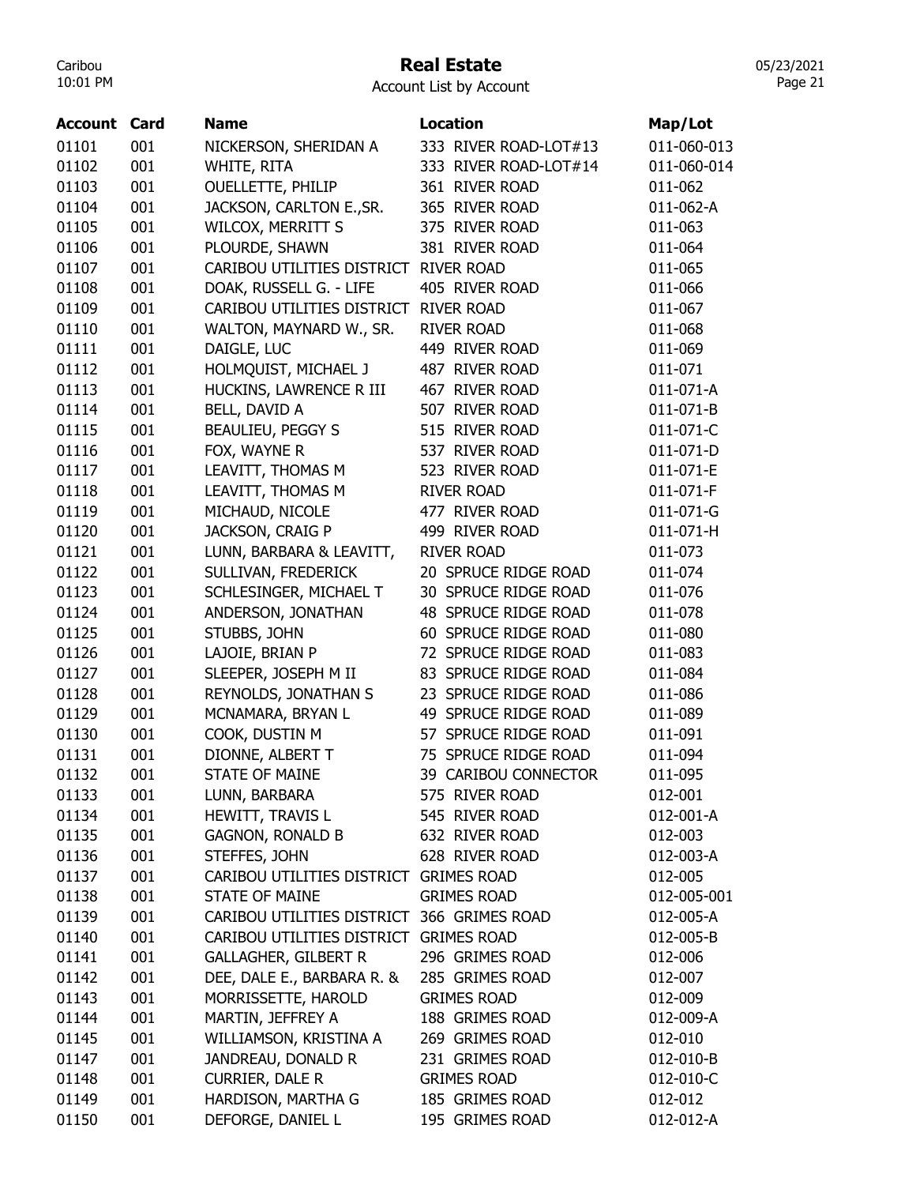# Real Estate

Account List by Account

| Account | Card | Name | Location | Map/Lot |
|---|---|---|---|---|
| 01101 | 001 | NICKERSON, SHERIDAN A | 333 RIVER ROAD-LOT#13 | 011-060-013 |
| 01102 | 001 | WHITE, RITA | 333 RIVER ROAD-LOT#14 | 011-060-014 |
| 01103 | 001 | OUELLETTE, PHILIP | 361 RIVER ROAD | 011-062 |
| 01104 | 001 | JACKSON, CARLTON E.,SR. | 365 RIVER ROAD | 011-062-A |
| 01105 | 001 | WILCOX, MERRITT S | 375 RIVER ROAD | 011-063 |
| 01106 | 001 | PLOURDE, SHAWN | 381 RIVER ROAD | 011-064 |
| 01107 | 001 | CARIBOU UTILITIES DISTRICT | RIVER ROAD | 011-065 |
| 01108 | 001 | DOAK, RUSSELL G. - LIFE | 405 RIVER ROAD | 011-066 |
| 01109 | 001 | CARIBOU UTILITIES DISTRICT | RIVER ROAD | 011-067 |
| 01110 | 001 | WALTON, MAYNARD W., SR. | RIVER ROAD | 011-068 |
| 01111 | 001 | DAIGLE, LUC | 449 RIVER ROAD | 011-069 |
| 01112 | 001 | HOLMQUIST, MICHAEL J | 487 RIVER ROAD | 011-071 |
| 01113 | 001 | HUCKINS, LAWRENCE R III | 467 RIVER ROAD | 011-071-A |
| 01114 | 001 | BELL, DAVID A | 507 RIVER ROAD | 011-071-B |
| 01115 | 001 | BEAULIEU, PEGGY S | 515 RIVER ROAD | 011-071-C |
| 01116 | 001 | FOX, WAYNE R | 537 RIVER ROAD | 011-071-D |
| 01117 | 001 | LEAVITT, THOMAS M | 523 RIVER ROAD | 011-071-E |
| 01118 | 001 | LEAVITT, THOMAS M | RIVER ROAD | 011-071-F |
| 01119 | 001 | MICHAUD, NICOLE | 477 RIVER ROAD | 011-071-G |
| 01120 | 001 | JACKSON, CRAIG P | 499 RIVER ROAD | 011-071-H |
| 01121 | 001 | LUNN, BARBARA & LEAVITT, | RIVER ROAD | 011-073 |
| 01122 | 001 | SULLIVAN, FREDERICK | 20 SPRUCE RIDGE ROAD | 011-074 |
| 01123 | 001 | SCHLESINGER, MICHAEL T | 30 SPRUCE RIDGE ROAD | 011-076 |
| 01124 | 001 | ANDERSON, JONATHAN | 48 SPRUCE RIDGE ROAD | 011-078 |
| 01125 | 001 | STUBBS, JOHN | 60 SPRUCE RIDGE ROAD | 011-080 |
| 01126 | 001 | LAJOIE, BRIAN P | 72 SPRUCE RIDGE ROAD | 011-083 |
| 01127 | 001 | SLEEPER, JOSEPH M II | 83 SPRUCE RIDGE ROAD | 011-084 |
| 01128 | 001 | REYNOLDS, JONATHAN S | 23 SPRUCE RIDGE ROAD | 011-086 |
| 01129 | 001 | MCNAMARA, BRYAN L | 49 SPRUCE RIDGE ROAD | 011-089 |
| 01130 | 001 | COOK, DUSTIN M | 57 SPRUCE RIDGE ROAD | 011-091 |
| 01131 | 001 | DIONNE, ALBERT T | 75 SPRUCE RIDGE ROAD | 011-094 |
| 01132 | 001 | STATE OF MAINE | 39 CARIBOU CONNECTOR | 011-095 |
| 01133 | 001 | LUNN, BARBARA | 575 RIVER ROAD | 012-001 |
| 01134 | 001 | HEWITT, TRAVIS L | 545 RIVER ROAD | 012-001-A |
| 01135 | 001 | GAGNON, RONALD B | 632 RIVER ROAD | 012-003 |
| 01136 | 001 | STEFFES, JOHN | 628 RIVER ROAD | 012-003-A |
| 01137 | 001 | CARIBOU UTILITIES DISTRICT | GRIMES ROAD | 012-005 |
| 01138 | 001 | STATE OF MAINE | GRIMES ROAD | 012-005-001 |
| 01139 | 001 | CARIBOU UTILITIES DISTRICT | 366 GRIMES ROAD | 012-005-A |
| 01140 | 001 | CARIBOU UTILITIES DISTRICT | GRIMES ROAD | 012-005-B |
| 01141 | 001 | GALLAGHER, GILBERT R | 296 GRIMES ROAD | 012-006 |
| 01142 | 001 | DEE, DALE E., BARBARA R. & | 285 GRIMES ROAD | 012-007 |
| 01143 | 001 | MORRISSETTE, HAROLD | GRIMES ROAD | 012-009 |
| 01144 | 001 | MARTIN, JEFFREY A | 188 GRIMES ROAD | 012-009-A |
| 01145 | 001 | WILLIAMSON, KRISTINA A | 269 GRIMES ROAD | 012-010 |
| 01147 | 001 | JANDREAU, DONALD R | 231 GRIMES ROAD | 012-010-B |
| 01148 | 001 | CURRIER, DALE R | GRIMES ROAD | 012-010-C |
| 01149 | 001 | HARDISON, MARTHA G | 185 GRIMES ROAD | 012-012 |
| 01150 | 001 | DEFORGE, DANIEL L | 195 GRIMES ROAD | 012-012-A |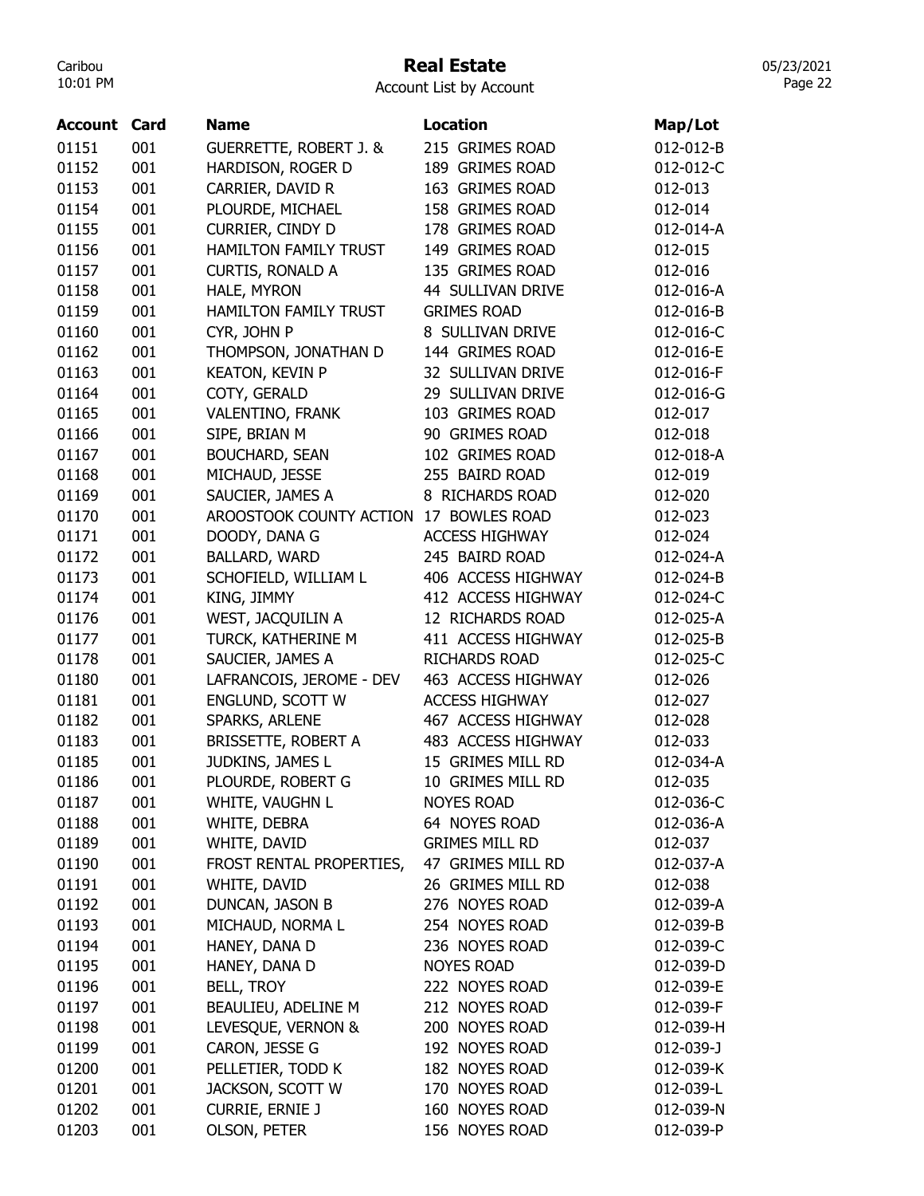# Real Estate

Account List by Account

| Account | Card | Name | Location | Map/Lot |
|---|---|---|---|---|
| 01151 | 001 | GUERRETTE, ROBERT J. & | 215 GRIMES ROAD | 012-012-B |
| 01152 | 001 | HARDISON, ROGER D | 189 GRIMES ROAD | 012-012-C |
| 01153 | 001 | CARRIER, DAVID R | 163 GRIMES ROAD | 012-013 |
| 01154 | 001 | PLOURDE, MICHAEL | 158 GRIMES ROAD | 012-014 |
| 01155 | 001 | CURRIER, CINDY D | 178 GRIMES ROAD | 012-014-A |
| 01156 | 001 | HAMILTON FAMILY TRUST | 149 GRIMES ROAD | 012-015 |
| 01157 | 001 | CURTIS, RONALD A | 135 GRIMES ROAD | 012-016 |
| 01158 | 001 | HALE, MYRON | 44 SULLIVAN DRIVE | 012-016-A |
| 01159 | 001 | HAMILTON FAMILY TRUST | GRIMES ROAD | 012-016-B |
| 01160 | 001 | CYR, JOHN P | 8 SULLIVAN DRIVE | 012-016-C |
| 01162 | 001 | THOMPSON, JONATHAN D | 144 GRIMES ROAD | 012-016-E |
| 01163 | 001 | KEATON, KEVIN P | 32 SULLIVAN DRIVE | 012-016-F |
| 01164 | 001 | COTY, GERALD | 29 SULLIVAN DRIVE | 012-016-G |
| 01165 | 001 | VALENTINO, FRANK | 103 GRIMES ROAD | 012-017 |
| 01166 | 001 | SIPE, BRIAN M | 90 GRIMES ROAD | 012-018 |
| 01167 | 001 | BOUCHARD, SEAN | 102 GRIMES ROAD | 012-018-A |
| 01168 | 001 | MICHAUD, JESSE | 255 BAIRD ROAD | 012-019 |
| 01169 | 001 | SAUCIER, JAMES A | 8 RICHARDS ROAD | 012-020 |
| 01170 | 001 | AROOSTOOK COUNTY ACTION | 17 BOWLES ROAD | 012-023 |
| 01171 | 001 | DOODY, DANA G | ACCESS HIGHWAY | 012-024 |
| 01172 | 001 | BALLARD, WARD | 245 BAIRD ROAD | 012-024-A |
| 01173 | 001 | SCHOFIELD, WILLIAM L | 406 ACCESS HIGHWAY | 012-024-B |
| 01174 | 001 | KING, JIMMY | 412 ACCESS HIGHWAY | 012-024-C |
| 01176 | 001 | WEST, JACQUILIN A | 12 RICHARDS ROAD | 012-025-A |
| 01177 | 001 | TURCK, KATHERINE M | 411 ACCESS HIGHWAY | 012-025-B |
| 01178 | 001 | SAUCIER, JAMES A | RICHARDS ROAD | 012-025-C |
| 01180 | 001 | LAFRANCOIS, JEROME - DEV | 463 ACCESS HIGHWAY | 012-026 |
| 01181 | 001 | ENGLUND, SCOTT W | ACCESS HIGHWAY | 012-027 |
| 01182 | 001 | SPARKS, ARLENE | 467 ACCESS HIGHWAY | 012-028 |
| 01183 | 001 | BRISSETTE, ROBERT A | 483 ACCESS HIGHWAY | 012-033 |
| 01185 | 001 | JUDKINS, JAMES L | 15 GRIMES MILL RD | 012-034-A |
| 01186 | 001 | PLOURDE, ROBERT G | 10 GRIMES MILL RD | 012-035 |
| 01187 | 001 | WHITE, VAUGHN L | NOYES ROAD | 012-036-C |
| 01188 | 001 | WHITE, DEBRA | 64 NOYES ROAD | 012-036-A |
| 01189 | 001 | WHITE, DAVID | GRIMES MILL RD | 012-037 |
| 01190 | 001 | FROST RENTAL PROPERTIES, | 47 GRIMES MILL RD | 012-037-A |
| 01191 | 001 | WHITE, DAVID | 26 GRIMES MILL RD | 012-038 |
| 01192 | 001 | DUNCAN, JASON B | 276 NOYES ROAD | 012-039-A |
| 01193 | 001 | MICHAUD, NORMA L | 254 NOYES ROAD | 012-039-B |
| 01194 | 001 | HANEY, DANA D | 236 NOYES ROAD | 012-039-C |
| 01195 | 001 | HANEY, DANA D | NOYES ROAD | 012-039-D |
| 01196 | 001 | BELL, TROY | 222 NOYES ROAD | 012-039-E |
| 01197 | 001 | BEAULIEU, ADELINE M | 212 NOYES ROAD | 012-039-F |
| 01198 | 001 | LEVESQUE, VERNON & | 200 NOYES ROAD | 012-039-H |
| 01199 | 001 | CARON, JESSE G | 192 NOYES ROAD | 012-039-J |
| 01200 | 001 | PELLETIER, TODD K | 182 NOYES ROAD | 012-039-K |
| 01201 | 001 | JACKSON, SCOTT W | 170 NOYES ROAD | 012-039-L |
| 01202 | 001 | CURRIE, ERNIE J | 160 NOYES ROAD | 012-039-N |
| 01203 | 001 | OLSON, PETER | 156 NOYES ROAD | 012-039-P |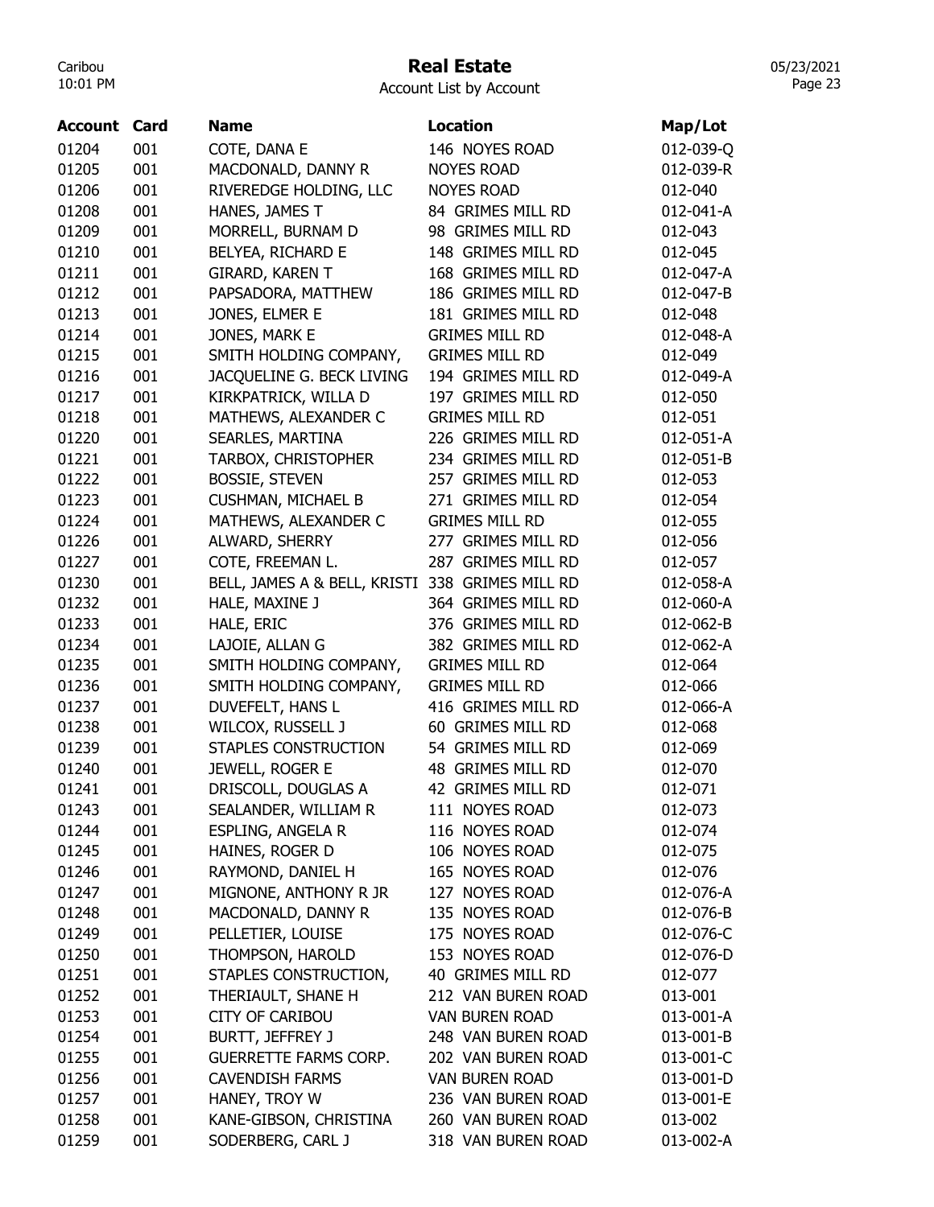# Real Estate

Account List by Account

| Account | Card | Name | Location | Map/Lot |
|---|---|---|---|---|
| 01204 | 001 | COTE, DANA E | 146 NOYES ROAD | 012-039-Q |
| 01205 | 001 | MACDONALD, DANNY R | NOYES ROAD | 012-039-R |
| 01206 | 001 | RIVEREDGE HOLDING, LLC | NOYES ROAD | 012-040 |
| 01208 | 001 | HANES, JAMES T | 84 GRIMES MILL RD | 012-041-A |
| 01209 | 001 | MORRELL, BURNAM D | 98 GRIMES MILL RD | 012-043 |
| 01210 | 001 | BELYEA, RICHARD E | 148 GRIMES MILL RD | 012-045 |
| 01211 | 001 | GIRARD, KAREN T | 168 GRIMES MILL RD | 012-047-A |
| 01212 | 001 | PAPSADORA, MATTHEW | 186 GRIMES MILL RD | 012-047-B |
| 01213 | 001 | JONES, ELMER E | 181 GRIMES MILL RD | 012-048 |
| 01214 | 001 | JONES, MARK E | GRIMES MILL RD | 012-048-A |
| 01215 | 001 | SMITH HOLDING COMPANY, | GRIMES MILL RD | 012-049 |
| 01216 | 001 | JACQUELINE G. BECK LIVING | 194 GRIMES MILL RD | 012-049-A |
| 01217 | 001 | KIRKPATRICK, WILLA D | 197 GRIMES MILL RD | 012-050 |
| 01218 | 001 | MATHEWS, ALEXANDER C | GRIMES MILL RD | 012-051 |
| 01220 | 001 | SEARLES, MARTINA | 226 GRIMES MILL RD | 012-051-A |
| 01221 | 001 | TARBOX, CHRISTOPHER | 234 GRIMES MILL RD | 012-051-B |
| 01222 | 001 | BOSSIE, STEVEN | 257 GRIMES MILL RD | 012-053 |
| 01223 | 001 | CUSHMAN, MICHAEL B | 271 GRIMES MILL RD | 012-054 |
| 01224 | 001 | MATHEWS, ALEXANDER C | GRIMES MILL RD | 012-055 |
| 01226 | 001 | ALWARD, SHERRY | 277 GRIMES MILL RD | 012-056 |
| 01227 | 001 | COTE, FREEMAN L. | 287 GRIMES MILL RD | 012-057 |
| 01230 | 001 | BELL, JAMES A & BELL, KRISTI | 338 GRIMES MILL RD | 012-058-A |
| 01232 | 001 | HALE, MAXINE J | 364 GRIMES MILL RD | 012-060-A |
| 01233 | 001 | HALE, ERIC | 376 GRIMES MILL RD | 012-062-B |
| 01234 | 001 | LAJOIE, ALLAN G | 382 GRIMES MILL RD | 012-062-A |
| 01235 | 001 | SMITH HOLDING COMPANY, | GRIMES MILL RD | 012-064 |
| 01236 | 001 | SMITH HOLDING COMPANY, | GRIMES MILL RD | 012-066 |
| 01237 | 001 | DUVEFELT, HANS L | 416 GRIMES MILL RD | 012-066-A |
| 01238 | 001 | WILCOX, RUSSELL J | 60 GRIMES MILL RD | 012-068 |
| 01239 | 001 | STAPLES CONSTRUCTION | 54 GRIMES MILL RD | 012-069 |
| 01240 | 001 | JEWELL, ROGER E | 48 GRIMES MILL RD | 012-070 |
| 01241 | 001 | DRISCOLL, DOUGLAS A | 42 GRIMES MILL RD | 012-071 |
| 01243 | 001 | SEALANDER, WILLIAM R | 111 NOYES ROAD | 012-073 |
| 01244 | 001 | ESPLING, ANGELA R | 116 NOYES ROAD | 012-074 |
| 01245 | 001 | HAINES, ROGER D | 106 NOYES ROAD | 012-075 |
| 01246 | 001 | RAYMOND, DANIEL H | 165 NOYES ROAD | 012-076 |
| 01247 | 001 | MIGNONE, ANTHONY R JR | 127 NOYES ROAD | 012-076-A |
| 01248 | 001 | MACDONALD, DANNY R | 135 NOYES ROAD | 012-076-B |
| 01249 | 001 | PELLETIER, LOUISE | 175 NOYES ROAD | 012-076-C |
| 01250 | 001 | THOMPSON, HAROLD | 153 NOYES ROAD | 012-076-D |
| 01251 | 001 | STAPLES CONSTRUCTION, | 40 GRIMES MILL RD | 012-077 |
| 01252 | 001 | THERIAULT, SHANE H | 212 VAN BUREN ROAD | 013-001 |
| 01253 | 001 | CITY OF CARIBOU | VAN BUREN ROAD | 013-001-A |
| 01254 | 001 | BURTT, JEFFREY J | 248 VAN BUREN ROAD | 013-001-B |
| 01255 | 001 | GUERRETTE FARMS CORP. | 202 VAN BUREN ROAD | 013-001-C |
| 01256 | 001 | CAVENDISH FARMS | VAN BUREN ROAD | 013-001-D |
| 01257 | 001 | HANEY, TROY W | 236 VAN BUREN ROAD | 013-001-E |
| 01258 | 001 | KANE-GIBSON, CHRISTINA | 260 VAN BUREN ROAD | 013-002 |
| 01259 | 001 | SODERBERG, CARL J | 318 VAN BUREN ROAD | 013-002-A |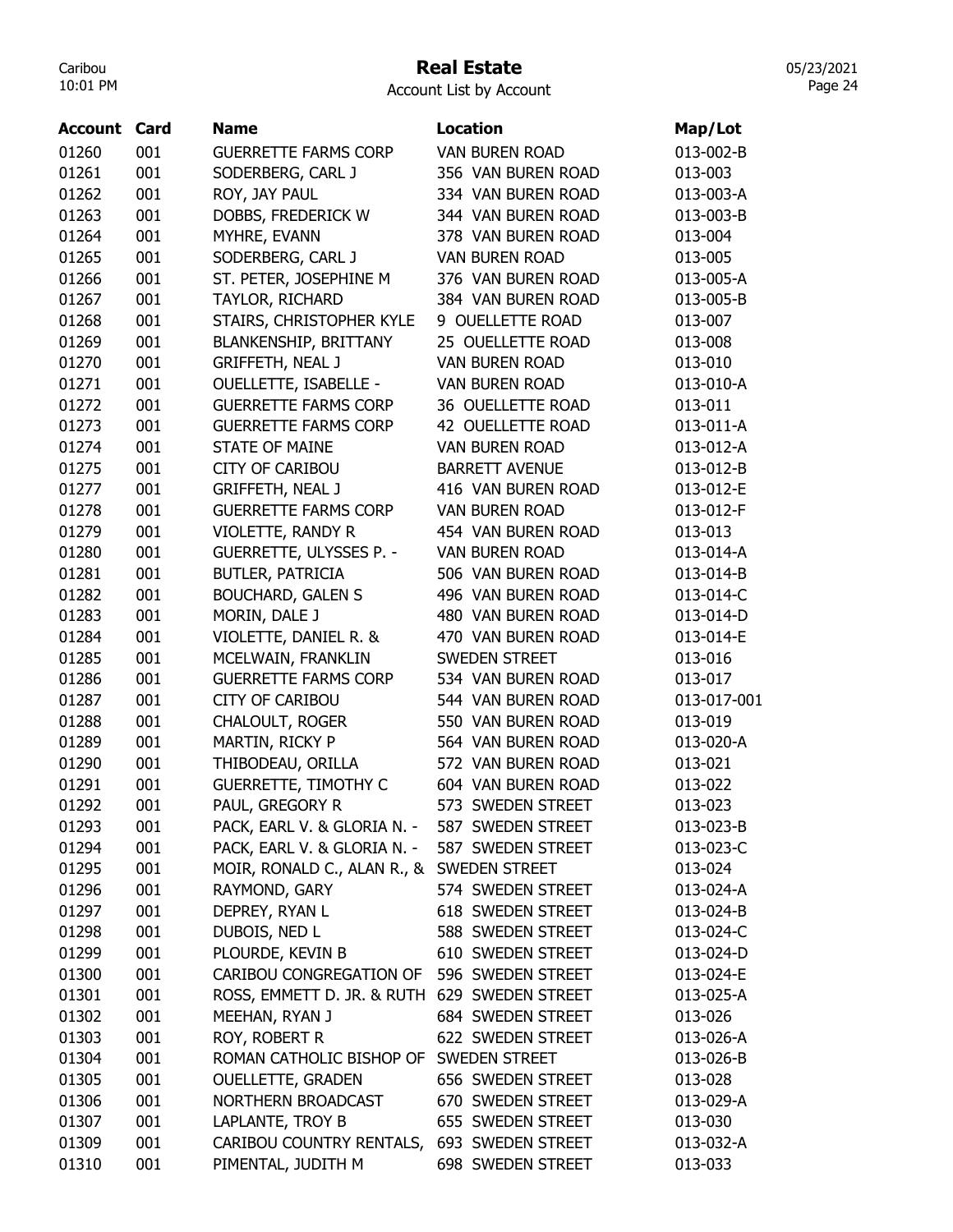# Real Estate

Account List by Account

| Account | Card | Name | Location | Map/Lot |
|---|---|---|---|---|
| 01260 | 001 | GUERRETTE FARMS CORP | VAN BUREN ROAD | 013-002-B |
| 01261 | 001 | SODERBERG, CARL J | 356 VAN BUREN ROAD | 013-003 |
| 01262 | 001 | ROY, JAY PAUL | 334 VAN BUREN ROAD | 013-003-A |
| 01263 | 001 | DOBBS, FREDERICK W | 344 VAN BUREN ROAD | 013-003-B |
| 01264 | 001 | MYHRE, EVANN | 378 VAN BUREN ROAD | 013-004 |
| 01265 | 001 | SODERBERG, CARL J | VAN BUREN ROAD | 013-005 |
| 01266 | 001 | ST. PETER, JOSEPHINE M | 376 VAN BUREN ROAD | 013-005-A |
| 01267 | 001 | TAYLOR, RICHARD | 384 VAN BUREN ROAD | 013-005-B |
| 01268 | 001 | STAIRS, CHRISTOPHER KYLE | 9 OUELLETTE ROAD | 013-007 |
| 01269 | 001 | BLANKENSHIP, BRITTANY | 25 OUELLETTE ROAD | 013-008 |
| 01270 | 001 | GRIFFETH, NEAL J | VAN BUREN ROAD | 013-010 |
| 01271 | 001 | OUELLETTE, ISABELLE - | VAN BUREN ROAD | 013-010-A |
| 01272 | 001 | GUERRETTE FARMS CORP | 36 OUELLETTE ROAD | 013-011 |
| 01273 | 001 | GUERRETTE FARMS CORP | 42 OUELLETTE ROAD | 013-011-A |
| 01274 | 001 | STATE OF MAINE | VAN BUREN ROAD | 013-012-A |
| 01275 | 001 | CITY OF CARIBOU | BARRETT AVENUE | 013-012-B |
| 01277 | 001 | GRIFFETH, NEAL J | 416 VAN BUREN ROAD | 013-012-E |
| 01278 | 001 | GUERRETTE FARMS CORP | VAN BUREN ROAD | 013-012-F |
| 01279 | 001 | VIOLETTE, RANDY R | 454 VAN BUREN ROAD | 013-013 |
| 01280 | 001 | GUERRETTE, ULYSSES P. - | VAN BUREN ROAD | 013-014-A |
| 01281 | 001 | BUTLER, PATRICIA | 506 VAN BUREN ROAD | 013-014-B |
| 01282 | 001 | BOUCHARD, GALEN S | 496 VAN BUREN ROAD | 013-014-C |
| 01283 | 001 | MORIN, DALE J | 480 VAN BUREN ROAD | 013-014-D |
| 01284 | 001 | VIOLETTE, DANIEL R. & | 470 VAN BUREN ROAD | 013-014-E |
| 01285 | 001 | MCELWAIN, FRANKLIN | SWEDEN STREET | 013-016 |
| 01286 | 001 | GUERRETTE FARMS CORP | 534 VAN BUREN ROAD | 013-017 |
| 01287 | 001 | CITY OF CARIBOU | 544 VAN BUREN ROAD | 013-017-001 |
| 01288 | 001 | CHALOULT, ROGER | 550 VAN BUREN ROAD | 013-019 |
| 01289 | 001 | MARTIN, RICKY P | 564 VAN BUREN ROAD | 013-020-A |
| 01290 | 001 | THIBODEAU, ORILLA | 572 VAN BUREN ROAD | 013-021 |
| 01291 | 001 | GUERRETTE, TIMOTHY C | 604 VAN BUREN ROAD | 013-022 |
| 01292 | 001 | PAUL, GREGORY R | 573 SWEDEN STREET | 013-023 |
| 01293 | 001 | PACK, EARL V. & GLORIA N. - | 587 SWEDEN STREET | 013-023-B |
| 01294 | 001 | PACK, EARL V. & GLORIA N. - | 587 SWEDEN STREET | 013-023-C |
| 01295 | 001 | MOIR, RONALD C., ALAN R., & | SWEDEN STREET | 013-024 |
| 01296 | 001 | RAYMOND, GARY | 574 SWEDEN STREET | 013-024-A |
| 01297 | 001 | DEPREY, RYAN L | 618 SWEDEN STREET | 013-024-B |
| 01298 | 001 | DUBOIS, NED L | 588 SWEDEN STREET | 013-024-C |
| 01299 | 001 | PLOURDE, KEVIN B | 610 SWEDEN STREET | 013-024-D |
| 01300 | 001 | CARIBOU CONGREGATION OF | 596 SWEDEN STREET | 013-024-E |
| 01301 | 001 | ROSS, EMMETT D. JR. & RUTH | 629 SWEDEN STREET | 013-025-A |
| 01302 | 001 | MEEHAN, RYAN J | 684 SWEDEN STREET | 013-026 |
| 01303 | 001 | ROY, ROBERT R | 622 SWEDEN STREET | 013-026-A |
| 01304 | 001 | ROMAN CATHOLIC BISHOP OF | SWEDEN STREET | 013-026-B |
| 01305 | 001 | OUELLETTE, GRADEN | 656 SWEDEN STREET | 013-028 |
| 01306 | 001 | NORTHERN BROADCAST | 670 SWEDEN STREET | 013-029-A |
| 01307 | 001 | LAPLANTE, TROY B | 655 SWEDEN STREET | 013-030 |
| 01309 | 001 | CARIBOU COUNTRY RENTALS, | 693 SWEDEN STREET | 013-032-A |
| 01310 | 001 | PIMENTAL, JUDITH M | 698 SWEDEN STREET | 013-033 |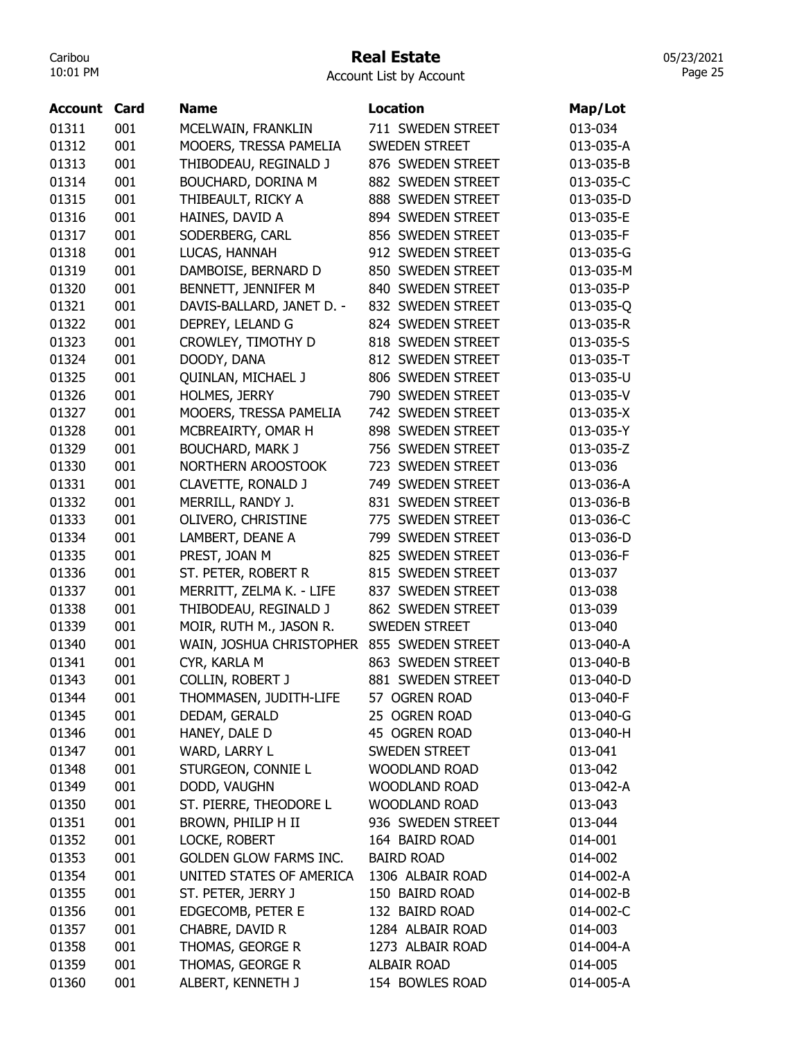# Real Estate

Account List by Account

| Account | Card | Name | Location | Map/Lot |
|---|---|---|---|---|
| 01311 | 001 | MCELWAIN, FRANKLIN | 711 SWEDEN STREET | 013-034 |
| 01312 | 001 | MOOERS, TRESSA PAMELIA | SWEDEN STREET | 013-035-A |
| 01313 | 001 | THIBODEAU, REGINALD J | 876 SWEDEN STREET | 013-035-B |
| 01314 | 001 | BOUCHARD, DORINA M | 882 SWEDEN STREET | 013-035-C |
| 01315 | 001 | THIBEAULT, RICKY A | 888 SWEDEN STREET | 013-035-D |
| 01316 | 001 | HAINES, DAVID A | 894 SWEDEN STREET | 013-035-E |
| 01317 | 001 | SODERBERG, CARL | 856 SWEDEN STREET | 013-035-F |
| 01318 | 001 | LUCAS, HANNAH | 912 SWEDEN STREET | 013-035-G |
| 01319 | 001 | DAMBOISE, BERNARD D | 850 SWEDEN STREET | 013-035-M |
| 01320 | 001 | BENNETT, JENNIFER M | 840 SWEDEN STREET | 013-035-P |
| 01321 | 001 | DAVIS-BALLARD, JANET D. - | 832 SWEDEN STREET | 013-035-Q |
| 01322 | 001 | DEPREY, LELAND G | 824 SWEDEN STREET | 013-035-R |
| 01323 | 001 | CROWLEY, TIMOTHY D | 818 SWEDEN STREET | 013-035-S |
| 01324 | 001 | DOODY, DANA | 812 SWEDEN STREET | 013-035-T |
| 01325 | 001 | QUINLAN, MICHAEL J | 806 SWEDEN STREET | 013-035-U |
| 01326 | 001 | HOLMES, JERRY | 790 SWEDEN STREET | 013-035-V |
| 01327 | 001 | MOOERS, TRESSA PAMELIA | 742 SWEDEN STREET | 013-035-X |
| 01328 | 001 | MCBREAIRTY, OMAR H | 898 SWEDEN STREET | 013-035-Y |
| 01329 | 001 | BOUCHARD, MARK J | 756 SWEDEN STREET | 013-035-Z |
| 01330 | 001 | NORTHERN AROOSTOOK | 723 SWEDEN STREET | 013-036 |
| 01331 | 001 | CLAVETTE, RONALD J | 749 SWEDEN STREET | 013-036-A |
| 01332 | 001 | MERRILL, RANDY J. | 831 SWEDEN STREET | 013-036-B |
| 01333 | 001 | OLIVERO, CHRISTINE | 775 SWEDEN STREET | 013-036-C |
| 01334 | 001 | LAMBERT, DEANE A | 799 SWEDEN STREET | 013-036-D |
| 01335 | 001 | PREST, JOAN M | 825 SWEDEN STREET | 013-036-F |
| 01336 | 001 | ST. PETER, ROBERT R | 815 SWEDEN STREET | 013-037 |
| 01337 | 001 | MERRITT, ZELMA K. - LIFE | 837 SWEDEN STREET | 013-038 |
| 01338 | 001 | THIBODEAU, REGINALD J | 862 SWEDEN STREET | 013-039 |
| 01339 | 001 | MOIR, RUTH M., JASON R. | SWEDEN STREET | 013-040 |
| 01340 | 001 | WAIN, JOSHUA CHRISTOPHER | 855 SWEDEN STREET | 013-040-A |
| 01341 | 001 | CYR, KARLA M | 863 SWEDEN STREET | 013-040-B |
| 01343 | 001 | COLLIN, ROBERT J | 881 SWEDEN STREET | 013-040-D |
| 01344 | 001 | THOMMASEN, JUDITH-LIFE | 57 OGREN ROAD | 013-040-F |
| 01345 | 001 | DEDAM, GERALD | 25 OGREN ROAD | 013-040-G |
| 01346 | 001 | HANEY, DALE D | 45 OGREN ROAD | 013-040-H |
| 01347 | 001 | WARD, LARRY L | SWEDEN STREET | 013-041 |
| 01348 | 001 | STURGEON, CONNIE L | WOODLAND ROAD | 013-042 |
| 01349 | 001 | DODD, VAUGHN | WOODLAND ROAD | 013-042-A |
| 01350 | 001 | ST. PIERRE, THEODORE L | WOODLAND ROAD | 013-043 |
| 01351 | 001 | BROWN, PHILIP H II | 936 SWEDEN STREET | 013-044 |
| 01352 | 001 | LOCKE, ROBERT | 164 BAIRD ROAD | 014-001 |
| 01353 | 001 | GOLDEN GLOW FARMS INC. | BAIRD ROAD | 014-002 |
| 01354 | 001 | UNITED STATES OF AMERICA | 1306 ALBAIR ROAD | 014-002-A |
| 01355 | 001 | ST. PETER, JERRY J | 150 BAIRD ROAD | 014-002-B |
| 01356 | 001 | EDGECOMB, PETER E | 132 BAIRD ROAD | 014-002-C |
| 01357 | 001 | CHABRE, DAVID R | 1284 ALBAIR ROAD | 014-003 |
| 01358 | 001 | THOMAS, GEORGE R | 1273 ALBAIR ROAD | 014-004-A |
| 01359 | 001 | THOMAS, GEORGE R | ALBAIR ROAD | 014-005 |
| 01360 | 001 | ALBERT, KENNETH J | 154 BOWLES ROAD | 014-005-A |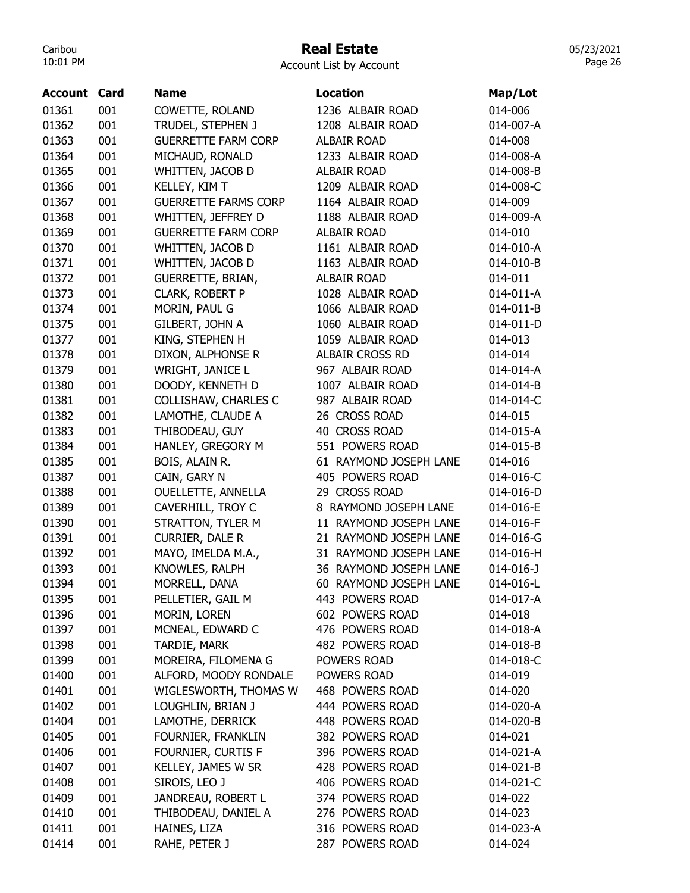# Real Estate

Account List by Account

| Account | Card | Name | Location | Map/Lot |
|---|---|---|---|---|
| 01361 | 001 | COWETTE, ROLAND | 1236 ALBAIR ROAD | 014-006 |
| 01362 | 001 | TRUDEL, STEPHEN J | 1208 ALBAIR ROAD | 014-007-A |
| 01363 | 001 | GUERRETTE FARM CORP | ALBAIR ROAD | 014-008 |
| 01364 | 001 | MICHAUD, RONALD | 1233 ALBAIR ROAD | 014-008-A |
| 01365 | 001 | WHITTEN, JACOB D | ALBAIR ROAD | 014-008-B |
| 01366 | 001 | KELLEY, KIM T | 1209 ALBAIR ROAD | 014-008-C |
| 01367 | 001 | GUERRETTE FARMS CORP | 1164 ALBAIR ROAD | 014-009 |
| 01368 | 001 | WHITTEN, JEFFREY D | 1188 ALBAIR ROAD | 014-009-A |
| 01369 | 001 | GUERRETTE FARM CORP | ALBAIR ROAD | 014-010 |
| 01370 | 001 | WHITTEN, JACOB D | 1161 ALBAIR ROAD | 014-010-A |
| 01371 | 001 | WHITTEN, JACOB D | 1163 ALBAIR ROAD | 014-010-B |
| 01372 | 001 | GUERRETTE, BRIAN, | ALBAIR ROAD | 014-011 |
| 01373 | 001 | CLARK, ROBERT P | 1028 ALBAIR ROAD | 014-011-A |
| 01374 | 001 | MORIN, PAUL G | 1066 ALBAIR ROAD | 014-011-B |
| 01375 | 001 | GILBERT, JOHN A | 1060 ALBAIR ROAD | 014-011-D |
| 01377 | 001 | KING, STEPHEN H | 1059 ALBAIR ROAD | 014-013 |
| 01378 | 001 | DIXON, ALPHONSE R | ALBAIR CROSS RD | 014-014 |
| 01379 | 001 | WRIGHT, JANICE L | 967 ALBAIR ROAD | 014-014-A |
| 01380 | 001 | DOODY, KENNETH D | 1007 ALBAIR ROAD | 014-014-B |
| 01381 | 001 | COLLISHAW, CHARLES C | 987 ALBAIR ROAD | 014-014-C |
| 01382 | 001 | LAMOTHE, CLAUDE A | 26 CROSS ROAD | 014-015 |
| 01383 | 001 | THIBODEAU, GUY | 40 CROSS ROAD | 014-015-A |
| 01384 | 001 | HANLEY, GREGORY M | 551 POWERS ROAD | 014-015-B |
| 01385 | 001 | BOIS, ALAIN R. | 61 RAYMOND JOSEPH LANE | 014-016 |
| 01387 | 001 | CAIN, GARY N | 405 POWERS ROAD | 014-016-C |
| 01388 | 001 | OUELLETTE, ANNELLA | 29 CROSS ROAD | 014-016-D |
| 01389 | 001 | CAVERHILL, TROY C | 8 RAYMOND JOSEPH LANE | 014-016-E |
| 01390 | 001 | STRATTON, TYLER M | 11 RAYMOND JOSEPH LANE | 014-016-F |
| 01391 | 001 | CURRIER, DALE R | 21 RAYMOND JOSEPH LANE | 014-016-G |
| 01392 | 001 | MAYO, IMELDA M.A., | 31 RAYMOND JOSEPH LANE | 014-016-H |
| 01393 | 001 | KNOWLES, RALPH | 36 RAYMOND JOSEPH LANE | 014-016-J |
| 01394 | 001 | MORRELL, DANA | 60 RAYMOND JOSEPH LANE | 014-016-L |
| 01395 | 001 | PELLETIER, GAIL M | 443 POWERS ROAD | 014-017-A |
| 01396 | 001 | MORIN, LOREN | 602 POWERS ROAD | 014-018 |
| 01397 | 001 | MCNEAL, EDWARD C | 476 POWERS ROAD | 014-018-A |
| 01398 | 001 | TARDIE, MARK | 482 POWERS ROAD | 014-018-B |
| 01399 | 001 | MOREIRA, FILOMENA G | POWERS ROAD | 014-018-C |
| 01400 | 001 | ALFORD, MOODY RONDALE | POWERS ROAD | 014-019 |
| 01401 | 001 | WIGLESWORTH, THOMAS W | 468 POWERS ROAD | 014-020 |
| 01402 | 001 | LOUGHLIN, BRIAN J | 444 POWERS ROAD | 014-020-A |
| 01404 | 001 | LAMOTHE, DERRICK | 448 POWERS ROAD | 014-020-B |
| 01405 | 001 | FOURNIER, FRANKLIN | 382 POWERS ROAD | 014-021 |
| 01406 | 001 | FOURNIER, CURTIS F | 396 POWERS ROAD | 014-021-A |
| 01407 | 001 | KELLEY, JAMES W SR | 428 POWERS ROAD | 014-021-B |
| 01408 | 001 | SIROIS, LEO J | 406 POWERS ROAD | 014-021-C |
| 01409 | 001 | JANDREAU, ROBERT L | 374 POWERS ROAD | 014-022 |
| 01410 | 001 | THIBODEAU, DANIEL A | 276 POWERS ROAD | 014-023 |
| 01411 | 001 | HAINES, LIZA | 316 POWERS ROAD | 014-023-A |
| 01414 | 001 | RAHE, PETER J | 287 POWERS ROAD | 014-024 |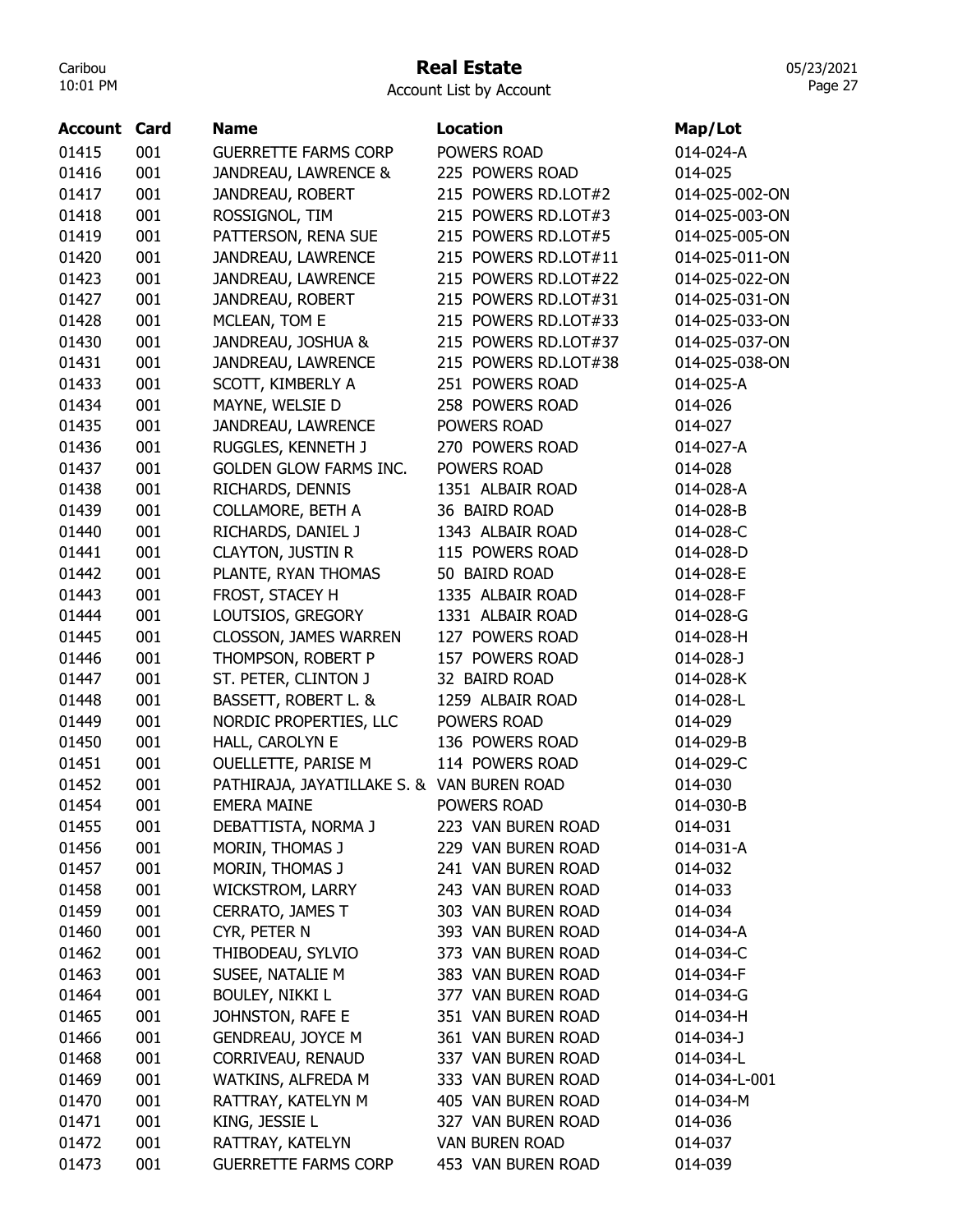# Real Estate

Account List by Account

| Account | Card | Name | Location | Map/Lot |
|---|---|---|---|---|
| 01415 | 001 | GUERRETTE FARMS CORP | POWERS ROAD | 014-024-A |
| 01416 | 001 | JANDREAU, LAWRENCE & | 225 POWERS ROAD | 014-025 |
| 01417 | 001 | JANDREAU, ROBERT | 215 POWERS RD.LOT#2 | 014-025-002-ON |
| 01418 | 001 | ROSSIGNOL, TIM | 215 POWERS RD.LOT#3 | 014-025-003-ON |
| 01419 | 001 | PATTERSON, RENA SUE | 215 POWERS RD.LOT#5 | 014-025-005-ON |
| 01420 | 001 | JANDREAU, LAWRENCE | 215 POWERS RD.LOT#11 | 014-025-011-ON |
| 01423 | 001 | JANDREAU, LAWRENCE | 215 POWERS RD.LOT#22 | 014-025-022-ON |
| 01427 | 001 | JANDREAU, ROBERT | 215 POWERS RD.LOT#31 | 014-025-031-ON |
| 01428 | 001 | MCLEAN, TOM E | 215 POWERS RD.LOT#33 | 014-025-033-ON |
| 01430 | 001 | JANDREAU, JOSHUA & | 215 POWERS RD.LOT#37 | 014-025-037-ON |
| 01431 | 001 | JANDREAU, LAWRENCE | 215 POWERS RD.LOT#38 | 014-025-038-ON |
| 01433 | 001 | SCOTT, KIMBERLY A | 251 POWERS ROAD | 014-025-A |
| 01434 | 001 | MAYNE, WELSIE D | 258 POWERS ROAD | 014-026 |
| 01435 | 001 | JANDREAU, LAWRENCE | POWERS ROAD | 014-027 |
| 01436 | 001 | RUGGLES, KENNETH J | 270 POWERS ROAD | 014-027-A |
| 01437 | 001 | GOLDEN GLOW FARMS INC. | POWERS ROAD | 014-028 |
| 01438 | 001 | RICHARDS, DENNIS | 1351 ALBAIR ROAD | 014-028-A |
| 01439 | 001 | COLLAMORE, BETH A | 36 BAIRD ROAD | 014-028-B |
| 01440 | 001 | RICHARDS, DANIEL J | 1343 ALBAIR ROAD | 014-028-C |
| 01441 | 001 | CLAYTON, JUSTIN R | 115 POWERS ROAD | 014-028-D |
| 01442 | 001 | PLANTE, RYAN THOMAS | 50 BAIRD ROAD | 014-028-E |
| 01443 | 001 | FROST, STACEY H | 1335 ALBAIR ROAD | 014-028-F |
| 01444 | 001 | LOUTSIOS, GREGORY | 1331 ALBAIR ROAD | 014-028-G |
| 01445 | 001 | CLOSSON, JAMES WARREN | 127 POWERS ROAD | 014-028-H |
| 01446 | 001 | THOMPSON, ROBERT P | 157 POWERS ROAD | 014-028-J |
| 01447 | 001 | ST. PETER, CLINTON J | 32 BAIRD ROAD | 014-028-K |
| 01448 | 001 | BASSETT, ROBERT L. & | 1259 ALBAIR ROAD | 014-028-L |
| 01449 | 001 | NORDIC PROPERTIES, LLC | POWERS ROAD | 014-029 |
| 01450 | 001 | HALL, CAROLYN E | 136 POWERS ROAD | 014-029-B |
| 01451 | 001 | OUELLETTE, PARISE M | 114 POWERS ROAD | 014-029-C |
| 01452 | 001 | PATHIRAJA, JAYATILLAKE S. & | VAN BUREN ROAD | 014-030 |
| 01454 | 001 | EMERA MAINE | POWERS ROAD | 014-030-B |
| 01455 | 001 | DEBATTISTA, NORMA J | 223 VAN BUREN ROAD | 014-031 |
| 01456 | 001 | MORIN, THOMAS J | 229 VAN BUREN ROAD | 014-031-A |
| 01457 | 001 | MORIN, THOMAS J | 241 VAN BUREN ROAD | 014-032 |
| 01458 | 001 | WICKSTROM, LARRY | 243 VAN BUREN ROAD | 014-033 |
| 01459 | 001 | CERRATO, JAMES T | 303 VAN BUREN ROAD | 014-034 |
| 01460 | 001 | CYR, PETER N | 393 VAN BUREN ROAD | 014-034-A |
| 01462 | 001 | THIBODEAU, SYLVIO | 373 VAN BUREN ROAD | 014-034-C |
| 01463 | 001 | SUSEE, NATALIE M | 383 VAN BUREN ROAD | 014-034-F |
| 01464 | 001 | BOULEY, NIKKI L | 377 VAN BUREN ROAD | 014-034-G |
| 01465 | 001 | JOHNSTON, RAFE E | 351 VAN BUREN ROAD | 014-034-H |
| 01466 | 001 | GENDREAU, JOYCE M | 361 VAN BUREN ROAD | 014-034-J |
| 01468 | 001 | CORRIVEAU, RENAUD | 337 VAN BUREN ROAD | 014-034-L |
| 01469 | 001 | WATKINS, ALFREDA M | 333 VAN BUREN ROAD | 014-034-L-001 |
| 01470 | 001 | RATTRAY, KATELYN M | 405 VAN BUREN ROAD | 014-034-M |
| 01471 | 001 | KING, JESSIE L | 327 VAN BUREN ROAD | 014-036 |
| 01472 | 001 | RATTRAY, KATELYN | VAN BUREN ROAD | 014-037 |
| 01473 | 001 | GUERRETTE FARMS CORP | 453 VAN BUREN ROAD | 014-039 |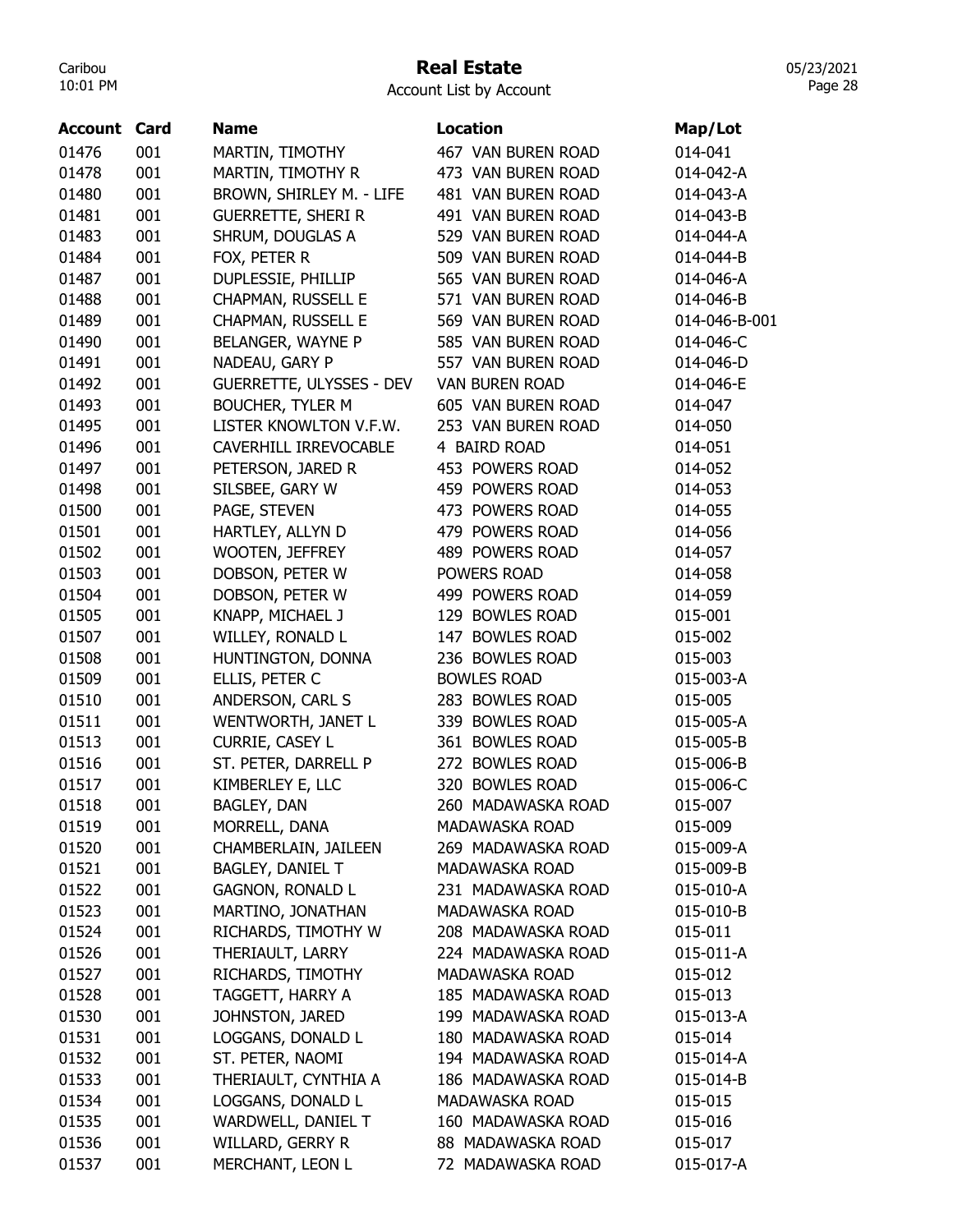# Real Estate

Account List by Account

| Account | Card | Name | Location | Map/Lot |
|---|---|---|---|---|
| 01476 | 001 | MARTIN, TIMOTHY | 467 VAN BUREN ROAD | 014-041 |
| 01478 | 001 | MARTIN, TIMOTHY R | 473 VAN BUREN ROAD | 014-042-A |
| 01480 | 001 | BROWN, SHIRLEY M. - LIFE | 481 VAN BUREN ROAD | 014-043-A |
| 01481 | 001 | GUERRETTE, SHERI R | 491 VAN BUREN ROAD | 014-043-B |
| 01483 | 001 | SHRUM, DOUGLAS A | 529 VAN BUREN ROAD | 014-044-A |
| 01484 | 001 | FOX, PETER R | 509 VAN BUREN ROAD | 014-044-B |
| 01487 | 001 | DUPLESSIE, PHILLIP | 565 VAN BUREN ROAD | 014-046-A |
| 01488 | 001 | CHAPMAN, RUSSELL E | 571 VAN BUREN ROAD | 014-046-B |
| 01489 | 001 | CHAPMAN, RUSSELL E | 569 VAN BUREN ROAD | 014-046-B-001 |
| 01490 | 001 | BELANGER, WAYNE P | 585 VAN BUREN ROAD | 014-046-C |
| 01491 | 001 | NADEAU, GARY P | 557 VAN BUREN ROAD | 014-046-D |
| 01492 | 001 | GUERRETTE, ULYSSES - DEV | VAN BUREN ROAD | 014-046-E |
| 01493 | 001 | BOUCHER, TYLER M | 605 VAN BUREN ROAD | 014-047 |
| 01495 | 001 | LISTER KNOWLTON V.F.W. | 253 VAN BUREN ROAD | 014-050 |
| 01496 | 001 | CAVERHILL IRREVOCABLE | 4 BAIRD ROAD | 014-051 |
| 01497 | 001 | PETERSON, JARED R | 453 POWERS ROAD | 014-052 |
| 01498 | 001 | SILSBEE, GARY W | 459 POWERS ROAD | 014-053 |
| 01500 | 001 | PAGE, STEVEN | 473 POWERS ROAD | 014-055 |
| 01501 | 001 | HARTLEY, ALLYN D | 479 POWERS ROAD | 014-056 |
| 01502 | 001 | WOOTEN, JEFFREY | 489 POWERS ROAD | 014-057 |
| 01503 | 001 | DOBSON, PETER W | POWERS ROAD | 014-058 |
| 01504 | 001 | DOBSON, PETER W | 499 POWERS ROAD | 014-059 |
| 01505 | 001 | KNAPP, MICHAEL J | 129 BOWLES ROAD | 015-001 |
| 01507 | 001 | WILLEY, RONALD L | 147 BOWLES ROAD | 015-002 |
| 01508 | 001 | HUNTINGTON, DONNA | 236 BOWLES ROAD | 015-003 |
| 01509 | 001 | ELLIS, PETER C | BOWLES ROAD | 015-003-A |
| 01510 | 001 | ANDERSON, CARL S | 283 BOWLES ROAD | 015-005 |
| 01511 | 001 | WENTWORTH, JANET L | 339 BOWLES ROAD | 015-005-A |
| 01513 | 001 | CURRIE, CASEY L | 361 BOWLES ROAD | 015-005-B |
| 01516 | 001 | ST. PETER, DARRELL P | 272 BOWLES ROAD | 015-006-B |
| 01517 | 001 | KIMBERLEY E, LLC | 320 BOWLES ROAD | 015-006-C |
| 01518 | 001 | BAGLEY, DAN | 260 MADAWASKA ROAD | 015-007 |
| 01519 | 001 | MORRELL, DANA | MADAWASKA ROAD | 015-009 |
| 01520 | 001 | CHAMBERLAIN, JAILEEN | 269 MADAWASKA ROAD | 015-009-A |
| 01521 | 001 | BAGLEY, DANIEL T | MADAWASKA ROAD | 015-009-B |
| 01522 | 001 | GAGNON, RONALD L | 231 MADAWASKA ROAD | 015-010-A |
| 01523 | 001 | MARTINO, JONATHAN | MADAWASKA ROAD | 015-010-B |
| 01524 | 001 | RICHARDS, TIMOTHY W | 208 MADAWASKA ROAD | 015-011 |
| 01526 | 001 | THERIAULT, LARRY | 224 MADAWASKA ROAD | 015-011-A |
| 01527 | 001 | RICHARDS, TIMOTHY | MADAWASKA ROAD | 015-012 |
| 01528 | 001 | TAGGETT, HARRY A | 185 MADAWASKA ROAD | 015-013 |
| 01530 | 001 | JOHNSTON, JARED | 199 MADAWASKA ROAD | 015-013-A |
| 01531 | 001 | LOGGANS, DONALD L | 180 MADAWASKA ROAD | 015-014 |
| 01532 | 001 | ST. PETER, NAOMI | 194 MADAWASKA ROAD | 015-014-A |
| 01533 | 001 | THERIAULT, CYNTHIA A | 186 MADAWASKA ROAD | 015-014-B |
| 01534 | 001 | LOGGANS, DONALD L | MADAWASKA ROAD | 015-015 |
| 01535 | 001 | WARDWELL, DANIEL T | 160 MADAWASKA ROAD | 015-016 |
| 01536 | 001 | WILLARD, GERRY R | 88 MADAWASKA ROAD | 015-017 |
| 01537 | 001 | MERCHANT, LEON L | 72 MADAWASKA ROAD | 015-017-A |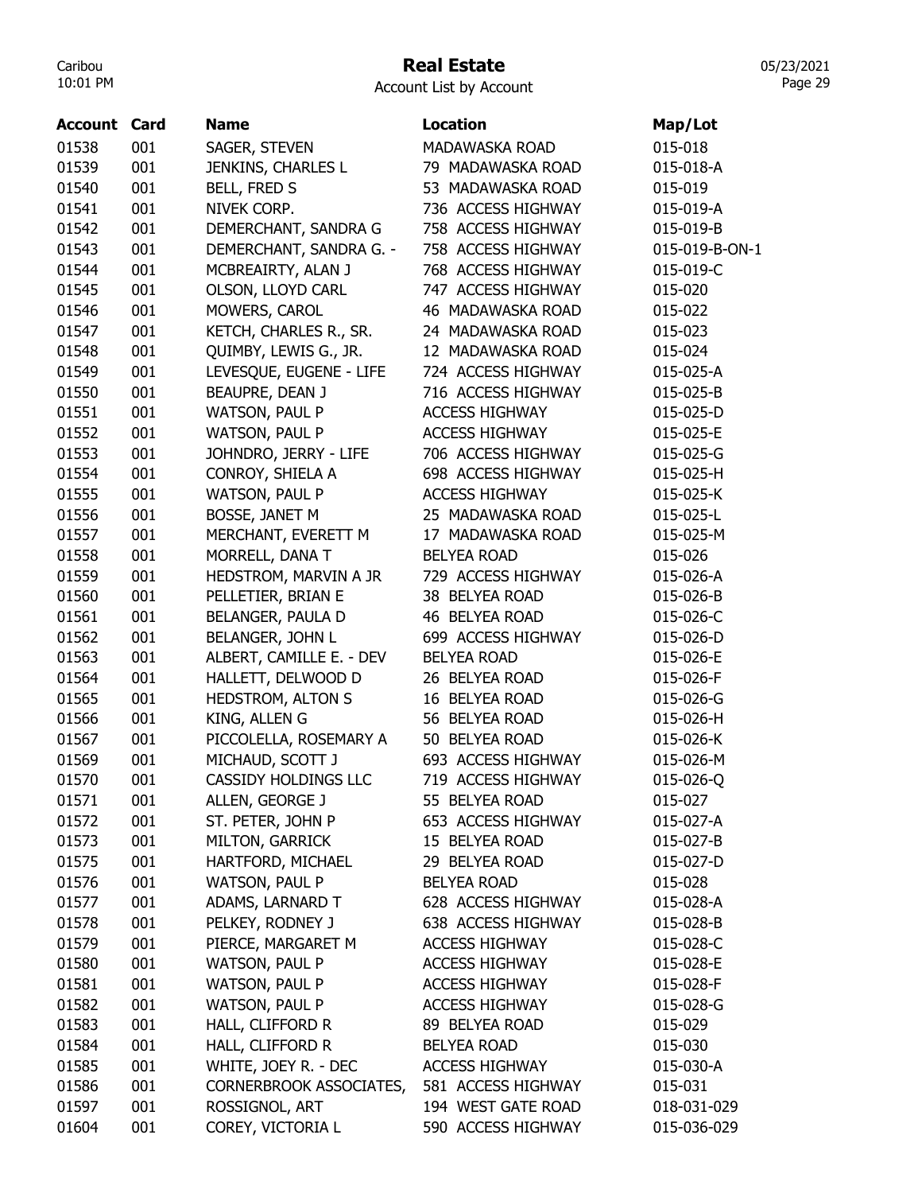# Real Estate

Account List by Account

| Account | Card | Name | Location | Map/Lot |
|---|---|---|---|---|
| 01538 | 001 | SAGER, STEVEN | MADAWASKA ROAD | 015-018 |
| 01539 | 001 | JENKINS, CHARLES L | 79 MADAWASKA ROAD | 015-018-A |
| 01540 | 001 | BELL, FRED S | 53 MADAWASKA ROAD | 015-019 |
| 01541 | 001 | NIVEK CORP. | 736 ACCESS HIGHWAY | 015-019-A |
| 01542 | 001 | DEMERCHANT, SANDRA G | 758 ACCESS HIGHWAY | 015-019-B |
| 01543 | 001 | DEMERCHANT, SANDRA G. - | 758 ACCESS HIGHWAY | 015-019-B-ON-1 |
| 01544 | 001 | MCBREAIRTY, ALAN J | 768 ACCESS HIGHWAY | 015-019-C |
| 01545 | 001 | OLSON, LLOYD CARL | 747 ACCESS HIGHWAY | 015-020 |
| 01546 | 001 | MOWERS, CAROL | 46 MADAWASKA ROAD | 015-022 |
| 01547 | 001 | KETCH, CHARLES R., SR. | 24 MADAWASKA ROAD | 015-023 |
| 01548 | 001 | QUIMBY, LEWIS G., JR. | 12 MADAWASKA ROAD | 015-024 |
| 01549 | 001 | LEVESQUE, EUGENE - LIFE | 724 ACCESS HIGHWAY | 015-025-A |
| 01550 | 001 | BEAUPRE, DEAN J | 716 ACCESS HIGHWAY | 015-025-B |
| 01551 | 001 | WATSON, PAUL P | ACCESS HIGHWAY | 015-025-D |
| 01552 | 001 | WATSON, PAUL P | ACCESS HIGHWAY | 015-025-E |
| 01553 | 001 | JOHNDRO, JERRY - LIFE | 706 ACCESS HIGHWAY | 015-025-G |
| 01554 | 001 | CONROY, SHIELA A | 698 ACCESS HIGHWAY | 015-025-H |
| 01555 | 001 | WATSON, PAUL P | ACCESS HIGHWAY | 015-025-K |
| 01556 | 001 | BOSSE, JANET M | 25 MADAWASKA ROAD | 015-025-L |
| 01557 | 001 | MERCHANT, EVERETT M | 17 MADAWASKA ROAD | 015-025-M |
| 01558 | 001 | MORRELL, DANA T | BELYEA ROAD | 015-026 |
| 01559 | 001 | HEDSTROM, MARVIN A JR | 729 ACCESS HIGHWAY | 015-026-A |
| 01560 | 001 | PELLETIER, BRIAN E | 38 BELYEA ROAD | 015-026-B |
| 01561 | 001 | BELANGER, PAULA D | 46 BELYEA ROAD | 015-026-C |
| 01562 | 001 | BELANGER, JOHN L | 699 ACCESS HIGHWAY | 015-026-D |
| 01563 | 001 | ALBERT, CAMILLE E. - DEV | BELYEA ROAD | 015-026-E |
| 01564 | 001 | HALLETT, DELWOOD D | 26 BELYEA ROAD | 015-026-F |
| 01565 | 001 | HEDSTROM, ALTON S | 16 BELYEA ROAD | 015-026-G |
| 01566 | 001 | KING, ALLEN G | 56 BELYEA ROAD | 015-026-H |
| 01567 | 001 | PICCOLELLA, ROSEMARY A | 50 BELYEA ROAD | 015-026-K |
| 01569 | 001 | MICHAUD, SCOTT J | 693 ACCESS HIGHWAY | 015-026-M |
| 01570 | 001 | CASSIDY HOLDINGS LLC | 719 ACCESS HIGHWAY | 015-026-Q |
| 01571 | 001 | ALLEN, GEORGE J | 55 BELYEA ROAD | 015-027 |
| 01572 | 001 | ST. PETER, JOHN P | 653 ACCESS HIGHWAY | 015-027-A |
| 01573 | 001 | MILTON, GARRICK | 15 BELYEA ROAD | 015-027-B |
| 01575 | 001 | HARTFORD, MICHAEL | 29 BELYEA ROAD | 015-027-D |
| 01576 | 001 | WATSON, PAUL P | BELYEA ROAD | 015-028 |
| 01577 | 001 | ADAMS, LARNARD T | 628 ACCESS HIGHWAY | 015-028-A |
| 01578 | 001 | PELKEY, RODNEY J | 638 ACCESS HIGHWAY | 015-028-B |
| 01579 | 001 | PIERCE, MARGARET M | ACCESS HIGHWAY | 015-028-C |
| 01580 | 001 | WATSON, PAUL P | ACCESS HIGHWAY | 015-028-E |
| 01581 | 001 | WATSON, PAUL P | ACCESS HIGHWAY | 015-028-F |
| 01582 | 001 | WATSON, PAUL P | ACCESS HIGHWAY | 015-028-G |
| 01583 | 001 | HALL, CLIFFORD R | 89 BELYEA ROAD | 015-029 |
| 01584 | 001 | HALL, CLIFFORD R | BELYEA ROAD | 015-030 |
| 01585 | 001 | WHITE, JOEY R. - DEC | ACCESS HIGHWAY | 015-030-A |
| 01586 | 001 | CORNERBROOK ASSOCIATES, | 581 ACCESS HIGHWAY | 015-031 |
| 01597 | 001 | ROSSIGNOL, ART | 194 WEST GATE ROAD | 018-031-029 |
| 01604 | 001 | COREY, VICTORIA L | 590 ACCESS HIGHWAY | 015-036-029 |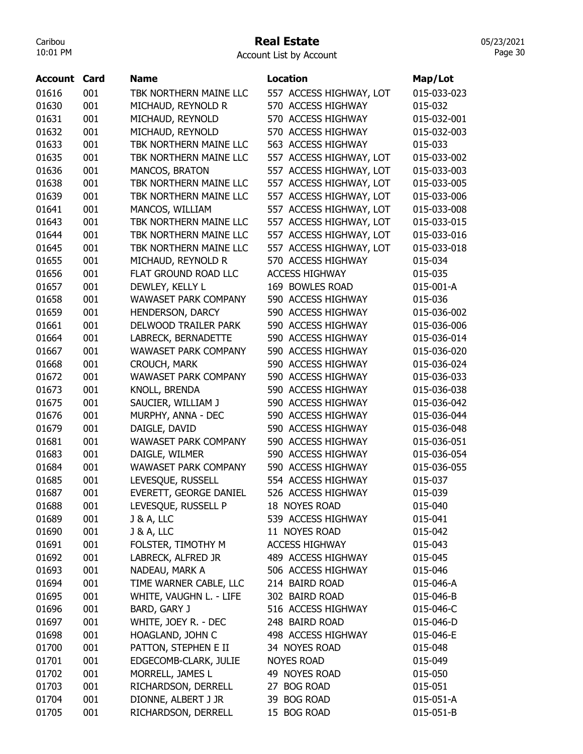# Real Estate

Account List by Account

| Account | Card | Name | Location | Map/Lot |
|---|---|---|---|---|
| 01616 | 001 | TBK NORTHERN MAINE LLC | 557 ACCESS HIGHWAY, LOT | 015-033-023 |
| 01630 | 001 | MICHAUD, REYNOLD R | 570 ACCESS HIGHWAY | 015-032 |
| 01631 | 001 | MICHAUD, REYNOLD | 570 ACCESS HIGHWAY | 015-032-001 |
| 01632 | 001 | MICHAUD, REYNOLD | 570 ACCESS HIGHWAY | 015-032-003 |
| 01633 | 001 | TBK NORTHERN MAINE LLC | 563 ACCESS HIGHWAY | 015-033 |
| 01635 | 001 | TBK NORTHERN MAINE LLC | 557 ACCESS HIGHWAY, LOT | 015-033-002 |
| 01636 | 001 | MANCOS, BRATON | 557 ACCESS HIGHWAY, LOT | 015-033-003 |
| 01638 | 001 | TBK NORTHERN MAINE LLC | 557 ACCESS HIGHWAY, LOT | 015-033-005 |
| 01639 | 001 | TBK NORTHERN MAINE LLC | 557 ACCESS HIGHWAY, LOT | 015-033-006 |
| 01641 | 001 | MANCOS, WILLIAM | 557 ACCESS HIGHWAY, LOT | 015-033-008 |
| 01643 | 001 | TBK NORTHERN MAINE LLC | 557 ACCESS HIGHWAY, LOT | 015-033-015 |
| 01644 | 001 | TBK NORTHERN MAINE LLC | 557 ACCESS HIGHWAY, LOT | 015-033-016 |
| 01645 | 001 | TBK NORTHERN MAINE LLC | 557 ACCESS HIGHWAY, LOT | 015-033-018 |
| 01655 | 001 | MICHAUD, REYNOLD R | 570 ACCESS HIGHWAY | 015-034 |
| 01656 | 001 | FLAT GROUND ROAD LLC | ACCESS HIGHWAY | 015-035 |
| 01657 | 001 | DEWLEY, KELLY L | 169 BOWLES ROAD | 015-001-A |
| 01658 | 001 | WAWASET PARK COMPANY | 590 ACCESS HIGHWAY | 015-036 |
| 01659 | 001 | HENDERSON, DARCY | 590 ACCESS HIGHWAY | 015-036-002 |
| 01661 | 001 | DELWOOD TRAILER PARK | 590 ACCESS HIGHWAY | 015-036-006 |
| 01664 | 001 | LABRECK, BERNADETTE | 590 ACCESS HIGHWAY | 015-036-014 |
| 01667 | 001 | WAWASET PARK COMPANY | 590 ACCESS HIGHWAY | 015-036-020 |
| 01668 | 001 | CROUCH, MARK | 590 ACCESS HIGHWAY | 015-036-024 |
| 01672 | 001 | WAWASET PARK COMPANY | 590 ACCESS HIGHWAY | 015-036-033 |
| 01673 | 001 | KNOLL, BRENDA | 590 ACCESS HIGHWAY | 015-036-038 |
| 01675 | 001 | SAUCIER, WILLIAM J | 590 ACCESS HIGHWAY | 015-036-042 |
| 01676 | 001 | MURPHY, ANNA - DEC | 590 ACCESS HIGHWAY | 015-036-044 |
| 01679 | 001 | DAIGLE, DAVID | 590 ACCESS HIGHWAY | 015-036-048 |
| 01681 | 001 | WAWASET PARK COMPANY | 590 ACCESS HIGHWAY | 015-036-051 |
| 01683 | 001 | DAIGLE, WILMER | 590 ACCESS HIGHWAY | 015-036-054 |
| 01684 | 001 | WAWASET PARK COMPANY | 590 ACCESS HIGHWAY | 015-036-055 |
| 01685 | 001 | LEVESQUE, RUSSELL | 554 ACCESS HIGHWAY | 015-037 |
| 01687 | 001 | EVERETT, GEORGE DANIEL | 526 ACCESS HIGHWAY | 015-039 |
| 01688 | 001 | LEVESQUE, RUSSELL P | 18 NOYES ROAD | 015-040 |
| 01689 | 001 | J & A, LLC | 539 ACCESS HIGHWAY | 015-041 |
| 01690 | 001 | J & A, LLC | 11 NOYES ROAD | 015-042 |
| 01691 | 001 | FOLSTER, TIMOTHY M | ACCESS HIGHWAY | 015-043 |
| 01692 | 001 | LABRECK, ALFRED JR | 489 ACCESS HIGHWAY | 015-045 |
| 01693 | 001 | NADEAU, MARK A | 506 ACCESS HIGHWAY | 015-046 |
| 01694 | 001 | TIME WARNER CABLE, LLC | 214 BAIRD ROAD | 015-046-A |
| 01695 | 001 | WHITE, VAUGHN L. - LIFE | 302 BAIRD ROAD | 015-046-B |
| 01696 | 001 | BARD, GARY J | 516 ACCESS HIGHWAY | 015-046-C |
| 01697 | 001 | WHITE, JOEY R. - DEC | 248 BAIRD ROAD | 015-046-D |
| 01698 | 001 | HOAGLAND, JOHN C | 498 ACCESS HIGHWAY | 015-046-E |
| 01700 | 001 | PATTON, STEPHEN E II | 34 NOYES ROAD | 015-048 |
| 01701 | 001 | EDGECOMB-CLARK, JULIE | NOYES ROAD | 015-049 |
| 01702 | 001 | MORRELL, JAMES L | 49 NOYES ROAD | 015-050 |
| 01703 | 001 | RICHARDSON, DERRELL | 27 BOG ROAD | 015-051 |
| 01704 | 001 | DIONNE, ALBERT J JR | 39 BOG ROAD | 015-051-A |
| 01705 | 001 | RICHARDSON, DERRELL | 15 BOG ROAD | 015-051-B |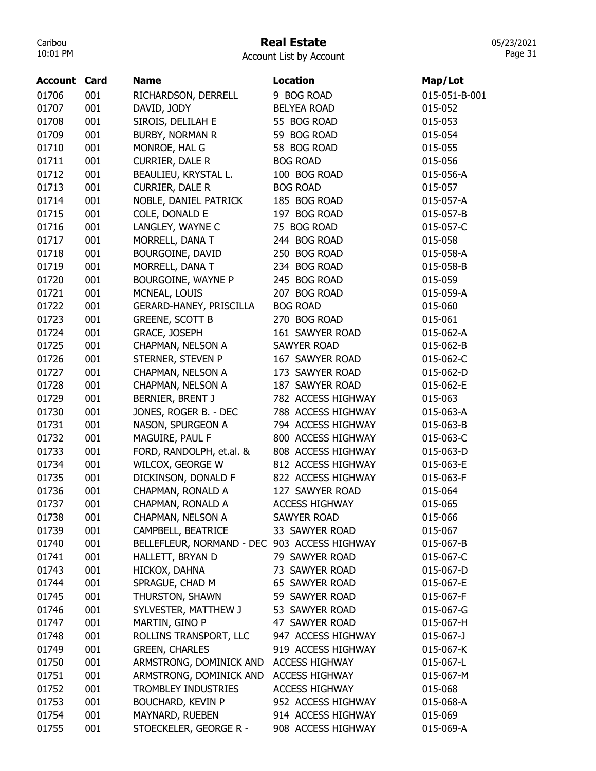# Real Estate

Account List by Account

| Account | Card | Name | Location | Map/Lot |
|---|---|---|---|---|
| 01706 | 001 | RICHARDSON, DERRELL | 9 BOG ROAD | 015-051-B-001 |
| 01707 | 001 | DAVID, JODY | BELYEA ROAD | 015-052 |
| 01708 | 001 | SIROIS, DELILAH E | 55 BOG ROAD | 015-053 |
| 01709 | 001 | BURBY, NORMAN R | 59 BOG ROAD | 015-054 |
| 01710 | 001 | MONROE, HAL G | 58 BOG ROAD | 015-055 |
| 01711 | 001 | CURRIER, DALE R | BOG ROAD | 015-056 |
| 01712 | 001 | BEAULIEU, KRYSTAL L. | 100 BOG ROAD | 015-056-A |
| 01713 | 001 | CURRIER, DALE R | BOG ROAD | 015-057 |
| 01714 | 001 | NOBLE, DANIEL PATRICK | 185 BOG ROAD | 015-057-A |
| 01715 | 001 | COLE, DONALD E | 197 BOG ROAD | 015-057-B |
| 01716 | 001 | LANGLEY, WAYNE C | 75 BOG ROAD | 015-057-C |
| 01717 | 001 | MORRELL, DANA T | 244 BOG ROAD | 015-058 |
| 01718 | 001 | BOURGOINE, DAVID | 250 BOG ROAD | 015-058-A |
| 01719 | 001 | MORRELL, DANA T | 234 BOG ROAD | 015-058-B |
| 01720 | 001 | BOURGOINE, WAYNE P | 245 BOG ROAD | 015-059 |
| 01721 | 001 | MCNEAL, LOUIS | 207 BOG ROAD | 015-059-A |
| 01722 | 001 | GERARD-HANEY, PRISCILLA | BOG ROAD | 015-060 |
| 01723 | 001 | GREENE, SCOTT B | 270 BOG ROAD | 015-061 |
| 01724 | 001 | GRACE, JOSEPH | 161 SAWYER ROAD | 015-062-A |
| 01725 | 001 | CHAPMAN, NELSON A | SAWYER ROAD | 015-062-B |
| 01726 | 001 | STERNER, STEVEN P | 167 SAWYER ROAD | 015-062-C |
| 01727 | 001 | CHAPMAN, NELSON A | 173 SAWYER ROAD | 015-062-D |
| 01728 | 001 | CHAPMAN, NELSON A | 187 SAWYER ROAD | 015-062-E |
| 01729 | 001 | BERNIER, BRENT J | 782 ACCESS HIGHWAY | 015-063 |
| 01730 | 001 | JONES, ROGER B. - DEC | 788 ACCESS HIGHWAY | 015-063-A |
| 01731 | 001 | NASON, SPURGEON A | 794 ACCESS HIGHWAY | 015-063-B |
| 01732 | 001 | MAGUIRE, PAUL F | 800 ACCESS HIGHWAY | 015-063-C |
| 01733 | 001 | FORD, RANDOLPH, et.al. & | 808 ACCESS HIGHWAY | 015-063-D |
| 01734 | 001 | WILCOX, GEORGE W | 812 ACCESS HIGHWAY | 015-063-E |
| 01735 | 001 | DICKINSON, DONALD F | 822 ACCESS HIGHWAY | 015-063-F |
| 01736 | 001 | CHAPMAN, RONALD A | 127 SAWYER ROAD | 015-064 |
| 01737 | 001 | CHAPMAN, RONALD A | ACCESS HIGHWAY | 015-065 |
| 01738 | 001 | CHAPMAN, NELSON A | SAWYER ROAD | 015-066 |
| 01739 | 001 | CAMPBELL, BEATRICE | 33 SAWYER ROAD | 015-067 |
| 01740 | 001 | BELLEFLEUR, NORMAND - DEC | 903 ACCESS HIGHWAY | 015-067-B |
| 01741 | 001 | HALLETT, BRYAN D | 79 SAWYER ROAD | 015-067-C |
| 01743 | 001 | HICKOX, DAHNA | 73 SAWYER ROAD | 015-067-D |
| 01744 | 001 | SPRAGUE, CHAD M | 65 SAWYER ROAD | 015-067-E |
| 01745 | 001 | THURSTON, SHAWN | 59 SAWYER ROAD | 015-067-F |
| 01746 | 001 | SYLVESTER, MATTHEW J | 53 SAWYER ROAD | 015-067-G |
| 01747 | 001 | MARTIN, GINO P | 47 SAWYER ROAD | 015-067-H |
| 01748 | 001 | ROLLINS TRANSPORT, LLC | 947 ACCESS HIGHWAY | 015-067-J |
| 01749 | 001 | GREEN, CHARLES | 919 ACCESS HIGHWAY | 015-067-K |
| 01750 | 001 | ARMSTRONG, DOMINICK AND | ACCESS HIGHWAY | 015-067-L |
| 01751 | 001 | ARMSTRONG, DOMINICK AND | ACCESS HIGHWAY | 015-067-M |
| 01752 | 001 | TROMBLEY INDUSTRIES | ACCESS HIGHWAY | 015-068 |
| 01753 | 001 | BOUCHARD, KEVIN P | 952 ACCESS HIGHWAY | 015-068-A |
| 01754 | 001 | MAYNARD, RUEBEN | 914 ACCESS HIGHWAY | 015-069 |
| 01755 | 001 | STOECKELER, GEORGE R - | 908 ACCESS HIGHWAY | 015-069-A |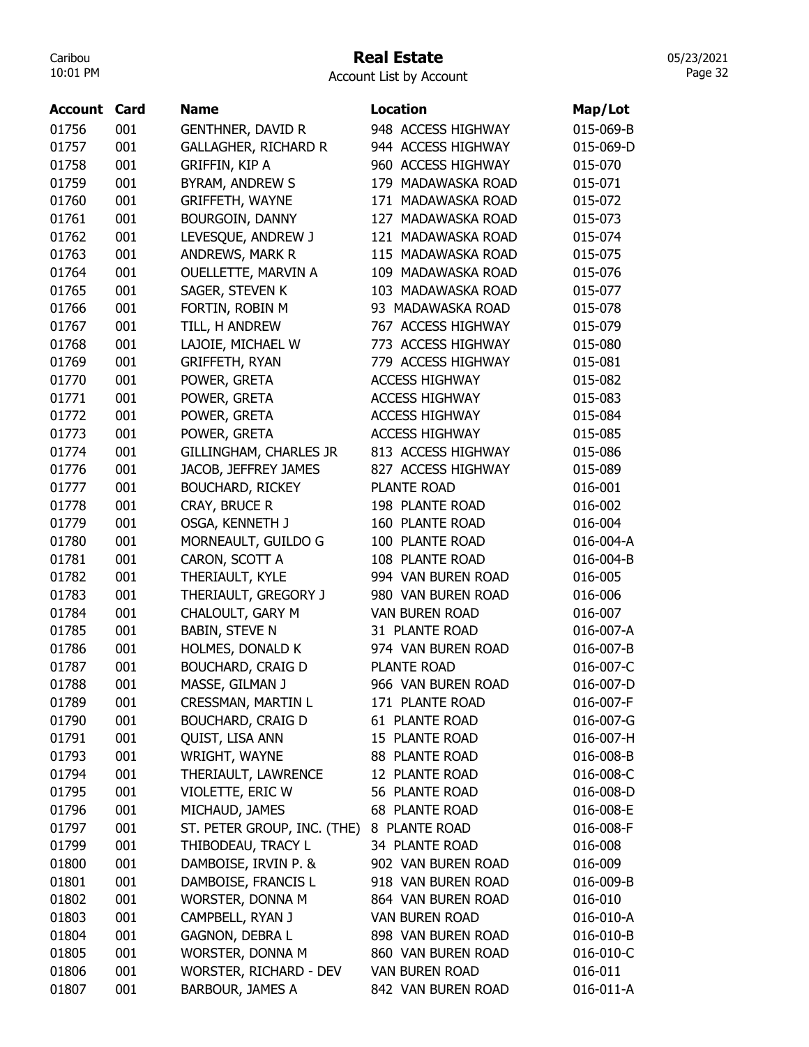# Real Estate

Account List by Account

| Account | Card | Name | Location | Map/Lot |
|---|---|---|---|---|
| 01756 | 001 | GENTHNER, DAVID R | 948 ACCESS HIGHWAY | 015-069-B |
| 01757 | 001 | GALLAGHER, RICHARD R | 944 ACCESS HIGHWAY | 015-069-D |
| 01758 | 001 | GRIFFIN, KIP A | 960 ACCESS HIGHWAY | 015-070 |
| 01759 | 001 | BYRAM, ANDREW S | 179 MADAWASKA ROAD | 015-071 |
| 01760 | 001 | GRIFFETH, WAYNE | 171 MADAWASKA ROAD | 015-072 |
| 01761 | 001 | BOURGOIN, DANNY | 127 MADAWASKA ROAD | 015-073 |
| 01762 | 001 | LEVESQUE, ANDREW J | 121 MADAWASKA ROAD | 015-074 |
| 01763 | 001 | ANDREWS, MARK R | 115 MADAWASKA ROAD | 015-075 |
| 01764 | 001 | OUELLETTE, MARVIN A | 109 MADAWASKA ROAD | 015-076 |
| 01765 | 001 | SAGER, STEVEN K | 103 MADAWASKA ROAD | 015-077 |
| 01766 | 001 | FORTIN, ROBIN M | 93 MADAWASKA ROAD | 015-078 |
| 01767 | 001 | TILL, H ANDREW | 767 ACCESS HIGHWAY | 015-079 |
| 01768 | 001 | LAJOIE, MICHAEL W | 773 ACCESS HIGHWAY | 015-080 |
| 01769 | 001 | GRIFFETH, RYAN | 779 ACCESS HIGHWAY | 015-081 |
| 01770 | 001 | POWER, GRETA | ACCESS HIGHWAY | 015-082 |
| 01771 | 001 | POWER, GRETA | ACCESS HIGHWAY | 015-083 |
| 01772 | 001 | POWER, GRETA | ACCESS HIGHWAY | 015-084 |
| 01773 | 001 | POWER, GRETA | ACCESS HIGHWAY | 015-085 |
| 01774 | 001 | GILLINGHAM, CHARLES JR | 813 ACCESS HIGHWAY | 015-086 |
| 01776 | 001 | JACOB, JEFFREY JAMES | 827 ACCESS HIGHWAY | 015-089 |
| 01777 | 001 | BOUCHARD, RICKEY | PLANTE ROAD | 016-001 |
| 01778 | 001 | CRAY, BRUCE R | 198 PLANTE ROAD | 016-002 |
| 01779 | 001 | OSGA, KENNETH J | 160 PLANTE ROAD | 016-004 |
| 01780 | 001 | MORNEAULT, GUILDO G | 100 PLANTE ROAD | 016-004-A |
| 01781 | 001 | CARON, SCOTT A | 108 PLANTE ROAD | 016-004-B |
| 01782 | 001 | THERIAULT, KYLE | 994 VAN BUREN ROAD | 016-005 |
| 01783 | 001 | THERIAULT, GREGORY J | 980 VAN BUREN ROAD | 016-006 |
| 01784 | 001 | CHALOULT, GARY M | VAN BUREN ROAD | 016-007 |
| 01785 | 001 | BABIN, STEVE N | 31 PLANTE ROAD | 016-007-A |
| 01786 | 001 | HOLMES, DONALD K | 974 VAN BUREN ROAD | 016-007-B |
| 01787 | 001 | BOUCHARD, CRAIG D | PLANTE ROAD | 016-007-C |
| 01788 | 001 | MASSE, GILMAN J | 966 VAN BUREN ROAD | 016-007-D |
| 01789 | 001 | CRESSMAN, MARTIN L | 171 PLANTE ROAD | 016-007-F |
| 01790 | 001 | BOUCHARD, CRAIG D | 61 PLANTE ROAD | 016-007-G |
| 01791 | 001 | QUIST, LISA ANN | 15 PLANTE ROAD | 016-007-H |
| 01793 | 001 | WRIGHT, WAYNE | 88 PLANTE ROAD | 016-008-B |
| 01794 | 001 | THERIAULT, LAWRENCE | 12 PLANTE ROAD | 016-008-C |
| 01795 | 001 | VIOLETTE, ERIC W | 56 PLANTE ROAD | 016-008-D |
| 01796 | 001 | MICHAUD, JAMES | 68 PLANTE ROAD | 016-008-E |
| 01797 | 001 | ST. PETER GROUP, INC. (THE) | 8 PLANTE ROAD | 016-008-F |
| 01799 | 001 | THIBODEAU, TRACY L | 34 PLANTE ROAD | 016-008 |
| 01800 | 001 | DAMBOISE, IRVIN P. & | 902 VAN BUREN ROAD | 016-009 |
| 01801 | 001 | DAMBOISE, FRANCIS L | 918 VAN BUREN ROAD | 016-009-B |
| 01802 | 001 | WORSTER, DONNA M | 864 VAN BUREN ROAD | 016-010 |
| 01803 | 001 | CAMPBELL, RYAN J | VAN BUREN ROAD | 016-010-A |
| 01804 | 001 | GAGNON, DEBRA L | 898 VAN BUREN ROAD | 016-010-B |
| 01805 | 001 | WORSTER, DONNA M | 860 VAN BUREN ROAD | 016-010-C |
| 01806 | 001 | WORSTER, RICHARD - DEV | VAN BUREN ROAD | 016-011 |
| 01807 | 001 | BARBOUR, JAMES A | 842 VAN BUREN ROAD | 016-011-A |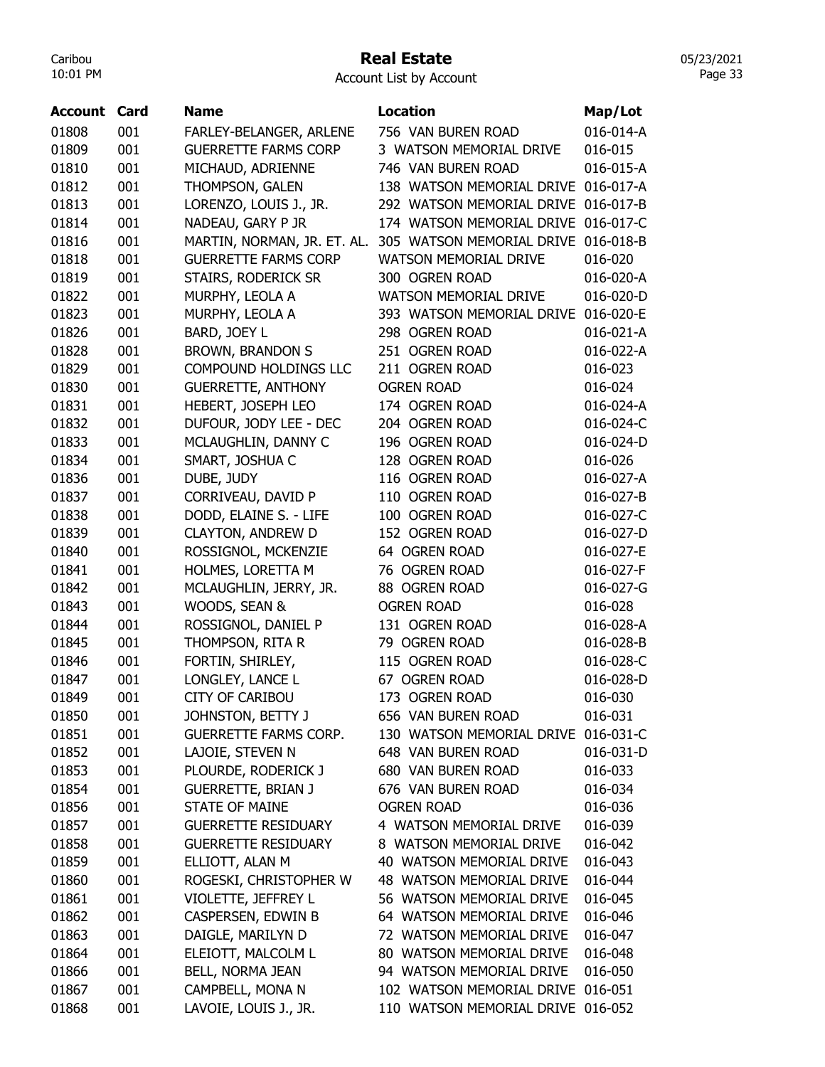# Real Estate

Account List by Account

| Account | Card | Name | Location | Map/Lot |
|---|---|---|---|---|
| 01808 | 001 | FARLEY-BELANGER, ARLENE | 756 VAN BUREN ROAD | 016-014-A |
| 01809 | 001 | GUERRETTE FARMS CORP | 3 WATSON MEMORIAL DRIVE | 016-015 |
| 01810 | 001 | MICHAUD, ADRIENNE | 746 VAN BUREN ROAD | 016-015-A |
| 01812 | 001 | THOMPSON, GALEN | 138 WATSON MEMORIAL DRIVE | 016-017-A |
| 01813 | 001 | LORENZO, LOUIS J., JR. | 292 WATSON MEMORIAL DRIVE | 016-017-B |
| 01814 | 001 | NADEAU, GARY P JR | 174 WATSON MEMORIAL DRIVE | 016-017-C |
| 01816 | 001 | MARTIN, NORMAN, JR. ET. AL. | 305 WATSON MEMORIAL DRIVE | 016-018-B |
| 01818 | 001 | GUERRETTE FARMS CORP | WATSON MEMORIAL DRIVE | 016-020 |
| 01819 | 001 | STAIRS, RODERICK SR | 300 OGREN ROAD | 016-020-A |
| 01822 | 001 | MURPHY, LEOLA A | WATSON MEMORIAL DRIVE | 016-020-D |
| 01823 | 001 | MURPHY, LEOLA A | 393 WATSON MEMORIAL DRIVE | 016-020-E |
| 01826 | 001 | BARD, JOEY L | 298 OGREN ROAD | 016-021-A |
| 01828 | 001 | BROWN, BRANDON S | 251 OGREN ROAD | 016-022-A |
| 01829 | 001 | COMPOUND HOLDINGS LLC | 211 OGREN ROAD | 016-023 |
| 01830 | 001 | GUERRETTE, ANTHONY | OGREN ROAD | 016-024 |
| 01831 | 001 | HEBERT, JOSEPH LEO | 174 OGREN ROAD | 016-024-A |
| 01832 | 001 | DUFOUR, JODY LEE - DEC | 204 OGREN ROAD | 016-024-C |
| 01833 | 001 | MCLAUGHLIN, DANNY C | 196 OGREN ROAD | 016-024-D |
| 01834 | 001 | SMART, JOSHUA C | 128 OGREN ROAD | 016-026 |
| 01836 | 001 | DUBE, JUDY | 116 OGREN ROAD | 016-027-A |
| 01837 | 001 | CORRIVEAU, DAVID P | 110 OGREN ROAD | 016-027-B |
| 01838 | 001 | DODD, ELAINE S. - LIFE | 100 OGREN ROAD | 016-027-C |
| 01839 | 001 | CLAYTON, ANDREW D | 152 OGREN ROAD | 016-027-D |
| 01840 | 001 | ROSSIGNOL, MCKENZIE | 64 OGREN ROAD | 016-027-E |
| 01841 | 001 | HOLMES, LORETTA M | 76 OGREN ROAD | 016-027-F |
| 01842 | 001 | MCLAUGHLIN, JERRY, JR. | 88 OGREN ROAD | 016-027-G |
| 01843 | 001 | WOODS, SEAN & | OGREN ROAD | 016-028 |
| 01844 | 001 | ROSSIGNOL, DANIEL P | 131 OGREN ROAD | 016-028-A |
| 01845 | 001 | THOMPSON, RITA R | 79 OGREN ROAD | 016-028-B |
| 01846 | 001 | FORTIN, SHIRLEY, | 115 OGREN ROAD | 016-028-C |
| 01847 | 001 | LONGLEY, LANCE L | 67 OGREN ROAD | 016-028-D |
| 01849 | 001 | CITY OF CARIBOU | 173 OGREN ROAD | 016-030 |
| 01850 | 001 | JOHNSTON, BETTY J | 656 VAN BUREN ROAD | 016-031 |
| 01851 | 001 | GUERRETTE FARMS CORP. | 130 WATSON MEMORIAL DRIVE | 016-031-C |
| 01852 | 001 | LAJOIE, STEVEN N | 648 VAN BUREN ROAD | 016-031-D |
| 01853 | 001 | PLOURDE, RODERICK J | 680 VAN BUREN ROAD | 016-033 |
| 01854 | 001 | GUERRETTE, BRIAN J | 676 VAN BUREN ROAD | 016-034 |
| 01856 | 001 | STATE OF MAINE | OGREN ROAD | 016-036 |
| 01857 | 001 | GUERRETTE RESIDUARY | 4 WATSON MEMORIAL DRIVE | 016-039 |
| 01858 | 001 | GUERRETTE RESIDUARY | 8 WATSON MEMORIAL DRIVE | 016-042 |
| 01859 | 001 | ELLIOTT, ALAN M | 40 WATSON MEMORIAL DRIVE | 016-043 |
| 01860 | 001 | ROGESKI, CHRISTOPHER W | 48 WATSON MEMORIAL DRIVE | 016-044 |
| 01861 | 001 | VIOLETTE, JEFFREY L | 56 WATSON MEMORIAL DRIVE | 016-045 |
| 01862 | 001 | CASPERSEN, EDWIN B | 64 WATSON MEMORIAL DRIVE | 016-046 |
| 01863 | 001 | DAIGLE, MARILYN D | 72 WATSON MEMORIAL DRIVE | 016-047 |
| 01864 | 001 | ELEIOTT, MALCOLM L | 80 WATSON MEMORIAL DRIVE | 016-048 |
| 01866 | 001 | BELL, NORMA JEAN | 94 WATSON MEMORIAL DRIVE | 016-050 |
| 01867 | 001 | CAMPBELL, MONA N | 102 WATSON MEMORIAL DRIVE | 016-051 |
| 01868 | 001 | LAVOIE, LOUIS J., JR. | 110 WATSON MEMORIAL DRIVE | 016-052 |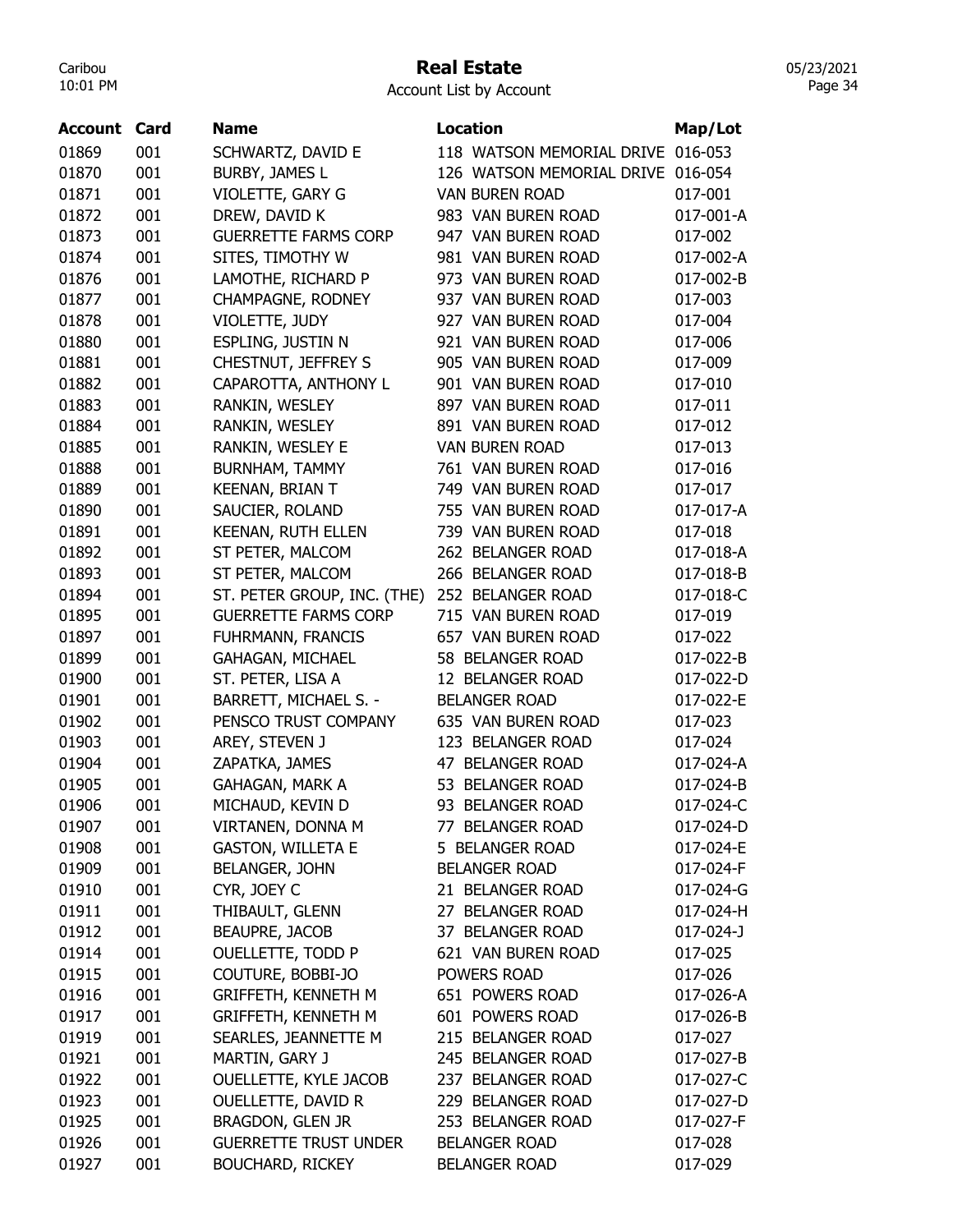# Real Estate

Account List by Account

| Account | Card | Name | Location | Map/Lot |
|---|---|---|---|---|
| 01869 | 001 | SCHWARTZ, DAVID E | 118 WATSON MEMORIAL DRIVE | 016-053 |
| 01870 | 001 | BURBY, JAMES L | 126 WATSON MEMORIAL DRIVE | 016-054 |
| 01871 | 001 | VIOLETTE, GARY G | VAN BUREN ROAD | 017-001 |
| 01872 | 001 | DREW, DAVID K | 983 VAN BUREN ROAD | 017-001-A |
| 01873 | 001 | GUERRETTE FARMS CORP | 947 VAN BUREN ROAD | 017-002 |
| 01874 | 001 | SITES, TIMOTHY W | 981 VAN BUREN ROAD | 017-002-A |
| 01876 | 001 | LAMOTHE, RICHARD P | 973 VAN BUREN ROAD | 017-002-B |
| 01877 | 001 | CHAMPAGNE, RODNEY | 937 VAN BUREN ROAD | 017-003 |
| 01878 | 001 | VIOLETTE, JUDY | 927 VAN BUREN ROAD | 017-004 |
| 01880 | 001 | ESPLING, JUSTIN N | 921 VAN BUREN ROAD | 017-006 |
| 01881 | 001 | CHESTNUT, JEFFREY S | 905 VAN BUREN ROAD | 017-009 |
| 01882 | 001 | CAPAROTTA, ANTHONY L | 901 VAN BUREN ROAD | 017-010 |
| 01883 | 001 | RANKIN, WESLEY | 897 VAN BUREN ROAD | 017-011 |
| 01884 | 001 | RANKIN, WESLEY | 891 VAN BUREN ROAD | 017-012 |
| 01885 | 001 | RANKIN, WESLEY E | VAN BUREN ROAD | 017-013 |
| 01888 | 001 | BURNHAM, TAMMY | 761 VAN BUREN ROAD | 017-016 |
| 01889 | 001 | KEENAN, BRIAN T | 749 VAN BUREN ROAD | 017-017 |
| 01890 | 001 | SAUCIER, ROLAND | 755 VAN BUREN ROAD | 017-017-A |
| 01891 | 001 | KEENAN, RUTH ELLEN | 739 VAN BUREN ROAD | 017-018 |
| 01892 | 001 | ST PETER, MALCOM | 262 BELANGER ROAD | 017-018-A |
| 01893 | 001 | ST PETER, MALCOM | 266 BELANGER ROAD | 017-018-B |
| 01894 | 001 | ST. PETER GROUP, INC. (THE) | 252 BELANGER ROAD | 017-018-C |
| 01895 | 001 | GUERRETTE FARMS CORP | 715 VAN BUREN ROAD | 017-019 |
| 01897 | 001 | FUHRMANN, FRANCIS | 657 VAN BUREN ROAD | 017-022 |
| 01899 | 001 | GAHAGAN, MICHAEL | 58 BELANGER ROAD | 017-022-B |
| 01900 | 001 | ST. PETER, LISA A | 12 BELANGER ROAD | 017-022-D |
| 01901 | 001 | BARRETT, MICHAEL S. - | BELANGER ROAD | 017-022-E |
| 01902 | 001 | PENSCO TRUST COMPANY | 635 VAN BUREN ROAD | 017-023 |
| 01903 | 001 | AREY, STEVEN J | 123 BELANGER ROAD | 017-024 |
| 01904 | 001 | ZAPATKA, JAMES | 47 BELANGER ROAD | 017-024-A |
| 01905 | 001 | GAHAGAN, MARK A | 53 BELANGER ROAD | 017-024-B |
| 01906 | 001 | MICHAUD, KEVIN D | 93 BELANGER ROAD | 017-024-C |
| 01907 | 001 | VIRTANEN, DONNA M | 77 BELANGER ROAD | 017-024-D |
| 01908 | 001 | GASTON, WILLETA E | 5 BELANGER ROAD | 017-024-E |
| 01909 | 001 | BELANGER, JOHN | BELANGER ROAD | 017-024-F |
| 01910 | 001 | CYR, JOEY C | 21 BELANGER ROAD | 017-024-G |
| 01911 | 001 | THIBAULT, GLENN | 27 BELANGER ROAD | 017-024-H |
| 01912 | 001 | BEAUPRE, JACOB | 37 BELANGER ROAD | 017-024-J |
| 01914 | 001 | OUELLETTE, TODD P | 621 VAN BUREN ROAD | 017-025 |
| 01915 | 001 | COUTURE, BOBBI-JO | POWERS ROAD | 017-026 |
| 01916 | 001 | GRIFFETH, KENNETH M | 651 POWERS ROAD | 017-026-A |
| 01917 | 001 | GRIFFETH, KENNETH M | 601 POWERS ROAD | 017-026-B |
| 01919 | 001 | SEARLES, JEANNETTE M | 215 BELANGER ROAD | 017-027 |
| 01921 | 001 | MARTIN, GARY J | 245 BELANGER ROAD | 017-027-B |
| 01922 | 001 | OUELLETTE, KYLE JACOB | 237 BELANGER ROAD | 017-027-C |
| 01923 | 001 | OUELLETTE, DAVID R | 229 BELANGER ROAD | 017-027-D |
| 01925 | 001 | BRAGDON, GLEN JR | 253 BELANGER ROAD | 017-027-F |
| 01926 | 001 | GUERRETTE TRUST UNDER | BELANGER ROAD | 017-028 |
| 01927 | 001 | BOUCHARD, RICKEY | BELANGER ROAD | 017-029 |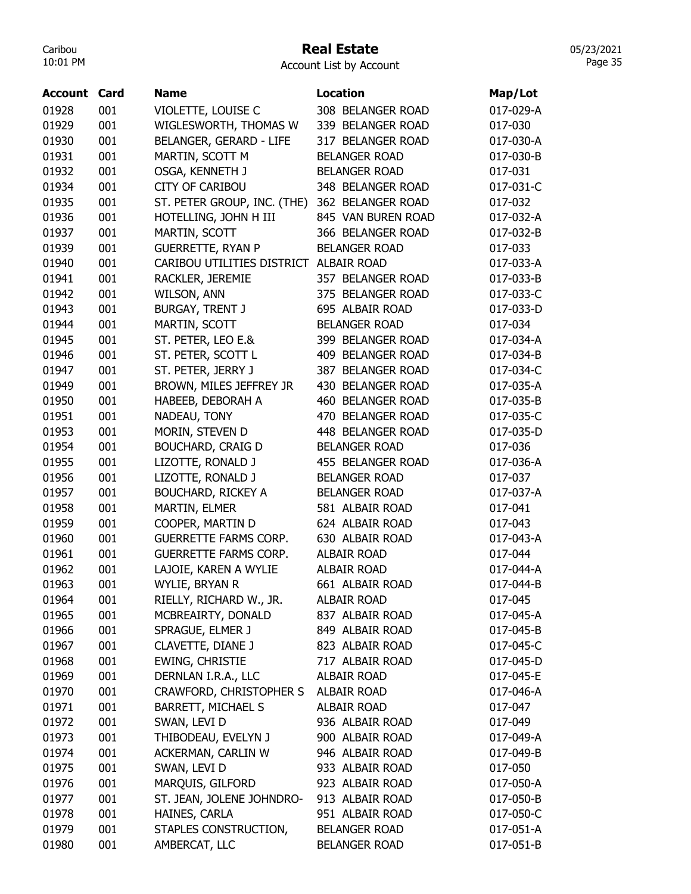# Real Estate

Account List by Account

| Account | Card | Name | Location | Map/Lot |
|---|---|---|---|---|
| 01928 | 001 | VIOLETTE, LOUISE C | 308 BELANGER ROAD | 017-029-A |
| 01929 | 001 | WIGLESWORTH, THOMAS W | 339 BELANGER ROAD | 017-030 |
| 01930 | 001 | BELANGER, GERARD - LIFE | 317 BELANGER ROAD | 017-030-A |
| 01931 | 001 | MARTIN, SCOTT M | BELANGER ROAD | 017-030-B |
| 01932 | 001 | OSGA, KENNETH J | BELANGER ROAD | 017-031 |
| 01934 | 001 | CITY OF CARIBOU | 348 BELANGER ROAD | 017-031-C |
| 01935 | 001 | ST. PETER GROUP, INC. (THE) | 362 BELANGER ROAD | 017-032 |
| 01936 | 001 | HOTELLING, JOHN H III | 845 VAN BUREN ROAD | 017-032-A |
| 01937 | 001 | MARTIN, SCOTT | 366 BELANGER ROAD | 017-032-B |
| 01939 | 001 | GUERRETTE, RYAN P | BELANGER ROAD | 017-033 |
| 01940 | 001 | CARIBOU UTILITIES DISTRICT | ALBAIR ROAD | 017-033-A |
| 01941 | 001 | RACKLER, JEREMIE | 357 BELANGER ROAD | 017-033-B |
| 01942 | 001 | WILSON, ANN | 375 BELANGER ROAD | 017-033-C |
| 01943 | 001 | BURGAY, TRENT J | 695 ALBAIR ROAD | 017-033-D |
| 01944 | 001 | MARTIN, SCOTT | BELANGER ROAD | 017-034 |
| 01945 | 001 | ST. PETER, LEO E.& | 399 BELANGER ROAD | 017-034-A |
| 01946 | 001 | ST. PETER, SCOTT L | 409 BELANGER ROAD | 017-034-B |
| 01947 | 001 | ST. PETER, JERRY J | 387 BELANGER ROAD | 017-034-C |
| 01949 | 001 | BROWN, MILES JEFFREY JR | 430 BELANGER ROAD | 017-035-A |
| 01950 | 001 | HABEEB, DEBORAH A | 460 BELANGER ROAD | 017-035-B |
| 01951 | 001 | NADEAU, TONY | 470 BELANGER ROAD | 017-035-C |
| 01953 | 001 | MORIN, STEVEN D | 448 BELANGER ROAD | 017-035-D |
| 01954 | 001 | BOUCHARD, CRAIG D | BELANGER ROAD | 017-036 |
| 01955 | 001 | LIZOTTE, RONALD J | 455 BELANGER ROAD | 017-036-A |
| 01956 | 001 | LIZOTTE, RONALD J | BELANGER ROAD | 017-037 |
| 01957 | 001 | BOUCHARD, RICKEY A | BELANGER ROAD | 017-037-A |
| 01958 | 001 | MARTIN, ELMER | 581 ALBAIR ROAD | 017-041 |
| 01959 | 001 | COOPER, MARTIN D | 624 ALBAIR ROAD | 017-043 |
| 01960 | 001 | GUERRETTE FARMS CORP. | 630 ALBAIR ROAD | 017-043-A |
| 01961 | 001 | GUERRETTE FARMS CORP. | ALBAIR ROAD | 017-044 |
| 01962 | 001 | LAJOIE, KAREN A WYLIE | ALBAIR ROAD | 017-044-A |
| 01963 | 001 | WYLIE, BRYAN R | 661 ALBAIR ROAD | 017-044-B |
| 01964 | 001 | RIELLY, RICHARD W., JR. | ALBAIR ROAD | 017-045 |
| 01965 | 001 | MCBREAIRTY, DONALD | 837 ALBAIR ROAD | 017-045-A |
| 01966 | 001 | SPRAGUE, ELMER J | 849 ALBAIR ROAD | 017-045-B |
| 01967 | 001 | CLAVETTE, DIANE J | 823 ALBAIR ROAD | 017-045-C |
| 01968 | 001 | EWING, CHRISTIE | 717 ALBAIR ROAD | 017-045-D |
| 01969 | 001 | DERNLAN I.R.A., LLC | ALBAIR ROAD | 017-045-E |
| 01970 | 001 | CRAWFORD, CHRISTOPHER S | ALBAIR ROAD | 017-046-A |
| 01971 | 001 | BARRETT, MICHAEL S | ALBAIR ROAD | 017-047 |
| 01972 | 001 | SWAN, LEVI D | 936 ALBAIR ROAD | 017-049 |
| 01973 | 001 | THIBODEAU, EVELYN J | 900 ALBAIR ROAD | 017-049-A |
| 01974 | 001 | ACKERMAN, CARLIN W | 946 ALBAIR ROAD | 017-049-B |
| 01975 | 001 | SWAN, LEVI D | 933 ALBAIR ROAD | 017-050 |
| 01976 | 001 | MARQUIS, GILFORD | 923 ALBAIR ROAD | 017-050-A |
| 01977 | 001 | ST. JEAN, JOLENE JOHNDRO- | 913 ALBAIR ROAD | 017-050-B |
| 01978 | 001 | HAINES, CARLA | 951 ALBAIR ROAD | 017-050-C |
| 01979 | 001 | STAPLES CONSTRUCTION, | BELANGER ROAD | 017-051-A |
| 01980 | 001 | AMBERCAT, LLC | BELANGER ROAD | 017-051-B |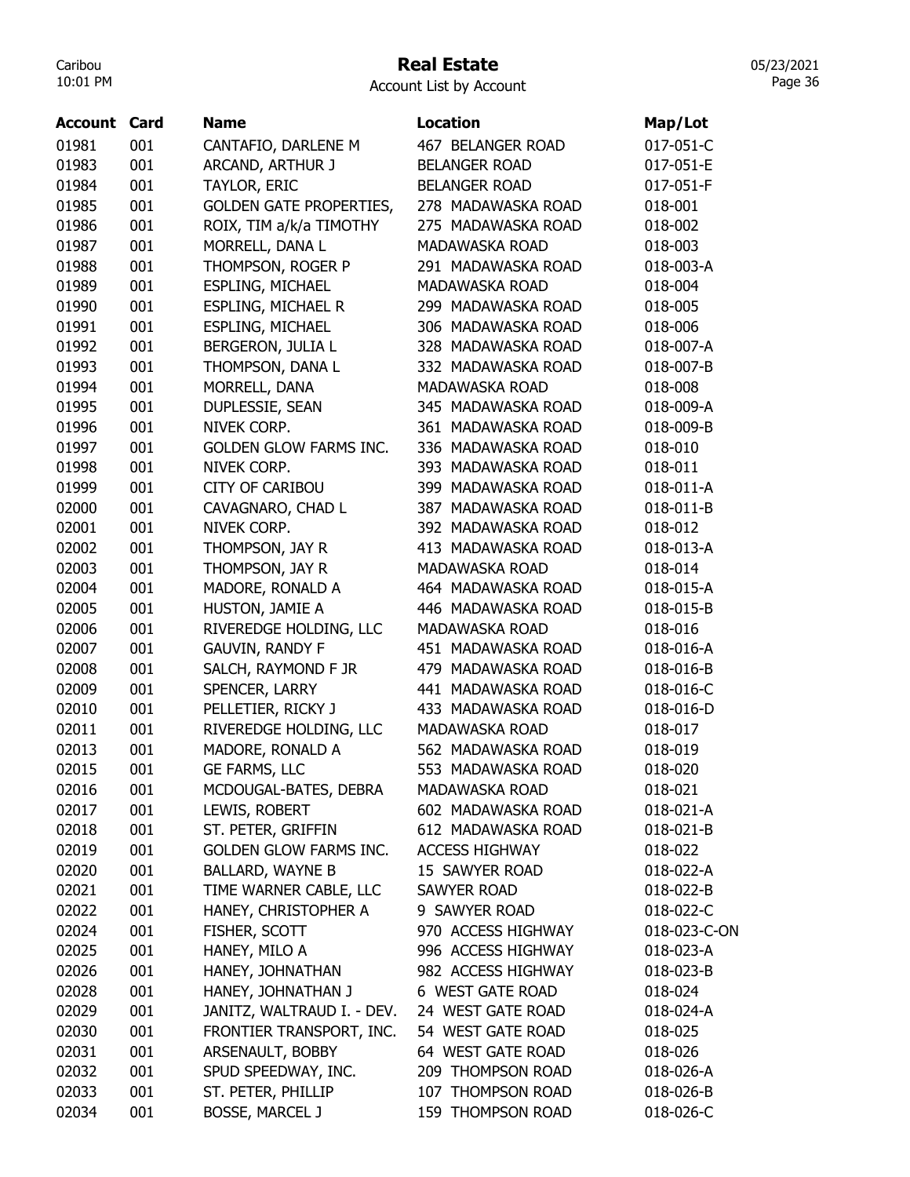# Real Estate

Account List by Account

| Account | Card | Name | Location | Map/Lot |
|---|---|---|---|---|
| 01981 | 001 | CANTAFIO, DARLENE M | 467 BELANGER ROAD | 017-051-C |
| 01983 | 001 | ARCAND, ARTHUR J | BELANGER ROAD | 017-051-E |
| 01984 | 001 | TAYLOR, ERIC | BELANGER ROAD | 017-051-F |
| 01985 | 001 | GOLDEN GATE PROPERTIES, | 278 MADAWASKA ROAD | 018-001 |
| 01986 | 001 | ROIX, TIM a/k/a TIMOTHY | 275 MADAWASKA ROAD | 018-002 |
| 01987 | 001 | MORRELL, DANA L | MADAWASKA ROAD | 018-003 |
| 01988 | 001 | THOMPSON, ROGER P | 291 MADAWASKA ROAD | 018-003-A |
| 01989 | 001 | ESPLING, MICHAEL | MADAWASKA ROAD | 018-004 |
| 01990 | 001 | ESPLING, MICHAEL R | 299 MADAWASKA ROAD | 018-005 |
| 01991 | 001 | ESPLING, MICHAEL | 306 MADAWASKA ROAD | 018-006 |
| 01992 | 001 | BERGERON, JULIA L | 328 MADAWASKA ROAD | 018-007-A |
| 01993 | 001 | THOMPSON, DANA L | 332 MADAWASKA ROAD | 018-007-B |
| 01994 | 001 | MORRELL, DANA | MADAWASKA ROAD | 018-008 |
| 01995 | 001 | DUPLESSIE, SEAN | 345 MADAWASKA ROAD | 018-009-A |
| 01996 | 001 | NIVEK CORP. | 361 MADAWASKA ROAD | 018-009-B |
| 01997 | 001 | GOLDEN GLOW FARMS INC. | 336 MADAWASKA ROAD | 018-010 |
| 01998 | 001 | NIVEK CORP. | 393 MADAWASKA ROAD | 018-011 |
| 01999 | 001 | CITY OF CARIBOU | 399 MADAWASKA ROAD | 018-011-A |
| 02000 | 001 | CAVAGNARO, CHAD L | 387 MADAWASKA ROAD | 018-011-B |
| 02001 | 001 | NIVEK CORP. | 392 MADAWASKA ROAD | 018-012 |
| 02002 | 001 | THOMPSON, JAY R | 413 MADAWASKA ROAD | 018-013-A |
| 02003 | 001 | THOMPSON, JAY R | MADAWASKA ROAD | 018-014 |
| 02004 | 001 | MADORE, RONALD A | 464 MADAWASKA ROAD | 018-015-A |
| 02005 | 001 | HUSTON, JAMIE A | 446 MADAWASKA ROAD | 018-015-B |
| 02006 | 001 | RIVEREDGE HOLDING, LLC | MADAWASKA ROAD | 018-016 |
| 02007 | 001 | GAUVIN, RANDY F | 451 MADAWASKA ROAD | 018-016-A |
| 02008 | 001 | SALCH, RAYMOND F JR | 479 MADAWASKA ROAD | 018-016-B |
| 02009 | 001 | SPENCER, LARRY | 441 MADAWASKA ROAD | 018-016-C |
| 02010 | 001 | PELLETIER, RICKY J | 433 MADAWASKA ROAD | 018-016-D |
| 02011 | 001 | RIVEREDGE HOLDING, LLC | MADAWASKA ROAD | 018-017 |
| 02013 | 001 | MADORE, RONALD A | 562 MADAWASKA ROAD | 018-019 |
| 02015 | 001 | GE FARMS, LLC | 553 MADAWASKA ROAD | 018-020 |
| 02016 | 001 | MCDOUGAL-BATES, DEBRA | MADAWASKA ROAD | 018-021 |
| 02017 | 001 | LEWIS, ROBERT | 602 MADAWASKA ROAD | 018-021-A |
| 02018 | 001 | ST. PETER, GRIFFIN | 612 MADAWASKA ROAD | 018-021-B |
| 02019 | 001 | GOLDEN GLOW FARMS INC. | ACCESS HIGHWAY | 018-022 |
| 02020 | 001 | BALLARD, WAYNE B | 15 SAWYER ROAD | 018-022-A |
| 02021 | 001 | TIME WARNER CABLE, LLC | SAWYER ROAD | 018-022-B |
| 02022 | 001 | HANEY, CHRISTOPHER A | 9 SAWYER ROAD | 018-022-C |
| 02024 | 001 | FISHER, SCOTT | 970 ACCESS HIGHWAY | 018-023-C-ON |
| 02025 | 001 | HANEY, MILO A | 996 ACCESS HIGHWAY | 018-023-A |
| 02026 | 001 | HANEY, JOHNATHAN | 982 ACCESS HIGHWAY | 018-023-B |
| 02028 | 001 | HANEY, JOHNATHAN J | 6 WEST GATE ROAD | 018-024 |
| 02029 | 001 | JANITZ, WALTRAUD I. - DEV. | 24 WEST GATE ROAD | 018-024-A |
| 02030 | 001 | FRONTIER TRANSPORT, INC. | 54 WEST GATE ROAD | 018-025 |
| 02031 | 001 | ARSENAULT, BOBBY | 64 WEST GATE ROAD | 018-026 |
| 02032 | 001 | SPUD SPEEDWAY, INC. | 209 THOMPSON ROAD | 018-026-A |
| 02033 | 001 | ST. PETER, PHILLIP | 107 THOMPSON ROAD | 018-026-B |
| 02034 | 001 | BOSSE, MARCEL J | 159 THOMPSON ROAD | 018-026-C |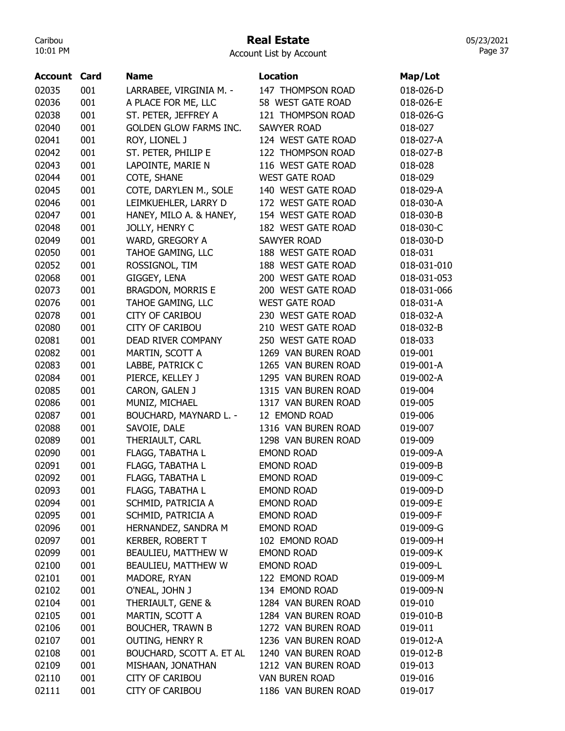# Real Estate

Account List by Account

| Account | Card | Name | Location | Map/Lot |
|---|---|---|---|---|
| 02035 | 001 | LARRABEE, VIRGINIA M. - | 147 THOMPSON ROAD | 018-026-D |
| 02036 | 001 | A PLACE FOR ME, LLC | 58 WEST GATE ROAD | 018-026-E |
| 02038 | 001 | ST. PETER, JEFFREY A | 121 THOMPSON ROAD | 018-026-G |
| 02040 | 001 | GOLDEN GLOW FARMS INC. | SAWYER ROAD | 018-027 |
| 02041 | 001 | ROY, LIONEL J | 124 WEST GATE ROAD | 018-027-A |
| 02042 | 001 | ST. PETER, PHILIP E | 122 THOMPSON ROAD | 018-027-B |
| 02043 | 001 | LAPOINTE, MARIE N | 116 WEST GATE ROAD | 018-028 |
| 02044 | 001 | COTE, SHANE | WEST GATE ROAD | 018-029 |
| 02045 | 001 | COTE, DARYLEN M., SOLE | 140 WEST GATE ROAD | 018-029-A |
| 02046 | 001 | LEIMKUEHLER, LARRY D | 172 WEST GATE ROAD | 018-030-A |
| 02047 | 001 | HANEY, MILO A. & HANEY, | 154 WEST GATE ROAD | 018-030-B |
| 02048 | 001 | JOLLY, HENRY C | 182 WEST GATE ROAD | 018-030-C |
| 02049 | 001 | WARD, GREGORY A | SAWYER ROAD | 018-030-D |
| 02050 | 001 | TAHOE GAMING, LLC | 188 WEST GATE ROAD | 018-031 |
| 02052 | 001 | ROSSIGNOL, TIM | 188 WEST GATE ROAD | 018-031-010 |
| 02068 | 001 | GIGGEY, LENA | 200 WEST GATE ROAD | 018-031-053 |
| 02073 | 001 | BRAGDON, MORRIS E | 200 WEST GATE ROAD | 018-031-066 |
| 02076 | 001 | TAHOE GAMING, LLC | WEST GATE ROAD | 018-031-A |
| 02078 | 001 | CITY OF CARIBOU | 230 WEST GATE ROAD | 018-032-A |
| 02080 | 001 | CITY OF CARIBOU | 210 WEST GATE ROAD | 018-032-B |
| 02081 | 001 | DEAD RIVER COMPANY | 250 WEST GATE ROAD | 018-033 |
| 02082 | 001 | MARTIN, SCOTT A | 1269 VAN BUREN ROAD | 019-001 |
| 02083 | 001 | LABBE, PATRICK C | 1265 VAN BUREN ROAD | 019-001-A |
| 02084 | 001 | PIERCE, KELLEY J | 1295 VAN BUREN ROAD | 019-002-A |
| 02085 | 001 | CARON, GALEN J | 1315 VAN BUREN ROAD | 019-004 |
| 02086 | 001 | MUNIZ, MICHAEL | 1317 VAN BUREN ROAD | 019-005 |
| 02087 | 001 | BOUCHARD, MAYNARD L. - | 12 EMOND ROAD | 019-006 |
| 02088 | 001 | SAVOIE, DALE | 1316 VAN BUREN ROAD | 019-007 |
| 02089 | 001 | THERIAULT, CARL | 1298 VAN BUREN ROAD | 019-009 |
| 02090 | 001 | FLAGG, TABATHA L | EMOND ROAD | 019-009-A |
| 02091 | 001 | FLAGG, TABATHA L | EMOND ROAD | 019-009-B |
| 02092 | 001 | FLAGG, TABATHA L | EMOND ROAD | 019-009-C |
| 02093 | 001 | FLAGG, TABATHA L | EMOND ROAD | 019-009-D |
| 02094 | 001 | SCHMID, PATRICIA A | EMOND ROAD | 019-009-E |
| 02095 | 001 | SCHMID, PATRICIA A | EMOND ROAD | 019-009-F |
| 02096 | 001 | HERNANDEZ, SANDRA M | EMOND ROAD | 019-009-G |
| 02097 | 001 | KERBER, ROBERT T | 102 EMOND ROAD | 019-009-H |
| 02099 | 001 | BEAULIEU, MATTHEW W | EMOND ROAD | 019-009-K |
| 02100 | 001 | BEAULIEU, MATTHEW W | EMOND ROAD | 019-009-L |
| 02101 | 001 | MADORE, RYAN | 122 EMOND ROAD | 019-009-M |
| 02102 | 001 | O'NEAL, JOHN J | 134 EMOND ROAD | 019-009-N |
| 02104 | 001 | THERIAULT, GENE & | 1284 VAN BUREN ROAD | 019-010 |
| 02105 | 001 | MARTIN, SCOTT A | 1284 VAN BUREN ROAD | 019-010-B |
| 02106 | 001 | BOUCHER, TRAWN B | 1272 VAN BUREN ROAD | 019-011 |
| 02107 | 001 | OUTING, HENRY R | 1236 VAN BUREN ROAD | 019-012-A |
| 02108 | 001 | BOUCHARD, SCOTT A. ET AL | 1240 VAN BUREN ROAD | 019-012-B |
| 02109 | 001 | MISHAAN, JONATHAN | 1212 VAN BUREN ROAD | 019-013 |
| 02110 | 001 | CITY OF CARIBOU | VAN BUREN ROAD | 019-016 |
| 02111 | 001 | CITY OF CARIBOU | 1186 VAN BUREN ROAD | 019-017 |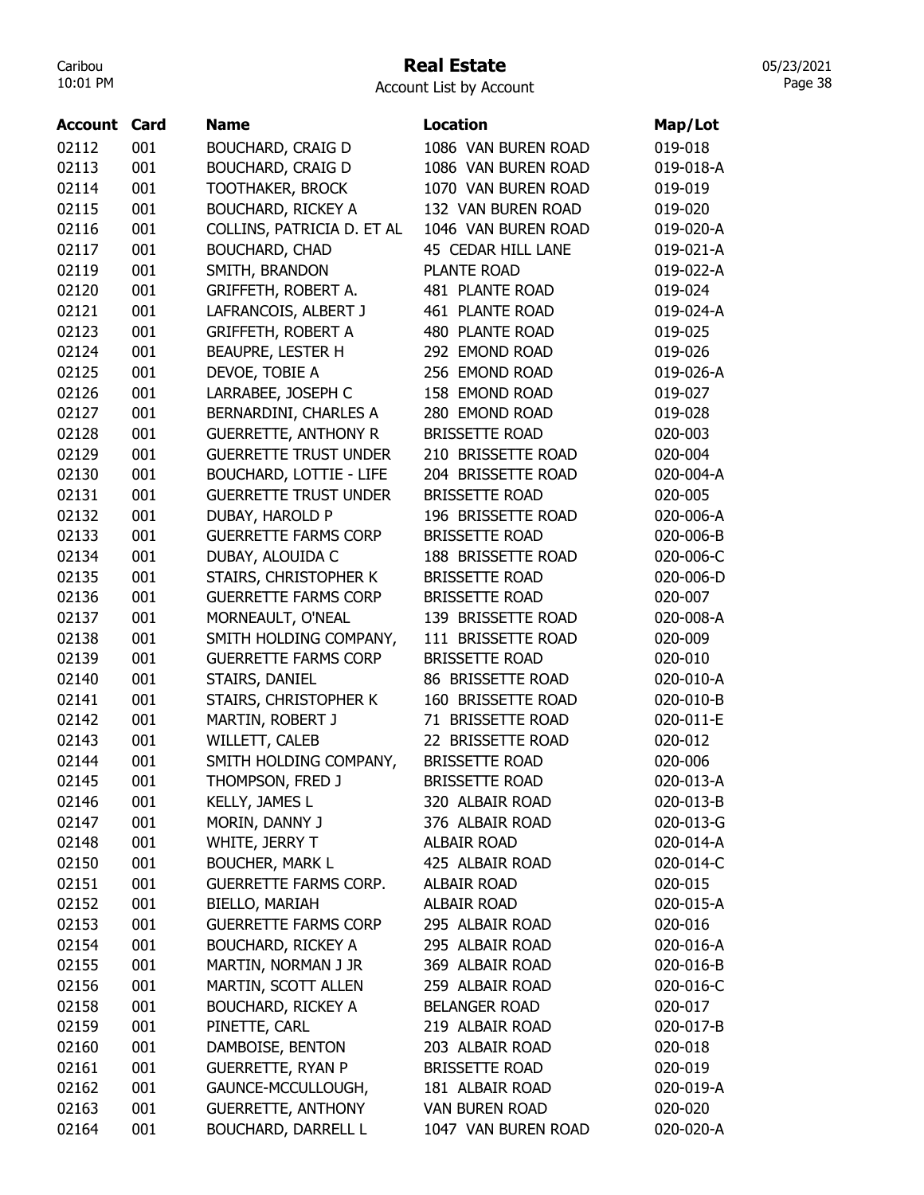# Real Estate

Account List by Account

| Account | Card | Name | Location | Map/Lot |
|---|---|---|---|---|
| 02112 | 001 | BOUCHARD, CRAIG D | 1086 VAN BUREN ROAD | 019-018 |
| 02113 | 001 | BOUCHARD, CRAIG D | 1086 VAN BUREN ROAD | 019-018-A |
| 02114 | 001 | TOOTHAKER, BROCK | 1070 VAN BUREN ROAD | 019-019 |
| 02115 | 001 | BOUCHARD, RICKEY A | 132 VAN BUREN ROAD | 019-020 |
| 02116 | 001 | COLLINS, PATRICIA D. ET AL | 1046 VAN BUREN ROAD | 019-020-A |
| 02117 | 001 | BOUCHARD, CHAD | 45 CEDAR HILL LANE | 019-021-A |
| 02119 | 001 | SMITH, BRANDON | PLANTE ROAD | 019-022-A |
| 02120 | 001 | GRIFFETH, ROBERT A. | 481 PLANTE ROAD | 019-024 |
| 02121 | 001 | LAFRANCOIS, ALBERT J | 461 PLANTE ROAD | 019-024-A |
| 02123 | 001 | GRIFFETH, ROBERT A | 480 PLANTE ROAD | 019-025 |
| 02124 | 001 | BEAUPRE, LESTER H | 292 EMOND ROAD | 019-026 |
| 02125 | 001 | DEVOE, TOBIE A | 256 EMOND ROAD | 019-026-A |
| 02126 | 001 | LARRABEE, JOSEPH C | 158 EMOND ROAD | 019-027 |
| 02127 | 001 | BERNARDINI, CHARLES A | 280 EMOND ROAD | 019-028 |
| 02128 | 001 | GUERRETTE, ANTHONY R | BRISSETTE ROAD | 020-003 |
| 02129 | 001 | GUERRETTE TRUST UNDER | 210 BRISSETTE ROAD | 020-004 |
| 02130 | 001 | BOUCHARD, LOTTIE - LIFE | 204 BRISSETTE ROAD | 020-004-A |
| 02131 | 001 | GUERRETTE TRUST UNDER | BRISSETTE ROAD | 020-005 |
| 02132 | 001 | DUBAY, HAROLD P | 196 BRISSETTE ROAD | 020-006-A |
| 02133 | 001 | GUERRETTE FARMS CORP | BRISSETTE ROAD | 020-006-B |
| 02134 | 001 | DUBAY, ALOUIDA C | 188 BRISSETTE ROAD | 020-006-C |
| 02135 | 001 | STAIRS, CHRISTOPHER K | BRISSETTE ROAD | 020-006-D |
| 02136 | 001 | GUERRETTE FARMS CORP | BRISSETTE ROAD | 020-007 |
| 02137 | 001 | MORNEAULT, O'NEAL | 139 BRISSETTE ROAD | 020-008-A |
| 02138 | 001 | SMITH HOLDING COMPANY, | 111 BRISSETTE ROAD | 020-009 |
| 02139 | 001 | GUERRETTE FARMS CORP | BRISSETTE ROAD | 020-010 |
| 02140 | 001 | STAIRS, DANIEL | 86 BRISSETTE ROAD | 020-010-A |
| 02141 | 001 | STAIRS, CHRISTOPHER K | 160 BRISSETTE ROAD | 020-010-B |
| 02142 | 001 | MARTIN, ROBERT J | 71 BRISSETTE ROAD | 020-011-E |
| 02143 | 001 | WILLETT, CALEB | 22 BRISSETTE ROAD | 020-012 |
| 02144 | 001 | SMITH HOLDING COMPANY, | BRISSETTE ROAD | 020-006 |
| 02145 | 001 | THOMPSON, FRED J | BRISSETTE ROAD | 020-013-A |
| 02146 | 001 | KELLY, JAMES L | 320 ALBAIR ROAD | 020-013-B |
| 02147 | 001 | MORIN, DANNY J | 376 ALBAIR ROAD | 020-013-G |
| 02148 | 001 | WHITE, JERRY T | ALBAIR ROAD | 020-014-A |
| 02150 | 001 | BOUCHER, MARK L | 425 ALBAIR ROAD | 020-014-C |
| 02151 | 001 | GUERRETTE FARMS CORP. | ALBAIR ROAD | 020-015 |
| 02152 | 001 | BIELLO, MARIAH | ALBAIR ROAD | 020-015-A |
| 02153 | 001 | GUERRETTE FARMS CORP | 295 ALBAIR ROAD | 020-016 |
| 02154 | 001 | BOUCHARD, RICKEY A | 295 ALBAIR ROAD | 020-016-A |
| 02155 | 001 | MARTIN, NORMAN J JR | 369 ALBAIR ROAD | 020-016-B |
| 02156 | 001 | MARTIN, SCOTT ALLEN | 259 ALBAIR ROAD | 020-016-C |
| 02158 | 001 | BOUCHARD, RICKEY A | BELANGER ROAD | 020-017 |
| 02159 | 001 | PINETTE, CARL | 219 ALBAIR ROAD | 020-017-B |
| 02160 | 001 | DAMBOISE, BENTON | 203 ALBAIR ROAD | 020-018 |
| 02161 | 001 | GUERRETTE, RYAN P | BRISSETTE ROAD | 020-019 |
| 02162 | 001 | GAUNCE-MCCULLOUGH, | 181 ALBAIR ROAD | 020-019-A |
| 02163 | 001 | GUERRETTE, ANTHONY | VAN BUREN ROAD | 020-020 |
| 02164 | 001 | BOUCHARD, DARRELL L | 1047 VAN BUREN ROAD | 020-020-A |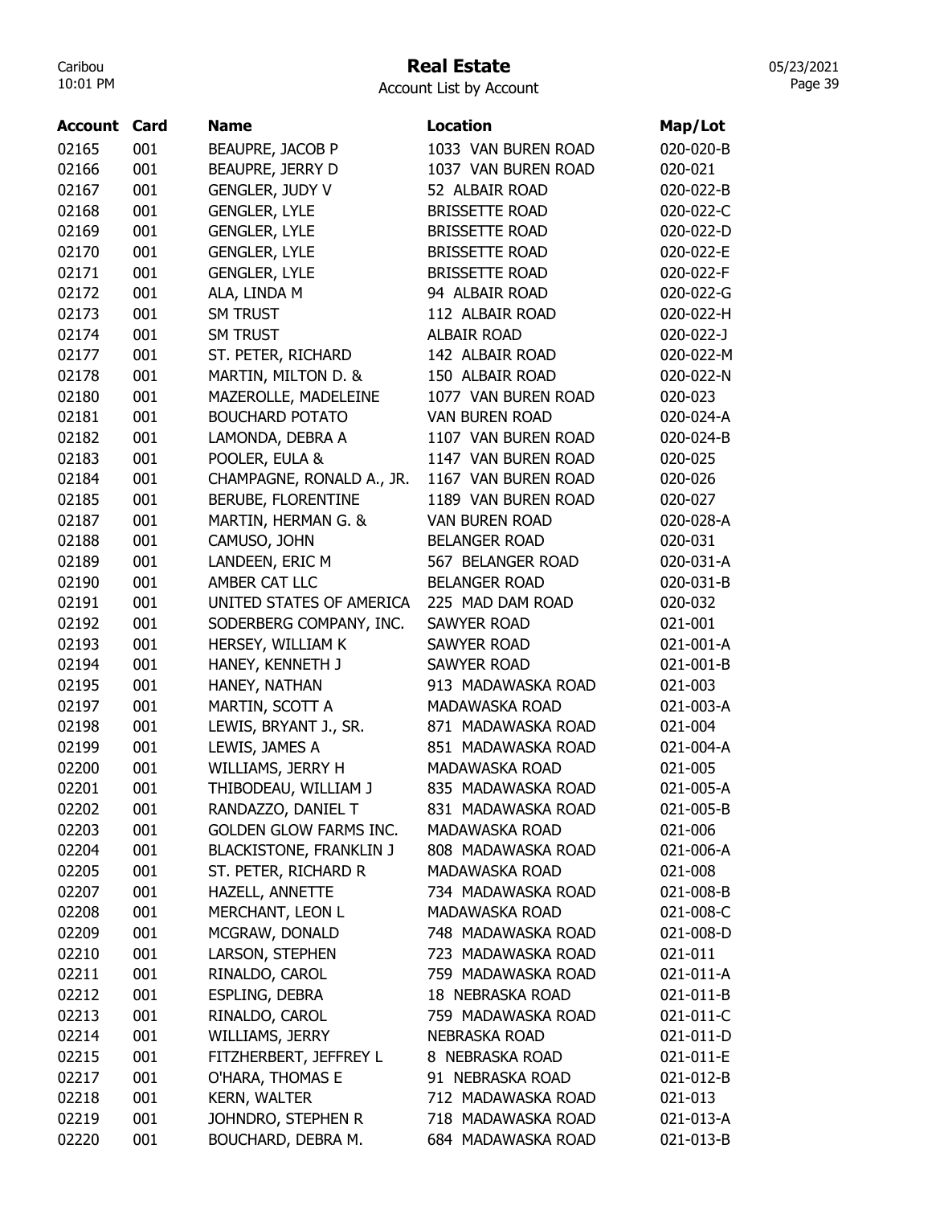# Real Estate

Account List by Account

| Account | Card | Name | Location | Map/Lot |
|---|---|---|---|---|
| 02165 | 001 | BEAUPRE, JACOB P | 1033 VAN BUREN ROAD | 020-020-B |
| 02166 | 001 | BEAUPRE, JERRY D | 1037 VAN BUREN ROAD | 020-021 |
| 02167 | 001 | GENGLER, JUDY V | 52 ALBAIR ROAD | 020-022-B |
| 02168 | 001 | GENGLER, LYLE | BRISSETTE ROAD | 020-022-C |
| 02169 | 001 | GENGLER, LYLE | BRISSETTE ROAD | 020-022-D |
| 02170 | 001 | GENGLER, LYLE | BRISSETTE ROAD | 020-022-E |
| 02171 | 001 | GENGLER, LYLE | BRISSETTE ROAD | 020-022-F |
| 02172 | 001 | ALA, LINDA M | 94 ALBAIR ROAD | 020-022-G |
| 02173 | 001 | SM TRUST | 112 ALBAIR ROAD | 020-022-H |
| 02174 | 001 | SM TRUST | ALBAIR ROAD | 020-022-J |
| 02177 | 001 | ST. PETER, RICHARD | 142 ALBAIR ROAD | 020-022-M |
| 02178 | 001 | MARTIN, MILTON D. & | 150 ALBAIR ROAD | 020-022-N |
| 02180 | 001 | MAZEROLLE, MADELEINE | 1077 VAN BUREN ROAD | 020-023 |
| 02181 | 001 | BOUCHARD POTATO | VAN BUREN ROAD | 020-024-A |
| 02182 | 001 | LAMONDA, DEBRA A | 1107 VAN BUREN ROAD | 020-024-B |
| 02183 | 001 | POOLER, EULA & | 1147 VAN BUREN ROAD | 020-025 |
| 02184 | 001 | CHAMPAGNE, RONALD A., JR. | 1167 VAN BUREN ROAD | 020-026 |
| 02185 | 001 | BERUBE, FLORENTINE | 1189 VAN BUREN ROAD | 020-027 |
| 02187 | 001 | MARTIN, HERMAN G. & | VAN BUREN ROAD | 020-028-A |
| 02188 | 001 | CAMUSO, JOHN | BELANGER ROAD | 020-031 |
| 02189 | 001 | LANDEEN, ERIC M | 567 BELANGER ROAD | 020-031-A |
| 02190 | 001 | AMBER CAT LLC | BELANGER ROAD | 020-031-B |
| 02191 | 001 | UNITED STATES OF AMERICA | 225 MAD DAM ROAD | 020-032 |
| 02192 | 001 | SODERBERG COMPANY, INC. | SAWYER ROAD | 021-001 |
| 02193 | 001 | HERSEY, WILLIAM K | SAWYER ROAD | 021-001-A |
| 02194 | 001 | HANEY, KENNETH J | SAWYER ROAD | 021-001-B |
| 02195 | 001 | HANEY, NATHAN | 913 MADAWASKA ROAD | 021-003 |
| 02197 | 001 | MARTIN, SCOTT A | MADAWASKA ROAD | 021-003-A |
| 02198 | 001 | LEWIS, BRYANT J., SR. | 871 MADAWASKA ROAD | 021-004 |
| 02199 | 001 | LEWIS, JAMES A | 851 MADAWASKA ROAD | 021-004-A |
| 02200 | 001 | WILLIAMS, JERRY H | MADAWASKA ROAD | 021-005 |
| 02201 | 001 | THIBODEAU, WILLIAM J | 835 MADAWASKA ROAD | 021-005-A |
| 02202 | 001 | RANDAZZO, DANIEL T | 831 MADAWASKA ROAD | 021-005-B |
| 02203 | 001 | GOLDEN GLOW FARMS INC. | MADAWASKA ROAD | 021-006 |
| 02204 | 001 | BLACKISTONE, FRANKLIN J | 808 MADAWASKA ROAD | 021-006-A |
| 02205 | 001 | ST. PETER, RICHARD R | MADAWASKA ROAD | 021-008 |
| 02207 | 001 | HAZELL, ANNETTE | 734 MADAWASKA ROAD | 021-008-B |
| 02208 | 001 | MERCHANT, LEON L | MADAWASKA ROAD | 021-008-C |
| 02209 | 001 | MCGRAW, DONALD | 748 MADAWASKA ROAD | 021-008-D |
| 02210 | 001 | LARSON, STEPHEN | 723 MADAWASKA ROAD | 021-011 |
| 02211 | 001 | RINALDO, CAROL | 759 MADAWASKA ROAD | 021-011-A |
| 02212 | 001 | ESPLING, DEBRA | 18 NEBRASKA ROAD | 021-011-B |
| 02213 | 001 | RINALDO, CAROL | 759 MADAWASKA ROAD | 021-011-C |
| 02214 | 001 | WILLIAMS, JERRY | NEBRASKA ROAD | 021-011-D |
| 02215 | 001 | FITZHERBERT, JEFFREY L | 8 NEBRASKA ROAD | 021-011-E |
| 02217 | 001 | O'HARA, THOMAS E | 91 NEBRASKA ROAD | 021-012-B |
| 02218 | 001 | KERN, WALTER | 712 MADAWASKA ROAD | 021-013 |
| 02219 | 001 | JOHNDRO, STEPHEN R | 718 MADAWASKA ROAD | 021-013-A |
| 02220 | 001 | BOUCHARD, DEBRA M. | 684 MADAWASKA ROAD | 021-013-B |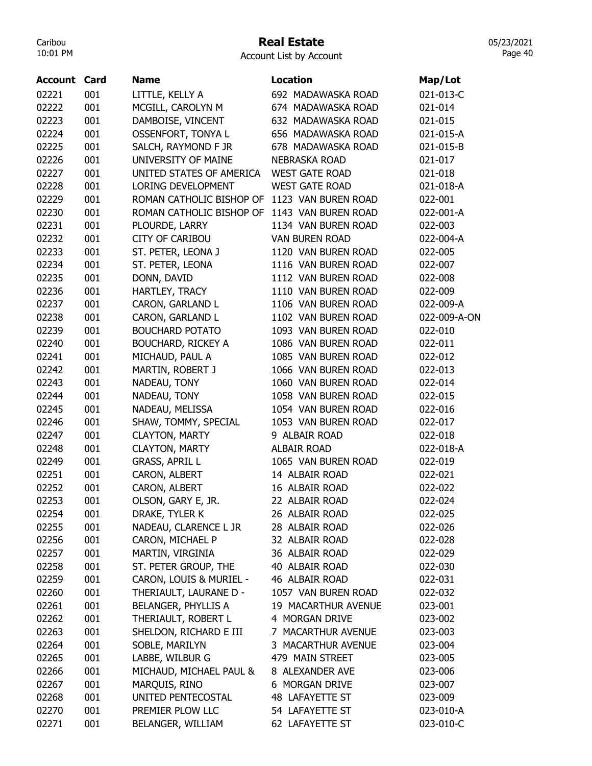# Real Estate

Account List by Account

| Account | Card | Name | Location | Map/Lot |
|---|---|---|---|---|
| 02221 | 001 | LITTLE, KELLY A | 692 MADAWASKA ROAD | 021-013-C |
| 02222 | 001 | MCGILL, CAROLYN M | 674 MADAWASKA ROAD | 021-014 |
| 02223 | 001 | DAMBOISE, VINCENT | 632 MADAWASKA ROAD | 021-015 |
| 02224 | 001 | OSSENFORT, TONYA L | 656 MADAWASKA ROAD | 021-015-A |
| 02225 | 001 | SALCH, RAYMOND F JR | 678 MADAWASKA ROAD | 021-015-B |
| 02226 | 001 | UNIVERSITY OF MAINE | NEBRASKA ROAD | 021-017 |
| 02227 | 001 | UNITED STATES OF AMERICA | WEST GATE ROAD | 021-018 |
| 02228 | 001 | LORING DEVELOPMENT | WEST GATE ROAD | 021-018-A |
| 02229 | 001 | ROMAN CATHOLIC BISHOP OF | 1123 VAN BUREN ROAD | 022-001 |
| 02230 | 001 | ROMAN CATHOLIC BISHOP OF | 1143 VAN BUREN ROAD | 022-001-A |
| 02231 | 001 | PLOURDE, LARRY | 1134 VAN BUREN ROAD | 022-003 |
| 02232 | 001 | CITY OF CARIBOU | VAN BUREN ROAD | 022-004-A |
| 02233 | 001 | ST. PETER, LEONA J | 1120 VAN BUREN ROAD | 022-005 |
| 02234 | 001 | ST. PETER, LEONA | 1116 VAN BUREN ROAD | 022-007 |
| 02235 | 001 | DONN, DAVID | 1112 VAN BUREN ROAD | 022-008 |
| 02236 | 001 | HARTLEY, TRACY | 1110 VAN BUREN ROAD | 022-009 |
| 02237 | 001 | CARON, GARLAND L | 1106 VAN BUREN ROAD | 022-009-A |
| 02238 | 001 | CARON, GARLAND L | 1102 VAN BUREN ROAD | 022-009-A-ON |
| 02239 | 001 | BOUCHARD POTATO | 1093 VAN BUREN ROAD | 022-010 |
| 02240 | 001 | BOUCHARD, RICKEY A | 1086 VAN BUREN ROAD | 022-011 |
| 02241 | 001 | MICHAUD, PAUL A | 1085 VAN BUREN ROAD | 022-012 |
| 02242 | 001 | MARTIN, ROBERT J | 1066 VAN BUREN ROAD | 022-013 |
| 02243 | 001 | NADEAU, TONY | 1060 VAN BUREN ROAD | 022-014 |
| 02244 | 001 | NADEAU, TONY | 1058 VAN BUREN ROAD | 022-015 |
| 02245 | 001 | NADEAU, MELISSA | 1054 VAN BUREN ROAD | 022-016 |
| 02246 | 001 | SHAW, TOMMY, SPECIAL | 1053 VAN BUREN ROAD | 022-017 |
| 02247 | 001 | CLAYTON, MARTY | 9 ALBAIR ROAD | 022-018 |
| 02248 | 001 | CLAYTON, MARTY | ALBAIR ROAD | 022-018-A |
| 02249 | 001 | GRASS, APRIL L | 1065 VAN BUREN ROAD | 022-019 |
| 02251 | 001 | CARON, ALBERT | 14 ALBAIR ROAD | 022-021 |
| 02252 | 001 | CARON, ALBERT | 16 ALBAIR ROAD | 022-022 |
| 02253 | 001 | OLSON, GARY E, JR. | 22 ALBAIR ROAD | 022-024 |
| 02254 | 001 | DRAKE, TYLER K | 26 ALBAIR ROAD | 022-025 |
| 02255 | 001 | NADEAU, CLARENCE L JR | 28 ALBAIR ROAD | 022-026 |
| 02256 | 001 | CARON, MICHAEL P | 32 ALBAIR ROAD | 022-028 |
| 02257 | 001 | MARTIN, VIRGINIA | 36 ALBAIR ROAD | 022-029 |
| 02258 | 001 | ST. PETER GROUP, THE | 40 ALBAIR ROAD | 022-030 |
| 02259 | 001 | CARON, LOUIS & MURIEL - | 46 ALBAIR ROAD | 022-031 |
| 02260 | 001 | THERIAULT, LAURANE D - | 1057 VAN BUREN ROAD | 022-032 |
| 02261 | 001 | BELANGER, PHYLLIS A | 19 MACARTHUR AVENUE | 023-001 |
| 02262 | 001 | THERIAULT, ROBERT L | 4 MORGAN DRIVE | 023-002 |
| 02263 | 001 | SHELDON, RICHARD E III | 7 MACARTHUR AVENUE | 023-003 |
| 02264 | 001 | SOBLE, MARILYN | 3 MACARTHUR AVENUE | 023-004 |
| 02265 | 001 | LABBE, WILBUR G | 479 MAIN STREET | 023-005 |
| 02266 | 001 | MICHAUD, MICHAEL PAUL & | 8 ALEXANDER AVE | 023-006 |
| 02267 | 001 | MARQUIS, RINO | 6 MORGAN DRIVE | 023-007 |
| 02268 | 001 | UNITED PENTECOSTAL | 48 LAFAYETTE ST | 023-009 |
| 02270 | 001 | PREMIER PLOW LLC | 54 LAFAYETTE ST | 023-010-A |
| 02271 | 001 | BELANGER, WILLIAM | 62 LAFAYETTE ST | 023-010-C |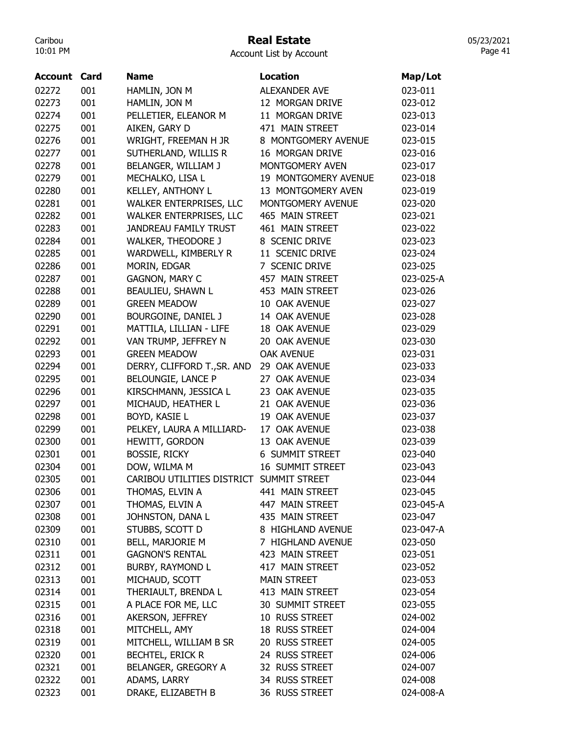# Real Estate

Account List by Account

| Account | Card | Name | Location | Map/Lot |
|---|---|---|---|---|
| 02272 | 001 | HAMLIN, JON M | ALEXANDER AVE | 023-011 |
| 02273 | 001 | HAMLIN, JON M | 12 MORGAN DRIVE | 023-012 |
| 02274 | 001 | PELLETIER, ELEANOR M | 11 MORGAN DRIVE | 023-013 |
| 02275 | 001 | AIKEN, GARY D | 471 MAIN STREET | 023-014 |
| 02276 | 001 | WRIGHT, FREEMAN H JR | 8 MONTGOMERY AVENUE | 023-015 |
| 02277 | 001 | SUTHERLAND, WILLIS R | 16 MORGAN DRIVE | 023-016 |
| 02278 | 001 | BELANGER, WILLIAM J | MONTGOMERY AVEN | 023-017 |
| 02279 | 001 | MECHALKO, LISA L | 19 MONTGOMERY AVENUE | 023-018 |
| 02280 | 001 | KELLEY, ANTHONY L | 13 MONTGOMERY AVEN | 023-019 |
| 02281 | 001 | WALKER ENTERPRISES, LLC | MONTGOMERY AVENUE | 023-020 |
| 02282 | 001 | WALKER ENTERPRISES, LLC | 465 MAIN STREET | 023-021 |
| 02283 | 001 | JANDREAU FAMILY TRUST | 461 MAIN STREET | 023-022 |
| 02284 | 001 | WALKER, THEODORE J | 8 SCENIC DRIVE | 023-023 |
| 02285 | 001 | WARDWELL, KIMBERLY R | 11 SCENIC DRIVE | 023-024 |
| 02286 | 001 | MORIN, EDGAR | 7 SCENIC DRIVE | 023-025 |
| 02287 | 001 | GAGNON, MARY C | 457 MAIN STREET | 023-025-A |
| 02288 | 001 | BEAULIEU, SHAWN L | 453 MAIN STREET | 023-026 |
| 02289 | 001 | GREEN MEADOW | 10 OAK AVENUE | 023-027 |
| 02290 | 001 | BOURGOINE, DANIEL J | 14 OAK AVENUE | 023-028 |
| 02291 | 001 | MATTILA, LILLIAN - LIFE | 18 OAK AVENUE | 023-029 |
| 02292 | 001 | VAN TRUMP, JEFFREY N | 20 OAK AVENUE | 023-030 |
| 02293 | 001 | GREEN MEADOW | OAK AVENUE | 023-031 |
| 02294 | 001 | DERRY, CLIFFORD T.,SR. AND | 29 OAK AVENUE | 023-033 |
| 02295 | 001 | BELOUNGIE, LANCE P | 27 OAK AVENUE | 023-034 |
| 02296 | 001 | KIRSCHMANN, JESSICA L | 23 OAK AVENUE | 023-035 |
| 02297 | 001 | MICHAUD, HEATHER L | 21 OAK AVENUE | 023-036 |
| 02298 | 001 | BOYD, KASIE L | 19 OAK AVENUE | 023-037 |
| 02299 | 001 | PELKEY, LAURA A MILLIARD- | 17 OAK AVENUE | 023-038 |
| 02300 | 001 | HEWITT, GORDON | 13 OAK AVENUE | 023-039 |
| 02301 | 001 | BOSSIE, RICKY | 6 SUMMIT STREET | 023-040 |
| 02304 | 001 | DOW, WILMA M | 16 SUMMIT STREET | 023-043 |
| 02305 | 001 | CARIBOU UTILITIES DISTRICT | SUMMIT STREET | 023-044 |
| 02306 | 001 | THOMAS, ELVIN A | 441 MAIN STREET | 023-045 |
| 02307 | 001 | THOMAS, ELVIN A | 447 MAIN STREET | 023-045-A |
| 02308 | 001 | JOHNSTON, DANA L | 435 MAIN STREET | 023-047 |
| 02309 | 001 | STUBBS, SCOTT D | 8 HIGHLAND AVENUE | 023-047-A |
| 02310 | 001 | BELL, MARJORIE M | 7 HIGHLAND AVENUE | 023-050 |
| 02311 | 001 | GAGNON'S RENTAL | 423 MAIN STREET | 023-051 |
| 02312 | 001 | BURBY, RAYMOND L | 417 MAIN STREET | 023-052 |
| 02313 | 001 | MICHAUD, SCOTT | MAIN STREET | 023-053 |
| 02314 | 001 | THERIAULT, BRENDA L | 413 MAIN STREET | 023-054 |
| 02315 | 001 | A PLACE FOR ME, LLC | 30 SUMMIT STREET | 023-055 |
| 02316 | 001 | AKERSON, JEFFREY | 10 RUSS STREET | 024-002 |
| 02318 | 001 | MITCHELL, AMY | 18 RUSS STREET | 024-004 |
| 02319 | 001 | MITCHELL, WILLIAM B SR | 20 RUSS STREET | 024-005 |
| 02320 | 001 | BECHTEL, ERICK R | 24 RUSS STREET | 024-006 |
| 02321 | 001 | BELANGER, GREGORY A | 32 RUSS STREET | 024-007 |
| 02322 | 001 | ADAMS, LARRY | 34 RUSS STREET | 024-008 |
| 02323 | 001 | DRAKE, ELIZABETH B | 36 RUSS STREET | 024-008-A |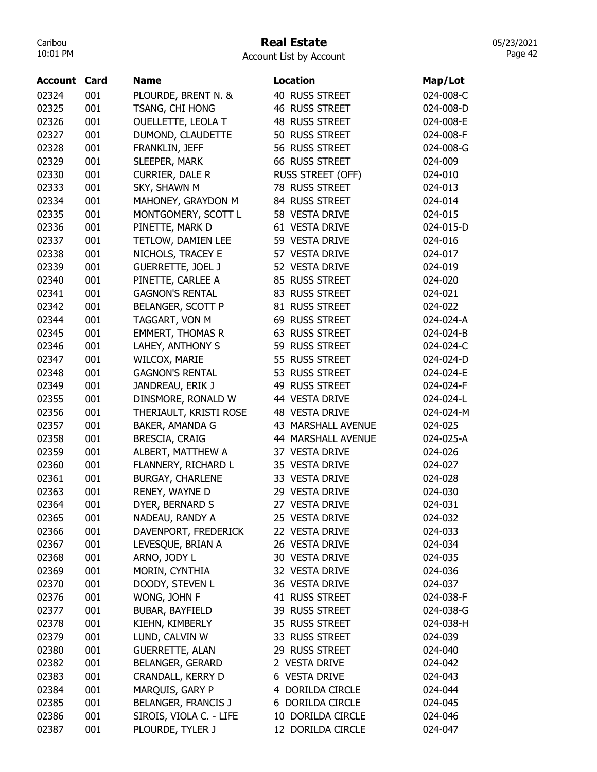# Real Estate

Account List by Account

| Account | Card | Name | Location | Map/Lot |
|---|---|---|---|---|
| 02324 | 001 | PLOURDE, BRENT N. & | 40 RUSS STREET | 024-008-C |
| 02325 | 001 | TSANG, CHI HONG | 46 RUSS STREET | 024-008-D |
| 02326 | 001 | OUELLETTE, LEOLA T | 48 RUSS STREET | 024-008-E |
| 02327 | 001 | DUMOND, CLAUDETTE | 50 RUSS STREET | 024-008-F |
| 02328 | 001 | FRANKLIN, JEFF | 56 RUSS STREET | 024-008-G |
| 02329 | 001 | SLEEPER, MARK | 66 RUSS STREET | 024-009 |
| 02330 | 001 | CURRIER, DALE R | RUSS STREET (OFF) | 024-010 |
| 02333 | 001 | SKY, SHAWN M | 78 RUSS STREET | 024-013 |
| 02334 | 001 | MAHONEY, GRAYDON M | 84 RUSS STREET | 024-014 |
| 02335 | 001 | MONTGOMERY, SCOTT L | 58 VESTA DRIVE | 024-015 |
| 02336 | 001 | PINETTE, MARK D | 61 VESTA DRIVE | 024-015-D |
| 02337 | 001 | TETLOW, DAMIEN LEE | 59 VESTA DRIVE | 024-016 |
| 02338 | 001 | NICHOLS, TRACEY E | 57 VESTA DRIVE | 024-017 |
| 02339 | 001 | GUERRETTE, JOEL J | 52 VESTA DRIVE | 024-019 |
| 02340 | 001 | PINETTE, CARLEE A | 85 RUSS STREET | 024-020 |
| 02341 | 001 | GAGNON'S RENTAL | 83 RUSS STREET | 024-021 |
| 02342 | 001 | BELANGER, SCOTT P | 81 RUSS STREET | 024-022 |
| 02344 | 001 | TAGGART, VON M | 69 RUSS STREET | 024-024-A |
| 02345 | 001 | EMMERT, THOMAS R | 63 RUSS STREET | 024-024-B |
| 02346 | 001 | LAHEY, ANTHONY S | 59 RUSS STREET | 024-024-C |
| 02347 | 001 | WILCOX, MARIE | 55 RUSS STREET | 024-024-D |
| 02348 | 001 | GAGNON'S RENTAL | 53 RUSS STREET | 024-024-E |
| 02349 | 001 | JANDREAU, ERIK J | 49 RUSS STREET | 024-024-F |
| 02355 | 001 | DINSMORE, RONALD W | 44 VESTA DRIVE | 024-024-L |
| 02356 | 001 | THERIAULT, KRISTI ROSE | 48 VESTA DRIVE | 024-024-M |
| 02357 | 001 | BAKER, AMANDA G | 43 MARSHALL AVENUE | 024-025 |
| 02358 | 001 | BRESCIA, CRAIG | 44 MARSHALL AVENUE | 024-025-A |
| 02359 | 001 | ALBERT, MATTHEW A | 37 VESTA DRIVE | 024-026 |
| 02360 | 001 | FLANNERY, RICHARD L | 35 VESTA DRIVE | 024-027 |
| 02361 | 001 | BURGAY, CHARLENE | 33 VESTA DRIVE | 024-028 |
| 02363 | 001 | RENEY, WAYNE D | 29 VESTA DRIVE | 024-030 |
| 02364 | 001 | DYER, BERNARD S | 27 VESTA DRIVE | 024-031 |
| 02365 | 001 | NADEAU, RANDY A | 25 VESTA DRIVE | 024-032 |
| 02366 | 001 | DAVENPORT, FREDERICK | 22 VESTA DRIVE | 024-033 |
| 02367 | 001 | LEVESQUE, BRIAN A | 26 VESTA DRIVE | 024-034 |
| 02368 | 001 | ARNO, JODY L | 30 VESTA DRIVE | 024-035 |
| 02369 | 001 | MORIN, CYNTHIA | 32 VESTA DRIVE | 024-036 |
| 02370 | 001 | DOODY, STEVEN L | 36 VESTA DRIVE | 024-037 |
| 02376 | 001 | WONG, JOHN F | 41 RUSS STREET | 024-038-F |
| 02377 | 001 | BUBAR, BAYFIELD | 39 RUSS STREET | 024-038-G |
| 02378 | 001 | KIEHN, KIMBERLY | 35 RUSS STREET | 024-038-H |
| 02379 | 001 | LUND, CALVIN W | 33 RUSS STREET | 024-039 |
| 02380 | 001 | GUERRETTE, ALAN | 29 RUSS STREET | 024-040 |
| 02382 | 001 | BELANGER, GERARD | 2 VESTA DRIVE | 024-042 |
| 02383 | 001 | CRANDALL, KERRY D | 6 VESTA DRIVE | 024-043 |
| 02384 | 001 | MARQUIS, GARY P | 4 DORILDA CIRCLE | 024-044 |
| 02385 | 001 | BELANGER, FRANCIS J | 6 DORILDA CIRCLE | 024-045 |
| 02386 | 001 | SIROIS, VIOLA C. - LIFE | 10 DORILDA CIRCLE | 024-046 |
| 02387 | 001 | PLOURDE, TYLER J | 12 DORILDA CIRCLE | 024-047 |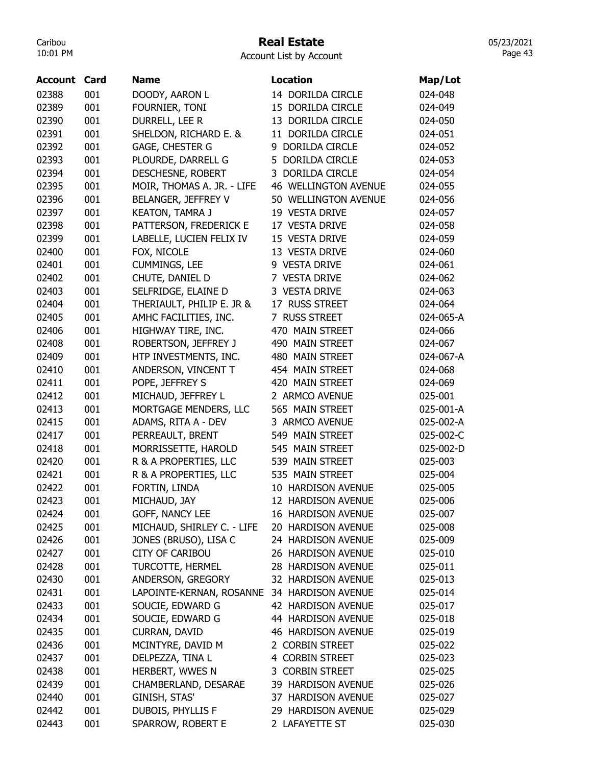# Real Estate

Account List by Account

| Account | Card | Name | Location | Map/Lot |
|---|---|---|---|---|
| 02388 | 001 | DOODY, AARON L | 14 DORILDA CIRCLE | 024-048 |
| 02389 | 001 | FOURNIER, TONI | 15 DORILDA CIRCLE | 024-049 |
| 02390 | 001 | DURRELL, LEE R | 13 DORILDA CIRCLE | 024-050 |
| 02391 | 001 | SHELDON, RICHARD E. & | 11 DORILDA CIRCLE | 024-051 |
| 02392 | 001 | GAGE, CHESTER G | 9 DORILDA CIRCLE | 024-052 |
| 02393 | 001 | PLOURDE, DARRELL G | 5 DORILDA CIRCLE | 024-053 |
| 02394 | 001 | DESCHESNE, ROBERT | 3 DORILDA CIRCLE | 024-054 |
| 02395 | 001 | MOIR, THOMAS A. JR. - LIFE | 46 WELLINGTON AVENUE | 024-055 |
| 02396 | 001 | BELANGER, JEFFREY V | 50 WELLINGTON AVENUE | 024-056 |
| 02397 | 001 | KEATON, TAMRA J | 19 VESTA DRIVE | 024-057 |
| 02398 | 001 | PATTERSON, FREDERICK E | 17 VESTA DRIVE | 024-058 |
| 02399 | 001 | LABELLE, LUCIEN FELIX IV | 15 VESTA DRIVE | 024-059 |
| 02400 | 001 | FOX, NICOLE | 13 VESTA DRIVE | 024-060 |
| 02401 | 001 | CUMMINGS, LEE | 9 VESTA DRIVE | 024-061 |
| 02402 | 001 | CHUTE, DANIEL D | 7 VESTA DRIVE | 024-062 |
| 02403 | 001 | SELFRIDGE, ELAINE D | 3 VESTA DRIVE | 024-063 |
| 02404 | 001 | THERIAULT, PHILIP E. JR & | 17 RUSS STREET | 024-064 |
| 02405 | 001 | AMHC FACILITIES, INC. | 7 RUSS STREET | 024-065-A |
| 02406 | 001 | HIGHWAY TIRE, INC. | 470 MAIN STREET | 024-066 |
| 02408 | 001 | ROBERTSON, JEFFREY J | 490 MAIN STREET | 024-067 |
| 02409 | 001 | HTP INVESTMENTS, INC. | 480 MAIN STREET | 024-067-A |
| 02410 | 001 | ANDERSON, VINCENT T | 454 MAIN STREET | 024-068 |
| 02411 | 001 | POPE, JEFFREY S | 420 MAIN STREET | 024-069 |
| 02412 | 001 | MICHAUD, JEFFREY L | 2 ARMCO AVENUE | 025-001 |
| 02413 | 001 | MORTGAGE MENDERS, LLC | 565 MAIN STREET | 025-001-A |
| 02415 | 001 | ADAMS, RITA A - DEV | 3 ARMCO AVENUE | 025-002-A |
| 02417 | 001 | PERREAULT, BRENT | 549 MAIN STREET | 025-002-C |
| 02418 | 001 | MORRISSETTE, HAROLD | 545 MAIN STREET | 025-002-D |
| 02420 | 001 | R & A PROPERTIES, LLC | 539 MAIN STREET | 025-003 |
| 02421 | 001 | R & A PROPERTIES, LLC | 535 MAIN STREET | 025-004 |
| 02422 | 001 | FORTIN, LINDA | 10 HARDISON AVENUE | 025-005 |
| 02423 | 001 | MICHAUD, JAY | 12 HARDISON AVENUE | 025-006 |
| 02424 | 001 | GOFF, NANCY LEE | 16 HARDISON AVENUE | 025-007 |
| 02425 | 001 | MICHAUD, SHIRLEY C. - LIFE | 20 HARDISON AVENUE | 025-008 |
| 02426 | 001 | JONES (BRUSO), LISA C | 24 HARDISON AVENUE | 025-009 |
| 02427 | 001 | CITY OF CARIBOU | 26 HARDISON AVENUE | 025-010 |
| 02428 | 001 | TURCOTTE, HERMEL | 28 HARDISON AVENUE | 025-011 |
| 02430 | 001 | ANDERSON, GREGORY | 32 HARDISON AVENUE | 025-013 |
| 02431 | 001 | LAPOINTE-KERNAN, ROSANNE | 34 HARDISON AVENUE | 025-014 |
| 02433 | 001 | SOUCIE, EDWARD G | 42 HARDISON AVENUE | 025-017 |
| 02434 | 001 | SOUCIE, EDWARD G | 44 HARDISON AVENUE | 025-018 |
| 02435 | 001 | CURRAN, DAVID | 46 HARDISON AVENUE | 025-019 |
| 02436 | 001 | MCINTYRE, DAVID M | 2 CORBIN STREET | 025-022 |
| 02437 | 001 | DELPEZZA, TINA L | 4 CORBIN STREET | 025-023 |
| 02438 | 001 | HERBERT, WWES N | 3 CORBIN STREET | 025-025 |
| 02439 | 001 | CHAMBERLAND, DESARAE | 39 HARDISON AVENUE | 025-026 |
| 02440 | 001 | GINISH, STAS' | 37 HARDISON AVENUE | 025-027 |
| 02442 | 001 | DUBOIS, PHYLLIS F | 29 HARDISON AVENUE | 025-029 |
| 02443 | 001 | SPARROW, ROBERT E | 2 LAFAYETTE ST | 025-030 |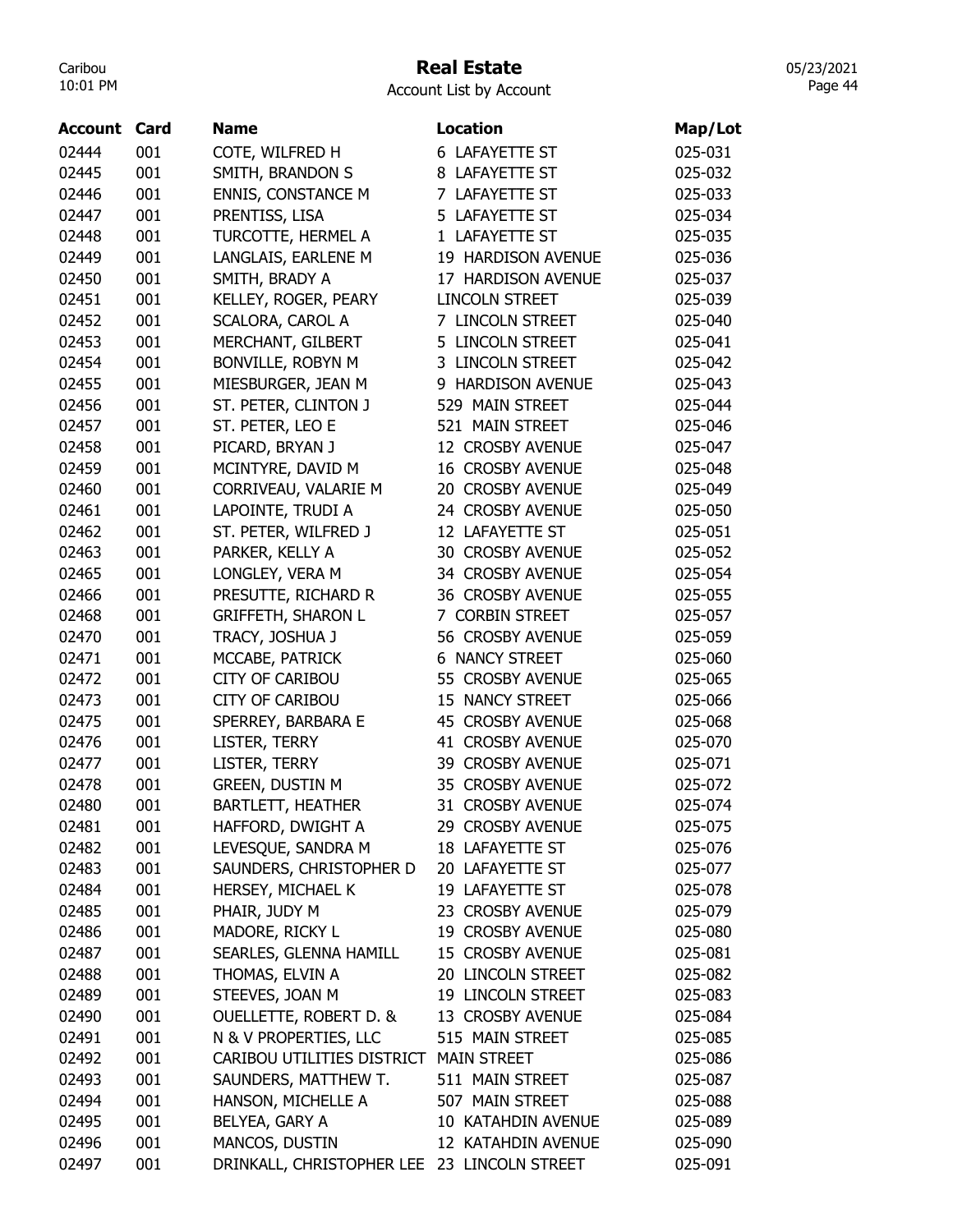# Real Estate

Account List by Account

| Account | Card | Name | Location | Map/Lot |
|---|---|---|---|---|
| 02444 | 001 | COTE, WILFRED H | 6 LAFAYETTE ST | 025-031 |
| 02445 | 001 | SMITH, BRANDON S | 8 LAFAYETTE ST | 025-032 |
| 02446 | 001 | ENNIS, CONSTANCE M | 7 LAFAYETTE ST | 025-033 |
| 02447 | 001 | PRENTISS, LISA | 5 LAFAYETTE ST | 025-034 |
| 02448 | 001 | TURCOTTE, HERMEL A | 1 LAFAYETTE ST | 025-035 |
| 02449 | 001 | LANGLAIS, EARLENE M | 19 HARDISON AVENUE | 025-036 |
| 02450 | 001 | SMITH, BRADY A | 17 HARDISON AVENUE | 025-037 |
| 02451 | 001 | KELLEY, ROGER, PEARY | LINCOLN STREET | 025-039 |
| 02452 | 001 | SCALORA, CAROL A | 7 LINCOLN STREET | 025-040 |
| 02453 | 001 | MERCHANT, GILBERT | 5 LINCOLN STREET | 025-041 |
| 02454 | 001 | BONVILLE, ROBYN M | 3 LINCOLN STREET | 025-042 |
| 02455 | 001 | MIESBURGER, JEAN M | 9 HARDISON AVENUE | 025-043 |
| 02456 | 001 | ST. PETER, CLINTON J | 529 MAIN STREET | 025-044 |
| 02457 | 001 | ST. PETER, LEO E | 521 MAIN STREET | 025-046 |
| 02458 | 001 | PICARD, BRYAN J | 12 CROSBY AVENUE | 025-047 |
| 02459 | 001 | MCINTYRE, DAVID M | 16 CROSBY AVENUE | 025-048 |
| 02460 | 001 | CORRIVEAU, VALARIE M | 20 CROSBY AVENUE | 025-049 |
| 02461 | 001 | LAPOINTE, TRUDI A | 24 CROSBY AVENUE | 025-050 |
| 02462 | 001 | ST. PETER, WILFRED J | 12 LAFAYETTE ST | 025-051 |
| 02463 | 001 | PARKER, KELLY A | 30 CROSBY AVENUE | 025-052 |
| 02465 | 001 | LONGLEY, VERA M | 34 CROSBY AVENUE | 025-054 |
| 02466 | 001 | PRESUTTE, RICHARD R | 36 CROSBY AVENUE | 025-055 |
| 02468 | 001 | GRIFFETH, SHARON L | 7 CORBIN STREET | 025-057 |
| 02470 | 001 | TRACY, JOSHUA J | 56 CROSBY AVENUE | 025-059 |
| 02471 | 001 | MCCABE, PATRICK | 6 NANCY STREET | 025-060 |
| 02472 | 001 | CITY OF CARIBOU | 55 CROSBY AVENUE | 025-065 |
| 02473 | 001 | CITY OF CARIBOU | 15 NANCY STREET | 025-066 |
| 02475 | 001 | SPERREY, BARBARA E | 45 CROSBY AVENUE | 025-068 |
| 02476 | 001 | LISTER, TERRY | 41 CROSBY AVENUE | 025-070 |
| 02477 | 001 | LISTER, TERRY | 39 CROSBY AVENUE | 025-071 |
| 02478 | 001 | GREEN, DUSTIN M | 35 CROSBY AVENUE | 025-072 |
| 02480 | 001 | BARTLETT, HEATHER | 31 CROSBY AVENUE | 025-074 |
| 02481 | 001 | HAFFORD, DWIGHT A | 29 CROSBY AVENUE | 025-075 |
| 02482 | 001 | LEVESQUE, SANDRA M | 18 LAFAYETTE ST | 025-076 |
| 02483 | 001 | SAUNDERS, CHRISTOPHER D | 20 LAFAYETTE ST | 025-077 |
| 02484 | 001 | HERSEY, MICHAEL K | 19 LAFAYETTE ST | 025-078 |
| 02485 | 001 | PHAIR, JUDY M | 23 CROSBY AVENUE | 025-079 |
| 02486 | 001 | MADORE, RICKY L | 19 CROSBY AVENUE | 025-080 |
| 02487 | 001 | SEARLES, GLENNA HAMILL | 15 CROSBY AVENUE | 025-081 |
| 02488 | 001 | THOMAS, ELVIN A | 20 LINCOLN STREET | 025-082 |
| 02489 | 001 | STEEVES, JOAN M | 19 LINCOLN STREET | 025-083 |
| 02490 | 001 | OUELLETTE, ROBERT D. & | 13 CROSBY AVENUE | 025-084 |
| 02491 | 001 | N & V PROPERTIES, LLC | 515 MAIN STREET | 025-085 |
| 02492 | 001 | CARIBOU UTILITIES DISTRICT | MAIN STREET | 025-086 |
| 02493 | 001 | SAUNDERS, MATTHEW T. | 511 MAIN STREET | 025-087 |
| 02494 | 001 | HANSON, MICHELLE A | 507 MAIN STREET | 025-088 |
| 02495 | 001 | BELYEA, GARY A | 10 KATAHDIN AVENUE | 025-089 |
| 02496 | 001 | MANCOS, DUSTIN | 12 KATAHDIN AVENUE | 025-090 |
| 02497 | 001 | DRINKALL, CHRISTOPHER LEE | 23 LINCOLN STREET | 025-091 |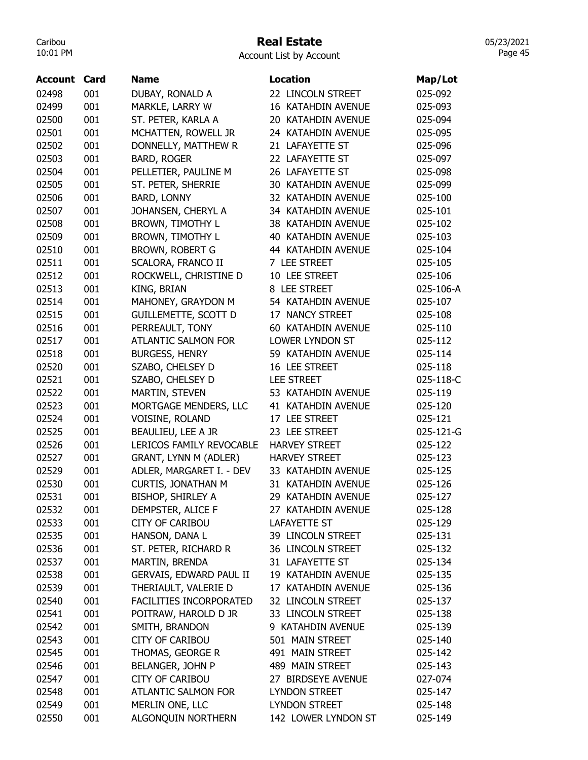# Real Estate

Account List by Account

| Account | Card | Name | Location | Map/Lot |
|---|---|---|---|---|
| 02498 | 001 | DUBAY, RONALD A | 22 LINCOLN STREET | 025-092 |
| 02499 | 001 | MARKLE, LARRY W | 16 KATAHDIN AVENUE | 025-093 |
| 02500 | 001 | ST. PETER, KARLA A | 20 KATAHDIN AVENUE | 025-094 |
| 02501 | 001 | MCHATTEN, ROWELL JR | 24 KATAHDIN AVENUE | 025-095 |
| 02502 | 001 | DONNELLY, MATTHEW R | 21 LAFAYETTE ST | 025-096 |
| 02503 | 001 | BARD, ROGER | 22 LAFAYETTE ST | 025-097 |
| 02504 | 001 | PELLETIER, PAULINE M | 26 LAFAYETTE ST | 025-098 |
| 02505 | 001 | ST. PETER, SHERRIE | 30 KATAHDIN AVENUE | 025-099 |
| 02506 | 001 | BARD, LONNY | 32 KATAHDIN AVENUE | 025-100 |
| 02507 | 001 | JOHANSEN, CHERYL A | 34 KATAHDIN AVENUE | 025-101 |
| 02508 | 001 | BROWN, TIMOTHY L | 38 KATAHDIN AVENUE | 025-102 |
| 02509 | 001 | BROWN, TIMOTHY L | 40 KATAHDIN AVENUE | 025-103 |
| 02510 | 001 | BROWN, ROBERT G | 44 KATAHDIN AVENUE | 025-104 |
| 02511 | 001 | SCALORA, FRANCO II | 7 LEE STREET | 025-105 |
| 02512 | 001 | ROCKWELL, CHRISTINE D | 10 LEE STREET | 025-106 |
| 02513 | 001 | KING, BRIAN | 8 LEE STREET | 025-106-A |
| 02514 | 001 | MAHONEY, GRAYDON M | 54 KATAHDIN AVENUE | 025-107 |
| 02515 | 001 | GUILLEMETTE, SCOTT D | 17 NANCY STREET | 025-108 |
| 02516 | 001 | PERREAULT, TONY | 60 KATAHDIN AVENUE | 025-110 |
| 02517 | 001 | ATLANTIC SALMON FOR | LOWER LYNDON ST | 025-112 |
| 02518 | 001 | BURGESS, HENRY | 59 KATAHDIN AVENUE | 025-114 |
| 02520 | 001 | SZABO, CHELSEY D | 16 LEE STREET | 025-118 |
| 02521 | 001 | SZABO, CHELSEY D | LEE STREET | 025-118-C |
| 02522 | 001 | MARTIN, STEVEN | 53 KATAHDIN AVENUE | 025-119 |
| 02523 | 001 | MORTGAGE MENDERS, LLC | 41 KATAHDIN AVENUE | 025-120 |
| 02524 | 001 | VOISINE, ROLAND | 17 LEE STREET | 025-121 |
| 02525 | 001 | BEAULIEU, LEE A JR | 23 LEE STREET | 025-121-G |
| 02526 | 001 | LERICOS FAMILY REVOCABLE | HARVEY STREET | 025-122 |
| 02527 | 001 | GRANT, LYNN M (ADLER) | HARVEY STREET | 025-123 |
| 02529 | 001 | ADLER, MARGARET I. - DEV | 33 KATAHDIN AVENUE | 025-125 |
| 02530 | 001 | CURTIS, JONATHAN M | 31 KATAHDIN AVENUE | 025-126 |
| 02531 | 001 | BISHOP, SHIRLEY A | 29 KATAHDIN AVENUE | 025-127 |
| 02532 | 001 | DEMPSTER, ALICE F | 27 KATAHDIN AVENUE | 025-128 |
| 02533 | 001 | CITY OF CARIBOU | LAFAYETTE ST | 025-129 |
| 02535 | 001 | HANSON, DANA L | 39 LINCOLN STREET | 025-131 |
| 02536 | 001 | ST. PETER, RICHARD R | 36 LINCOLN STREET | 025-132 |
| 02537 | 001 | MARTIN, BRENDA | 31 LAFAYETTE ST | 025-134 |
| 02538 | 001 | GERVAIS, EDWARD PAUL II | 19 KATAHDIN AVENUE | 025-135 |
| 02539 | 001 | THERIAULT, VALERIE D | 17 KATAHDIN AVENUE | 025-136 |
| 02540 | 001 | FACILITIES INCORPORATED | 32 LINCOLN STREET | 025-137 |
| 02541 | 001 | POITRAW, HAROLD D JR | 33 LINCOLN STREET | 025-138 |
| 02542 | 001 | SMITH, BRANDON | 9 KATAHDIN AVENUE | 025-139 |
| 02543 | 001 | CITY OF CARIBOU | 501 MAIN STREET | 025-140 |
| 02545 | 001 | THOMAS, GEORGE R | 491 MAIN STREET | 025-142 |
| 02546 | 001 | BELANGER, JOHN P | 489 MAIN STREET | 025-143 |
| 02547 | 001 | CITY OF CARIBOU | 27 BIRDSEYE AVENUE | 027-074 |
| 02548 | 001 | ATLANTIC SALMON FOR | LYNDON STREET | 025-147 |
| 02549 | 001 | MERLIN ONE, LLC | LYNDON STREET | 025-148 |
| 02550 | 001 | ALGONQUIN NORTHERN | 142 LOWER LYNDON ST | 025-149 |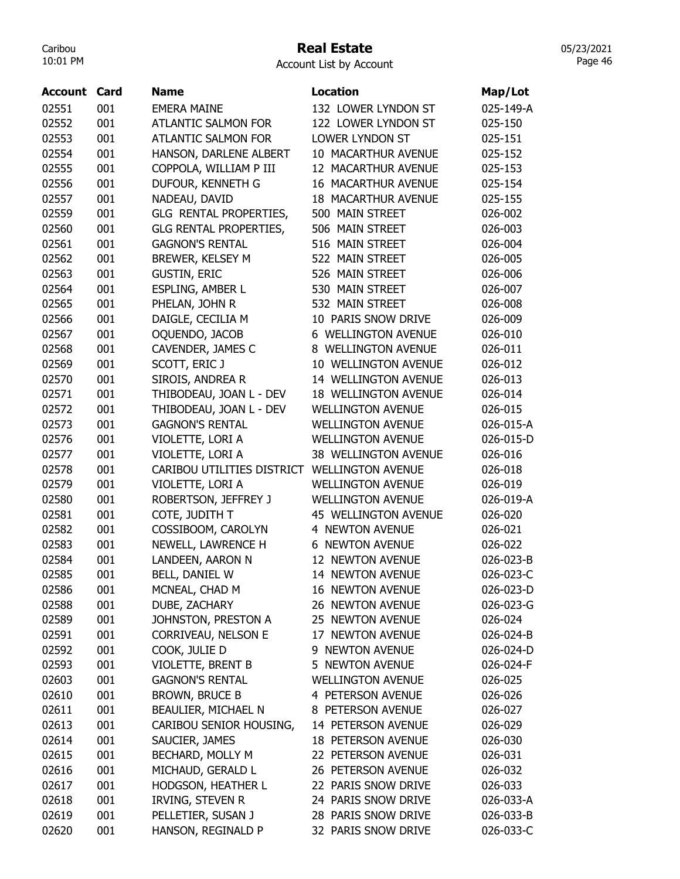# Real Estate

Account List by Account

| Account | Card | Name | Location | Map/Lot |
|---|---|---|---|---|
| 02551 | 001 | EMERA MAINE | 132 LOWER LYNDON ST | 025-149-A |
| 02552 | 001 | ATLANTIC SALMON FOR | 122 LOWER LYNDON ST | 025-150 |
| 02553 | 001 | ATLANTIC SALMON FOR | LOWER LYNDON ST | 025-151 |
| 02554 | 001 | HANSON, DARLENE ALBERT | 10 MACARTHUR AVENUE | 025-152 |
| 02555 | 001 | COPPOLA, WILLIAM P III | 12 MACARTHUR AVENUE | 025-153 |
| 02556 | 001 | DUFOUR, KENNETH G | 16 MACARTHUR AVENUE | 025-154 |
| 02557 | 001 | NADEAU, DAVID | 18 MACARTHUR AVENUE | 025-155 |
| 02559 | 001 | GLG RENTAL PROPERTIES, | 500 MAIN STREET | 026-002 |
| 02560 | 001 | GLG RENTAL PROPERTIES, | 506 MAIN STREET | 026-003 |
| 02561 | 001 | GAGNON'S RENTAL | 516 MAIN STREET | 026-004 |
| 02562 | 001 | BREWER, KELSEY M | 522 MAIN STREET | 026-005 |
| 02563 | 001 | GUSTIN, ERIC | 526 MAIN STREET | 026-006 |
| 02564 | 001 | ESPLING, AMBER L | 530 MAIN STREET | 026-007 |
| 02565 | 001 | PHELAN, JOHN R | 532 MAIN STREET | 026-008 |
| 02566 | 001 | DAIGLE, CECILIA M | 10 PARIS SNOW DRIVE | 026-009 |
| 02567 | 001 | OQUENDO, JACOB | 6 WELLINGTON AVENUE | 026-010 |
| 02568 | 001 | CAVENDER, JAMES C | 8 WELLINGTON AVENUE | 026-011 |
| 02569 | 001 | SCOTT, ERIC J | 10 WELLINGTON AVENUE | 026-012 |
| 02570 | 001 | SIROIS, ANDREA R | 14 WELLINGTON AVENUE | 026-013 |
| 02571 | 001 | THIBODEAU, JOAN L - DEV | 18 WELLINGTON AVENUE | 026-014 |
| 02572 | 001 | THIBODEAU, JOAN L - DEV | WELLINGTON AVENUE | 026-015 |
| 02573 | 001 | GAGNON'S RENTAL | WELLINGTON AVENUE | 026-015-A |
| 02576 | 001 | VIOLETTE, LORI A | WELLINGTON AVENUE | 026-015-D |
| 02577 | 001 | VIOLETTE, LORI A | 38 WELLINGTON AVENUE | 026-016 |
| 02578 | 001 | CARIBOU UTILITIES DISTRICT | WELLINGTON AVENUE | 026-018 |
| 02579 | 001 | VIOLETTE, LORI A | WELLINGTON AVENUE | 026-019 |
| 02580 | 001 | ROBERTSON, JEFFREY J | WELLINGTON AVENUE | 026-019-A |
| 02581 | 001 | COTE, JUDITH T | 45 WELLINGTON AVENUE | 026-020 |
| 02582 | 001 | COSSIBOOM, CAROLYN | 4 NEWTON AVENUE | 026-021 |
| 02583 | 001 | NEWELL, LAWRENCE H | 6 NEWTON AVENUE | 026-022 |
| 02584 | 001 | LANDEEN, AARON N | 12 NEWTON AVENUE | 026-023-B |
| 02585 | 001 | BELL, DANIEL W | 14 NEWTON AVENUE | 026-023-C |
| 02586 | 001 | MCNEAL, CHAD M | 16 NEWTON AVENUE | 026-023-D |
| 02588 | 001 | DUBE, ZACHARY | 26 NEWTON AVENUE | 026-023-G |
| 02589 | 001 | JOHNSTON, PRESTON A | 25 NEWTON AVENUE | 026-024 |
| 02591 | 001 | CORRIVEAU, NELSON E | 17 NEWTON AVENUE | 026-024-B |
| 02592 | 001 | COOK, JULIE D | 9 NEWTON AVENUE | 026-024-D |
| 02593 | 001 | VIOLETTE, BRENT B | 5 NEWTON AVENUE | 026-024-F |
| 02603 | 001 | GAGNON'S RENTAL | WELLINGTON AVENUE | 026-025 |
| 02610 | 001 | BROWN, BRUCE B | 4 PETERSON AVENUE | 026-026 |
| 02611 | 001 | BEAULIER, MICHAEL N | 8 PETERSON AVENUE | 026-027 |
| 02613 | 001 | CARIBOU SENIOR HOUSING, | 14 PETERSON AVENUE | 026-029 |
| 02614 | 001 | SAUCIER, JAMES | 18 PETERSON AVENUE | 026-030 |
| 02615 | 001 | BECHARD, MOLLY M | 22 PETERSON AVENUE | 026-031 |
| 02616 | 001 | MICHAUD, GERALD L | 26 PETERSON AVENUE | 026-032 |
| 02617 | 001 | HODGSON, HEATHER L | 22 PARIS SNOW DRIVE | 026-033 |
| 02618 | 001 | IRVING, STEVEN R | 24 PARIS SNOW DRIVE | 026-033-A |
| 02619 | 001 | PELLETIER, SUSAN J | 28 PARIS SNOW DRIVE | 026-033-B |
| 02620 | 001 | HANSON, REGINALD P | 32 PARIS SNOW DRIVE | 026-033-C |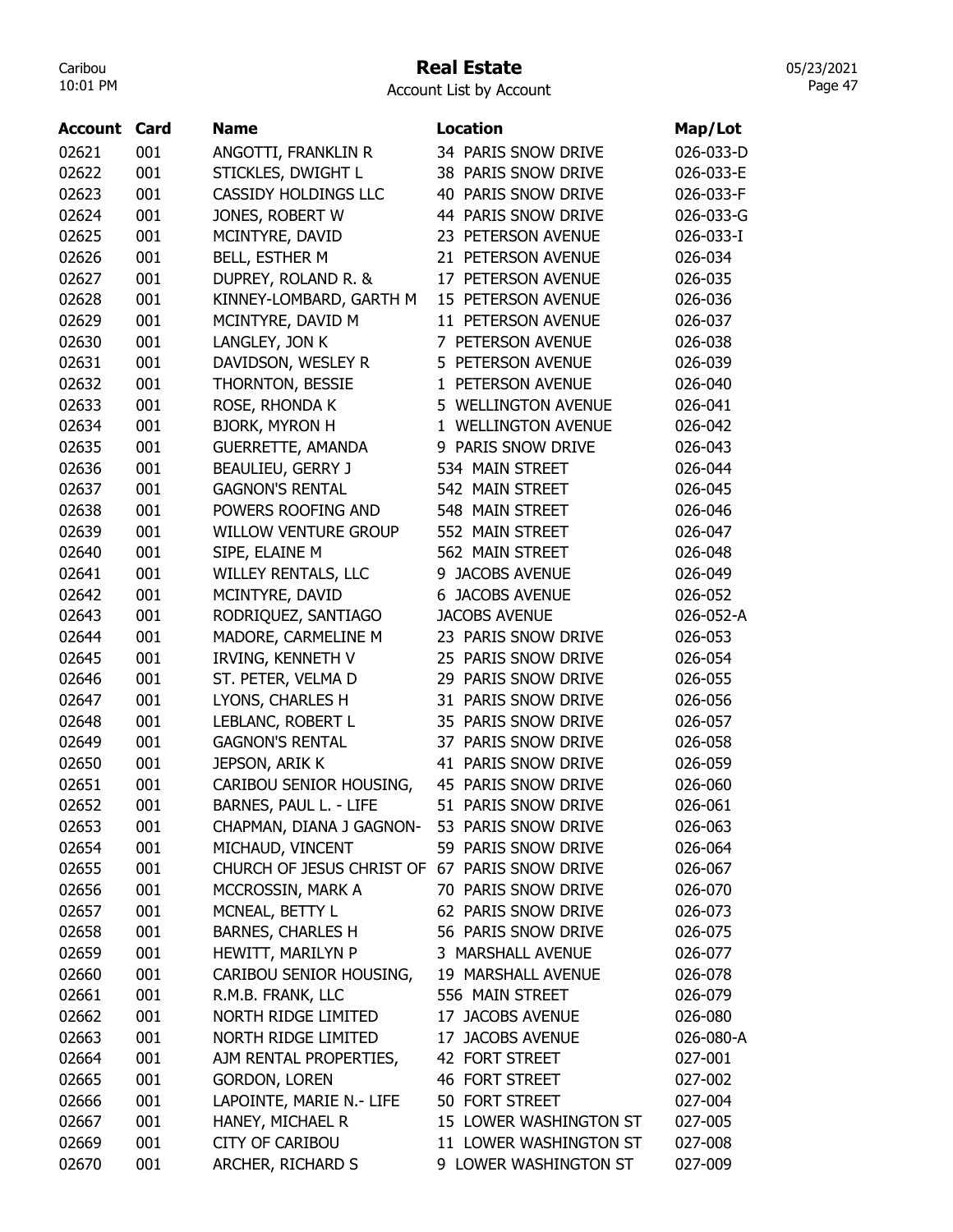# Real Estate

Account List by Account

| Account | Card | Name | Location | Map/Lot |
|---|---|---|---|---|
| 02621 | 001 | ANGOTTI, FRANKLIN R | 34 PARIS SNOW DRIVE | 026-033-D |
| 02622 | 001 | STICKLES, DWIGHT L | 38 PARIS SNOW DRIVE | 026-033-E |
| 02623 | 001 | CASSIDY HOLDINGS LLC | 40 PARIS SNOW DRIVE | 026-033-F |
| 02624 | 001 | JONES, ROBERT W | 44 PARIS SNOW DRIVE | 026-033-G |
| 02625 | 001 | MCINTYRE, DAVID | 23 PETERSON AVENUE | 026-033-I |
| 02626 | 001 | BELL, ESTHER M | 21 PETERSON AVENUE | 026-034 |
| 02627 | 001 | DUPREY, ROLAND R. & | 17 PETERSON AVENUE | 026-035 |
| 02628 | 001 | KINNEY-LOMBARD, GARTH M | 15 PETERSON AVENUE | 026-036 |
| 02629 | 001 | MCINTYRE, DAVID M | 11 PETERSON AVENUE | 026-037 |
| 02630 | 001 | LANGLEY, JON K | 7 PETERSON AVENUE | 026-038 |
| 02631 | 001 | DAVIDSON, WESLEY R | 5 PETERSON AVENUE | 026-039 |
| 02632 | 001 | THORNTON, BESSIE | 1 PETERSON AVENUE | 026-040 |
| 02633 | 001 | ROSE, RHONDA K | 5 WELLINGTON AVENUE | 026-041 |
| 02634 | 001 | BJORK, MYRON H | 1 WELLINGTON AVENUE | 026-042 |
| 02635 | 001 | GUERRETTE, AMANDA | 9 PARIS SNOW DRIVE | 026-043 |
| 02636 | 001 | BEAULIEU, GERRY J | 534 MAIN STREET | 026-044 |
| 02637 | 001 | GAGNON'S RENTAL | 542 MAIN STREET | 026-045 |
| 02638 | 001 | POWERS ROOFING AND | 548 MAIN STREET | 026-046 |
| 02639 | 001 | WILLOW VENTURE GROUP | 552 MAIN STREET | 026-047 |
| 02640 | 001 | SIPE, ELAINE M | 562 MAIN STREET | 026-048 |
| 02641 | 001 | WILLEY RENTALS, LLC | 9 JACOBS AVENUE | 026-049 |
| 02642 | 001 | MCINTYRE, DAVID | 6 JACOBS AVENUE | 026-052 |
| 02643 | 001 | RODRIQUEZ, SANTIAGO | JACOBS AVENUE | 026-052-A |
| 02644 | 001 | MADORE, CARMELINE M | 23 PARIS SNOW DRIVE | 026-053 |
| 02645 | 001 | IRVING, KENNETH V | 25 PARIS SNOW DRIVE | 026-054 |
| 02646 | 001 | ST. PETER, VELMA D | 29 PARIS SNOW DRIVE | 026-055 |
| 02647 | 001 | LYONS, CHARLES H | 31 PARIS SNOW DRIVE | 026-056 |
| 02648 | 001 | LEBLANC, ROBERT L | 35 PARIS SNOW DRIVE | 026-057 |
| 02649 | 001 | GAGNON'S RENTAL | 37 PARIS SNOW DRIVE | 026-058 |
| 02650 | 001 | JEPSON, ARIK K | 41 PARIS SNOW DRIVE | 026-059 |
| 02651 | 001 | CARIBOU SENIOR HOUSING, | 45 PARIS SNOW DRIVE | 026-060 |
| 02652 | 001 | BARNES, PAUL L. - LIFE | 51 PARIS SNOW DRIVE | 026-061 |
| 02653 | 001 | CHAPMAN, DIANA J GAGNON- | 53 PARIS SNOW DRIVE | 026-063 |
| 02654 | 001 | MICHAUD, VINCENT | 59 PARIS SNOW DRIVE | 026-064 |
| 02655 | 001 | CHURCH OF JESUS CHRIST OF | 67 PARIS SNOW DRIVE | 026-067 |
| 02656 | 001 | MCCROSSIN, MARK A | 70 PARIS SNOW DRIVE | 026-070 |
| 02657 | 001 | MCNEAL, BETTY L | 62 PARIS SNOW DRIVE | 026-073 |
| 02658 | 001 | BARNES, CHARLES H | 56 PARIS SNOW DRIVE | 026-075 |
| 02659 | 001 | HEWITT, MARILYN P | 3 MARSHALL AVENUE | 026-077 |
| 02660 | 001 | CARIBOU SENIOR HOUSING, | 19 MARSHALL AVENUE | 026-078 |
| 02661 | 001 | R.M.B. FRANK, LLC | 556 MAIN STREET | 026-079 |
| 02662 | 001 | NORTH RIDGE LIMITED | 17 JACOBS AVENUE | 026-080 |
| 02663 | 001 | NORTH RIDGE LIMITED | 17 JACOBS AVENUE | 026-080-A |
| 02664 | 001 | AJM RENTAL PROPERTIES, | 42 FORT STREET | 027-001 |
| 02665 | 001 | GORDON, LOREN | 46 FORT STREET | 027-002 |
| 02666 | 001 | LAPOINTE, MARIE N.- LIFE | 50 FORT STREET | 027-004 |
| 02667 | 001 | HANEY, MICHAEL R | 15 LOWER WASHINGTON ST | 027-005 |
| 02669 | 001 | CITY OF CARIBOU | 11 LOWER WASHINGTON ST | 027-008 |
| 02670 | 001 | ARCHER, RICHARD S | 9 LOWER WASHINGTON ST | 027-009 |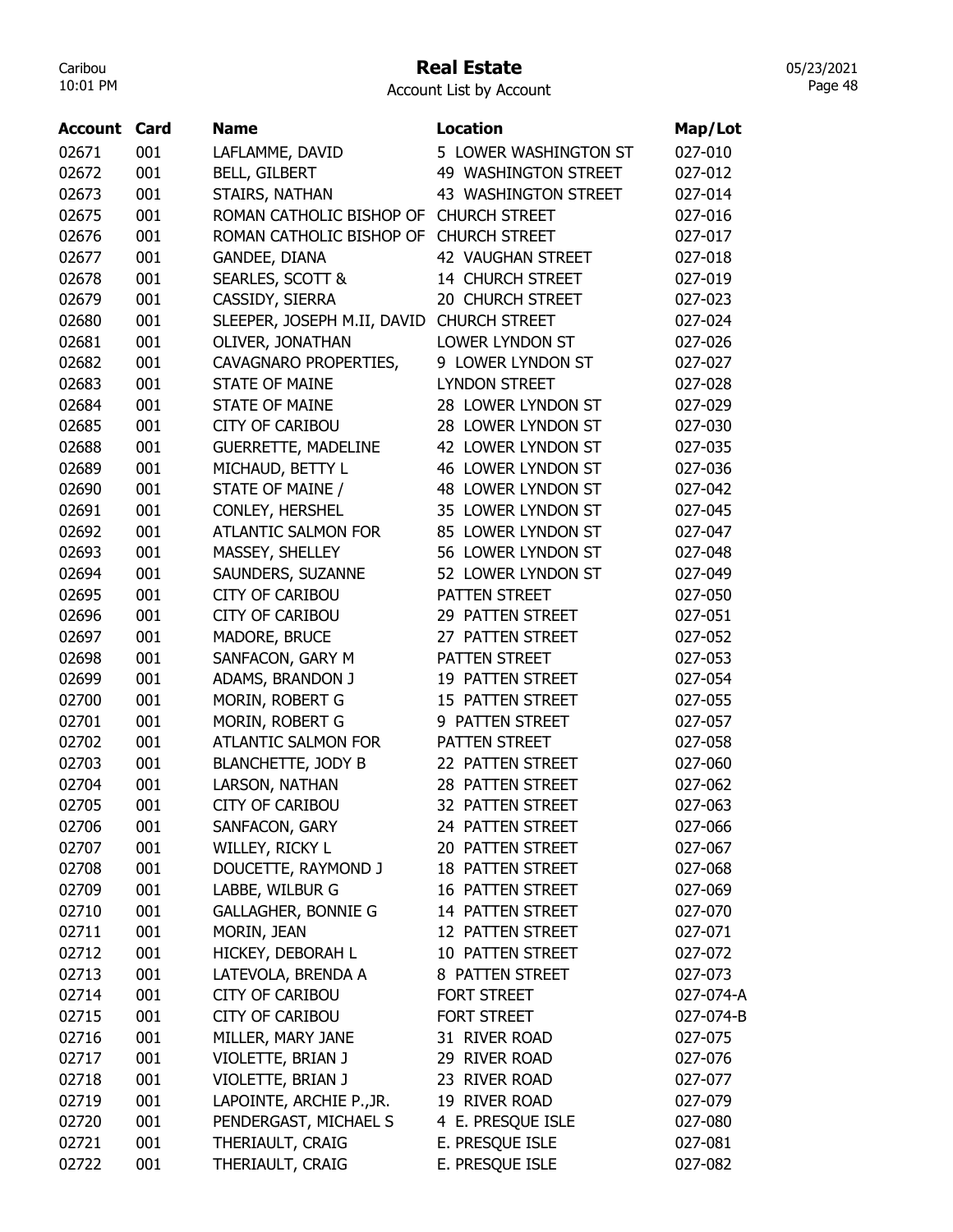# Real Estate

Account List by Account

| Account | Card | Name | Location | Map/Lot |
|---|---|---|---|---|
| 02671 | 001 | LAFLAMME, DAVID | 5 LOWER WASHINGTON ST | 027-010 |
| 02672 | 001 | BELL, GILBERT | 49 WASHINGTON STREET | 027-012 |
| 02673 | 001 | STAIRS, NATHAN | 43 WASHINGTON STREET | 027-014 |
| 02675 | 001 | ROMAN CATHOLIC BISHOP OF | CHURCH STREET | 027-016 |
| 02676 | 001 | ROMAN CATHOLIC BISHOP OF | CHURCH STREET | 027-017 |
| 02677 | 001 | GANDEE, DIANA | 42 VAUGHAN STREET | 027-018 |
| 02678 | 001 | SEARLES, SCOTT & | 14 CHURCH STREET | 027-019 |
| 02679 | 001 | CASSIDY, SIERRA | 20 CHURCH STREET | 027-023 |
| 02680 | 001 | SLEEPER, JOSEPH M.II, DAVID | CHURCH STREET | 027-024 |
| 02681 | 001 | OLIVER, JONATHAN | LOWER LYNDON ST | 027-026 |
| 02682 | 001 | CAVAGNARO PROPERTIES, | 9 LOWER LYNDON ST | 027-027 |
| 02683 | 001 | STATE OF MAINE | LYNDON STREET | 027-028 |
| 02684 | 001 | STATE OF MAINE | 28 LOWER LYNDON ST | 027-029 |
| 02685 | 001 | CITY OF CARIBOU | 28 LOWER LYNDON ST | 027-030 |
| 02688 | 001 | GUERRETTE, MADELINE | 42 LOWER LYNDON ST | 027-035 |
| 02689 | 001 | MICHAUD, BETTY L | 46 LOWER LYNDON ST | 027-036 |
| 02690 | 001 | STATE OF MAINE / | 48 LOWER LYNDON ST | 027-042 |
| 02691 | 001 | CONLEY, HERSHEL | 35 LOWER LYNDON ST | 027-045 |
| 02692 | 001 | ATLANTIC SALMON FOR | 85 LOWER LYNDON ST | 027-047 |
| 02693 | 001 | MASSEY, SHELLEY | 56 LOWER LYNDON ST | 027-048 |
| 02694 | 001 | SAUNDERS, SUZANNE | 52 LOWER LYNDON ST | 027-049 |
| 02695 | 001 | CITY OF CARIBOU | PATTEN STREET | 027-050 |
| 02696 | 001 | CITY OF CARIBOU | 29 PATTEN STREET | 027-051 |
| 02697 | 001 | MADORE, BRUCE | 27 PATTEN STREET | 027-052 |
| 02698 | 001 | SANFACON, GARY M | PATTEN STREET | 027-053 |
| 02699 | 001 | ADAMS, BRANDON J | 19 PATTEN STREET | 027-054 |
| 02700 | 001 | MORIN, ROBERT G | 15 PATTEN STREET | 027-055 |
| 02701 | 001 | MORIN, ROBERT G | 9 PATTEN STREET | 027-057 |
| 02702 | 001 | ATLANTIC SALMON FOR | PATTEN STREET | 027-058 |
| 02703 | 001 | BLANCHETTE, JODY B | 22 PATTEN STREET | 027-060 |
| 02704 | 001 | LARSON, NATHAN | 28 PATTEN STREET | 027-062 |
| 02705 | 001 | CITY OF CARIBOU | 32 PATTEN STREET | 027-063 |
| 02706 | 001 | SANFACON, GARY | 24 PATTEN STREET | 027-066 |
| 02707 | 001 | WILLEY, RICKY L | 20 PATTEN STREET | 027-067 |
| 02708 | 001 | DOUCETTE, RAYMOND J | 18 PATTEN STREET | 027-068 |
| 02709 | 001 | LABBE, WILBUR G | 16 PATTEN STREET | 027-069 |
| 02710 | 001 | GALLAGHER, BONNIE G | 14 PATTEN STREET | 027-070 |
| 02711 | 001 | MORIN, JEAN | 12 PATTEN STREET | 027-071 |
| 02712 | 001 | HICKEY, DEBORAH L | 10 PATTEN STREET | 027-072 |
| 02713 | 001 | LATEVOLA, BRENDA A | 8 PATTEN STREET | 027-073 |
| 02714 | 001 | CITY OF CARIBOU | FORT STREET | 027-074-A |
| 02715 | 001 | CITY OF CARIBOU | FORT STREET | 027-074-B |
| 02716 | 001 | MILLER, MARY JANE | 31 RIVER ROAD | 027-075 |
| 02717 | 001 | VIOLETTE, BRIAN J | 29 RIVER ROAD | 027-076 |
| 02718 | 001 | VIOLETTE, BRIAN J | 23 RIVER ROAD | 027-077 |
| 02719 | 001 | LAPOINTE, ARCHIE P.,JR. | 19 RIVER ROAD | 027-079 |
| 02720 | 001 | PENDERGAST, MICHAEL S | 4 E. PRESQUE ISLE | 027-080 |
| 02721 | 001 | THERIAULT, CRAIG | E. PRESQUE ISLE | 027-081 |
| 02722 | 001 | THERIAULT, CRAIG | E. PRESQUE ISLE | 027-082 |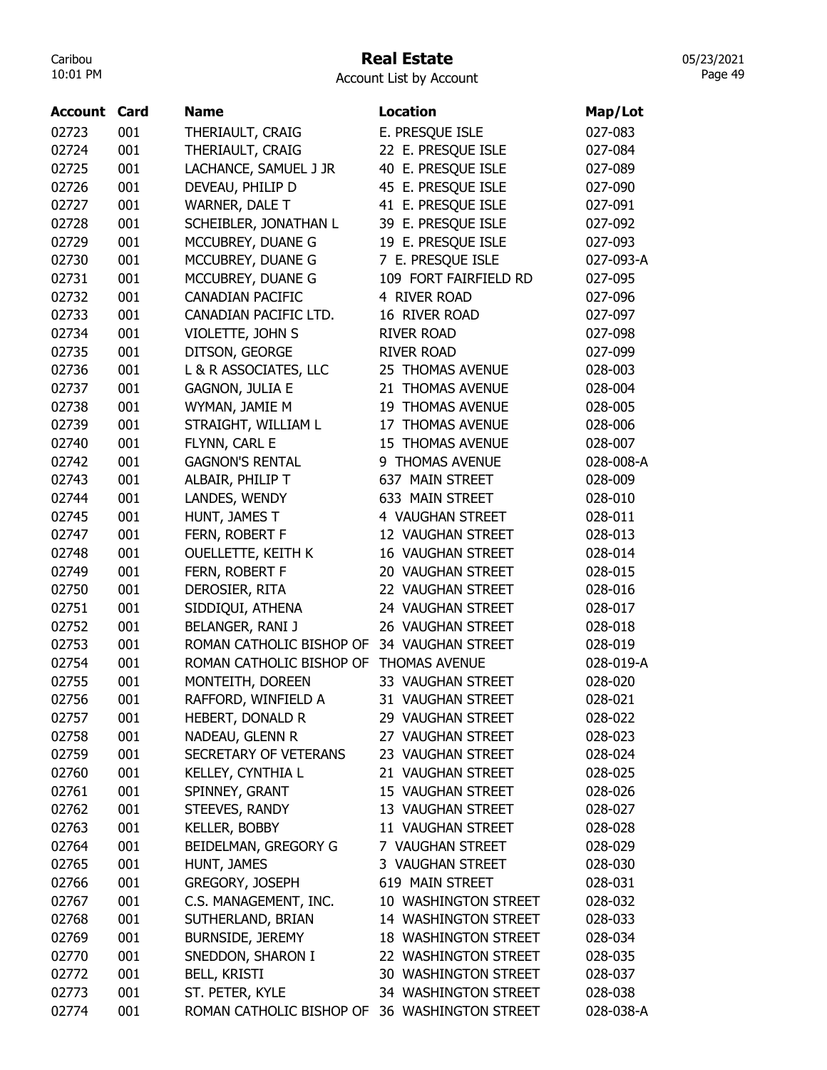# Real Estate

Account List by Account

| Account | Card | Name | Location | Map/Lot |
|---|---|---|---|---|
| 02723 | 001 | THERIAULT, CRAIG | E. PRESQUE ISLE | 027-083 |
| 02724 | 001 | THERIAULT, CRAIG | 22 E. PRESQUE ISLE | 027-084 |
| 02725 | 001 | LACHANCE, SAMUEL J JR | 40 E. PRESQUE ISLE | 027-089 |
| 02726 | 001 | DEVEAU, PHILIP D | 45 E. PRESQUE ISLE | 027-090 |
| 02727 | 001 | WARNER, DALE T | 41 E. PRESQUE ISLE | 027-091 |
| 02728 | 001 | SCHEIBLER, JONATHAN L | 39 E. PRESQUE ISLE | 027-092 |
| 02729 | 001 | MCCUBREY, DUANE G | 19 E. PRESQUE ISLE | 027-093 |
| 02730 | 001 | MCCUBREY, DUANE G | 7 E. PRESQUE ISLE | 027-093-A |
| 02731 | 001 | MCCUBREY, DUANE G | 109 FORT FAIRFIELD RD | 027-095 |
| 02732 | 001 | CANADIAN PACIFIC | 4 RIVER ROAD | 027-096 |
| 02733 | 001 | CANADIAN PACIFIC LTD. | 16 RIVER ROAD | 027-097 |
| 02734 | 001 | VIOLETTE, JOHN S | RIVER ROAD | 027-098 |
| 02735 | 001 | DITSON, GEORGE | RIVER ROAD | 027-099 |
| 02736 | 001 | L & R ASSOCIATES, LLC | 25 THOMAS AVENUE | 028-003 |
| 02737 | 001 | GAGNON, JULIA E | 21 THOMAS AVENUE | 028-004 |
| 02738 | 001 | WYMAN, JAMIE M | 19 THOMAS AVENUE | 028-005 |
| 02739 | 001 | STRAIGHT, WILLIAM L | 17 THOMAS AVENUE | 028-006 |
| 02740 | 001 | FLYNN, CARL E | 15 THOMAS AVENUE | 028-007 |
| 02742 | 001 | GAGNON'S RENTAL | 9 THOMAS AVENUE | 028-008-A |
| 02743 | 001 | ALBAIR, PHILIP T | 637 MAIN STREET | 028-009 |
| 02744 | 001 | LANDES, WENDY | 633 MAIN STREET | 028-010 |
| 02745 | 001 | HUNT, JAMES T | 4 VAUGHAN STREET | 028-011 |
| 02747 | 001 | FERN, ROBERT F | 12 VAUGHAN STREET | 028-013 |
| 02748 | 001 | OUELLETTE, KEITH K | 16 VAUGHAN STREET | 028-014 |
| 02749 | 001 | FERN, ROBERT F | 20 VAUGHAN STREET | 028-015 |
| 02750 | 001 | DEROSIER, RITA | 22 VAUGHAN STREET | 028-016 |
| 02751 | 001 | SIDDIQUI, ATHENA | 24 VAUGHAN STREET | 028-017 |
| 02752 | 001 | BELANGER, RANI J | 26 VAUGHAN STREET | 028-018 |
| 02753 | 001 | ROMAN CATHOLIC BISHOP OF | 34 VAUGHAN STREET | 028-019 |
| 02754 | 001 | ROMAN CATHOLIC BISHOP OF | THOMAS AVENUE | 028-019-A |
| 02755 | 001 | MONTEITH, DOREEN | 33 VAUGHAN STREET | 028-020 |
| 02756 | 001 | RAFFORD, WINFIELD A | 31 VAUGHAN STREET | 028-021 |
| 02757 | 001 | HEBERT, DONALD R | 29 VAUGHAN STREET | 028-022 |
| 02758 | 001 | NADEAU, GLENN R | 27 VAUGHAN STREET | 028-023 |
| 02759 | 001 | SECRETARY OF VETERANS | 23 VAUGHAN STREET | 028-024 |
| 02760 | 001 | KELLEY, CYNTHIA L | 21 VAUGHAN STREET | 028-025 |
| 02761 | 001 | SPINNEY, GRANT | 15 VAUGHAN STREET | 028-026 |
| 02762 | 001 | STEEVES, RANDY | 13 VAUGHAN STREET | 028-027 |
| 02763 | 001 | KELLER, BOBBY | 11 VAUGHAN STREET | 028-028 |
| 02764 | 001 | BEIDELMAN, GREGORY G | 7 VAUGHAN STREET | 028-029 |
| 02765 | 001 | HUNT, JAMES | 3 VAUGHAN STREET | 028-030 |
| 02766 | 001 | GREGORY, JOSEPH | 619 MAIN STREET | 028-031 |
| 02767 | 001 | C.S. MANAGEMENT, INC. | 10 WASHINGTON STREET | 028-032 |
| 02768 | 001 | SUTHERLAND, BRIAN | 14 WASHINGTON STREET | 028-033 |
| 02769 | 001 | BURNSIDE, JEREMY | 18 WASHINGTON STREET | 028-034 |
| 02770 | 001 | SNEDDON, SHARON I | 22 WASHINGTON STREET | 028-035 |
| 02772 | 001 | BELL, KRISTI | 30 WASHINGTON STREET | 028-037 |
| 02773 | 001 | ST. PETER, KYLE | 34 WASHINGTON STREET | 028-038 |
| 02774 | 001 | ROMAN CATHOLIC BISHOP OF | 36 WASHINGTON STREET | 028-038-A |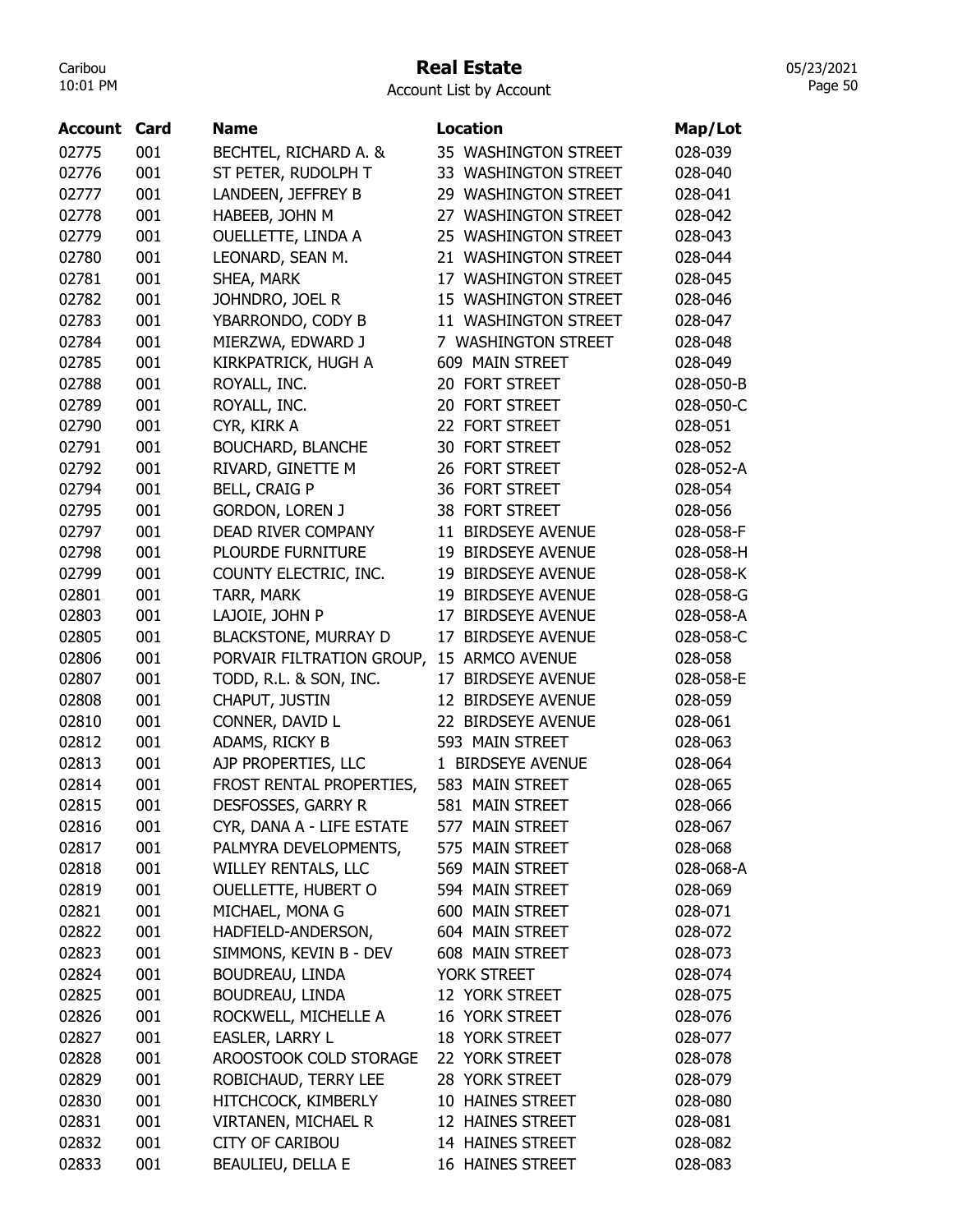# Real Estate

Account List by Account

| Account | Card | Name | Location | Map/Lot |
|---|---|---|---|---|
| 02775 | 001 | BECHTEL, RICHARD A. & | 35 WASHINGTON STREET | 028-039 |
| 02776 | 001 | ST PETER, RUDOLPH T | 33 WASHINGTON STREET | 028-040 |
| 02777 | 001 | LANDEEN, JEFFREY B | 29 WASHINGTON STREET | 028-041 |
| 02778 | 001 | HABEEB, JOHN M | 27 WASHINGTON STREET | 028-042 |
| 02779 | 001 | OUELLETTE, LINDA A | 25 WASHINGTON STREET | 028-043 |
| 02780 | 001 | LEONARD, SEAN M. | 21 WASHINGTON STREET | 028-044 |
| 02781 | 001 | SHEA, MARK | 17 WASHINGTON STREET | 028-045 |
| 02782 | 001 | JOHNDRO, JOEL R | 15 WASHINGTON STREET | 028-046 |
| 02783 | 001 | YBARRONDO, CODY B | 11 WASHINGTON STREET | 028-047 |
| 02784 | 001 | MIERZWA, EDWARD J | 7 WASHINGTON STREET | 028-048 |
| 02785 | 001 | KIRKPATRICK, HUGH A | 609 MAIN STREET | 028-049 |
| 02788 | 001 | ROYALL, INC. | 20 FORT STREET | 028-050-B |
| 02789 | 001 | ROYALL, INC. | 20 FORT STREET | 028-050-C |
| 02790 | 001 | CYR, KIRK A | 22 FORT STREET | 028-051 |
| 02791 | 001 | BOUCHARD, BLANCHE | 30 FORT STREET | 028-052 |
| 02792 | 001 | RIVARD, GINETTE M | 26 FORT STREET | 028-052-A |
| 02794 | 001 | BELL, CRAIG P | 36 FORT STREET | 028-054 |
| 02795 | 001 | GORDON, LOREN J | 38 FORT STREET | 028-056 |
| 02797 | 001 | DEAD RIVER COMPANY | 11 BIRDSEYE AVENUE | 028-058-F |
| 02798 | 001 | PLOURDE FURNITURE | 19 BIRDSEYE AVENUE | 028-058-H |
| 02799 | 001 | COUNTY ELECTRIC, INC. | 19 BIRDSEYE AVENUE | 028-058-K |
| 02801 | 001 | TARR, MARK | 19 BIRDSEYE AVENUE | 028-058-G |
| 02803 | 001 | LAJOIE, JOHN P | 17 BIRDSEYE AVENUE | 028-058-A |
| 02805 | 001 | BLACKSTONE, MURRAY D | 17 BIRDSEYE AVENUE | 028-058-C |
| 02806 | 001 | PORVAIR FILTRATION GROUP, | 15 ARMCO AVENUE | 028-058 |
| 02807 | 001 | TODD, R.L. & SON, INC. | 17 BIRDSEYE AVENUE | 028-058-E |
| 02808 | 001 | CHAPUT, JUSTIN | 12 BIRDSEYE AVENUE | 028-059 |
| 02810 | 001 | CONNER, DAVID L | 22 BIRDSEYE AVENUE | 028-061 |
| 02812 | 001 | ADAMS, RICKY B | 593 MAIN STREET | 028-063 |
| 02813 | 001 | AJP PROPERTIES, LLC | 1 BIRDSEYE AVENUE | 028-064 |
| 02814 | 001 | FROST RENTAL PROPERTIES, | 583 MAIN STREET | 028-065 |
| 02815 | 001 | DESFOSSES, GARRY R | 581 MAIN STREET | 028-066 |
| 02816 | 001 | CYR, DANA A - LIFE ESTATE | 577 MAIN STREET | 028-067 |
| 02817 | 001 | PALMYRA DEVELOPMENTS, | 575 MAIN STREET | 028-068 |
| 02818 | 001 | WILLEY RENTALS, LLC | 569 MAIN STREET | 028-068-A |
| 02819 | 001 | OUELLETTE, HUBERT O | 594 MAIN STREET | 028-069 |
| 02821 | 001 | MICHAEL, MONA G | 600 MAIN STREET | 028-071 |
| 02822 | 001 | HADFIELD-ANDERSON, | 604 MAIN STREET | 028-072 |
| 02823 | 001 | SIMMONS, KEVIN B - DEV | 608 MAIN STREET | 028-073 |
| 02824 | 001 | BOUDREAU, LINDA | YORK STREET | 028-074 |
| 02825 | 001 | BOUDREAU, LINDA | 12 YORK STREET | 028-075 |
| 02826 | 001 | ROCKWELL, MICHELLE A | 16 YORK STREET | 028-076 |
| 02827 | 001 | EASLER, LARRY L | 18 YORK STREET | 028-077 |
| 02828 | 001 | AROOSTOOK COLD STORAGE | 22 YORK STREET | 028-078 |
| 02829 | 001 | ROBICHAUD, TERRY LEE | 28 YORK STREET | 028-079 |
| 02830 | 001 | HITCHCOCK, KIMBERLY | 10 HAINES STREET | 028-080 |
| 02831 | 001 | VIRTANEN, MICHAEL R | 12 HAINES STREET | 028-081 |
| 02832 | 001 | CITY OF CARIBOU | 14 HAINES STREET | 028-082 |
| 02833 | 001 | BEAULIEU, DELLA E | 16 HAINES STREET | 028-083 |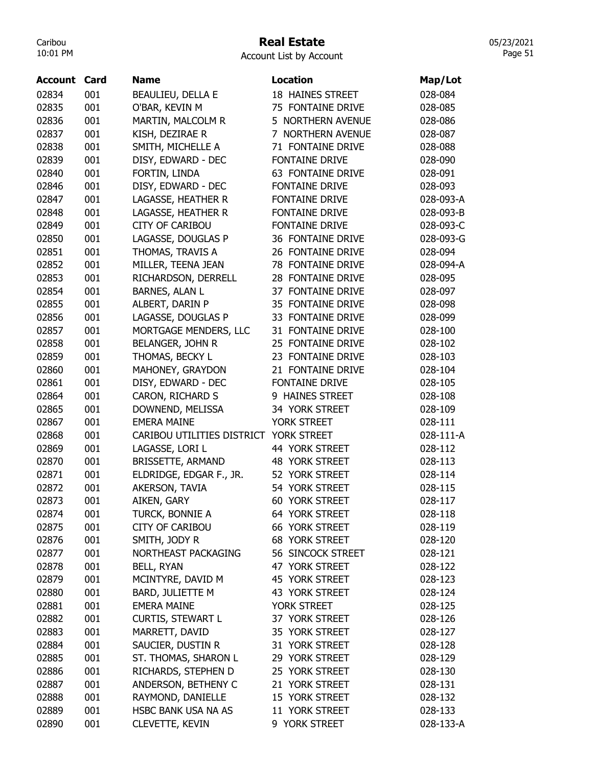# Real Estate

Account List by Account

| Account | Card | Name | Location | Map/Lot |
|---|---|---|---|---|
| 02834 | 001 | BEAULIEU, DELLA E | 18 HAINES STREET | 028-084 |
| 02835 | 001 | O'BAR, KEVIN M | 75 FONTAINE DRIVE | 028-085 |
| 02836 | 001 | MARTIN, MALCOLM R | 5 NORTHERN AVENUE | 028-086 |
| 02837 | 001 | KISH, DEZIRAE R | 7 NORTHERN AVENUE | 028-087 |
| 02838 | 001 | SMITH, MICHELLE A | 71 FONTAINE DRIVE | 028-088 |
| 02839 | 001 | DISY, EDWARD - DEC | FONTAINE DRIVE | 028-090 |
| 02840 | 001 | FORTIN, LINDA | 63 FONTAINE DRIVE | 028-091 |
| 02846 | 001 | DISY, EDWARD - DEC | FONTAINE DRIVE | 028-093 |
| 02847 | 001 | LAGASSE, HEATHER R | FONTAINE DRIVE | 028-093-A |
| 02848 | 001 | LAGASSE, HEATHER R | FONTAINE DRIVE | 028-093-B |
| 02849 | 001 | CITY OF CARIBOU | FONTAINE DRIVE | 028-093-C |
| 02850 | 001 | LAGASSE, DOUGLAS P | 36 FONTAINE DRIVE | 028-093-G |
| 02851 | 001 | THOMAS, TRAVIS A | 26 FONTAINE DRIVE | 028-094 |
| 02852 | 001 | MILLER, TEENA JEAN | 78 FONTAINE DRIVE | 028-094-A |
| 02853 | 001 | RICHARDSON, DERRELL | 28 FONTAINE DRIVE | 028-095 |
| 02854 | 001 | BARNES, ALAN L | 37 FONTAINE DRIVE | 028-097 |
| 02855 | 001 | ALBERT, DARIN P | 35 FONTAINE DRIVE | 028-098 |
| 02856 | 001 | LAGASSE, DOUGLAS P | 33 FONTAINE DRIVE | 028-099 |
| 02857 | 001 | MORTGAGE MENDERS, LLC | 31 FONTAINE DRIVE | 028-100 |
| 02858 | 001 | BELANGER, JOHN R | 25 FONTAINE DRIVE | 028-102 |
| 02859 | 001 | THOMAS, BECKY L | 23 FONTAINE DRIVE | 028-103 |
| 02860 | 001 | MAHONEY, GRAYDON | 21 FONTAINE DRIVE | 028-104 |
| 02861 | 001 | DISY, EDWARD - DEC | FONTAINE DRIVE | 028-105 |
| 02864 | 001 | CARON, RICHARD S | 9 HAINES STREET | 028-108 |
| 02865 | 001 | DOWNEND, MELISSA | 34 YORK STREET | 028-109 |
| 02867 | 001 | EMERA MAINE | YORK STREET | 028-111 |
| 02868 | 001 | CARIBOU UTILITIES DISTRICT | YORK STREET | 028-111-A |
| 02869 | 001 | LAGASSE, LORI L | 44 YORK STREET | 028-112 |
| 02870 | 001 | BRISSETTE, ARMAND | 48 YORK STREET | 028-113 |
| 02871 | 001 | ELDRIDGE, EDGAR F., JR. | 52 YORK STREET | 028-114 |
| 02872 | 001 | AKERSON, TAVIA | 54 YORK STREET | 028-115 |
| 02873 | 001 | AIKEN, GARY | 60 YORK STREET | 028-117 |
| 02874 | 001 | TURCK, BONNIE A | 64 YORK STREET | 028-118 |
| 02875 | 001 | CITY OF CARIBOU | 66 YORK STREET | 028-119 |
| 02876 | 001 | SMITH, JODY R | 68 YORK STREET | 028-120 |
| 02877 | 001 | NORTHEAST PACKAGING | 56 SINCOCK STREET | 028-121 |
| 02878 | 001 | BELL, RYAN | 47 YORK STREET | 028-122 |
| 02879 | 001 | MCINTYRE, DAVID M | 45 YORK STREET | 028-123 |
| 02880 | 001 | BARD, JULIETTE M | 43 YORK STREET | 028-124 |
| 02881 | 001 | EMERA MAINE | YORK STREET | 028-125 |
| 02882 | 001 | CURTIS, STEWART L | 37 YORK STREET | 028-126 |
| 02883 | 001 | MARRETT, DAVID | 35 YORK STREET | 028-127 |
| 02884 | 001 | SAUCIER, DUSTIN R | 31 YORK STREET | 028-128 |
| 02885 | 001 | ST. THOMAS, SHARON L | 29 YORK STREET | 028-129 |
| 02886 | 001 | RICHARDS, STEPHEN D | 25 YORK STREET | 028-130 |
| 02887 | 001 | ANDERSON, BETHENY C | 21 YORK STREET | 028-131 |
| 02888 | 001 | RAYMOND, DANIELLE | 15 YORK STREET | 028-132 |
| 02889 | 001 | HSBC BANK USA NA AS | 11 YORK STREET | 028-133 |
| 02890 | 001 | CLEVETTE, KEVIN | 9 YORK STREET | 028-133-A |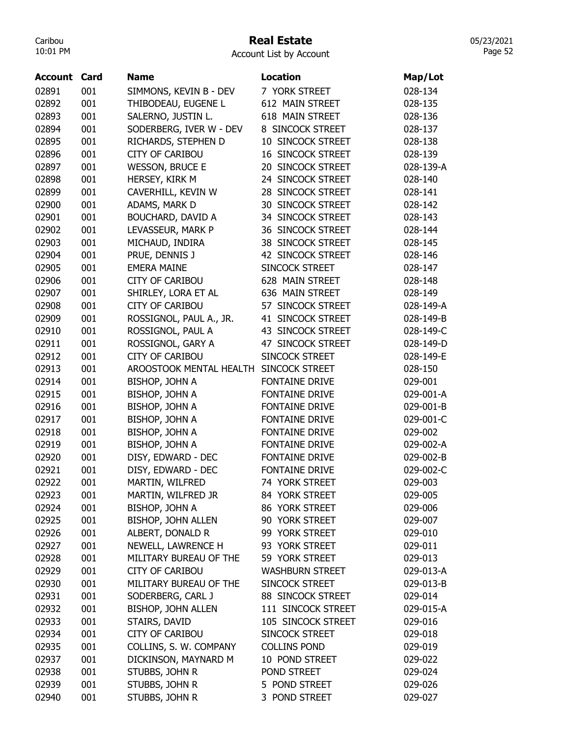# Real Estate

Account List by Account

| Account | Card | Name | Location | Map/Lot |
|---|---|---|---|---|
| 02891 | 001 | SIMMONS, KEVIN B - DEV | 7 YORK STREET | 028-134 |
| 02892 | 001 | THIBODEAU, EUGENE L | 612 MAIN STREET | 028-135 |
| 02893 | 001 | SALERNO, JUSTIN L. | 618 MAIN STREET | 028-136 |
| 02894 | 001 | SODERBERG, IVER W - DEV | 8 SINCOCK STREET | 028-137 |
| 02895 | 001 | RICHARDS, STEPHEN D | 10 SINCOCK STREET | 028-138 |
| 02896 | 001 | CITY OF CARIBOU | 16 SINCOCK STREET | 028-139 |
| 02897 | 001 | WESSON, BRUCE E | 20 SINCOCK STREET | 028-139-A |
| 02898 | 001 | HERSEY, KIRK M | 24 SINCOCK STREET | 028-140 |
| 02899 | 001 | CAVERHILL, KEVIN W | 28 SINCOCK STREET | 028-141 |
| 02900 | 001 | ADAMS, MARK D | 30 SINCOCK STREET | 028-142 |
| 02901 | 001 | BOUCHARD, DAVID A | 34 SINCOCK STREET | 028-143 |
| 02902 | 001 | LEVASSEUR, MARK P | 36 SINCOCK STREET | 028-144 |
| 02903 | 001 | MICHAUD, INDIRA | 38 SINCOCK STREET | 028-145 |
| 02904 | 001 | PRUE, DENNIS J | 42 SINCOCK STREET | 028-146 |
| 02905 | 001 | EMERA MAINE | SINCOCK STREET | 028-147 |
| 02906 | 001 | CITY OF CARIBOU | 628 MAIN STREET | 028-148 |
| 02907 | 001 | SHIRLEY, LORA ET AL | 636 MAIN STREET | 028-149 |
| 02908 | 001 | CITY OF CARIBOU | 57 SINCOCK STREET | 028-149-A |
| 02909 | 001 | ROSSIGNOL, PAUL A., JR. | 41 SINCOCK STREET | 028-149-B |
| 02910 | 001 | ROSSIGNOL, PAUL A | 43 SINCOCK STREET | 028-149-C |
| 02911 | 001 | ROSSIGNOL, GARY A | 47 SINCOCK STREET | 028-149-D |
| 02912 | 001 | CITY OF CARIBOU | SINCOCK STREET | 028-149-E |
| 02913 | 001 | AROOSTOOK MENTAL HEALTH | SINCOCK STREET | 028-150 |
| 02914 | 001 | BISHOP, JOHN A | FONTAINE DRIVE | 029-001 |
| 02915 | 001 | BISHOP, JOHN A | FONTAINE DRIVE | 029-001-A |
| 02916 | 001 | BISHOP, JOHN A | FONTAINE DRIVE | 029-001-B |
| 02917 | 001 | BISHOP, JOHN A | FONTAINE DRIVE | 029-001-C |
| 02918 | 001 | BISHOP, JOHN A | FONTAINE DRIVE | 029-002 |
| 02919 | 001 | BISHOP, JOHN A | FONTAINE DRIVE | 029-002-A |
| 02920 | 001 | DISY, EDWARD - DEC | FONTAINE DRIVE | 029-002-B |
| 02921 | 001 | DISY, EDWARD - DEC | FONTAINE DRIVE | 029-002-C |
| 02922 | 001 | MARTIN, WILFRED | 74 YORK STREET | 029-003 |
| 02923 | 001 | MARTIN, WILFRED JR | 84 YORK STREET | 029-005 |
| 02924 | 001 | BISHOP, JOHN A | 86 YORK STREET | 029-006 |
| 02925 | 001 | BISHOP, JOHN ALLEN | 90 YORK STREET | 029-007 |
| 02926 | 001 | ALBERT, DONALD R | 99 YORK STREET | 029-010 |
| 02927 | 001 | NEWELL, LAWRENCE H | 93 YORK STREET | 029-011 |
| 02928 | 001 | MILITARY BUREAU OF THE | 59 YORK STREET | 029-013 |
| 02929 | 001 | CITY OF CARIBOU | WASHBURN STREET | 029-013-A |
| 02930 | 001 | MILITARY BUREAU OF THE | SINCOCK STREET | 029-013-B |
| 02931 | 001 | SODERBERG, CARL J | 88 SINCOCK STREET | 029-014 |
| 02932 | 001 | BISHOP, JOHN ALLEN | 111 SINCOCK STREET | 029-015-A |
| 02933 | 001 | STAIRS, DAVID | 105 SINCOCK STREET | 029-016 |
| 02934 | 001 | CITY OF CARIBOU | SINCOCK STREET | 029-018 |
| 02935 | 001 | COLLINS, S. W. COMPANY | COLLINS POND | 029-019 |
| 02937 | 001 | DICKINSON, MAYNARD M | 10 POND STREET | 029-022 |
| 02938 | 001 | STUBBS, JOHN R | POND STREET | 029-024 |
| 02939 | 001 | STUBBS, JOHN R | 5 POND STREET | 029-026 |
| 02940 | 001 | STUBBS, JOHN R | 3 POND STREET | 029-027 |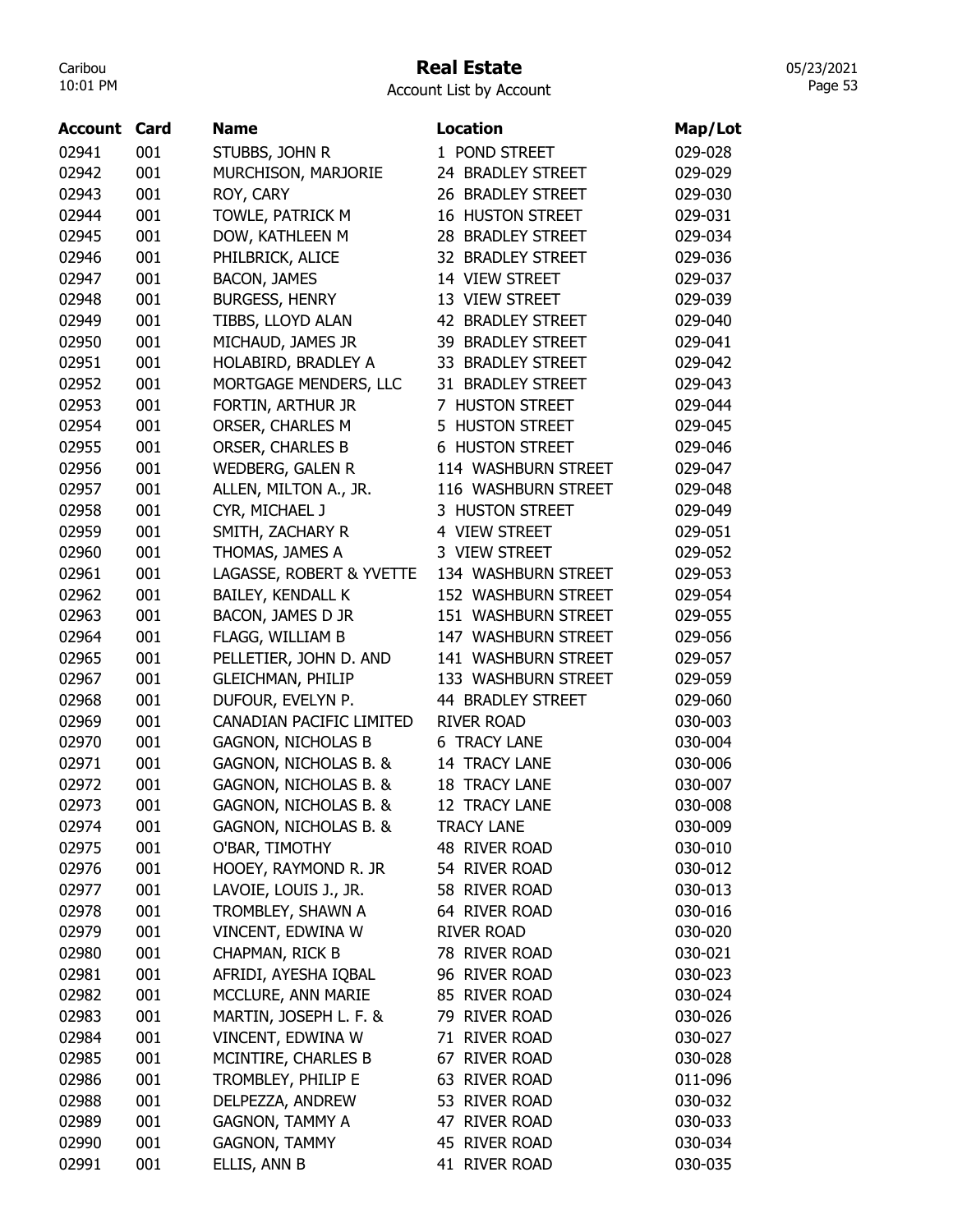# Real Estate

Account List by Account

| Account | Card | Name | Location | Map/Lot |
| --- | --- | --- | --- | --- |
| 02941 | 001 | STUBBS, JOHN R | 1 POND STREET | 029-028 |
| 02942 | 001 | MURCHISON, MARJORIE | 24 BRADLEY STREET | 029-029 |
| 02943 | 001 | ROY, CARY | 26 BRADLEY STREET | 029-030 |
| 02944 | 001 | TOWLE, PATRICK M | 16 HUSTON STREET | 029-031 |
| 02945 | 001 | DOW, KATHLEEN M | 28 BRADLEY STREET | 029-034 |
| 02946 | 001 | PHILBRICK, ALICE | 32 BRADLEY STREET | 029-036 |
| 02947 | 001 | BACON, JAMES | 14 VIEW STREET | 029-037 |
| 02948 | 001 | BURGESS, HENRY | 13 VIEW STREET | 029-039 |
| 02949 | 001 | TIBBS, LLOYD ALAN | 42 BRADLEY STREET | 029-040 |
| 02950 | 001 | MICHAUD, JAMES JR | 39 BRADLEY STREET | 029-041 |
| 02951 | 001 | HOLABIRD, BRADLEY A | 33 BRADLEY STREET | 029-042 |
| 02952 | 001 | MORTGAGE MENDERS, LLC | 31 BRADLEY STREET | 029-043 |
| 02953 | 001 | FORTIN, ARTHUR JR | 7 HUSTON STREET | 029-044 |
| 02954 | 001 | ORSER, CHARLES M | 5 HUSTON STREET | 029-045 |
| 02955 | 001 | ORSER, CHARLES B | 6 HUSTON STREET | 029-046 |
| 02956 | 001 | WEDBERG, GALEN R | 114 WASHBURN STREET | 029-047 |
| 02957 | 001 | ALLEN, MILTON A., JR. | 116 WASHBURN STREET | 029-048 |
| 02958 | 001 | CYR, MICHAEL J | 3 HUSTON STREET | 029-049 |
| 02959 | 001 | SMITH, ZACHARY R | 4 VIEW STREET | 029-051 |
| 02960 | 001 | THOMAS, JAMES A | 3 VIEW STREET | 029-052 |
| 02961 | 001 | LAGASSE, ROBERT & YVETTE | 134 WASHBURN STREET | 029-053 |
| 02962 | 001 | BAILEY, KENDALL K | 152 WASHBURN STREET | 029-054 |
| 02963 | 001 | BACON, JAMES D JR | 151 WASHBURN STREET | 029-055 |
| 02964 | 001 | FLAGG, WILLIAM B | 147 WASHBURN STREET | 029-056 |
| 02965 | 001 | PELLETIER, JOHN D. AND | 141 WASHBURN STREET | 029-057 |
| 02967 | 001 | GLEICHMAN, PHILIP | 133 WASHBURN STREET | 029-059 |
| 02968 | 001 | DUFOUR, EVELYN P. | 44 BRADLEY STREET | 029-060 |
| 02969 | 001 | CANADIAN PACIFIC LIMITED | RIVER ROAD | 030-003 |
| 02970 | 001 | GAGNON, NICHOLAS B | 6 TRACY LANE | 030-004 |
| 02971 | 001 | GAGNON, NICHOLAS B. & | 14 TRACY LANE | 030-006 |
| 02972 | 001 | GAGNON, NICHOLAS B. & | 18 TRACY LANE | 030-007 |
| 02973 | 001 | GAGNON, NICHOLAS B. & | 12 TRACY LANE | 030-008 |
| 02974 | 001 | GAGNON, NICHOLAS B. & | TRACY LANE | 030-009 |
| 02975 | 001 | O'BAR, TIMOTHY | 48 RIVER ROAD | 030-010 |
| 02976 | 001 | HOOEY, RAYMOND R. JR | 54 RIVER ROAD | 030-012 |
| 02977 | 001 | LAVOIE, LOUIS J., JR. | 58 RIVER ROAD | 030-013 |
| 02978 | 001 | TROMBLEY, SHAWN A | 64 RIVER ROAD | 030-016 |
| 02979 | 001 | VINCENT, EDWINA W | RIVER ROAD | 030-020 |
| 02980 | 001 | CHAPMAN, RICK B | 78 RIVER ROAD | 030-021 |
| 02981 | 001 | AFRIDI, AYESHA IQBAL | 96 RIVER ROAD | 030-023 |
| 02982 | 001 | MCCLURE, ANN MARIE | 85 RIVER ROAD | 030-024 |
| 02983 | 001 | MARTIN, JOSEPH L. F. & | 79 RIVER ROAD | 030-026 |
| 02984 | 001 | VINCENT, EDWINA W | 71 RIVER ROAD | 030-027 |
| 02985 | 001 | MCINTIRE, CHARLES B | 67 RIVER ROAD | 030-028 |
| 02986 | 001 | TROMBLEY, PHILIP E | 63 RIVER ROAD | 011-096 |
| 02988 | 001 | DELPEZZA, ANDREW | 53 RIVER ROAD | 030-032 |
| 02989 | 001 | GAGNON, TAMMY A | 47 RIVER ROAD | 030-033 |
| 02990 | 001 | GAGNON, TAMMY | 45 RIVER ROAD | 030-034 |
| 02991 | 001 | ELLIS, ANN B | 41 RIVER ROAD | 030-035 |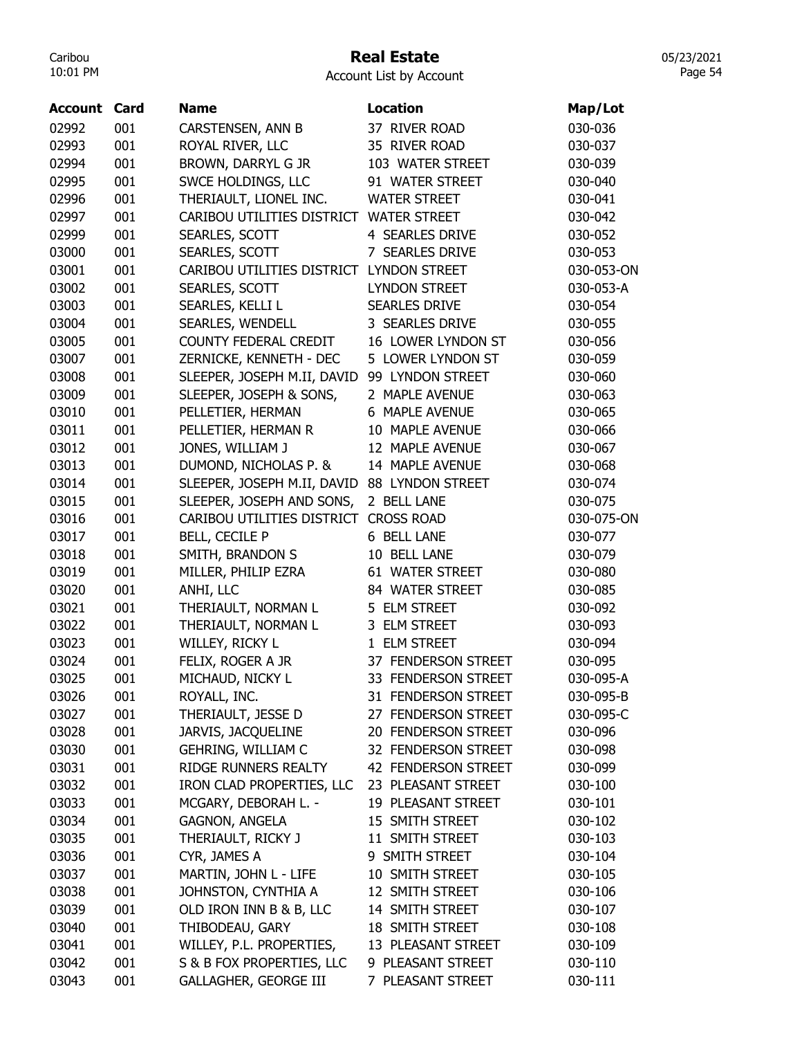# Real Estate

Account List by Account

| Account | Card | Name | Location | Map/Lot |
|---|---|---|---|---|
| 02992 | 001 | CARSTENSEN, ANN B | 37 RIVER ROAD | 030-036 |
| 02993 | 001 | ROYAL RIVER, LLC | 35 RIVER ROAD | 030-037 |
| 02994 | 001 | BROWN, DARRYL G JR | 103 WATER STREET | 030-039 |
| 02995 | 001 | SWCE HOLDINGS, LLC | 91 WATER STREET | 030-040 |
| 02996 | 001 | THERIAULT, LIONEL INC. | WATER STREET | 030-041 |
| 02997 | 001 | CARIBOU UTILITIES DISTRICT | WATER STREET | 030-042 |
| 02999 | 001 | SEARLES, SCOTT | 4 SEARLES DRIVE | 030-052 |
| 03000 | 001 | SEARLES, SCOTT | 7 SEARLES DRIVE | 030-053 |
| 03001 | 001 | CARIBOU UTILITIES DISTRICT | LYNDON STREET | 030-053-ON |
| 03002 | 001 | SEARLES, SCOTT | LYNDON STREET | 030-053-A |
| 03003 | 001 | SEARLES, KELLI L | SEARLES DRIVE | 030-054 |
| 03004 | 001 | SEARLES, WENDELL | 3 SEARLES DRIVE | 030-055 |
| 03005 | 001 | COUNTY FEDERAL CREDIT | 16 LOWER LYNDON ST | 030-056 |
| 03007 | 001 | ZERNICKE, KENNETH - DEC | 5 LOWER LYNDON ST | 030-059 |
| 03008 | 001 | SLEEPER, JOSEPH M.II, DAVID | 99 LYNDON STREET | 030-060 |
| 03009 | 001 | SLEEPER, JOSEPH & SONS, | 2 MAPLE AVENUE | 030-063 |
| 03010 | 001 | PELLETIER, HERMAN | 6 MAPLE AVENUE | 030-065 |
| 03011 | 001 | PELLETIER, HERMAN R | 10 MAPLE AVENUE | 030-066 |
| 03012 | 001 | JONES, WILLIAM J | 12 MAPLE AVENUE | 030-067 |
| 03013 | 001 | DUMOND, NICHOLAS P. & | 14 MAPLE AVENUE | 030-068 |
| 03014 | 001 | SLEEPER, JOSEPH M.II, DAVID | 88 LYNDON STREET | 030-074 |
| 03015 | 001 | SLEEPER, JOSEPH AND SONS, | 2 BELL LANE | 030-075 |
| 03016 | 001 | CARIBOU UTILITIES DISTRICT | CROSS ROAD | 030-075-ON |
| 03017 | 001 | BELL, CECILE P | 6 BELL LANE | 030-077 |
| 03018 | 001 | SMITH, BRANDON S | 10 BELL LANE | 030-079 |
| 03019 | 001 | MILLER, PHILIP EZRA | 61 WATER STREET | 030-080 |
| 03020 | 001 | ANHI, LLC | 84 WATER STREET | 030-085 |
| 03021 | 001 | THERIAULT, NORMAN L | 5 ELM STREET | 030-092 |
| 03022 | 001 | THERIAULT, NORMAN L | 3 ELM STREET | 030-093 |
| 03023 | 001 | WILLEY, RICKY L | 1 ELM STREET | 030-094 |
| 03024 | 001 | FELIX, ROGER A JR | 37 FENDERSON STREET | 030-095 |
| 03025 | 001 | MICHAUD, NICKY L | 33 FENDERSON STREET | 030-095-A |
| 03026 | 001 | ROYALL, INC. | 31 FENDERSON STREET | 030-095-B |
| 03027 | 001 | THERIAULT, JESSE D | 27 FENDERSON STREET | 030-095-C |
| 03028 | 001 | JARVIS, JACQUELINE | 20 FENDERSON STREET | 030-096 |
| 03030 | 001 | GEHRING, WILLIAM C | 32 FENDERSON STREET | 030-098 |
| 03031 | 001 | RIDGE RUNNERS REALTY | 42 FENDERSON STREET | 030-099 |
| 03032 | 001 | IRON CLAD PROPERTIES, LLC | 23 PLEASANT STREET | 030-100 |
| 03033 | 001 | MCGARY, DEBORAH L. - | 19 PLEASANT STREET | 030-101 |
| 03034 | 001 | GAGNON, ANGELA | 15 SMITH STREET | 030-102 |
| 03035 | 001 | THERIAULT, RICKY J | 11 SMITH STREET | 030-103 |
| 03036 | 001 | CYR, JAMES A | 9 SMITH STREET | 030-104 |
| 03037 | 001 | MARTIN, JOHN L - LIFE | 10 SMITH STREET | 030-105 |
| 03038 | 001 | JOHNSTON, CYNTHIA A | 12 SMITH STREET | 030-106 |
| 03039 | 001 | OLD IRON INN B & B, LLC | 14 SMITH STREET | 030-107 |
| 03040 | 001 | THIBODEAU, GARY | 18 SMITH STREET | 030-108 |
| 03041 | 001 | WILLEY, P.L. PROPERTIES, | 13 PLEASANT STREET | 030-109 |
| 03042 | 001 | S & B FOX PROPERTIES, LLC | 9 PLEASANT STREET | 030-110 |
| 03043 | 001 | GALLAGHER, GEORGE III | 7 PLEASANT STREET | 030-111 |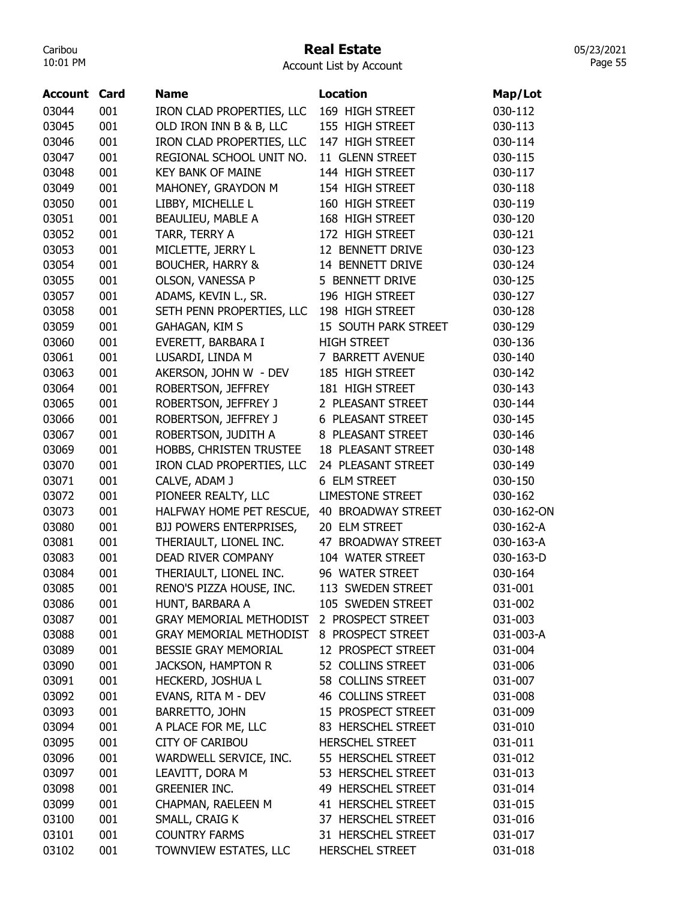# Real Estate

Account List by Account

| Account | Card | Name | Location | Map/Lot |
|---|---|---|---|---|
| 03044 | 001 | IRON CLAD PROPERTIES, LLC | 169 HIGH STREET | 030-112 |
| 03045 | 001 | OLD IRON INN B & B, LLC | 155 HIGH STREET | 030-113 |
| 03046 | 001 | IRON CLAD PROPERTIES, LLC | 147 HIGH STREET | 030-114 |
| 03047 | 001 | REGIONAL SCHOOL UNIT NO. | 11 GLENN STREET | 030-115 |
| 03048 | 001 | KEY BANK OF MAINE | 144 HIGH STREET | 030-117 |
| 03049 | 001 | MAHONEY, GRAYDON M | 154 HIGH STREET | 030-118 |
| 03050 | 001 | LIBBY, MICHELLE L | 160 HIGH STREET | 030-119 |
| 03051 | 001 | BEAULIEU, MABLE A | 168 HIGH STREET | 030-120 |
| 03052 | 001 | TARR, TERRY A | 172 HIGH STREET | 030-121 |
| 03053 | 001 | MICLETTE, JERRY L | 12 BENNETT DRIVE | 030-123 |
| 03054 | 001 | BOUCHER, HARRY & | 14 BENNETT DRIVE | 030-124 |
| 03055 | 001 | OLSON, VANESSA P | 5 BENNETT DRIVE | 030-125 |
| 03057 | 001 | ADAMS, KEVIN L., SR. | 196 HIGH STREET | 030-127 |
| 03058 | 001 | SETH PENN PROPERTIES, LLC | 198 HIGH STREET | 030-128 |
| 03059 | 001 | GAHAGAN, KIM S | 15 SOUTH PARK STREET | 030-129 |
| 03060 | 001 | EVERETT, BARBARA I | HIGH STREET | 030-136 |
| 03061 | 001 | LUSARDI, LINDA M | 7 BARRETT AVENUE | 030-140 |
| 03063 | 001 | AKERSON, JOHN W - DEV | 185 HIGH STREET | 030-142 |
| 03064 | 001 | ROBERTSON, JEFFREY | 181 HIGH STREET | 030-143 |
| 03065 | 001 | ROBERTSON, JEFFREY J | 2 PLEASANT STREET | 030-144 |
| 03066 | 001 | ROBERTSON, JEFFREY J | 6 PLEASANT STREET | 030-145 |
| 03067 | 001 | ROBERTSON, JUDITH A | 8 PLEASANT STREET | 030-146 |
| 03069 | 001 | HOBBS, CHRISTEN TRUSTEE | 18 PLEASANT STREET | 030-148 |
| 03070 | 001 | IRON CLAD PROPERTIES, LLC | 24 PLEASANT STREET | 030-149 |
| 03071 | 001 | CALVE, ADAM J | 6 ELM STREET | 030-150 |
| 03072 | 001 | PIONEER REALTY, LLC | LIMESTONE STREET | 030-162 |
| 03073 | 001 | HALFWAY HOME PET RESCUE, | 40 BROADWAY STREET | 030-162-ON |
| 03080 | 001 | BJJ POWERS ENTERPRISES, | 20 ELM STREET | 030-162-A |
| 03081 | 001 | THERIAULT, LIONEL INC. | 47 BROADWAY STREET | 030-163-A |
| 03083 | 001 | DEAD RIVER COMPANY | 104 WATER STREET | 030-163-D |
| 03084 | 001 | THERIAULT, LIONEL INC. | 96 WATER STREET | 030-164 |
| 03085 | 001 | RENO'S PIZZA HOUSE, INC. | 113 SWEDEN STREET | 031-001 |
| 03086 | 001 | HUNT, BARBARA A | 105 SWEDEN STREET | 031-002 |
| 03087 | 001 | GRAY MEMORIAL METHODIST | 2 PROSPECT STREET | 031-003 |
| 03088 | 001 | GRAY MEMORIAL METHODIST | 8 PROSPECT STREET | 031-003-A |
| 03089 | 001 | BESSIE GRAY MEMORIAL | 12 PROSPECT STREET | 031-004 |
| 03090 | 001 | JACKSON, HAMPTON R | 52 COLLINS STREET | 031-006 |
| 03091 | 001 | HECKERD, JOSHUA L | 58 COLLINS STREET | 031-007 |
| 03092 | 001 | EVANS, RITA M - DEV | 46 COLLINS STREET | 031-008 |
| 03093 | 001 | BARRETTO, JOHN | 15 PROSPECT STREET | 031-009 |
| 03094 | 001 | A PLACE FOR ME, LLC | 83 HERSCHEL STREET | 031-010 |
| 03095 | 001 | CITY OF CARIBOU | HERSCHEL STREET | 031-011 |
| 03096 | 001 | WARDWELL SERVICE, INC. | 55 HERSCHEL STREET | 031-012 |
| 03097 | 001 | LEAVITT, DORA M | 53 HERSCHEL STREET | 031-013 |
| 03098 | 001 | GREENIER INC. | 49 HERSCHEL STREET | 031-014 |
| 03099 | 001 | CHAPMAN, RAELEEN M | 41 HERSCHEL STREET | 031-015 |
| 03100 | 001 | SMALL, CRAIG K | 37 HERSCHEL STREET | 031-016 |
| 03101 | 001 | COUNTRY FARMS | 31 HERSCHEL STREET | 031-017 |
| 03102 | 001 | TOWNVIEW ESTATES, LLC | HERSCHEL STREET | 031-018 |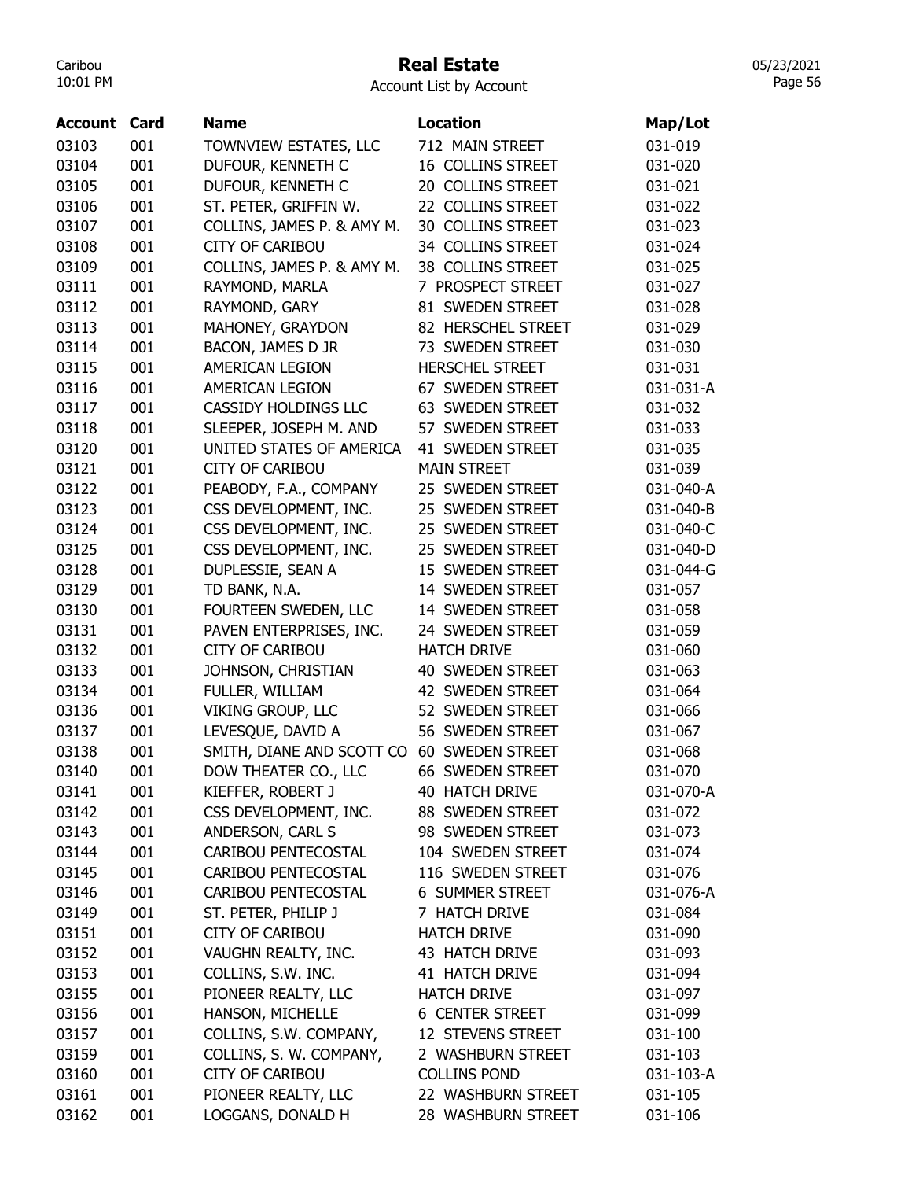# Real Estate

Account List by Account

| Account | Card | Name | Location | Map/Lot |
|---|---|---|---|---|
| 03103 | 001 | TOWNVIEW ESTATES, LLC | 712 MAIN STREET | 031-019 |
| 03104 | 001 | DUFOUR, KENNETH C | 16 COLLINS STREET | 031-020 |
| 03105 | 001 | DUFOUR, KENNETH C | 20 COLLINS STREET | 031-021 |
| 03106 | 001 | ST. PETER, GRIFFIN W. | 22 COLLINS STREET | 031-022 |
| 03107 | 001 | COLLINS, JAMES P. & AMY M. | 30 COLLINS STREET | 031-023 |
| 03108 | 001 | CITY OF CARIBOU | 34 COLLINS STREET | 031-024 |
| 03109 | 001 | COLLINS, JAMES P. & AMY M. | 38 COLLINS STREET | 031-025 |
| 03111 | 001 | RAYMOND, MARLA | 7 PROSPECT STREET | 031-027 |
| 03112 | 001 | RAYMOND, GARY | 81 SWEDEN STREET | 031-028 |
| 03113 | 001 | MAHONEY, GRAYDON | 82 HERSCHEL STREET | 031-029 |
| 03114 | 001 | BACON, JAMES D JR | 73 SWEDEN STREET | 031-030 |
| 03115 | 001 | AMERICAN LEGION | HERSCHEL STREET | 031-031 |
| 03116 | 001 | AMERICAN LEGION | 67 SWEDEN STREET | 031-031-A |
| 03117 | 001 | CASSIDY HOLDINGS LLC | 63 SWEDEN STREET | 031-032 |
| 03118 | 001 | SLEEPER, JOSEPH M. AND | 57 SWEDEN STREET | 031-033 |
| 03120 | 001 | UNITED STATES OF AMERICA | 41 SWEDEN STREET | 031-035 |
| 03121 | 001 | CITY OF CARIBOU | MAIN STREET | 031-039 |
| 03122 | 001 | PEABODY, F.A., COMPANY | 25 SWEDEN STREET | 031-040-A |
| 03123 | 001 | CSS DEVELOPMENT, INC. | 25 SWEDEN STREET | 031-040-B |
| 03124 | 001 | CSS DEVELOPMENT, INC. | 25 SWEDEN STREET | 031-040-C |
| 03125 | 001 | CSS DEVELOPMENT, INC. | 25 SWEDEN STREET | 031-040-D |
| 03128 | 001 | DUPLESSIE, SEAN A | 15 SWEDEN STREET | 031-044-G |
| 03129 | 001 | TD BANK, N.A. | 14 SWEDEN STREET | 031-057 |
| 03130 | 001 | FOURTEEN SWEDEN, LLC | 14 SWEDEN STREET | 031-058 |
| 03131 | 001 | PAVEN ENTERPRISES, INC. | 24 SWEDEN STREET | 031-059 |
| 03132 | 001 | CITY OF CARIBOU | HATCH DRIVE | 031-060 |
| 03133 | 001 | JOHNSON, CHRISTIAN | 40 SWEDEN STREET | 031-063 |
| 03134 | 001 | FULLER, WILLIAM | 42 SWEDEN STREET | 031-064 |
| 03136 | 001 | VIKING GROUP, LLC | 52 SWEDEN STREET | 031-066 |
| 03137 | 001 | LEVESQUE, DAVID A | 56 SWEDEN STREET | 031-067 |
| 03138 | 001 | SMITH, DIANE AND SCOTT CO | 60 SWEDEN STREET | 031-068 |
| 03140 | 001 | DOW THEATER CO., LLC | 66 SWEDEN STREET | 031-070 |
| 03141 | 001 | KIEFFER, ROBERT J | 40 HATCH DRIVE | 031-070-A |
| 03142 | 001 | CSS DEVELOPMENT, INC. | 88 SWEDEN STREET | 031-072 |
| 03143 | 001 | ANDERSON, CARL S | 98 SWEDEN STREET | 031-073 |
| 03144 | 001 | CARIBOU PENTECOSTAL | 104 SWEDEN STREET | 031-074 |
| 03145 | 001 | CARIBOU PENTECOSTAL | 116 SWEDEN STREET | 031-076 |
| 03146 | 001 | CARIBOU PENTECOSTAL | 6 SUMMER STREET | 031-076-A |
| 03149 | 001 | ST. PETER, PHILIP J | 7 HATCH DRIVE | 031-084 |
| 03151 | 001 | CITY OF CARIBOU | HATCH DRIVE | 031-090 |
| 03152 | 001 | VAUGHN REALTY, INC. | 43 HATCH DRIVE | 031-093 |
| 03153 | 001 | COLLINS, S.W. INC. | 41 HATCH DRIVE | 031-094 |
| 03155 | 001 | PIONEER REALTY, LLC | HATCH DRIVE | 031-097 |
| 03156 | 001 | HANSON, MICHELLE | 6 CENTER STREET | 031-099 |
| 03157 | 001 | COLLINS, S.W. COMPANY, | 12 STEVENS STREET | 031-100 |
| 03159 | 001 | COLLINS, S. W. COMPANY, | 2 WASHBURN STREET | 031-103 |
| 03160 | 001 | CITY OF CARIBOU | COLLINS POND | 031-103-A |
| 03161 | 001 | PIONEER REALTY, LLC | 22 WASHBURN STREET | 031-105 |
| 03162 | 001 | LOGGANS, DONALD H | 28 WASHBURN STREET | 031-106 |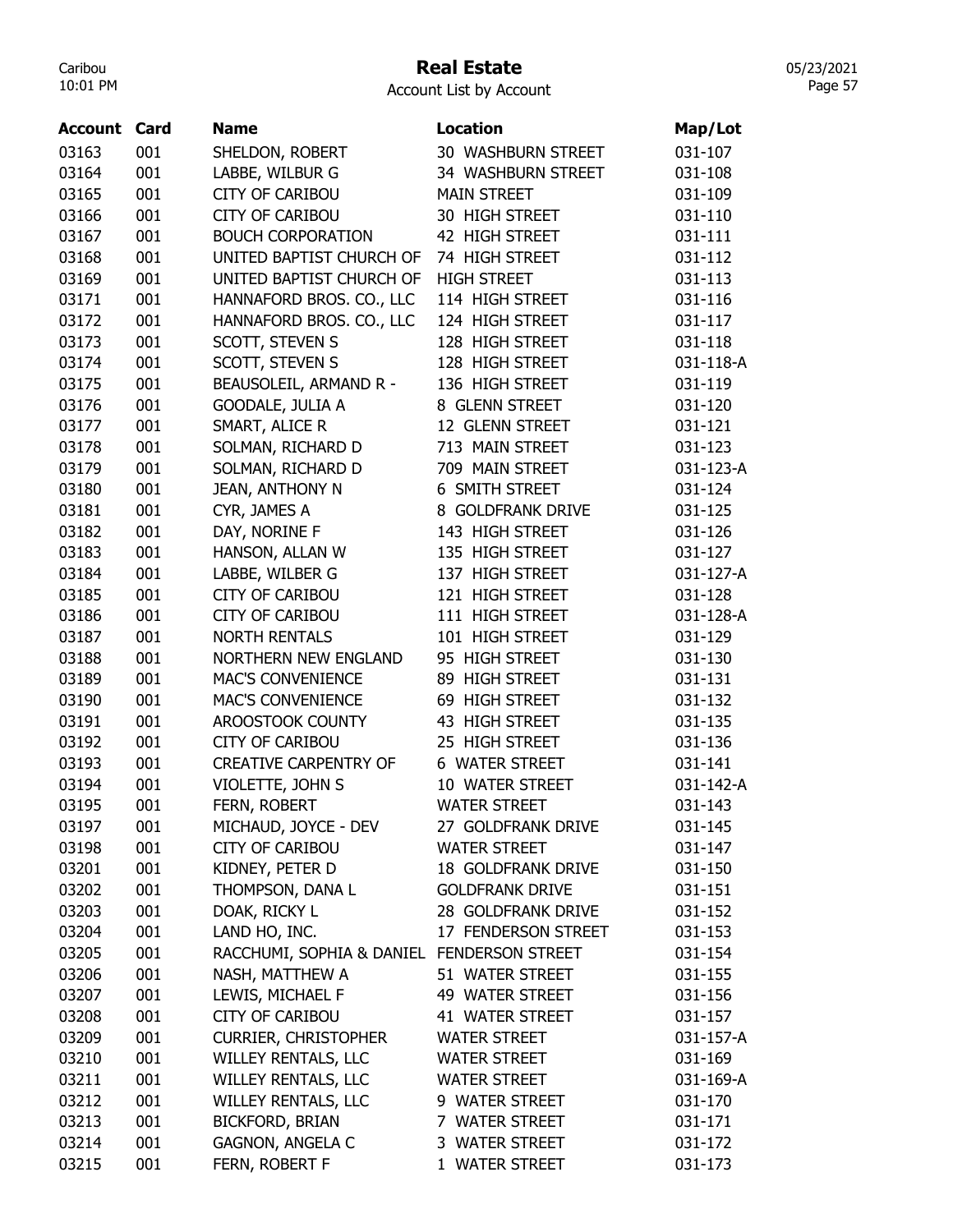# Real Estate

Account List by Account

| Account | Card | Name | Location | Map/Lot |
|---|---|---|---|---|
| 03163 | 001 | SHELDON, ROBERT | 30 WASHBURN STREET | 031-107 |
| 03164 | 001 | LABBE, WILBUR G | 34 WASHBURN STREET | 031-108 |
| 03165 | 001 | CITY OF CARIBOU | MAIN STREET | 031-109 |
| 03166 | 001 | CITY OF CARIBOU | 30 HIGH STREET | 031-110 |
| 03167 | 001 | BOUCH CORPORATION | 42 HIGH STREET | 031-111 |
| 03168 | 001 | UNITED BAPTIST CHURCH OF | 74 HIGH STREET | 031-112 |
| 03169 | 001 | UNITED BAPTIST CHURCH OF | HIGH STREET | 031-113 |
| 03171 | 001 | HANNAFORD BROS. CO., LLC | 114 HIGH STREET | 031-116 |
| 03172 | 001 | HANNAFORD BROS. CO., LLC | 124 HIGH STREET | 031-117 |
| 03173 | 001 | SCOTT, STEVEN S | 128 HIGH STREET | 031-118 |
| 03174 | 001 | SCOTT, STEVEN S | 128 HIGH STREET | 031-118-A |
| 03175 | 001 | BEAUSOLEIL, ARMAND R - | 136 HIGH STREET | 031-119 |
| 03176 | 001 | GOODALE, JULIA A | 8 GLENN STREET | 031-120 |
| 03177 | 001 | SMART, ALICE R | 12 GLENN STREET | 031-121 |
| 03178 | 001 | SOLMAN, RICHARD D | 713 MAIN STREET | 031-123 |
| 03179 | 001 | SOLMAN, RICHARD D | 709 MAIN STREET | 031-123-A |
| 03180 | 001 | JEAN, ANTHONY N | 6 SMITH STREET | 031-124 |
| 03181 | 001 | CYR, JAMES A | 8 GOLDFRANK DRIVE | 031-125 |
| 03182 | 001 | DAY, NORINE F | 143 HIGH STREET | 031-126 |
| 03183 | 001 | HANSON, ALLAN W | 135 HIGH STREET | 031-127 |
| 03184 | 001 | LABBE, WILBER G | 137 HIGH STREET | 031-127-A |
| 03185 | 001 | CITY OF CARIBOU | 121 HIGH STREET | 031-128 |
| 03186 | 001 | CITY OF CARIBOU | 111 HIGH STREET | 031-128-A |
| 03187 | 001 | NORTH RENTALS | 101 HIGH STREET | 031-129 |
| 03188 | 001 | NORTHERN NEW ENGLAND | 95 HIGH STREET | 031-130 |
| 03189 | 001 | MAC'S CONVENIENCE | 89 HIGH STREET | 031-131 |
| 03190 | 001 | MAC'S CONVENIENCE | 69 HIGH STREET | 031-132 |
| 03191 | 001 | AROOSTOOK COUNTY | 43 HIGH STREET | 031-135 |
| 03192 | 001 | CITY OF CARIBOU | 25 HIGH STREET | 031-136 |
| 03193 | 001 | CREATIVE CARPENTRY OF | 6 WATER STREET | 031-141 |
| 03194 | 001 | VIOLETTE, JOHN S | 10 WATER STREET | 031-142-A |
| 03195 | 001 | FERN, ROBERT | WATER STREET | 031-143 |
| 03197 | 001 | MICHAUD, JOYCE - DEV | 27 GOLDFRANK DRIVE | 031-145 |
| 03198 | 001 | CITY OF CARIBOU | WATER STREET | 031-147 |
| 03201 | 001 | KIDNEY, PETER D | 18 GOLDFRANK DRIVE | 031-150 |
| 03202 | 001 | THOMPSON, DANA L | GOLDFRANK DRIVE | 031-151 |
| 03203 | 001 | DOAK, RICKY L | 28 GOLDFRANK DRIVE | 031-152 |
| 03204 | 001 | LAND HO, INC. | 17 FENDERSON STREET | 031-153 |
| 03205 | 001 | RACCHUMI, SOPHIA & DANIEL | FENDERSON STREET | 031-154 |
| 03206 | 001 | NASH, MATTHEW A | 51 WATER STREET | 031-155 |
| 03207 | 001 | LEWIS, MICHAEL F | 49 WATER STREET | 031-156 |
| 03208 | 001 | CITY OF CARIBOU | 41 WATER STREET | 031-157 |
| 03209 | 001 | CURRIER, CHRISTOPHER | WATER STREET | 031-157-A |
| 03210 | 001 | WILLEY RENTALS, LLC | WATER STREET | 031-169 |
| 03211 | 001 | WILLEY RENTALS, LLC | WATER STREET | 031-169-A |
| 03212 | 001 | WILLEY RENTALS, LLC | 9 WATER STREET | 031-170 |
| 03213 | 001 | BICKFORD, BRIAN | 7 WATER STREET | 031-171 |
| 03214 | 001 | GAGNON, ANGELA C | 3 WATER STREET | 031-172 |
| 03215 | 001 | FERN, ROBERT F | 1 WATER STREET | 031-173 |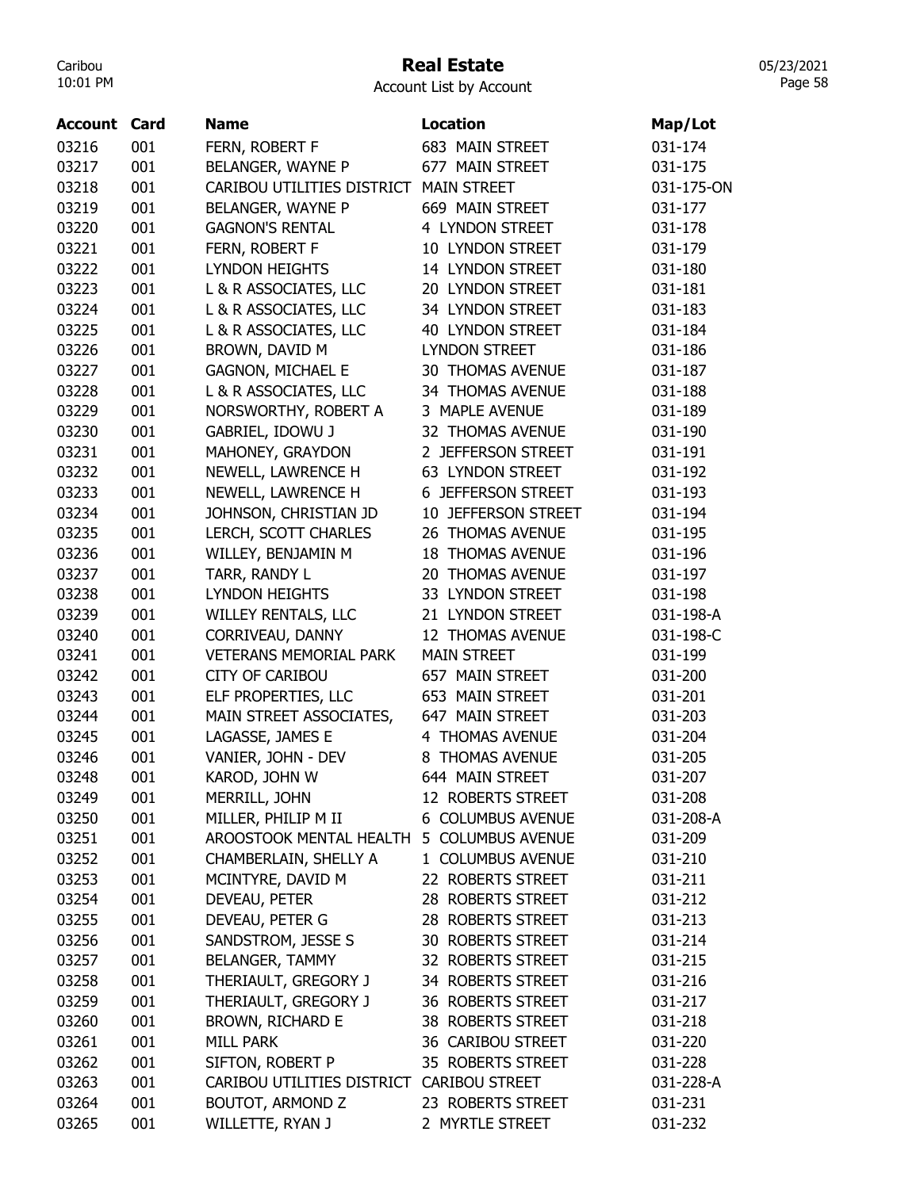# Real Estate

Account List by Account

| Account | Card | Name | Location | Map/Lot |
|---|---|---|---|---|
| 03216 | 001 | FERN, ROBERT F | 683 MAIN STREET | 031-174 |
| 03217 | 001 | BELANGER, WAYNE P | 677 MAIN STREET | 031-175 |
| 03218 | 001 | CARIBOU UTILITIES DISTRICT | MAIN STREET | 031-175-ON |
| 03219 | 001 | BELANGER, WAYNE P | 669 MAIN STREET | 031-177 |
| 03220 | 001 | GAGNON'S RENTAL | 4 LYNDON STREET | 031-178 |
| 03221 | 001 | FERN, ROBERT F | 10 LYNDON STREET | 031-179 |
| 03222 | 001 | LYNDON HEIGHTS | 14 LYNDON STREET | 031-180 |
| 03223 | 001 | L & R ASSOCIATES, LLC | 20 LYNDON STREET | 031-181 |
| 03224 | 001 | L & R ASSOCIATES, LLC | 34 LYNDON STREET | 031-183 |
| 03225 | 001 | L & R ASSOCIATES, LLC | 40 LYNDON STREET | 031-184 |
| 03226 | 001 | BROWN, DAVID M | LYNDON STREET | 031-186 |
| 03227 | 001 | GAGNON, MICHAEL E | 30 THOMAS AVENUE | 031-187 |
| 03228 | 001 | L & R ASSOCIATES, LLC | 34 THOMAS AVENUE | 031-188 |
| 03229 | 001 | NORSWORTHY, ROBERT A | 3 MAPLE AVENUE | 031-189 |
| 03230 | 001 | GABRIEL, IDOWU J | 32 THOMAS AVENUE | 031-190 |
| 03231 | 001 | MAHONEY, GRAYDON | 2 JEFFERSON STREET | 031-191 |
| 03232 | 001 | NEWELL, LAWRENCE H | 63 LYNDON STREET | 031-192 |
| 03233 | 001 | NEWELL, LAWRENCE H | 6 JEFFERSON STREET | 031-193 |
| 03234 | 001 | JOHNSON, CHRISTIAN JD | 10 JEFFERSON STREET | 031-194 |
| 03235 | 001 | LERCH, SCOTT CHARLES | 26 THOMAS AVENUE | 031-195 |
| 03236 | 001 | WILLEY, BENJAMIN M | 18 THOMAS AVENUE | 031-196 |
| 03237 | 001 | TARR, RANDY L | 20 THOMAS AVENUE | 031-197 |
| 03238 | 001 | LYNDON HEIGHTS | 33 LYNDON STREET | 031-198 |
| 03239 | 001 | WILLEY RENTALS, LLC | 21 LYNDON STREET | 031-198-A |
| 03240 | 001 | CORRIVEAU, DANNY | 12 THOMAS AVENUE | 031-198-C |
| 03241 | 001 | VETERANS MEMORIAL PARK | MAIN STREET | 031-199 |
| 03242 | 001 | CITY OF CARIBOU | 657 MAIN STREET | 031-200 |
| 03243 | 001 | ELF PROPERTIES, LLC | 653 MAIN STREET | 031-201 |
| 03244 | 001 | MAIN STREET ASSOCIATES, | 647 MAIN STREET | 031-203 |
| 03245 | 001 | LAGASSE, JAMES E | 4 THOMAS AVENUE | 031-204 |
| 03246 | 001 | VANIER, JOHN - DEV | 8 THOMAS AVENUE | 031-205 |
| 03248 | 001 | KAROD, JOHN W | 644 MAIN STREET | 031-207 |
| 03249 | 001 | MERRILL, JOHN | 12 ROBERTS STREET | 031-208 |
| 03250 | 001 | MILLER, PHILIP M II | 6 COLUMBUS AVENUE | 031-208-A |
| 03251 | 001 | AROOSTOOK MENTAL HEALTH | 5 COLUMBUS AVENUE | 031-209 |
| 03252 | 001 | CHAMBERLAIN, SHELLY A | 1 COLUMBUS AVENUE | 031-210 |
| 03253 | 001 | MCINTYRE, DAVID M | 22 ROBERTS STREET | 031-211 |
| 03254 | 001 | DEVEAU, PETER | 28 ROBERTS STREET | 031-212 |
| 03255 | 001 | DEVEAU, PETER G | 28 ROBERTS STREET | 031-213 |
| 03256 | 001 | SANDSTROM, JESSE S | 30 ROBERTS STREET | 031-214 |
| 03257 | 001 | BELANGER, TAMMY | 32 ROBERTS STREET | 031-215 |
| 03258 | 001 | THERIAULT, GREGORY J | 34 ROBERTS STREET | 031-216 |
| 03259 | 001 | THERIAULT, GREGORY J | 36 ROBERTS STREET | 031-217 |
| 03260 | 001 | BROWN, RICHARD E | 38 ROBERTS STREET | 031-218 |
| 03261 | 001 | MILL PARK | 36 CARIBOU STREET | 031-220 |
| 03262 | 001 | SIFTON, ROBERT P | 35 ROBERTS STREET | 031-228 |
| 03263 | 001 | CARIBOU UTILITIES DISTRICT | CARIBOU STREET | 031-228-A |
| 03264 | 001 | BOUTOT, ARMOND Z | 23 ROBERTS STREET | 031-231 |
| 03265 | 001 | WILLETTE, RYAN J | 2 MYRTLE STREET | 031-232 |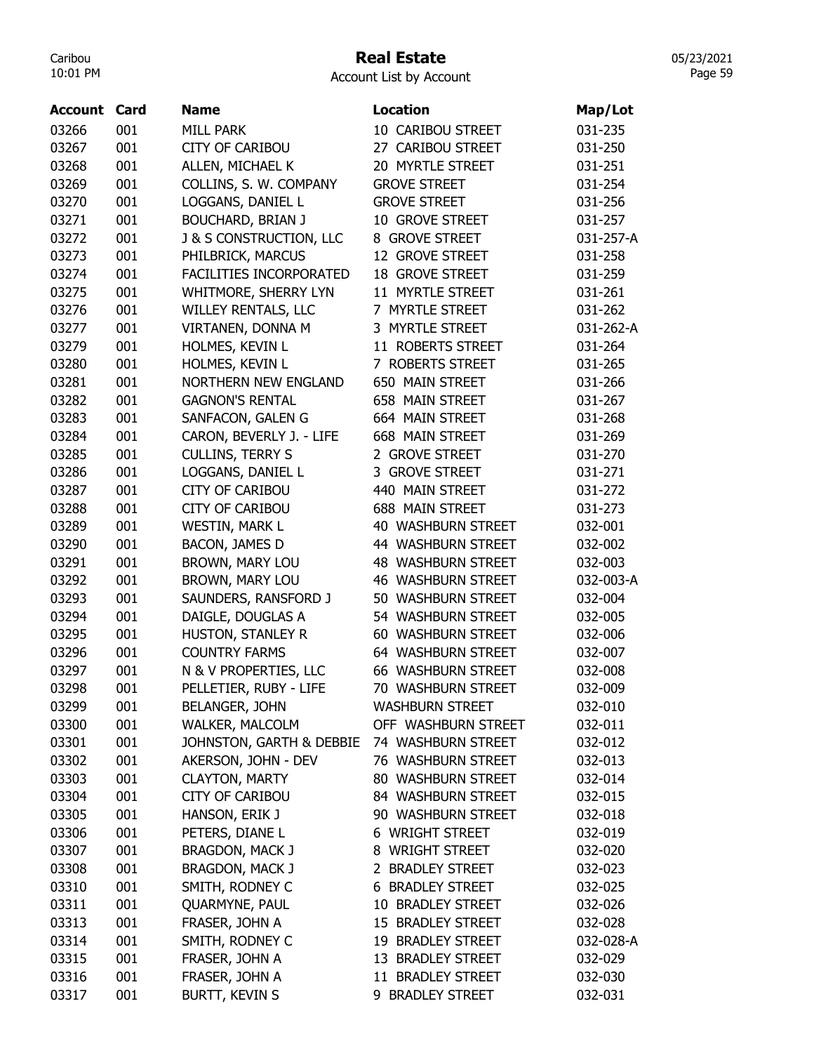# Real Estate

Account List by Account

| Account | Card | Name | Location | Map/Lot |
|---|---|---|---|---|
| 03266 | 001 | MILL PARK | 10 CARIBOU STREET | 031-235 |
| 03267 | 001 | CITY OF CARIBOU | 27 CARIBOU STREET | 031-250 |
| 03268 | 001 | ALLEN, MICHAEL K | 20 MYRTLE STREET | 031-251 |
| 03269 | 001 | COLLINS, S. W. COMPANY | GROVE STREET | 031-254 |
| 03270 | 001 | LOGGANS, DANIEL L | GROVE STREET | 031-256 |
| 03271 | 001 | BOUCHARD, BRIAN J | 10 GROVE STREET | 031-257 |
| 03272 | 001 | J & S CONSTRUCTION, LLC | 8 GROVE STREET | 031-257-A |
| 03273 | 001 | PHILBRICK, MARCUS | 12 GROVE STREET | 031-258 |
| 03274 | 001 | FACILITIES INCORPORATED | 18 GROVE STREET | 031-259 |
| 03275 | 001 | WHITMORE, SHERRY LYN | 11 MYRTLE STREET | 031-261 |
| 03276 | 001 | WILLEY RENTALS, LLC | 7 MYRTLE STREET | 031-262 |
| 03277 | 001 | VIRTANEN, DONNA M | 3 MYRTLE STREET | 031-262-A |
| 03279 | 001 | HOLMES, KEVIN L | 11 ROBERTS STREET | 031-264 |
| 03280 | 001 | HOLMES, KEVIN L | 7 ROBERTS STREET | 031-265 |
| 03281 | 001 | NORTHERN NEW ENGLAND | 650 MAIN STREET | 031-266 |
| 03282 | 001 | GAGNON'S RENTAL | 658 MAIN STREET | 031-267 |
| 03283 | 001 | SANFACON, GALEN G | 664 MAIN STREET | 031-268 |
| 03284 | 001 | CARON, BEVERLY J. - LIFE | 668 MAIN STREET | 031-269 |
| 03285 | 001 | CULLINS, TERRY S | 2 GROVE STREET | 031-270 |
| 03286 | 001 | LOGGANS, DANIEL L | 3 GROVE STREET | 031-271 |
| 03287 | 001 | CITY OF CARIBOU | 440 MAIN STREET | 031-272 |
| 03288 | 001 | CITY OF CARIBOU | 688 MAIN STREET | 031-273 |
| 03289 | 001 | WESTIN, MARK L | 40 WASHBURN STREET | 032-001 |
| 03290 | 001 | BACON, JAMES D | 44 WASHBURN STREET | 032-002 |
| 03291 | 001 | BROWN, MARY LOU | 48 WASHBURN STREET | 032-003 |
| 03292 | 001 | BROWN, MARY LOU | 46 WASHBURN STREET | 032-003-A |
| 03293 | 001 | SAUNDERS, RANSFORD J | 50 WASHBURN STREET | 032-004 |
| 03294 | 001 | DAIGLE, DOUGLAS A | 54 WASHBURN STREET | 032-005 |
| 03295 | 001 | HUSTON, STANLEY R | 60 WASHBURN STREET | 032-006 |
| 03296 | 001 | COUNTRY FARMS | 64 WASHBURN STREET | 032-007 |
| 03297 | 001 | N & V PROPERTIES, LLC | 66 WASHBURN STREET | 032-008 |
| 03298 | 001 | PELLETIER, RUBY - LIFE | 70 WASHBURN STREET | 032-009 |
| 03299 | 001 | BELANGER, JOHN | WASHBURN STREET | 032-010 |
| 03300 | 001 | WALKER, MALCOLM | OFF WASHBURN STREET | 032-011 |
| 03301 | 001 | JOHNSTON, GARTH & DEBBIE | 74 WASHBURN STREET | 032-012 |
| 03302 | 001 | AKERSON, JOHN - DEV | 76 WASHBURN STREET | 032-013 |
| 03303 | 001 | CLAYTON, MARTY | 80 WASHBURN STREET | 032-014 |
| 03304 | 001 | CITY OF CARIBOU | 84 WASHBURN STREET | 032-015 |
| 03305 | 001 | HANSON, ERIK J | 90 WASHBURN STREET | 032-018 |
| 03306 | 001 | PETERS, DIANE L | 6 WRIGHT STREET | 032-019 |
| 03307 | 001 | BRAGDON, MACK J | 8 WRIGHT STREET | 032-020 |
| 03308 | 001 | BRAGDON, MACK J | 2 BRADLEY STREET | 032-023 |
| 03310 | 001 | SMITH, RODNEY C | 6 BRADLEY STREET | 032-025 |
| 03311 | 001 | QUARMYNE, PAUL | 10 BRADLEY STREET | 032-026 |
| 03313 | 001 | FRASER, JOHN A | 15 BRADLEY STREET | 032-028 |
| 03314 | 001 | SMITH, RODNEY C | 19 BRADLEY STREET | 032-028-A |
| 03315 | 001 | FRASER, JOHN A | 13 BRADLEY STREET | 032-029 |
| 03316 | 001 | FRASER, JOHN A | 11 BRADLEY STREET | 032-030 |
| 03317 | 001 | BURTT, KEVIN S | 9 BRADLEY STREET | 032-031 |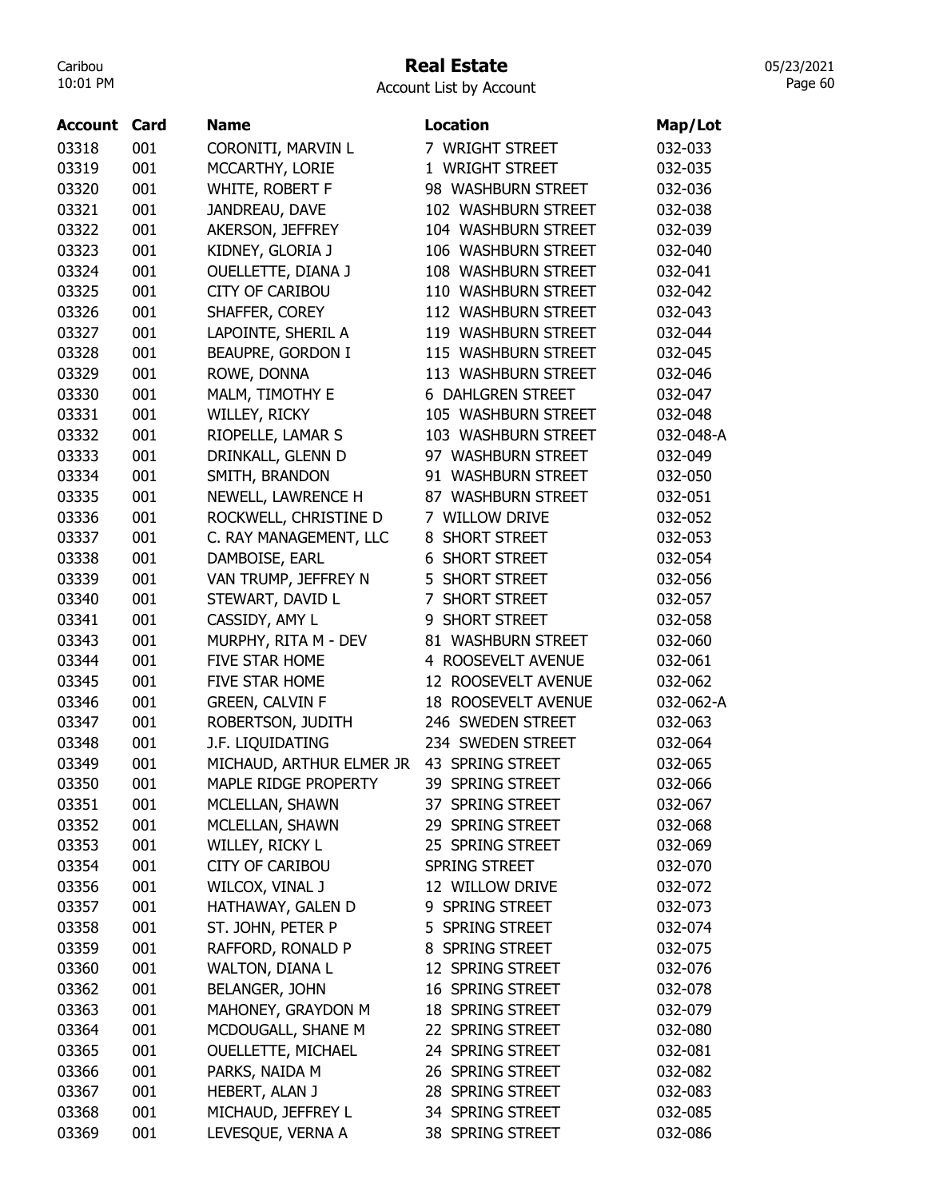# Real Estate

Account List by Account

| Account | Card | Name | Location | Map/Lot |
|---|---|---|---|---|
| 03318 | 001 | CORONITI, MARVIN L | 7 WRIGHT STREET | 032-033 |
| 03319 | 001 | MCCARTHY, LORIE | 1 WRIGHT STREET | 032-035 |
| 03320 | 001 | WHITE, ROBERT F | 98 WASHBURN STREET | 032-036 |
| 03321 | 001 | JANDREAU, DAVE | 102 WASHBURN STREET | 032-038 |
| 03322 | 001 | AKERSON, JEFFREY | 104 WASHBURN STREET | 032-039 |
| 03323 | 001 | KIDNEY, GLORIA J | 106 WASHBURN STREET | 032-040 |
| 03324 | 001 | OUELLETTE, DIANA J | 108 WASHBURN STREET | 032-041 |
| 03325 | 001 | CITY OF CARIBOU | 110 WASHBURN STREET | 032-042 |
| 03326 | 001 | SHAFFER, COREY | 112 WASHBURN STREET | 032-043 |
| 03327 | 001 | LAPOINTE, SHERIL A | 119 WASHBURN STREET | 032-044 |
| 03328 | 001 | BEAUPRE, GORDON I | 115 WASHBURN STREET | 032-045 |
| 03329 | 001 | ROWE, DONNA | 113 WASHBURN STREET | 032-046 |
| 03330 | 001 | MALM, TIMOTHY E | 6 DAHLGREN STREET | 032-047 |
| 03331 | 001 | WILLEY, RICKY | 105 WASHBURN STREET | 032-048 |
| 03332 | 001 | RIOPELLE, LAMAR S | 103 WASHBURN STREET | 032-048-A |
| 03333 | 001 | DRINKALL, GLENN D | 97 WASHBURN STREET | 032-049 |
| 03334 | 001 | SMITH, BRANDON | 91 WASHBURN STREET | 032-050 |
| 03335 | 001 | NEWELL, LAWRENCE H | 87 WASHBURN STREET | 032-051 |
| 03336 | 001 | ROCKWELL, CHRISTINE D | 7 WILLOW DRIVE | 032-052 |
| 03337 | 001 | C. RAY MANAGEMENT, LLC | 8 SHORT STREET | 032-053 |
| 03338 | 001 | DAMBOISE, EARL | 6 SHORT STREET | 032-054 |
| 03339 | 001 | VAN TRUMP, JEFFREY N | 5 SHORT STREET | 032-056 |
| 03340 | 001 | STEWART, DAVID L | 7 SHORT STREET | 032-057 |
| 03341 | 001 | CASSIDY, AMY L | 9 SHORT STREET | 032-058 |
| 03343 | 001 | MURPHY, RITA M - DEV | 81 WASHBURN STREET | 032-060 |
| 03344 | 001 | FIVE STAR HOME | 4 ROOSEVELT AVENUE | 032-061 |
| 03345 | 001 | FIVE STAR HOME | 12 ROOSEVELT AVENUE | 032-062 |
| 03346 | 001 | GREEN, CALVIN F | 18 ROOSEVELT AVENUE | 032-062-A |
| 03347 | 001 | ROBERTSON, JUDITH | 246 SWEDEN STREET | 032-063 |
| 03348 | 001 | J.F. LIQUIDATING | 234 SWEDEN STREET | 032-064 |
| 03349 | 001 | MICHAUD, ARTHUR ELMER JR | 43 SPRING STREET | 032-065 |
| 03350 | 001 | MAPLE RIDGE PROPERTY | 39 SPRING STREET | 032-066 |
| 03351 | 001 | MCLELLAN, SHAWN | 37 SPRING STREET | 032-067 |
| 03352 | 001 | MCLELLAN, SHAWN | 29 SPRING STREET | 032-068 |
| 03353 | 001 | WILLEY, RICKY L | 25 SPRING STREET | 032-069 |
| 03354 | 001 | CITY OF CARIBOU | SPRING STREET | 032-070 |
| 03356 | 001 | WILCOX, VINAL J | 12 WILLOW DRIVE | 032-072 |
| 03357 | 001 | HATHAWAY, GALEN D | 9 SPRING STREET | 032-073 |
| 03358 | 001 | ST. JOHN, PETER P | 5 SPRING STREET | 032-074 |
| 03359 | 001 | RAFFORD, RONALD P | 8 SPRING STREET | 032-075 |
| 03360 | 001 | WALTON, DIANA L | 12 SPRING STREET | 032-076 |
| 03362 | 001 | BELANGER, JOHN | 16 SPRING STREET | 032-078 |
| 03363 | 001 | MAHONEY, GRAYDON M | 18 SPRING STREET | 032-079 |
| 03364 | 001 | MCDOUGALL, SHANE M | 22 SPRING STREET | 032-080 |
| 03365 | 001 | OUELLETTE, MICHAEL | 24 SPRING STREET | 032-081 |
| 03366 | 001 | PARKS, NAIDA M | 26 SPRING STREET | 032-082 |
| 03367 | 001 | HEBERT, ALAN J | 28 SPRING STREET | 032-083 |
| 03368 | 001 | MICHAUD, JEFFREY L | 34 SPRING STREET | 032-085 |
| 03369 | 001 | LEVESQUE, VERNA A | 38 SPRING STREET | 032-086 |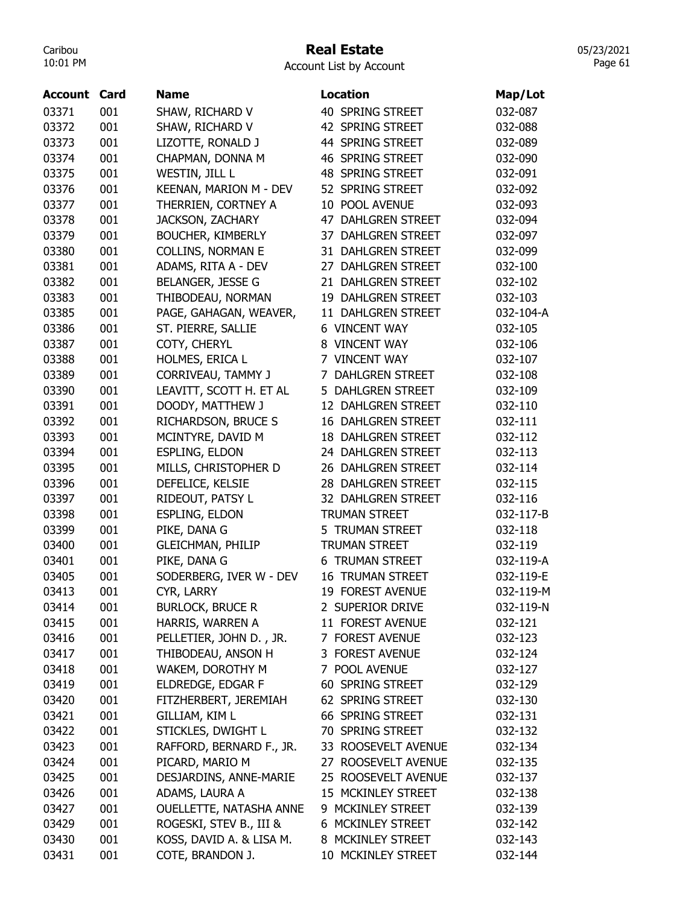# Real Estate

Account List by Account

| Account | Card | Name | Location | Map/Lot |
|---|---|---|---|---|
| 03371 | 001 | SHAW, RICHARD V | 40 SPRING STREET | 032-087 |
| 03372 | 001 | SHAW, RICHARD V | 42 SPRING STREET | 032-088 |
| 03373 | 001 | LIZOTTE, RONALD J | 44 SPRING STREET | 032-089 |
| 03374 | 001 | CHAPMAN, DONNA M | 46 SPRING STREET | 032-090 |
| 03375 | 001 | WESTIN, JILL L | 48 SPRING STREET | 032-091 |
| 03376 | 001 | KEENAN, MARION M - DEV | 52 SPRING STREET | 032-092 |
| 03377 | 001 | THERRIEN, CORTNEY A | 10 POOL AVENUE | 032-093 |
| 03378 | 001 | JACKSON, ZACHARY | 47 DAHLGREN STREET | 032-094 |
| 03379 | 001 | BOUCHER, KIMBERLY | 37 DAHLGREN STREET | 032-097 |
| 03380 | 001 | COLLINS, NORMAN E | 31 DAHLGREN STREET | 032-099 |
| 03381 | 001 | ADAMS, RITA A - DEV | 27 DAHLGREN STREET | 032-100 |
| 03382 | 001 | BELANGER, JESSE G | 21 DAHLGREN STREET | 032-102 |
| 03383 | 001 | THIBODEAU, NORMAN | 19 DAHLGREN STREET | 032-103 |
| 03385 | 001 | PAGE, GAHAGAN, WEAVER, | 11 DAHLGREN STREET | 032-104-A |
| 03386 | 001 | ST. PIERRE, SALLIE | 6 VINCENT WAY | 032-105 |
| 03387 | 001 | COTY, CHERYL | 8 VINCENT WAY | 032-106 |
| 03388 | 001 | HOLMES, ERICA L | 7 VINCENT WAY | 032-107 |
| 03389 | 001 | CORRIVEAU, TAMMY J | 7 DAHLGREN STREET | 032-108 |
| 03390 | 001 | LEAVITT, SCOTT H. ET AL | 5 DAHLGREN STREET | 032-109 |
| 03391 | 001 | DOODY, MATTHEW J | 12 DAHLGREN STREET | 032-110 |
| 03392 | 001 | RICHARDSON, BRUCE S | 16 DAHLGREN STREET | 032-111 |
| 03393 | 001 | MCINTYRE, DAVID M | 18 DAHLGREN STREET | 032-112 |
| 03394 | 001 | ESPLING, ELDON | 24 DAHLGREN STREET | 032-113 |
| 03395 | 001 | MILLS, CHRISTOPHER D | 26 DAHLGREN STREET | 032-114 |
| 03396 | 001 | DEFELICE, KELSIE | 28 DAHLGREN STREET | 032-115 |
| 03397 | 001 | RIDEOUT, PATSY L | 32 DAHLGREN STREET | 032-116 |
| 03398 | 001 | ESPLING, ELDON | TRUMAN STREET | 032-117-B |
| 03399 | 001 | PIKE, DANA G | 5 TRUMAN STREET | 032-118 |
| 03400 | 001 | GLEICHMAN, PHILIP | TRUMAN STREET | 032-119 |
| 03401 | 001 | PIKE, DANA G | 6 TRUMAN STREET | 032-119-A |
| 03405 | 001 | SODERBERG, IVER W - DEV | 16 TRUMAN STREET | 032-119-E |
| 03413 | 001 | CYR, LARRY | 19 FOREST AVENUE | 032-119-M |
| 03414 | 001 | BURLOCK, BRUCE R | 2 SUPERIOR DRIVE | 032-119-N |
| 03415 | 001 | HARRIS, WARREN A | 11 FOREST AVENUE | 032-121 |
| 03416 | 001 | PELLETIER, JOHN D. , JR. | 7 FOREST AVENUE | 032-123 |
| 03417 | 001 | THIBODEAU, ANSON H | 3 FOREST AVENUE | 032-124 |
| 03418 | 001 | WAKEM, DOROTHY M | 7 POOL AVENUE | 032-127 |
| 03419 | 001 | ELDREDGE, EDGAR F | 60 SPRING STREET | 032-129 |
| 03420 | 001 | FITZHERBERT, JEREMIAH | 62 SPRING STREET | 032-130 |
| 03421 | 001 | GILLIAM, KIM L | 66 SPRING STREET | 032-131 |
| 03422 | 001 | STICKLES, DWIGHT L | 70 SPRING STREET | 032-132 |
| 03423 | 001 | RAFFORD, BERNARD F., JR. | 33 ROOSEVELT AVENUE | 032-134 |
| 03424 | 001 | PICARD, MARIO M | 27 ROOSEVELT AVENUE | 032-135 |
| 03425 | 001 | DESJARDINS, ANNE-MARIE | 25 ROOSEVELT AVENUE | 032-137 |
| 03426 | 001 | ADAMS, LAURA A | 15 MCKINLEY STREET | 032-138 |
| 03427 | 001 | OUELLETTE, NATASHA ANNE | 9 MCKINLEY STREET | 032-139 |
| 03429 | 001 | ROGESKI, STEV B., III & | 6 MCKINLEY STREET | 032-142 |
| 03430 | 001 | KOSS, DAVID A. & LISA M. | 8 MCKINLEY STREET | 032-143 |
| 03431 | 001 | COTE, BRANDON J. | 10 MCKINLEY STREET | 032-144 |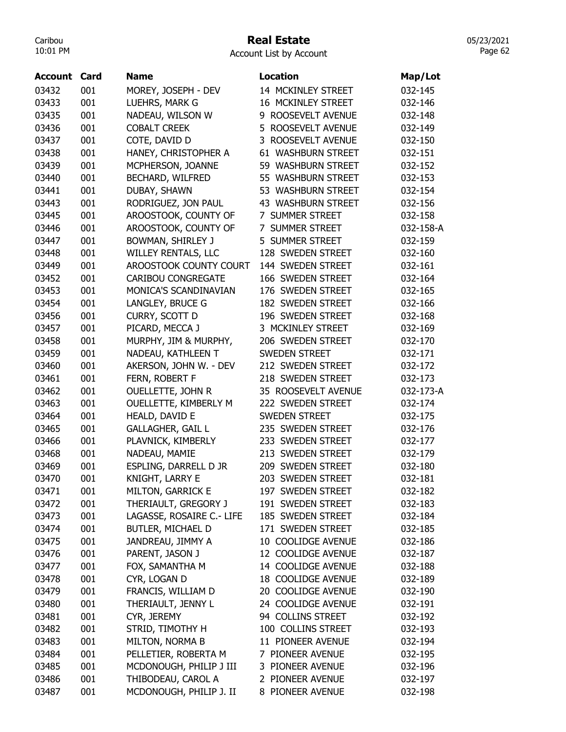# Real Estate

Account List by Account

| Account | Card | Name | Location | Map/Lot |
|---|---|---|---|---|
| 03432 | 001 | MOREY, JOSEPH - DEV | 14 MCKINLEY STREET | 032-145 |
| 03433 | 001 | LUEHRS, MARK G | 16 MCKINLEY STREET | 032-146 |
| 03435 | 001 | NADEAU, WILSON W | 9 ROOSEVELT AVENUE | 032-148 |
| 03436 | 001 | COBALT CREEK | 5 ROOSEVELT AVENUE | 032-149 |
| 03437 | 001 | COTE, DAVID D | 3 ROOSEVELT AVENUE | 032-150 |
| 03438 | 001 | HANEY, CHRISTOPHER A | 61 WASHBURN STREET | 032-151 |
| 03439 | 001 | MCPHERSON, JOANNE | 59 WASHBURN STREET | 032-152 |
| 03440 | 001 | BECHARD, WILFRED | 55 WASHBURN STREET | 032-153 |
| 03441 | 001 | DUBAY, SHAWN | 53 WASHBURN STREET | 032-154 |
| 03443 | 001 | RODRIGUEZ, JON PAUL | 43 WASHBURN STREET | 032-156 |
| 03445 | 001 | AROOSTOOK, COUNTY OF | 7 SUMMER STREET | 032-158 |
| 03446 | 001 | AROOSTOOK, COUNTY OF | 7 SUMMER STREET | 032-158-A |
| 03447 | 001 | BOWMAN, SHIRLEY J | 5 SUMMER STREET | 032-159 |
| 03448 | 001 | WILLEY RENTALS, LLC | 128 SWEDEN STREET | 032-160 |
| 03449 | 001 | AROOSTOOK COUNTY COURT | 144 SWEDEN STREET | 032-161 |
| 03452 | 001 | CARIBOU CONGREGATE | 166 SWEDEN STREET | 032-164 |
| 03453 | 001 | MONICA'S SCANDINAVIAN | 176 SWEDEN STREET | 032-165 |
| 03454 | 001 | LANGLEY, BRUCE G | 182 SWEDEN STREET | 032-166 |
| 03456 | 001 | CURRY, SCOTT D | 196 SWEDEN STREET | 032-168 |
| 03457 | 001 | PICARD, MECCA J | 3 MCKINLEY STREET | 032-169 |
| 03458 | 001 | MURPHY, JIM & MURPHY, | 206 SWEDEN STREET | 032-170 |
| 03459 | 001 | NADEAU, KATHLEEN T | SWEDEN STREET | 032-171 |
| 03460 | 001 | AKERSON, JOHN W. - DEV | 212 SWEDEN STREET | 032-172 |
| 03461 | 001 | FERN, ROBERT F | 218 SWEDEN STREET | 032-173 |
| 03462 | 001 | OUELLETTE, JOHN R | 35 ROOSEVELT AVENUE | 032-173-A |
| 03463 | 001 | OUELLETTE, KIMBERLY M | 222 SWEDEN STREET | 032-174 |
| 03464 | 001 | HEALD, DAVID E | SWEDEN STREET | 032-175 |
| 03465 | 001 | GALLAGHER, GAIL L | 235 SWEDEN STREET | 032-176 |
| 03466 | 001 | PLAVNICK, KIMBERLY | 233 SWEDEN STREET | 032-177 |
| 03468 | 001 | NADEAU, MAMIE | 213 SWEDEN STREET | 032-179 |
| 03469 | 001 | ESPLING, DARRELL D JR | 209 SWEDEN STREET | 032-180 |
| 03470 | 001 | KNIGHT, LARRY E | 203 SWEDEN STREET | 032-181 |
| 03471 | 001 | MILTON, GARRICK E | 197 SWEDEN STREET | 032-182 |
| 03472 | 001 | THERIAULT, GREGORY J | 191 SWEDEN STREET | 032-183 |
| 03473 | 001 | LAGASSE, ROSAIRE C.- LIFE | 185 SWEDEN STREET | 032-184 |
| 03474 | 001 | BUTLER, MICHAEL D | 171 SWEDEN STREET | 032-185 |
| 03475 | 001 | JANDREAU, JIMMY A | 10 COOLIDGE AVENUE | 032-186 |
| 03476 | 001 | PARENT, JASON J | 12 COOLIDGE AVENUE | 032-187 |
| 03477 | 001 | FOX, SAMANTHA M | 14 COOLIDGE AVENUE | 032-188 |
| 03478 | 001 | CYR, LOGAN D | 18 COOLIDGE AVENUE | 032-189 |
| 03479 | 001 | FRANCIS, WILLIAM D | 20 COOLIDGE AVENUE | 032-190 |
| 03480 | 001 | THERIAULT, JENNY L | 24 COOLIDGE AVENUE | 032-191 |
| 03481 | 001 | CYR, JEREMY | 94 COLLINS STREET | 032-192 |
| 03482 | 001 | STRID, TIMOTHY H | 100 COLLINS STREET | 032-193 |
| 03483 | 001 | MILTON, NORMA B | 11 PIONEER AVENUE | 032-194 |
| 03484 | 001 | PELLETIER, ROBERTA M | 7 PIONEER AVENUE | 032-195 |
| 03485 | 001 | MCDONOUGH, PHILIP J III | 3 PIONEER AVENUE | 032-196 |
| 03486 | 001 | THIBODEAU, CAROL A | 2 PIONEER AVENUE | 032-197 |
| 03487 | 001 | MCDONOUGH, PHILIP J. II | 8 PIONEER AVENUE | 032-198 |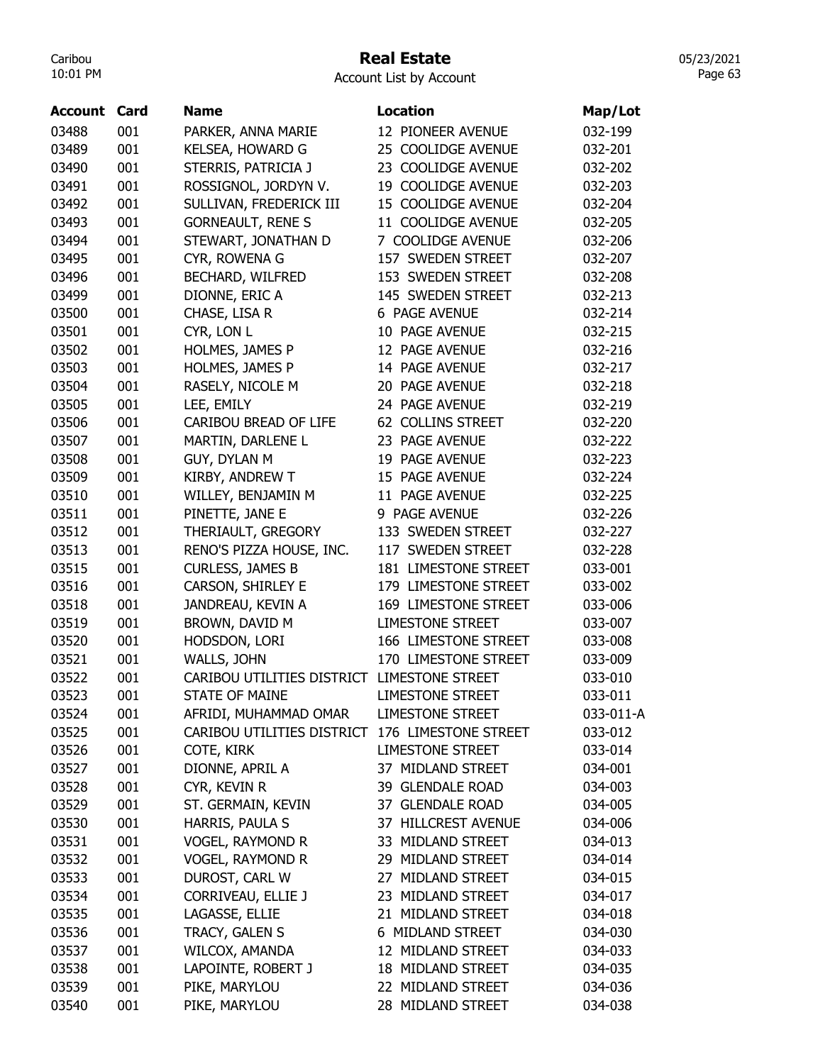| Account | Card | Name | Location | Map/Lot |
|---|---|---|---|---|
| 03488 | 001 | PARKER, ANNA MARIE | 12 PIONEER AVENUE | 032-199 |
| 03489 | 001 | KELSEA, HOWARD G | 25 COOLIDGE AVENUE | 032-201 |
| 03490 | 001 | STERRIS, PATRICIA J | 23 COOLIDGE AVENUE | 032-202 |
| 03491 | 001 | ROSSIGNOL, JORDYN V. | 19 COOLIDGE AVENUE | 032-203 |
| 03492 | 001 | SULLIVAN, FREDERICK III | 15 COOLIDGE AVENUE | 032-204 |
| 03493 | 001 | GORNEAULT, RENE S | 11 COOLIDGE AVENUE | 032-205 |
| 03494 | 001 | STEWART, JONATHAN D | 7 COOLIDGE AVENUE | 032-206 |
| 03495 | 001 | CYR, ROWENA G | 157 SWEDEN STREET | 032-207 |
| 03496 | 001 | BECHARD, WILFRED | 153 SWEDEN STREET | 032-208 |
| 03499 | 001 | DIONNE, ERIC A | 145 SWEDEN STREET | 032-213 |
| 03500 | 001 | CHASE, LISA R | 6 PAGE AVENUE | 032-214 |
| 03501 | 001 | CYR, LON L | 10 PAGE AVENUE | 032-215 |
| 03502 | 001 | HOLMES, JAMES P | 12 PAGE AVENUE | 032-216 |
| 03503 | 001 | HOLMES, JAMES P | 14 PAGE AVENUE | 032-217 |
| 03504 | 001 | RASELY, NICOLE M | 20 PAGE AVENUE | 032-218 |
| 03505 | 001 | LEE, EMILY | 24 PAGE AVENUE | 032-219 |
| 03506 | 001 | CARIBOU BREAD OF LIFE | 62 COLLINS STREET | 032-220 |
| 03507 | 001 | MARTIN, DARLENE L | 23 PAGE AVENUE | 032-222 |
| 03508 | 001 | GUY, DYLAN M | 19 PAGE AVENUE | 032-223 |
| 03509 | 001 | KIRBY, ANDREW T | 15 PAGE AVENUE | 032-224 |
| 03510 | 001 | WILLEY, BENJAMIN M | 11 PAGE AVENUE | 032-225 |
| 03511 | 001 | PINETTE, JANE E | 9 PAGE AVENUE | 032-226 |
| 03512 | 001 | THERIAULT, GREGORY | 133 SWEDEN STREET | 032-227 |
| 03513 | 001 | RENO'S PIZZA HOUSE, INC. | 117 SWEDEN STREET | 032-228 |
| 03515 | 001 | CURLESS, JAMES B | 181 LIMESTONE STREET | 033-001 |
| 03516 | 001 | CARSON, SHIRLEY E | 179 LIMESTONE STREET | 033-002 |
| 03518 | 001 | JANDREAU, KEVIN A | 169 LIMESTONE STREET | 033-006 |
| 03519 | 001 | BROWN, DAVID M | LIMESTONE STREET | 033-007 |
| 03520 | 001 | HODSDON, LORI | 166 LIMESTONE STREET | 033-008 |
| 03521 | 001 | WALLS, JOHN | 170 LIMESTONE STREET | 033-009 |
| 03522 | 001 | CARIBOU UTILITIES DISTRICT | LIMESTONE STREET | 033-010 |
| 03523 | 001 | STATE OF MAINE | LIMESTONE STREET | 033-011 |
| 03524 | 001 | AFRIDI, MUHAMMAD OMAR | LIMESTONE STREET | 033-011-A |
| 03525 | 001 | CARIBOU UTILITIES DISTRICT | 176 LIMESTONE STREET | 033-012 |
| 03526 | 001 | COTE, KIRK | LIMESTONE STREET | 033-014 |
| 03527 | 001 | DIONNE, APRIL A | 37 MIDLAND STREET | 034-001 |
| 03528 | 001 | CYR, KEVIN R | 39 GLENDALE ROAD | 034-003 |
| 03529 | 001 | ST. GERMAIN, KEVIN | 37 GLENDALE ROAD | 034-005 |
| 03530 | 001 | HARRIS, PAULA S | 37 HILLCREST AVENUE | 034-006 |
| 03531 | 001 | VOGEL, RAYMOND R | 33 MIDLAND STREET | 034-013 |
| 03532 | 001 | VOGEL, RAYMOND R | 29 MIDLAND STREET | 034-014 |
| 03533 | 001 | DUROST, CARL W | 27 MIDLAND STREET | 034-015 |
| 03534 | 001 | CORRIVEAU, ELLIE J | 23 MIDLAND STREET | 034-017 |
| 03535 | 001 | LAGASSE, ELLIE | 21 MIDLAND STREET | 034-018 |
| 03536 | 001 | TRACY, GALEN S | 6 MIDLAND STREET | 034-030 |
| 03537 | 001 | WILCOX, AMANDA | 12 MIDLAND STREET | 034-033 |
| 03538 | 001 | LAPOINTE, ROBERT J | 18 MIDLAND STREET | 034-035 |
| 03539 | 001 | PIKE, MARYLOU | 22 MIDLAND STREET | 034-036 |
| 03540 | 001 | PIKE, MARYLOU | 28 MIDLAND STREET | 034-038 |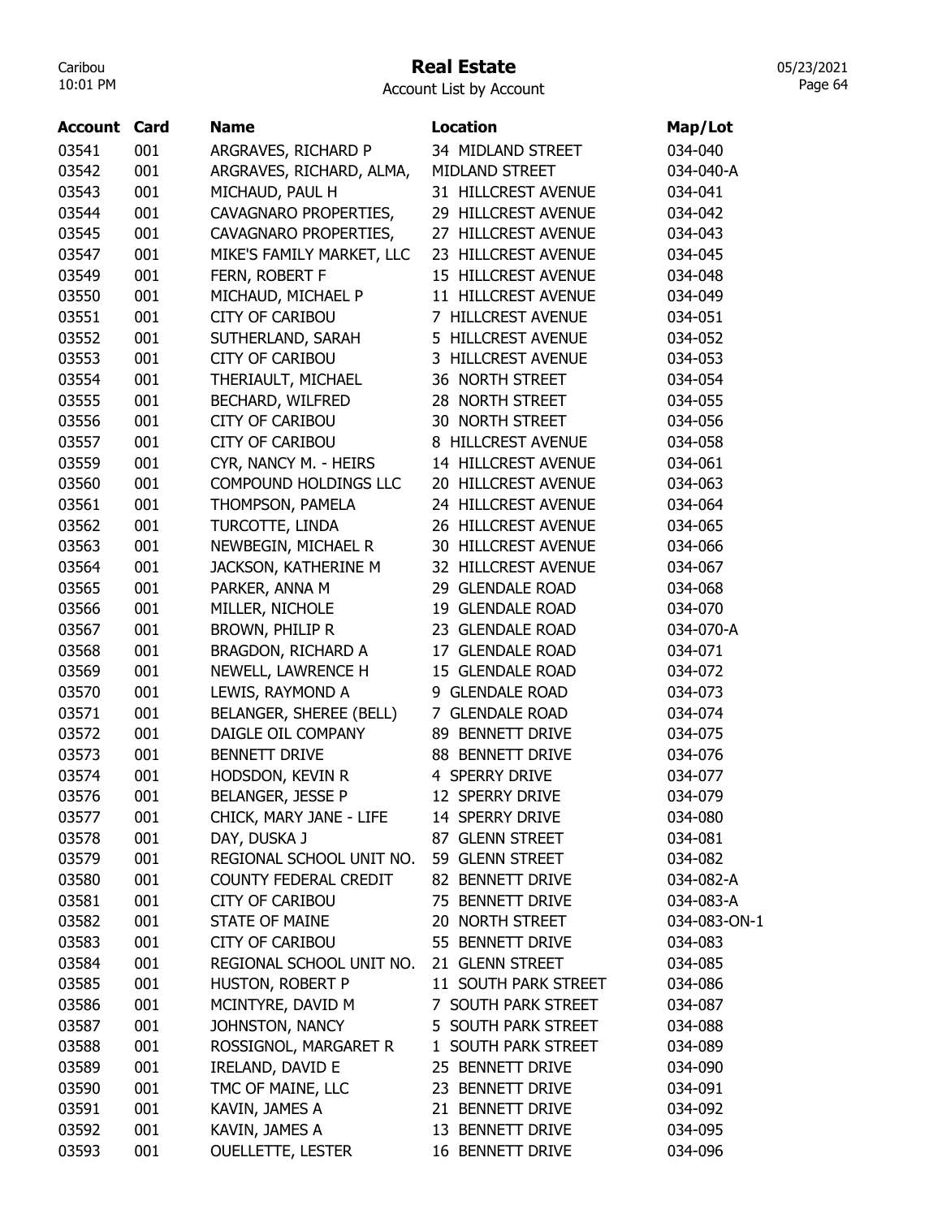# Real Estate

Account List by Account

| Account | Card | Name | Location | Map/Lot |
|---|---|---|---|---|
| 03541 | 001 | ARGRAVES, RICHARD P | 34 MIDLAND STREET | 034-040 |
| 03542 | 001 | ARGRAVES, RICHARD, ALMA, | MIDLAND STREET | 034-040-A |
| 03543 | 001 | MICHAUD, PAUL H | 31 HILLCREST AVENUE | 034-041 |
| 03544 | 001 | CAVAGNARO PROPERTIES, | 29 HILLCREST AVENUE | 034-042 |
| 03545 | 001 | CAVAGNARO PROPERTIES, | 27 HILLCREST AVENUE | 034-043 |
| 03547 | 001 | MIKE'S FAMILY MARKET, LLC | 23 HILLCREST AVENUE | 034-045 |
| 03549 | 001 | FERN, ROBERT F | 15 HILLCREST AVENUE | 034-048 |
| 03550 | 001 | MICHAUD, MICHAEL P | 11 HILLCREST AVENUE | 034-049 |
| 03551 | 001 | CITY OF CARIBOU | 7 HILLCREST AVENUE | 034-051 |
| 03552 | 001 | SUTHERLAND, SARAH | 5 HILLCREST AVENUE | 034-052 |
| 03553 | 001 | CITY OF CARIBOU | 3 HILLCREST AVENUE | 034-053 |
| 03554 | 001 | THERIAULT, MICHAEL | 36 NORTH STREET | 034-054 |
| 03555 | 001 | BECHARD, WILFRED | 28 NORTH STREET | 034-055 |
| 03556 | 001 | CITY OF CARIBOU | 30 NORTH STREET | 034-056 |
| 03557 | 001 | CITY OF CARIBOU | 8 HILLCREST AVENUE | 034-058 |
| 03559 | 001 | CYR, NANCY M. - HEIRS | 14 HILLCREST AVENUE | 034-061 |
| 03560 | 001 | COMPOUND HOLDINGS LLC | 20 HILLCREST AVENUE | 034-063 |
| 03561 | 001 | THOMPSON, PAMELA | 24 HILLCREST AVENUE | 034-064 |
| 03562 | 001 | TURCOTTE, LINDA | 26 HILLCREST AVENUE | 034-065 |
| 03563 | 001 | NEWBEGIN, MICHAEL R | 30 HILLCREST AVENUE | 034-066 |
| 03564 | 001 | JACKSON, KATHERINE M | 32 HILLCREST AVENUE | 034-067 |
| 03565 | 001 | PARKER, ANNA M | 29 GLENDALE ROAD | 034-068 |
| 03566 | 001 | MILLER, NICHOLE | 19 GLENDALE ROAD | 034-070 |
| 03567 | 001 | BROWN, PHILIP R | 23 GLENDALE ROAD | 034-070-A |
| 03568 | 001 | BRAGDON, RICHARD A | 17 GLENDALE ROAD | 034-071 |
| 03569 | 001 | NEWELL, LAWRENCE H | 15 GLENDALE ROAD | 034-072 |
| 03570 | 001 | LEWIS, RAYMOND A | 9 GLENDALE ROAD | 034-073 |
| 03571 | 001 | BELANGER, SHEREE (BELL) | 7 GLENDALE ROAD | 034-074 |
| 03572 | 001 | DAIGLE OIL COMPANY | 89 BENNETT DRIVE | 034-075 |
| 03573 | 001 | BENNETT DRIVE | 88 BENNETT DRIVE | 034-076 |
| 03574 | 001 | HODSDON, KEVIN R | 4 SPERRY DRIVE | 034-077 |
| 03576 | 001 | BELANGER, JESSE P | 12 SPERRY DRIVE | 034-079 |
| 03577 | 001 | CHICK, MARY JANE - LIFE | 14 SPERRY DRIVE | 034-080 |
| 03578 | 001 | DAY, DUSKA J | 87 GLENN STREET | 034-081 |
| 03579 | 001 | REGIONAL SCHOOL UNIT NO. | 59 GLENN STREET | 034-082 |
| 03580 | 001 | COUNTY FEDERAL CREDIT | 82 BENNETT DRIVE | 034-082-A |
| 03581 | 001 | CITY OF CARIBOU | 75 BENNETT DRIVE | 034-083-A |
| 03582 | 001 | STATE OF MAINE | 20 NORTH STREET | 034-083-ON-1 |
| 03583 | 001 | CITY OF CARIBOU | 55 BENNETT DRIVE | 034-083 |
| 03584 | 001 | REGIONAL SCHOOL UNIT NO. | 21 GLENN STREET | 034-085 |
| 03585 | 001 | HUSTON, ROBERT P | 11 SOUTH PARK STREET | 034-086 |
| 03586 | 001 | MCINTYRE, DAVID M | 7 SOUTH PARK STREET | 034-087 |
| 03587 | 001 | JOHNSTON, NANCY | 5 SOUTH PARK STREET | 034-088 |
| 03588 | 001 | ROSSIGNOL, MARGARET R | 1 SOUTH PARK STREET | 034-089 |
| 03589 | 001 | IRELAND, DAVID E | 25 BENNETT DRIVE | 034-090 |
| 03590 | 001 | TMC OF MAINE, LLC | 23 BENNETT DRIVE | 034-091 |
| 03591 | 001 | KAVIN, JAMES A | 21 BENNETT DRIVE | 034-092 |
| 03592 | 001 | KAVIN, JAMES A | 13 BENNETT DRIVE | 034-095 |
| 03593 | 001 | OUELLETTE, LESTER | 16 BENNETT DRIVE | 034-096 |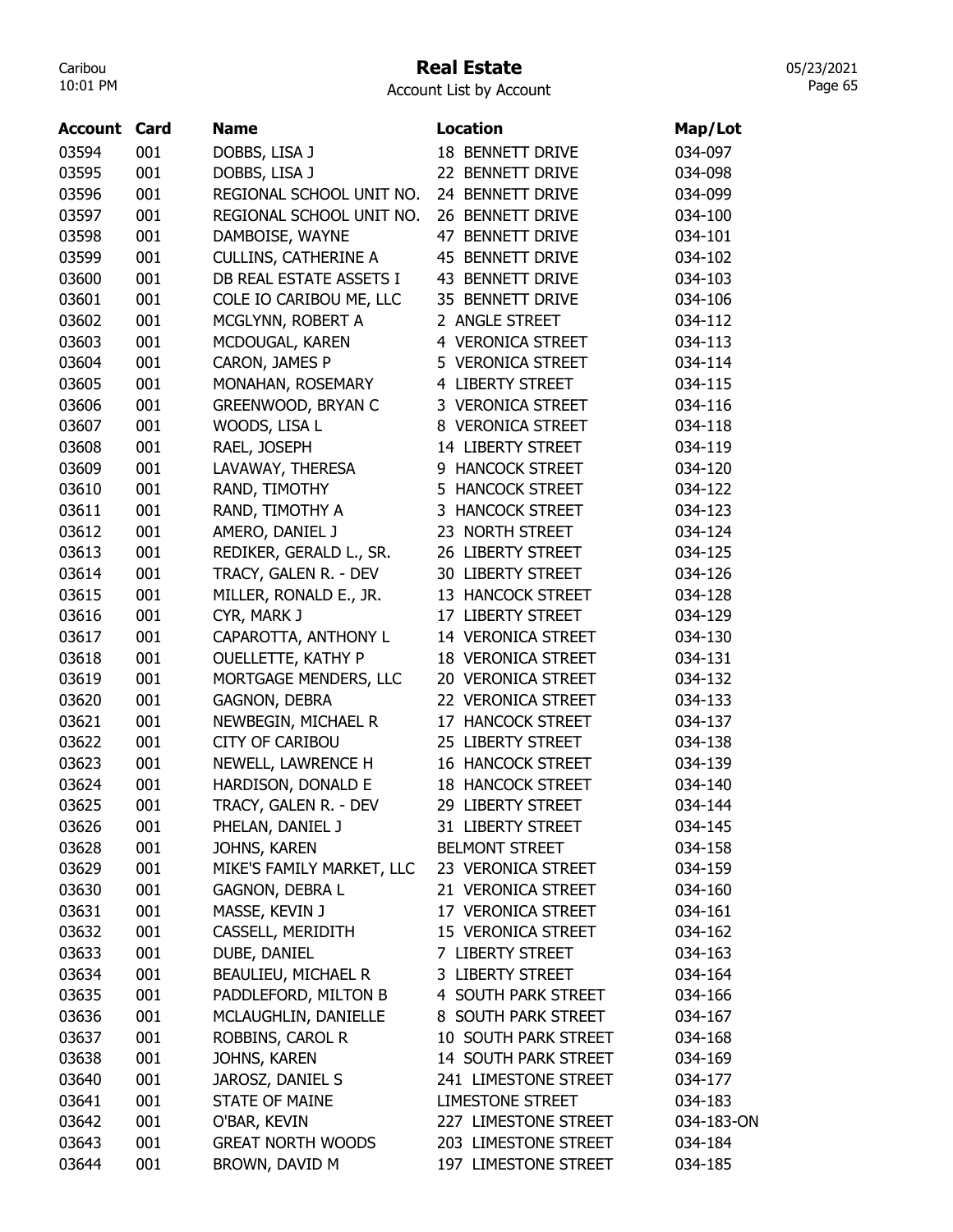# Real Estate

Account List by Account

| Account | Card | Name | Location | Map/Lot |
|---|---|---|---|---|
| 03594 | 001 | DOBBS, LISA J | 18 BENNETT DRIVE | 034-097 |
| 03595 | 001 | DOBBS, LISA J | 22 BENNETT DRIVE | 034-098 |
| 03596 | 001 | REGIONAL SCHOOL UNIT NO. | 24 BENNETT DRIVE | 034-099 |
| 03597 | 001 | REGIONAL SCHOOL UNIT NO. | 26 BENNETT DRIVE | 034-100 |
| 03598 | 001 | DAMBOISE, WAYNE | 47 BENNETT DRIVE | 034-101 |
| 03599 | 001 | CULLINS, CATHERINE A | 45 BENNETT DRIVE | 034-102 |
| 03600 | 001 | DB REAL ESTATE ASSETS I | 43 BENNETT DRIVE | 034-103 |
| 03601 | 001 | COLE IO CARIBOU ME, LLC | 35 BENNETT DRIVE | 034-106 |
| 03602 | 001 | MCGLYNN, ROBERT A | 2 ANGLE STREET | 034-112 |
| 03603 | 001 | MCDOUGAL, KAREN | 4 VERONICA STREET | 034-113 |
| 03604 | 001 | CARON, JAMES P | 5 VERONICA STREET | 034-114 |
| 03605 | 001 | MONAHAN, ROSEMARY | 4 LIBERTY STREET | 034-115 |
| 03606 | 001 | GREENWOOD, BRYAN C | 3 VERONICA STREET | 034-116 |
| 03607 | 001 | WOODS, LISA L | 8 VERONICA STREET | 034-118 |
| 03608 | 001 | RAEL, JOSEPH | 14 LIBERTY STREET | 034-119 |
| 03609 | 001 | LAVAWAY, THERESA | 9 HANCOCK STREET | 034-120 |
| 03610 | 001 | RAND, TIMOTHY | 5 HANCOCK STREET | 034-122 |
| 03611 | 001 | RAND, TIMOTHY A | 3 HANCOCK STREET | 034-123 |
| 03612 | 001 | AMERO, DANIEL J | 23 NORTH STREET | 034-124 |
| 03613 | 001 | REDIKER, GERALD L., SR. | 26 LIBERTY STREET | 034-125 |
| 03614 | 001 | TRACY, GALEN R. - DEV | 30 LIBERTY STREET | 034-126 |
| 03615 | 001 | MILLER, RONALD E., JR. | 13 HANCOCK STREET | 034-128 |
| 03616 | 001 | CYR, MARK J | 17 LIBERTY STREET | 034-129 |
| 03617 | 001 | CAPAROTTA, ANTHONY L | 14 VERONICA STREET | 034-130 |
| 03618 | 001 | OUELLETTE, KATHY P | 18 VERONICA STREET | 034-131 |
| 03619 | 001 | MORTGAGE MENDERS, LLC | 20 VERONICA STREET | 034-132 |
| 03620 | 001 | GAGNON, DEBRA | 22 VERONICA STREET | 034-133 |
| 03621 | 001 | NEWBEGIN, MICHAEL R | 17 HANCOCK STREET | 034-137 |
| 03622 | 001 | CITY OF CARIBOU | 25 LIBERTY STREET | 034-138 |
| 03623 | 001 | NEWELL, LAWRENCE H | 16 HANCOCK STREET | 034-139 |
| 03624 | 001 | HARDISON, DONALD E | 18 HANCOCK STREET | 034-140 |
| 03625 | 001 | TRACY, GALEN R. - DEV | 29 LIBERTY STREET | 034-144 |
| 03626 | 001 | PHELAN, DANIEL J | 31 LIBERTY STREET | 034-145 |
| 03628 | 001 | JOHNS, KAREN | BELMONT STREET | 034-158 |
| 03629 | 001 | MIKE'S FAMILY MARKET, LLC | 23 VERONICA STREET | 034-159 |
| 03630 | 001 | GAGNON, DEBRA L | 21 VERONICA STREET | 034-160 |
| 03631 | 001 | MASSE, KEVIN J | 17 VERONICA STREET | 034-161 |
| 03632 | 001 | CASSELL, MERIDITH | 15 VERONICA STREET | 034-162 |
| 03633 | 001 | DUBE, DANIEL | 7 LIBERTY STREET | 034-163 |
| 03634 | 001 | BEAULIEU, MICHAEL R | 3 LIBERTY STREET | 034-164 |
| 03635 | 001 | PADDLEFORD, MILTON B | 4 SOUTH PARK STREET | 034-166 |
| 03636 | 001 | MCLAUGHLIN, DANIELLE | 8 SOUTH PARK STREET | 034-167 |
| 03637 | 001 | ROBBINS, CAROL R | 10 SOUTH PARK STREET | 034-168 |
| 03638 | 001 | JOHNS, KAREN | 14 SOUTH PARK STREET | 034-169 |
| 03640 | 001 | JAROSZ, DANIEL S | 241 LIMESTONE STREET | 034-177 |
| 03641 | 001 | STATE OF MAINE | LIMESTONE STREET | 034-183 |
| 03642 | 001 | O'BAR, KEVIN | 227 LIMESTONE STREET | 034-183-ON |
| 03643 | 001 | GREAT NORTH WOODS | 203 LIMESTONE STREET | 034-184 |
| 03644 | 001 | BROWN, DAVID M | 197 LIMESTONE STREET | 034-185 |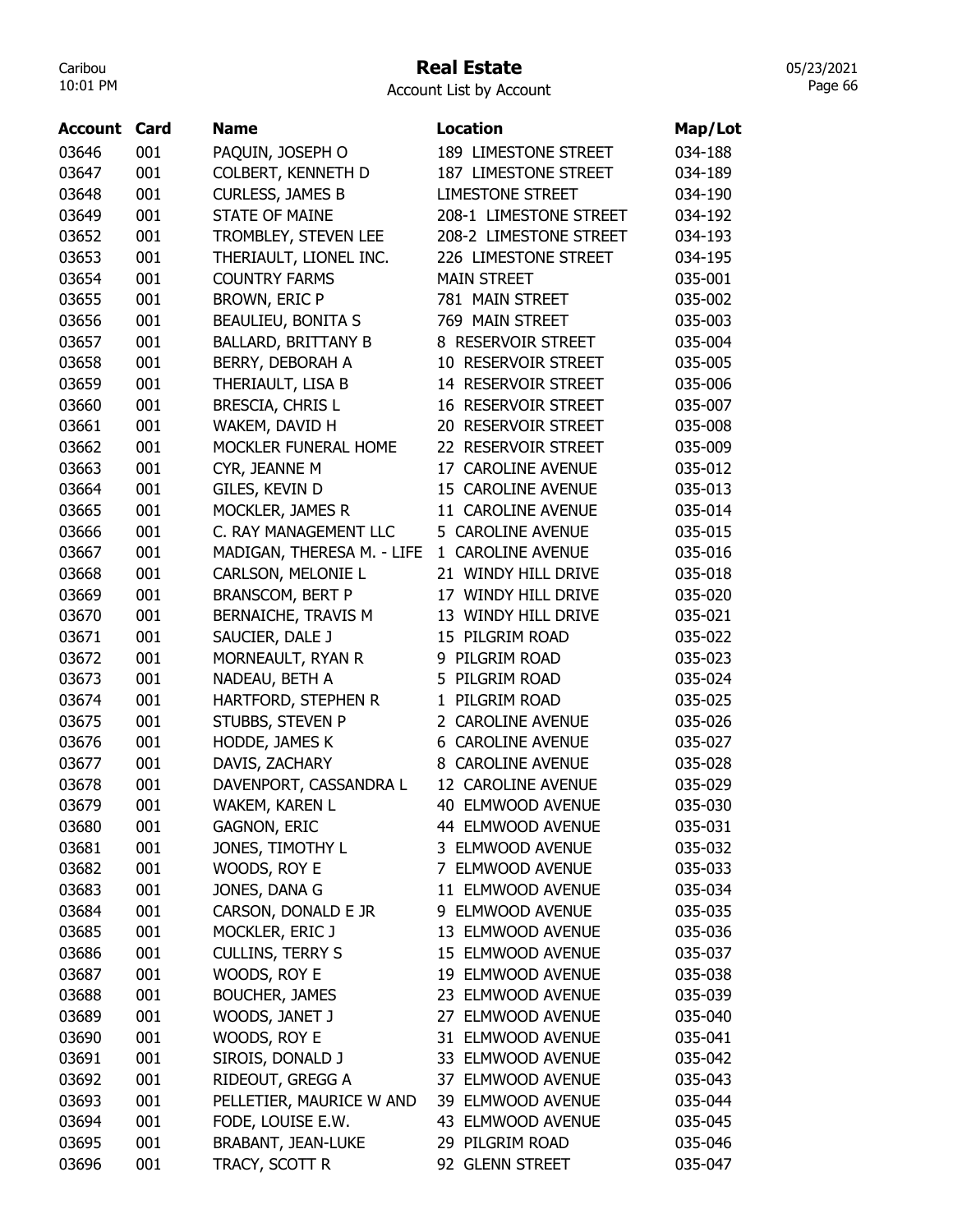# Real Estate

Account List by Account

| Account | Card | Name | Location | Map/Lot |
|---|---|---|---|---|
| 03646 | 001 | PAQUIN, JOSEPH O | 189 LIMESTONE STREET | 034-188 |
| 03647 | 001 | COLBERT, KENNETH D | 187 LIMESTONE STREET | 034-189 |
| 03648 | 001 | CURLESS, JAMES B | LIMESTONE STREET | 034-190 |
| 03649 | 001 | STATE OF MAINE | 208-1 LIMESTONE STREET | 034-192 |
| 03652 | 001 | TROMBLEY, STEVEN LEE | 208-2 LIMESTONE STREET | 034-193 |
| 03653 | 001 | THERIAULT, LIONEL INC. | 226 LIMESTONE STREET | 034-195 |
| 03654 | 001 | COUNTRY FARMS | MAIN STREET | 035-001 |
| 03655 | 001 | BROWN, ERIC P | 781 MAIN STREET | 035-002 |
| 03656 | 001 | BEAULIEU, BONITA S | 769 MAIN STREET | 035-003 |
| 03657 | 001 | BALLARD, BRITTANY B | 8 RESERVOIR STREET | 035-004 |
| 03658 | 001 | BERRY, DEBORAH A | 10 RESERVOIR STREET | 035-005 |
| 03659 | 001 | THERIAULT, LISA B | 14 RESERVOIR STREET | 035-006 |
| 03660 | 001 | BRESCIA, CHRIS L | 16 RESERVOIR STREET | 035-007 |
| 03661 | 001 | WAKEM, DAVID H | 20 RESERVOIR STREET | 035-008 |
| 03662 | 001 | MOCKLER FUNERAL HOME | 22 RESERVOIR STREET | 035-009 |
| 03663 | 001 | CYR, JEANNE M | 17 CAROLINE AVENUE | 035-012 |
| 03664 | 001 | GILES, KEVIN D | 15 CAROLINE AVENUE | 035-013 |
| 03665 | 001 | MOCKLER, JAMES R | 11 CAROLINE AVENUE | 035-014 |
| 03666 | 001 | C. RAY MANAGEMENT LLC | 5 CAROLINE AVENUE | 035-015 |
| 03667 | 001 | MADIGAN, THERESA M. - LIFE | 1 CAROLINE AVENUE | 035-016 |
| 03668 | 001 | CARLSON, MELONIE L | 21 WINDY HILL DRIVE | 035-018 |
| 03669 | 001 | BRANSCOM, BERT P | 17 WINDY HILL DRIVE | 035-020 |
| 03670 | 001 | BERNAICHE, TRAVIS M | 13 WINDY HILL DRIVE | 035-021 |
| 03671 | 001 | SAUCIER, DALE J | 15 PILGRIM ROAD | 035-022 |
| 03672 | 001 | MORNEAULT, RYAN R | 9 PILGRIM ROAD | 035-023 |
| 03673 | 001 | NADEAU, BETH A | 5 PILGRIM ROAD | 035-024 |
| 03674 | 001 | HARTFORD, STEPHEN R | 1 PILGRIM ROAD | 035-025 |
| 03675 | 001 | STUBBS, STEVEN P | 2 CAROLINE AVENUE | 035-026 |
| 03676 | 001 | HODDE, JAMES K | 6 CAROLINE AVENUE | 035-027 |
| 03677 | 001 | DAVIS, ZACHARY | 8 CAROLINE AVENUE | 035-028 |
| 03678 | 001 | DAVENPORT, CASSANDRA L | 12 CAROLINE AVENUE | 035-029 |
| 03679 | 001 | WAKEM, KAREN L | 40 ELMWOOD AVENUE | 035-030 |
| 03680 | 001 | GAGNON, ERIC | 44 ELMWOOD AVENUE | 035-031 |
| 03681 | 001 | JONES, TIMOTHY L | 3 ELMWOOD AVENUE | 035-032 |
| 03682 | 001 | WOODS, ROY E | 7 ELMWOOD AVENUE | 035-033 |
| 03683 | 001 | JONES, DANA G | 11 ELMWOOD AVENUE | 035-034 |
| 03684 | 001 | CARSON, DONALD E JR | 9 ELMWOOD AVENUE | 035-035 |
| 03685 | 001 | MOCKLER, ERIC J | 13 ELMWOOD AVENUE | 035-036 |
| 03686 | 001 | CULLINS, TERRY S | 15 ELMWOOD AVENUE | 035-037 |
| 03687 | 001 | WOODS, ROY E | 19 ELMWOOD AVENUE | 035-038 |
| 03688 | 001 | BOUCHER, JAMES | 23 ELMWOOD AVENUE | 035-039 |
| 03689 | 001 | WOODS, JANET J | 27 ELMWOOD AVENUE | 035-040 |
| 03690 | 001 | WOODS, ROY E | 31 ELMWOOD AVENUE | 035-041 |
| 03691 | 001 | SIROIS, DONALD J | 33 ELMWOOD AVENUE | 035-042 |
| 03692 | 001 | RIDEOUT, GREGG A | 37 ELMWOOD AVENUE | 035-043 |
| 03693 | 001 | PELLETIER, MAURICE W AND | 39 ELMWOOD AVENUE | 035-044 |
| 03694 | 001 | FODE, LOUISE E.W. | 43 ELMWOOD AVENUE | 035-045 |
| 03695 | 001 | BRABANT, JEAN-LUKE | 29 PILGRIM ROAD | 035-046 |
| 03696 | 001 | TRACY, SCOTT R | 92 GLENN STREET | 035-047 |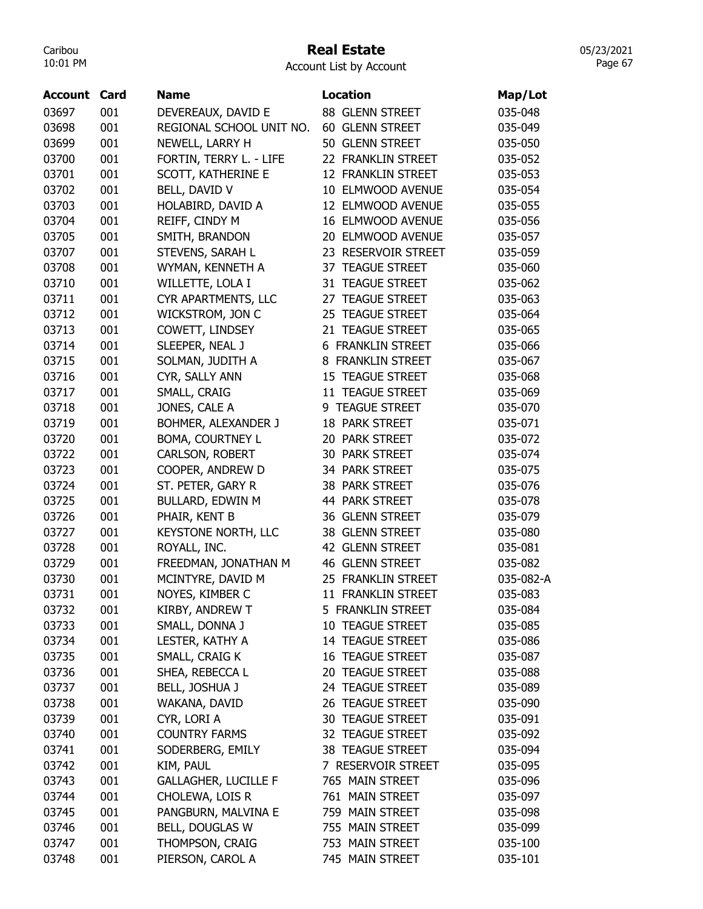# Real Estate

Account List by Account

| Account | Card | Name | Location | Map/Lot |
|---|---|---|---|---|
| 03697 | 001 | DEVEREAUX, DAVID E | 88 GLENN STREET | 035-048 |
| 03698 | 001 | REGIONAL SCHOOL UNIT NO. | 60 GLENN STREET | 035-049 |
| 03699 | 001 | NEWELL, LARRY H | 50 GLENN STREET | 035-050 |
| 03700 | 001 | FORTIN, TERRY L. - LIFE | 22 FRANKLIN STREET | 035-052 |
| 03701 | 001 | SCOTT, KATHERINE E | 12 FRANKLIN STREET | 035-053 |
| 03702 | 001 | BELL, DAVID V | 10 ELMWOOD AVENUE | 035-054 |
| 03703 | 001 | HOLABIRD, DAVID A | 12 ELMWOOD AVENUE | 035-055 |
| 03704 | 001 | REIFF, CINDY M | 16 ELMWOOD AVENUE | 035-056 |
| 03705 | 001 | SMITH, BRANDON | 20 ELMWOOD AVENUE | 035-057 |
| 03707 | 001 | STEVENS, SARAH L | 23 RESERVOIR STREET | 035-059 |
| 03708 | 001 | WYMAN, KENNETH A | 37 TEAGUE STREET | 035-060 |
| 03710 | 001 | WILLETTE, LOLA I | 31 TEAGUE STREET | 035-062 |
| 03711 | 001 | CYR APARTMENTS, LLC | 27 TEAGUE STREET | 035-063 |
| 03712 | 001 | WICKSTROM, JON C | 25 TEAGUE STREET | 035-064 |
| 03713 | 001 | COWETT, LINDSEY | 21 TEAGUE STREET | 035-065 |
| 03714 | 001 | SLEEPER, NEAL J | 6 FRANKLIN STREET | 035-066 |
| 03715 | 001 | SOLMAN, JUDITH A | 8 FRANKLIN STREET | 035-067 |
| 03716 | 001 | CYR, SALLY ANN | 15 TEAGUE STREET | 035-068 |
| 03717 | 001 | SMALL, CRAIG | 11 TEAGUE STREET | 035-069 |
| 03718 | 001 | JONES, CALE A | 9 TEAGUE STREET | 035-070 |
| 03719 | 001 | BOHMER, ALEXANDER J | 18 PARK STREET | 035-071 |
| 03720 | 001 | BOMA, COURTNEY L | 20 PARK STREET | 035-072 |
| 03722 | 001 | CARLSON, ROBERT | 30 PARK STREET | 035-074 |
| 03723 | 001 | COOPER, ANDREW D | 34 PARK STREET | 035-075 |
| 03724 | 001 | ST. PETER, GARY R | 38 PARK STREET | 035-076 |
| 03725 | 001 | BULLARD, EDWIN M | 44 PARK STREET | 035-078 |
| 03726 | 001 | PHAIR, KENT B | 36 GLENN STREET | 035-079 |
| 03727 | 001 | KEYSTONE NORTH, LLC | 38 GLENN STREET | 035-080 |
| 03728 | 001 | ROYALL, INC. | 42 GLENN STREET | 035-081 |
| 03729 | 001 | FREEDMAN, JONATHAN M | 46 GLENN STREET | 035-082 |
| 03730 | 001 | MCINTYRE, DAVID M | 25 FRANKLIN STREET | 035-082-A |
| 03731 | 001 | NOYES, KIMBER C | 11 FRANKLIN STREET | 035-083 |
| 03732 | 001 | KIRBY, ANDREW T | 5 FRANKLIN STREET | 035-084 |
| 03733 | 001 | SMALL, DONNA J | 10 TEAGUE STREET | 035-085 |
| 03734 | 001 | LESTER, KATHY A | 14 TEAGUE STREET | 035-086 |
| 03735 | 001 | SMALL, CRAIG K | 16 TEAGUE STREET | 035-087 |
| 03736 | 001 | SHEA, REBECCA L | 20 TEAGUE STREET | 035-088 |
| 03737 | 001 | BELL, JOSHUA J | 24 TEAGUE STREET | 035-089 |
| 03738 | 001 | WAKANA, DAVID | 26 TEAGUE STREET | 035-090 |
| 03739 | 001 | CYR, LORI A | 30 TEAGUE STREET | 035-091 |
| 03740 | 001 | COUNTRY FARMS | 32 TEAGUE STREET | 035-092 |
| 03741 | 001 | SODERBERG, EMILY | 38 TEAGUE STREET | 035-094 |
| 03742 | 001 | KIM, PAUL | 7 RESERVOIR STREET | 035-095 |
| 03743 | 001 | GALLAGHER, LUCILLE F | 765 MAIN STREET | 035-096 |
| 03744 | 001 | CHOLEWA, LOIS R | 761 MAIN STREET | 035-097 |
| 03745 | 001 | PANGBURN, MALVINA E | 759 MAIN STREET | 035-098 |
| 03746 | 001 | BELL, DOUGLAS W | 755 MAIN STREET | 035-099 |
| 03747 | 001 | THOMPSON, CRAIG | 753 MAIN STREET | 035-100 |
| 03748 | 001 | PIERSON, CAROL A | 745 MAIN STREET | 035-101 |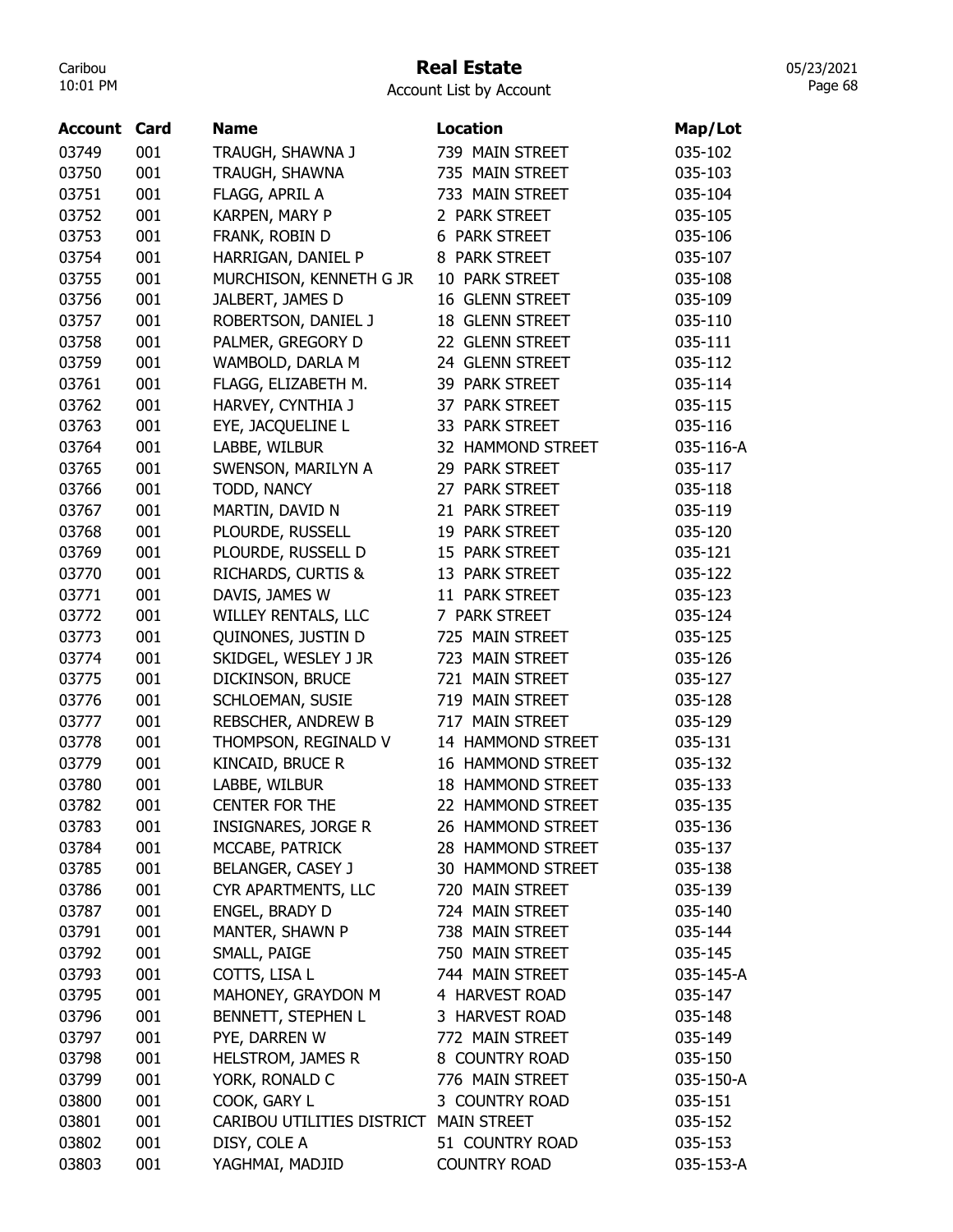# Real Estate

Account List by Account

| Account | Card | Name | Location | Map/Lot |
|---|---|---|---|---|
| 03749 | 001 | TRAUGH, SHAWNA J | 739 MAIN STREET | 035-102 |
| 03750 | 001 | TRAUGH, SHAWNA | 735 MAIN STREET | 035-103 |
| 03751 | 001 | FLAGG, APRIL A | 733 MAIN STREET | 035-104 |
| 03752 | 001 | KARPEN, MARY P | 2 PARK STREET | 035-105 |
| 03753 | 001 | FRANK, ROBIN D | 6 PARK STREET | 035-106 |
| 03754 | 001 | HARRIGAN, DANIEL P | 8 PARK STREET | 035-107 |
| 03755 | 001 | MURCHISON, KENNETH G JR | 10 PARK STREET | 035-108 |
| 03756 | 001 | JALBERT, JAMES D | 16 GLENN STREET | 035-109 |
| 03757 | 001 | ROBERTSON, DANIEL J | 18 GLENN STREET | 035-110 |
| 03758 | 001 | PALMER, GREGORY D | 22 GLENN STREET | 035-111 |
| 03759 | 001 | WAMBOLD, DARLA M | 24 GLENN STREET | 035-112 |
| 03761 | 001 | FLAGG, ELIZABETH M. | 39 PARK STREET | 035-114 |
| 03762 | 001 | HARVEY, CYNTHIA J | 37 PARK STREET | 035-115 |
| 03763 | 001 | EYE, JACQUELINE L | 33 PARK STREET | 035-116 |
| 03764 | 001 | LABBE, WILBUR | 32 HAMMOND STREET | 035-116-A |
| 03765 | 001 | SWENSON, MARILYN A | 29 PARK STREET | 035-117 |
| 03766 | 001 | TODD, NANCY | 27 PARK STREET | 035-118 |
| 03767 | 001 | MARTIN, DAVID N | 21 PARK STREET | 035-119 |
| 03768 | 001 | PLOURDE, RUSSELL | 19 PARK STREET | 035-120 |
| 03769 | 001 | PLOURDE, RUSSELL D | 15 PARK STREET | 035-121 |
| 03770 | 001 | RICHARDS, CURTIS & | 13 PARK STREET | 035-122 |
| 03771 | 001 | DAVIS, JAMES W | 11 PARK STREET | 035-123 |
| 03772 | 001 | WILLEY RENTALS, LLC | 7 PARK STREET | 035-124 |
| 03773 | 001 | QUINONES, JUSTIN D | 725 MAIN STREET | 035-125 |
| 03774 | 001 | SKIDGEL, WESLEY J JR | 723 MAIN STREET | 035-126 |
| 03775 | 001 | DICKINSON, BRUCE | 721 MAIN STREET | 035-127 |
| 03776 | 001 | SCHLOEMAN, SUSIE | 719 MAIN STREET | 035-128 |
| 03777 | 001 | REBSCHER, ANDREW B | 717 MAIN STREET | 035-129 |
| 03778 | 001 | THOMPSON, REGINALD V | 14 HAMMOND STREET | 035-131 |
| 03779 | 001 | KINCAID, BRUCE R | 16 HAMMOND STREET | 035-132 |
| 03780 | 001 | LABBE, WILBUR | 18 HAMMOND STREET | 035-133 |
| 03782 | 001 | CENTER FOR THE | 22 HAMMOND STREET | 035-135 |
| 03783 | 001 | INSIGNARES, JORGE R | 26 HAMMOND STREET | 035-136 |
| 03784 | 001 | MCCABE, PATRICK | 28 HAMMOND STREET | 035-137 |
| 03785 | 001 | BELANGER, CASEY J | 30 HAMMOND STREET | 035-138 |
| 03786 | 001 | CYR APARTMENTS, LLC | 720 MAIN STREET | 035-139 |
| 03787 | 001 | ENGEL, BRADY D | 724 MAIN STREET | 035-140 |
| 03791 | 001 | MANTER, SHAWN P | 738 MAIN STREET | 035-144 |
| 03792 | 001 | SMALL, PAIGE | 750 MAIN STREET | 035-145 |
| 03793 | 001 | COTTS, LISA L | 744 MAIN STREET | 035-145-A |
| 03795 | 001 | MAHONEY, GRAYDON M | 4 HARVEST ROAD | 035-147 |
| 03796 | 001 | BENNETT, STEPHEN L | 3 HARVEST ROAD | 035-148 |
| 03797 | 001 | PYE, DARREN W | 772 MAIN STREET | 035-149 |
| 03798 | 001 | HELSTROM, JAMES R | 8 COUNTRY ROAD | 035-150 |
| 03799 | 001 | YORK, RONALD C | 776 MAIN STREET | 035-150-A |
| 03800 | 001 | COOK, GARY L | 3 COUNTRY ROAD | 035-151 |
| 03801 | 001 | CARIBOU UTILITIES DISTRICT | MAIN STREET | 035-152 |
| 03802 | 001 | DISY, COLE A | 51 COUNTRY ROAD | 035-153 |
| 03803 | 001 | YAGHMAI, MADJID | COUNTRY ROAD | 035-153-A |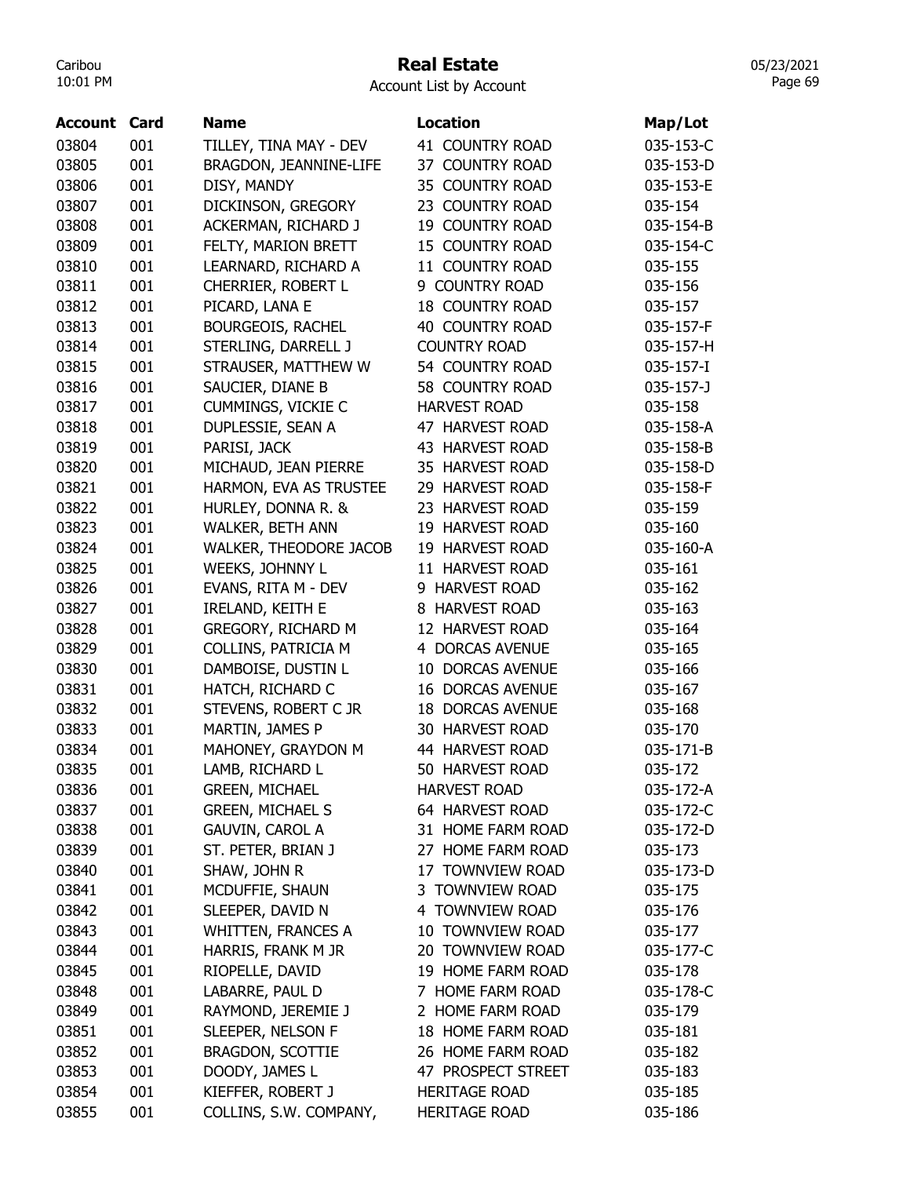# Real Estate

Account List by Account

| Account | Card | Name | Location | Map/Lot |
|---|---|---|---|---|
| 03804 | 001 | TILLEY, TINA MAY - DEV | 41 COUNTRY ROAD | 035-153-C |
| 03805 | 001 | BRAGDON, JEANNINE-LIFE | 37 COUNTRY ROAD | 035-153-D |
| 03806 | 001 | DISY, MANDY | 35 COUNTRY ROAD | 035-153-E |
| 03807 | 001 | DICKINSON, GREGORY | 23 COUNTRY ROAD | 035-154 |
| 03808 | 001 | ACKERMAN, RICHARD J | 19 COUNTRY ROAD | 035-154-B |
| 03809 | 001 | FELTY, MARION BRETT | 15 COUNTRY ROAD | 035-154-C |
| 03810 | 001 | LEARNARD, RICHARD A | 11 COUNTRY ROAD | 035-155 |
| 03811 | 001 | CHERRIER, ROBERT L | 9 COUNTRY ROAD | 035-156 |
| 03812 | 001 | PICARD, LANA E | 18 COUNTRY ROAD | 035-157 |
| 03813 | 001 | BOURGEOIS, RACHEL | 40 COUNTRY ROAD | 035-157-F |
| 03814 | 001 | STERLING, DARRELL J | COUNTRY ROAD | 035-157-H |
| 03815 | 001 | STRAUSER, MATTHEW W | 54 COUNTRY ROAD | 035-157-I |
| 03816 | 001 | SAUCIER, DIANE B | 58 COUNTRY ROAD | 035-157-J |
| 03817 | 001 | CUMMINGS, VICKIE C | HARVEST ROAD | 035-158 |
| 03818 | 001 | DUPLESSIE, SEAN A | 47 HARVEST ROAD | 035-158-A |
| 03819 | 001 | PARISI, JACK | 43 HARVEST ROAD | 035-158-B |
| 03820 | 001 | MICHAUD, JEAN PIERRE | 35 HARVEST ROAD | 035-158-D |
| 03821 | 001 | HARMON, EVA AS TRUSTEE | 29 HARVEST ROAD | 035-158-F |
| 03822 | 001 | HURLEY, DONNA R. & | 23 HARVEST ROAD | 035-159 |
| 03823 | 001 | WALKER, BETH ANN | 19 HARVEST ROAD | 035-160 |
| 03824 | 001 | WALKER, THEODORE JACOB | 19 HARVEST ROAD | 035-160-A |
| 03825 | 001 | WEEKS, JOHNNY L | 11 HARVEST ROAD | 035-161 |
| 03826 | 001 | EVANS, RITA M - DEV | 9 HARVEST ROAD | 035-162 |
| 03827 | 001 | IRELAND, KEITH E | 8 HARVEST ROAD | 035-163 |
| 03828 | 001 | GREGORY, RICHARD M | 12 HARVEST ROAD | 035-164 |
| 03829 | 001 | COLLINS, PATRICIA M | 4 DORCAS AVENUE | 035-165 |
| 03830 | 001 | DAMBOISE, DUSTIN L | 10 DORCAS AVENUE | 035-166 |
| 03831 | 001 | HATCH, RICHARD C | 16 DORCAS AVENUE | 035-167 |
| 03832 | 001 | STEVENS, ROBERT C JR | 18 DORCAS AVENUE | 035-168 |
| 03833 | 001 | MARTIN, JAMES P | 30 HARVEST ROAD | 035-170 |
| 03834 | 001 | MAHONEY, GRAYDON M | 44 HARVEST ROAD | 035-171-B |
| 03835 | 001 | LAMB, RICHARD L | 50 HARVEST ROAD | 035-172 |
| 03836 | 001 | GREEN, MICHAEL | HARVEST ROAD | 035-172-A |
| 03837 | 001 | GREEN, MICHAEL S | 64 HARVEST ROAD | 035-172-C |
| 03838 | 001 | GAUVIN, CAROL A | 31 HOME FARM ROAD | 035-172-D |
| 03839 | 001 | ST. PETER, BRIAN J | 27 HOME FARM ROAD | 035-173 |
| 03840 | 001 | SHAW, JOHN R | 17 TOWNVIEW ROAD | 035-173-D |
| 03841 | 001 | MCDUFFIE, SHAUN | 3 TOWNVIEW ROAD | 035-175 |
| 03842 | 001 | SLEEPER, DAVID N | 4 TOWNVIEW ROAD | 035-176 |
| 03843 | 001 | WHITTEN, FRANCES A | 10 TOWNVIEW ROAD | 035-177 |
| 03844 | 001 | HARRIS, FRANK M JR | 20 TOWNVIEW ROAD | 035-177-C |
| 03845 | 001 | RIOPELLE, DAVID | 19 HOME FARM ROAD | 035-178 |
| 03848 | 001 | LABARRE, PAUL D | 7 HOME FARM ROAD | 035-178-C |
| 03849 | 001 | RAYMOND, JEREMIE J | 2 HOME FARM ROAD | 035-179 |
| 03851 | 001 | SLEEPER, NELSON F | 18 HOME FARM ROAD | 035-181 |
| 03852 | 001 | BRAGDON, SCOTTIE | 26 HOME FARM ROAD | 035-182 |
| 03853 | 001 | DOODY, JAMES L | 47 PROSPECT STREET | 035-183 |
| 03854 | 001 | KIEFFER, ROBERT J | HERITAGE ROAD | 035-185 |
| 03855 | 001 | COLLINS, S.W. COMPANY, | HERITAGE ROAD | 035-186 |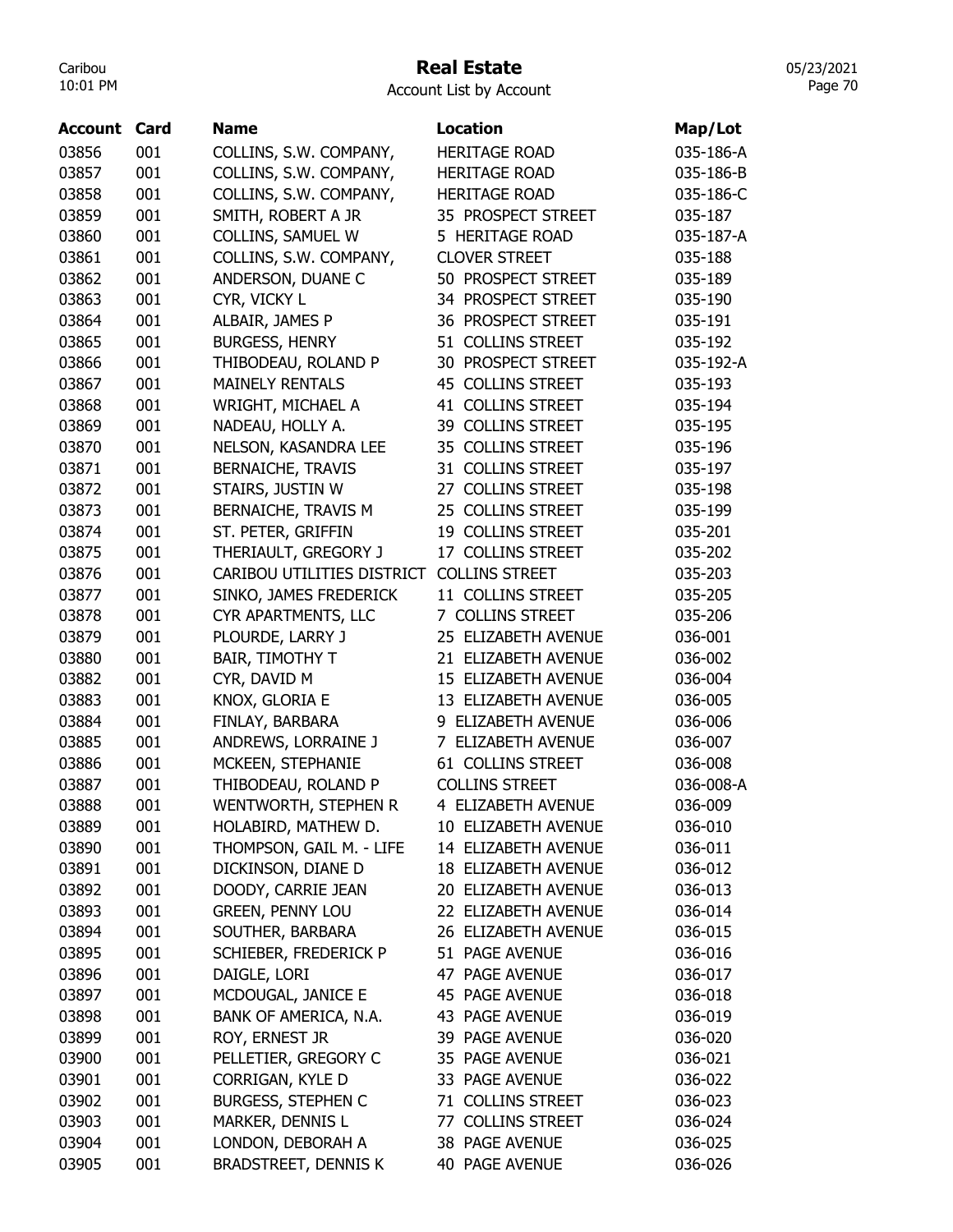# Real Estate

Account List by Account

| Account | Card | Name | Location | Map/Lot |
|---|---|---|---|---|
| 03856 | 001 | COLLINS, S.W. COMPANY, | HERITAGE ROAD | 035-186-A |
| 03857 | 001 | COLLINS, S.W. COMPANY, | HERITAGE ROAD | 035-186-B |
| 03858 | 001 | COLLINS, S.W. COMPANY, | HERITAGE ROAD | 035-186-C |
| 03859 | 001 | SMITH, ROBERT A JR | 35 PROSPECT STREET | 035-187 |
| 03860 | 001 | COLLINS, SAMUEL W | 5 HERITAGE ROAD | 035-187-A |
| 03861 | 001 | COLLINS, S.W. COMPANY, | CLOVER STREET | 035-188 |
| 03862 | 001 | ANDERSON, DUANE C | 50 PROSPECT STREET | 035-189 |
| 03863 | 001 | CYR, VICKY L | 34 PROSPECT STREET | 035-190 |
| 03864 | 001 | ALBAIR, JAMES P | 36 PROSPECT STREET | 035-191 |
| 03865 | 001 | BURGESS, HENRY | 51 COLLINS STREET | 035-192 |
| 03866 | 001 | THIBODEAU, ROLAND P | 30 PROSPECT STREET | 035-192-A |
| 03867 | 001 | MAINELY RENTALS | 45 COLLINS STREET | 035-193 |
| 03868 | 001 | WRIGHT, MICHAEL A | 41 COLLINS STREET | 035-194 |
| 03869 | 001 | NADEAU, HOLLY A. | 39 COLLINS STREET | 035-195 |
| 03870 | 001 | NELSON, KASANDRA LEE | 35 COLLINS STREET | 035-196 |
| 03871 | 001 | BERNAICHE, TRAVIS | 31 COLLINS STREET | 035-197 |
| 03872 | 001 | STAIRS, JUSTIN W | 27 COLLINS STREET | 035-198 |
| 03873 | 001 | BERNAICHE, TRAVIS M | 25 COLLINS STREET | 035-199 |
| 03874 | 001 | ST. PETER, GRIFFIN | 19 COLLINS STREET | 035-201 |
| 03875 | 001 | THERIAULT, GREGORY J | 17 COLLINS STREET | 035-202 |
| 03876 | 001 | CARIBOU UTILITIES DISTRICT | COLLINS STREET | 035-203 |
| 03877 | 001 | SINKO, JAMES FREDERICK | 11 COLLINS STREET | 035-205 |
| 03878 | 001 | CYR APARTMENTS, LLC | 7 COLLINS STREET | 035-206 |
| 03879 | 001 | PLOURDE, LARRY J | 25 ELIZABETH AVENUE | 036-001 |
| 03880 | 001 | BAIR, TIMOTHY T | 21 ELIZABETH AVENUE | 036-002 |
| 03882 | 001 | CYR, DAVID M | 15 ELIZABETH AVENUE | 036-004 |
| 03883 | 001 | KNOX, GLORIA E | 13 ELIZABETH AVENUE | 036-005 |
| 03884 | 001 | FINLAY, BARBARA | 9 ELIZABETH AVENUE | 036-006 |
| 03885 | 001 | ANDREWS, LORRAINE J | 7 ELIZABETH AVENUE | 036-007 |
| 03886 | 001 | MCKEEN, STEPHANIE | 61 COLLINS STREET | 036-008 |
| 03887 | 001 | THIBODEAU, ROLAND P | COLLINS STREET | 036-008-A |
| 03888 | 001 | WENTWORTH, STEPHEN R | 4 ELIZABETH AVENUE | 036-009 |
| 03889 | 001 | HOLABIRD, MATHEW D. | 10 ELIZABETH AVENUE | 036-010 |
| 03890 | 001 | THOMPSON, GAIL M. - LIFE | 14 ELIZABETH AVENUE | 036-011 |
| 03891 | 001 | DICKINSON, DIANE D | 18 ELIZABETH AVENUE | 036-012 |
| 03892 | 001 | DOODY, CARRIE JEAN | 20 ELIZABETH AVENUE | 036-013 |
| 03893 | 001 | GREEN, PENNY LOU | 22 ELIZABETH AVENUE | 036-014 |
| 03894 | 001 | SOUTHER, BARBARA | 26 ELIZABETH AVENUE | 036-015 |
| 03895 | 001 | SCHIEBER, FREDERICK P | 51 PAGE AVENUE | 036-016 |
| 03896 | 001 | DAIGLE, LORI | 47 PAGE AVENUE | 036-017 |
| 03897 | 001 | MCDOUGAL, JANICE E | 45 PAGE AVENUE | 036-018 |
| 03898 | 001 | BANK OF AMERICA, N.A. | 43 PAGE AVENUE | 036-019 |
| 03899 | 001 | ROY, ERNEST JR | 39 PAGE AVENUE | 036-020 |
| 03900 | 001 | PELLETIER, GREGORY C | 35 PAGE AVENUE | 036-021 |
| 03901 | 001 | CORRIGAN, KYLE D | 33 PAGE AVENUE | 036-022 |
| 03902 | 001 | BURGESS, STEPHEN C | 71 COLLINS STREET | 036-023 |
| 03903 | 001 | MARKER, DENNIS L | 77 COLLINS STREET | 036-024 |
| 03904 | 001 | LONDON, DEBORAH A | 38 PAGE AVENUE | 036-025 |
| 03905 | 001 | BRADSTREET, DENNIS K | 40 PAGE AVENUE | 036-026 |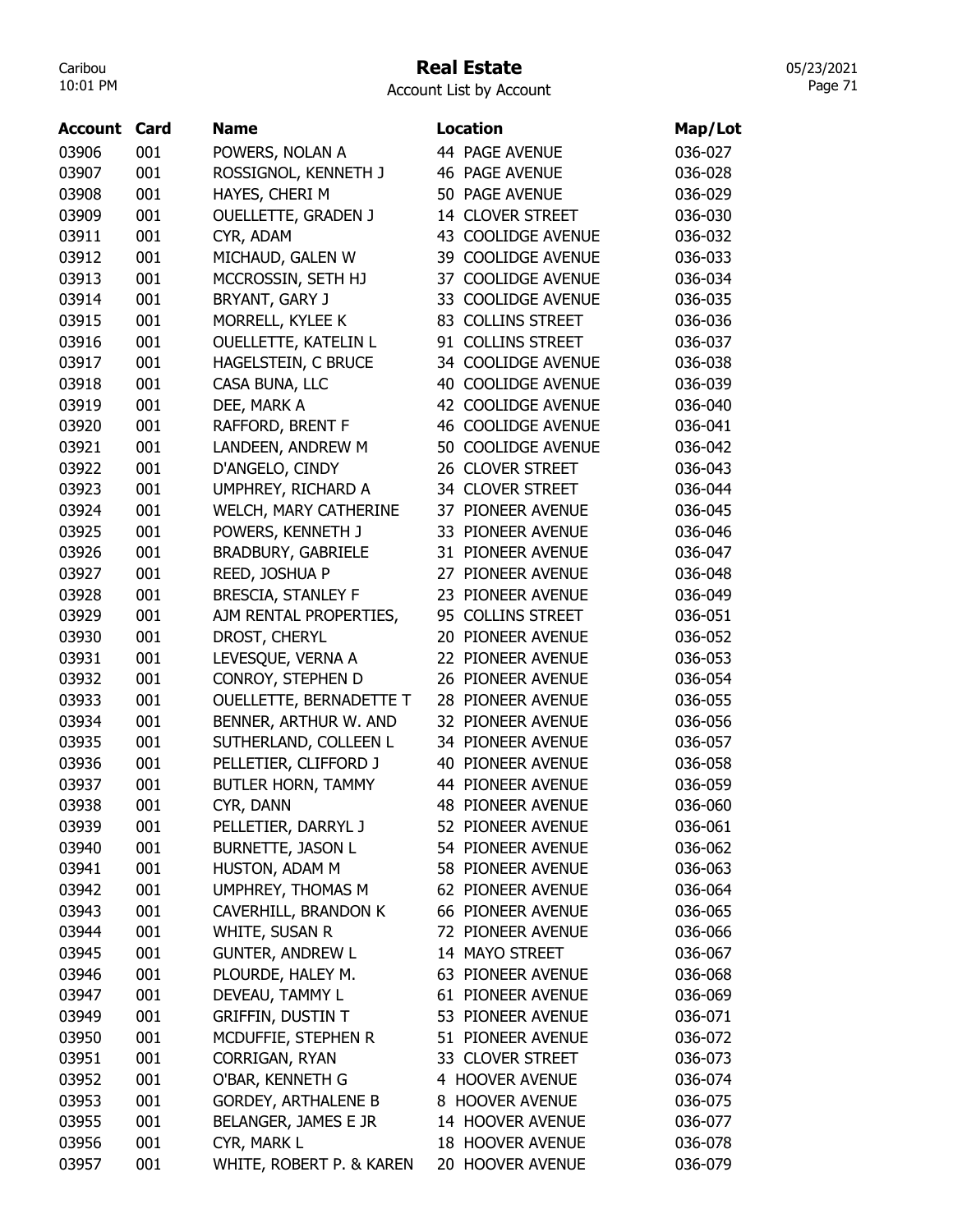# Real Estate

Account List by Account

| Account | Card | Name | Location | Map/Lot |
|---|---|---|---|---|
| 03906 | 001 | POWERS, NOLAN A | 44 PAGE AVENUE | 036-027 |
| 03907 | 001 | ROSSIGNOL, KENNETH J | 46 PAGE AVENUE | 036-028 |
| 03908 | 001 | HAYES, CHERI M | 50 PAGE AVENUE | 036-029 |
| 03909 | 001 | OUELLETTE, GRADEN J | 14 CLOVER STREET | 036-030 |
| 03911 | 001 | CYR, ADAM | 43 COOLIDGE AVENUE | 036-032 |
| 03912 | 001 | MICHAUD, GALEN W | 39 COOLIDGE AVENUE | 036-033 |
| 03913 | 001 | MCCROSSIN, SETH HJ | 37 COOLIDGE AVENUE | 036-034 |
| 03914 | 001 | BRYANT, GARY J | 33 COOLIDGE AVENUE | 036-035 |
| 03915 | 001 | MORRELL, KYLEE K | 83 COLLINS STREET | 036-036 |
| 03916 | 001 | OUELLETTE, KATELIN L | 91 COLLINS STREET | 036-037 |
| 03917 | 001 | HAGELSTEIN, C BRUCE | 34 COOLIDGE AVENUE | 036-038 |
| 03918 | 001 | CASA BUNA, LLC | 40 COOLIDGE AVENUE | 036-039 |
| 03919 | 001 | DEE, MARK A | 42 COOLIDGE AVENUE | 036-040 |
| 03920 | 001 | RAFFORD, BRENT F | 46 COOLIDGE AVENUE | 036-041 |
| 03921 | 001 | LANDEEN, ANDREW M | 50 COOLIDGE AVENUE | 036-042 |
| 03922 | 001 | D'ANGELO, CINDY | 26 CLOVER STREET | 036-043 |
| 03923 | 001 | UMPHREY, RICHARD A | 34 CLOVER STREET | 036-044 |
| 03924 | 001 | WELCH, MARY CATHERINE | 37 PIONEER AVENUE | 036-045 |
| 03925 | 001 | POWERS, KENNETH J | 33 PIONEER AVENUE | 036-046 |
| 03926 | 001 | BRADBURY, GABRIELE | 31 PIONEER AVENUE | 036-047 |
| 03927 | 001 | REED, JOSHUA P | 27 PIONEER AVENUE | 036-048 |
| 03928 | 001 | BRESCIA, STANLEY F | 23 PIONEER AVENUE | 036-049 |
| 03929 | 001 | AJM RENTAL PROPERTIES, | 95 COLLINS STREET | 036-051 |
| 03930 | 001 | DROST, CHERYL | 20 PIONEER AVENUE | 036-052 |
| 03931 | 001 | LEVESQUE, VERNA A | 22 PIONEER AVENUE | 036-053 |
| 03932 | 001 | CONROY, STEPHEN D | 26 PIONEER AVENUE | 036-054 |
| 03933 | 001 | OUELLETTE, BERNADETTE T | 28 PIONEER AVENUE | 036-055 |
| 03934 | 001 | BENNER, ARTHUR W. AND | 32 PIONEER AVENUE | 036-056 |
| 03935 | 001 | SUTHERLAND, COLLEEN L | 34 PIONEER AVENUE | 036-057 |
| 03936 | 001 | PELLETIER, CLIFFORD J | 40 PIONEER AVENUE | 036-058 |
| 03937 | 001 | BUTLER HORN, TAMMY | 44 PIONEER AVENUE | 036-059 |
| 03938 | 001 | CYR, DANN | 48 PIONEER AVENUE | 036-060 |
| 03939 | 001 | PELLETIER, DARRYL J | 52 PIONEER AVENUE | 036-061 |
| 03940 | 001 | BURNETTE, JASON L | 54 PIONEER AVENUE | 036-062 |
| 03941 | 001 | HUSTON, ADAM M | 58 PIONEER AVENUE | 036-063 |
| 03942 | 001 | UMPHREY, THOMAS M | 62 PIONEER AVENUE | 036-064 |
| 03943 | 001 | CAVERHILL, BRANDON K | 66 PIONEER AVENUE | 036-065 |
| 03944 | 001 | WHITE, SUSAN R | 72 PIONEER AVENUE | 036-066 |
| 03945 | 001 | GUNTER, ANDREW L | 14 MAYO STREET | 036-067 |
| 03946 | 001 | PLOURDE, HALEY M. | 63 PIONEER AVENUE | 036-068 |
| 03947 | 001 | DEVEAU, TAMMY L | 61 PIONEER AVENUE | 036-069 |
| 03949 | 001 | GRIFFIN, DUSTIN T | 53 PIONEER AVENUE | 036-071 |
| 03950 | 001 | MCDUFFIE, STEPHEN R | 51 PIONEER AVENUE | 036-072 |
| 03951 | 001 | CORRIGAN, RYAN | 33 CLOVER STREET | 036-073 |
| 03952 | 001 | O'BAR, KENNETH G | 4 HOOVER AVENUE | 036-074 |
| 03953 | 001 | GORDEY, ARTHALENE B | 8 HOOVER AVENUE | 036-075 |
| 03955 | 001 | BELANGER, JAMES E JR | 14 HOOVER AVENUE | 036-077 |
| 03956 | 001 | CYR, MARK L | 18 HOOVER AVENUE | 036-078 |
| 03957 | 001 | WHITE, ROBERT P. & KAREN | 20 HOOVER AVENUE | 036-079 |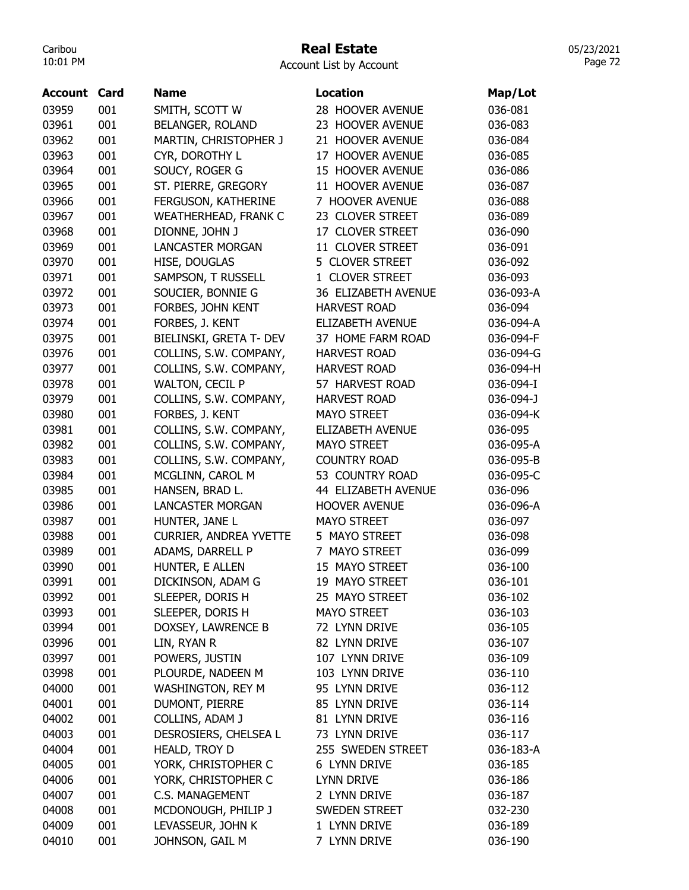# Real Estate

Account List by Account

| Account | Card | Name | Location | Map/Lot |
|---|---|---|---|---|
| 03959 | 001 | SMITH, SCOTT W | 28 HOOVER AVENUE | 036-081 |
| 03961 | 001 | BELANGER, ROLAND | 23 HOOVER AVENUE | 036-083 |
| 03962 | 001 | MARTIN, CHRISTOPHER J | 21 HOOVER AVENUE | 036-084 |
| 03963 | 001 | CYR, DOROTHY L | 17 HOOVER AVENUE | 036-085 |
| 03964 | 001 | SOUCY, ROGER G | 15 HOOVER AVENUE | 036-086 |
| 03965 | 001 | ST. PIERRE, GREGORY | 11 HOOVER AVENUE | 036-087 |
| 03966 | 001 | FERGUSON, KATHERINE | 7 HOOVER AVENUE | 036-088 |
| 03967 | 001 | WEATHERHEAD, FRANK C | 23 CLOVER STREET | 036-089 |
| 03968 | 001 | DIONNE, JOHN J | 17 CLOVER STREET | 036-090 |
| 03969 | 001 | LANCASTER MORGAN | 11 CLOVER STREET | 036-091 |
| 03970 | 001 | HISE, DOUGLAS | 5 CLOVER STREET | 036-092 |
| 03971 | 001 | SAMPSON, T RUSSELL | 1 CLOVER STREET | 036-093 |
| 03972 | 001 | SOUCIER, BONNIE G | 36 ELIZABETH AVENUE | 036-093-A |
| 03973 | 001 | FORBES, JOHN KENT | HARVEST ROAD | 036-094 |
| 03974 | 001 | FORBES, J. KENT | ELIZABETH AVENUE | 036-094-A |
| 03975 | 001 | BIELINSKI, GRETA T- DEV | 37 HOME FARM ROAD | 036-094-F |
| 03976 | 001 | COLLINS, S.W. COMPANY, | HARVEST ROAD | 036-094-G |
| 03977 | 001 | COLLINS, S.W. COMPANY, | HARVEST ROAD | 036-094-H |
| 03978 | 001 | WALTON, CECIL P | 57 HARVEST ROAD | 036-094-I |
| 03979 | 001 | COLLINS, S.W. COMPANY, | HARVEST ROAD | 036-094-J |
| 03980 | 001 | FORBES, J. KENT | MAYO STREET | 036-094-K |
| 03981 | 001 | COLLINS, S.W. COMPANY, | ELIZABETH AVENUE | 036-095 |
| 03982 | 001 | COLLINS, S.W. COMPANY, | MAYO STREET | 036-095-A |
| 03983 | 001 | COLLINS, S.W. COMPANY, | COUNTRY ROAD | 036-095-B |
| 03984 | 001 | MCGLINN, CAROL M | 53 COUNTRY ROAD | 036-095-C |
| 03985 | 001 | HANSEN, BRAD L. | 44 ELIZABETH AVENUE | 036-096 |
| 03986 | 001 | LANCASTER MORGAN | HOOVER AVENUE | 036-096-A |
| 03987 | 001 | HUNTER, JANE L | MAYO STREET | 036-097 |
| 03988 | 001 | CURRIER, ANDREA YVETTE | 5 MAYO STREET | 036-098 |
| 03989 | 001 | ADAMS, DARRELL P | 7 MAYO STREET | 036-099 |
| 03990 | 001 | HUNTER, E ALLEN | 15 MAYO STREET | 036-100 |
| 03991 | 001 | DICKINSON, ADAM G | 19 MAYO STREET | 036-101 |
| 03992 | 001 | SLEEPER, DORIS H | 25 MAYO STREET | 036-102 |
| 03993 | 001 | SLEEPER, DORIS H | MAYO STREET | 036-103 |
| 03994 | 001 | DOXSEY, LAWRENCE B | 72 LYNN DRIVE | 036-105 |
| 03996 | 001 | LIN, RYAN R | 82 LYNN DRIVE | 036-107 |
| 03997 | 001 | POWERS, JUSTIN | 107 LYNN DRIVE | 036-109 |
| 03998 | 001 | PLOURDE, NADEEN M | 103 LYNN DRIVE | 036-110 |
| 04000 | 001 | WASHINGTON, REY M | 95 LYNN DRIVE | 036-112 |
| 04001 | 001 | DUMONT, PIERRE | 85 LYNN DRIVE | 036-114 |
| 04002 | 001 | COLLINS, ADAM J | 81 LYNN DRIVE | 036-116 |
| 04003 | 001 | DESROSIERS, CHELSEA L | 73 LYNN DRIVE | 036-117 |
| 04004 | 001 | HEALD, TROY D | 255 SWEDEN STREET | 036-183-A |
| 04005 | 001 | YORK, CHRISTOPHER C | 6 LYNN DRIVE | 036-185 |
| 04006 | 001 | YORK, CHRISTOPHER C | LYNN DRIVE | 036-186 |
| 04007 | 001 | C.S. MANAGEMENT | 2 LYNN DRIVE | 036-187 |
| 04008 | 001 | MCDONOUGH, PHILIP J | SWEDEN STREET | 032-230 |
| 04009 | 001 | LEVASSEUR, JOHN K | 1 LYNN DRIVE | 036-189 |
| 04010 | 001 | JOHNSON, GAIL M | 7 LYNN DRIVE | 036-190 |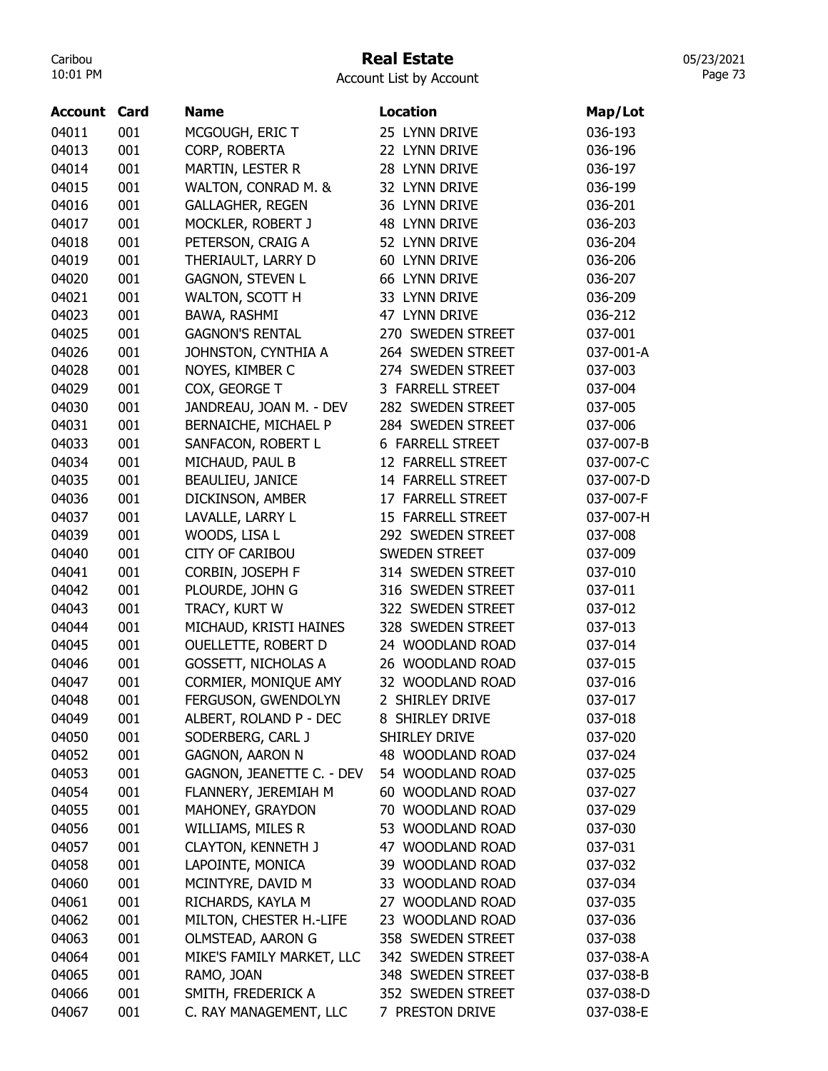# Real Estate

Account List by Account

| Account | Card | Name | Location | Map/Lot |
|---|---|---|---|---|
| 04011 | 001 | MCGOUGH, ERIC T | 25 LYNN DRIVE | 036-193 |
| 04013 | 001 | CORP, ROBERTA | 22 LYNN DRIVE | 036-196 |
| 04014 | 001 | MARTIN, LESTER R | 28 LYNN DRIVE | 036-197 |
| 04015 | 001 | WALTON, CONRAD M. & | 32 LYNN DRIVE | 036-199 |
| 04016 | 001 | GALLAGHER, REGEN | 36 LYNN DRIVE | 036-201 |
| 04017 | 001 | MOCKLER, ROBERT J | 48 LYNN DRIVE | 036-203 |
| 04018 | 001 | PETERSON, CRAIG A | 52 LYNN DRIVE | 036-204 |
| 04019 | 001 | THERIAULT, LARRY D | 60 LYNN DRIVE | 036-206 |
| 04020 | 001 | GAGNON, STEVEN L | 66 LYNN DRIVE | 036-207 |
| 04021 | 001 | WALTON, SCOTT H | 33 LYNN DRIVE | 036-209 |
| 04023 | 001 | BAWA, RASHMI | 47 LYNN DRIVE | 036-212 |
| 04025 | 001 | GAGNON'S RENTAL | 270 SWEDEN STREET | 037-001 |
| 04026 | 001 | JOHNSTON, CYNTHIA A | 264 SWEDEN STREET | 037-001-A |
| 04028 | 001 | NOYES, KIMBER C | 274 SWEDEN STREET | 037-003 |
| 04029 | 001 | COX, GEORGE T | 3 FARRELL STREET | 037-004 |
| 04030 | 001 | JANDREAU, JOAN M. - DEV | 282 SWEDEN STREET | 037-005 |
| 04031 | 001 | BERNAICHE, MICHAEL P | 284 SWEDEN STREET | 037-006 |
| 04033 | 001 | SANFACON, ROBERT L | 6 FARRELL STREET | 037-007-B |
| 04034 | 001 | MICHAUD, PAUL B | 12 FARRELL STREET | 037-007-C |
| 04035 | 001 | BEAULIEU, JANICE | 14 FARRELL STREET | 037-007-D |
| 04036 | 001 | DICKINSON, AMBER | 17 FARRELL STREET | 037-007-F |
| 04037 | 001 | LAVALLE, LARRY L | 15 FARRELL STREET | 037-007-H |
| 04039 | 001 | WOODS, LISA L | 292 SWEDEN STREET | 037-008 |
| 04040 | 001 | CITY OF CARIBOU | SWEDEN STREET | 037-009 |
| 04041 | 001 | CORBIN, JOSEPH F | 314 SWEDEN STREET | 037-010 |
| 04042 | 001 | PLOURDE, JOHN G | 316 SWEDEN STREET | 037-011 |
| 04043 | 001 | TRACY, KURT W | 322 SWEDEN STREET | 037-012 |
| 04044 | 001 | MICHAUD, KRISTI HAINES | 328 SWEDEN STREET | 037-013 |
| 04045 | 001 | OUELLETTE, ROBERT D | 24 WOODLAND ROAD | 037-014 |
| 04046 | 001 | GOSSETT, NICHOLAS A | 26 WOODLAND ROAD | 037-015 |
| 04047 | 001 | CORMIER, MONIQUE AMY | 32 WOODLAND ROAD | 037-016 |
| 04048 | 001 | FERGUSON, GWENDOLYN | 2 SHIRLEY DRIVE | 037-017 |
| 04049 | 001 | ALBERT, ROLAND P - DEC | 8 SHIRLEY DRIVE | 037-018 |
| 04050 | 001 | SODERBERG, CARL J | SHIRLEY DRIVE | 037-020 |
| 04052 | 001 | GAGNON, AARON N | 48 WOODLAND ROAD | 037-024 |
| 04053 | 001 | GAGNON, JEANETTE C. - DEV | 54 WOODLAND ROAD | 037-025 |
| 04054 | 001 | FLANNERY, JEREMIAH M | 60 WOODLAND ROAD | 037-027 |
| 04055 | 001 | MAHONEY, GRAYDON | 70 WOODLAND ROAD | 037-029 |
| 04056 | 001 | WILLIAMS, MILES R | 53 WOODLAND ROAD | 037-030 |
| 04057 | 001 | CLAYTON, KENNETH J | 47 WOODLAND ROAD | 037-031 |
| 04058 | 001 | LAPOINTE, MONICA | 39 WOODLAND ROAD | 037-032 |
| 04060 | 001 | MCINTYRE, DAVID M | 33 WOODLAND ROAD | 037-034 |
| 04061 | 001 | RICHARDS, KAYLA M | 27 WOODLAND ROAD | 037-035 |
| 04062 | 001 | MILTON, CHESTER H.-LIFE | 23 WOODLAND ROAD | 037-036 |
| 04063 | 001 | OLMSTEAD, AARON G | 358 SWEDEN STREET | 037-038 |
| 04064 | 001 | MIKE'S FAMILY MARKET, LLC | 342 SWEDEN STREET | 037-038-A |
| 04065 | 001 | RAMO, JOAN | 348 SWEDEN STREET | 037-038-B |
| 04066 | 001 | SMITH, FREDERICK A | 352 SWEDEN STREET | 037-038-D |
| 04067 | 001 | C. RAY MANAGEMENT, LLC | 7 PRESTON DRIVE | 037-038-E |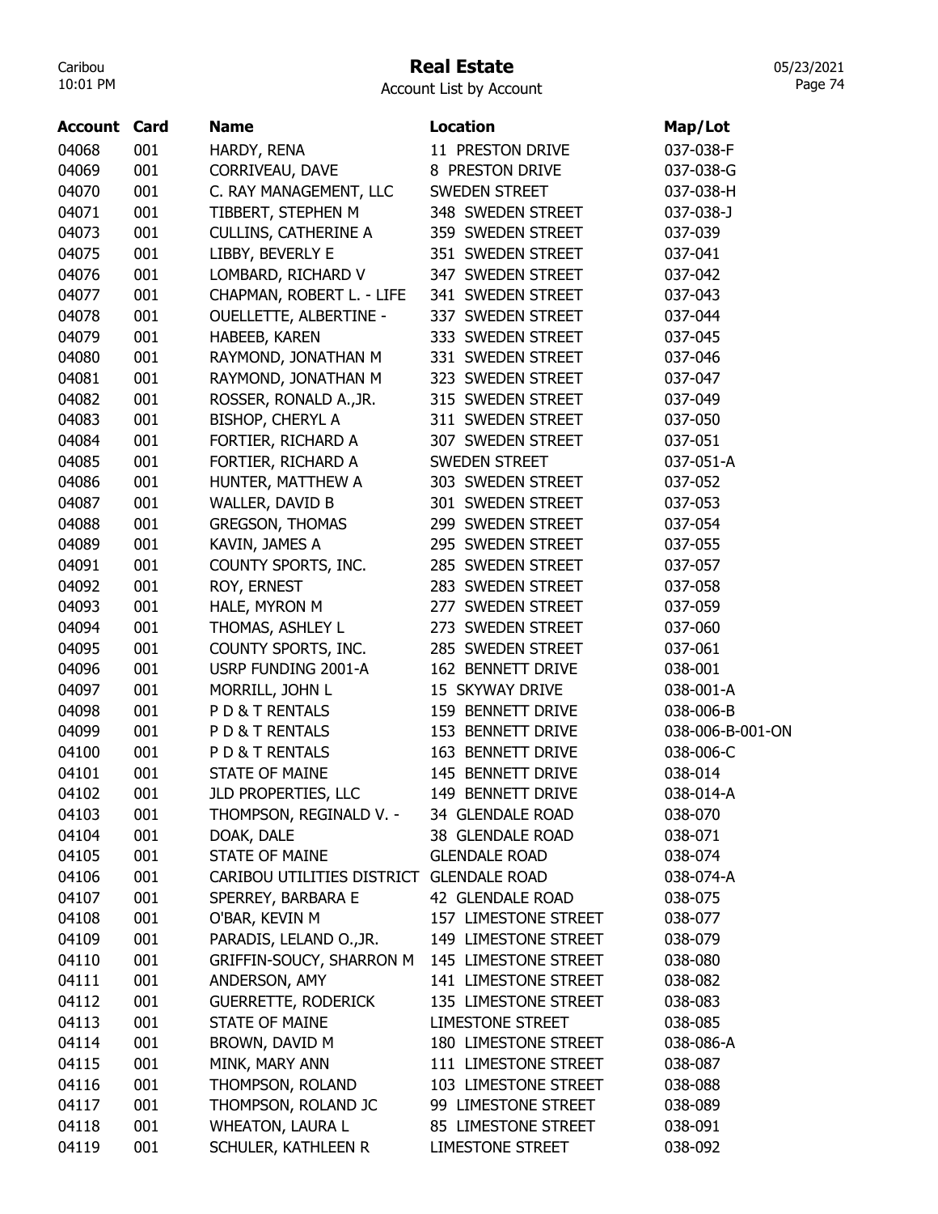# Real Estate

Account List by Account

| Account | Card | Name | Location | Map/Lot |
|---|---|---|---|---|
| 04068 | 001 | HARDY, RENA | 11 PRESTON DRIVE | 037-038-F |
| 04069 | 001 | CORRIVEAU, DAVE | 8 PRESTON DRIVE | 037-038-G |
| 04070 | 001 | C. RAY MANAGEMENT, LLC | SWEDEN STREET | 037-038-H |
| 04071 | 001 | TIBBERT, STEPHEN M | 348 SWEDEN STREET | 037-038-J |
| 04073 | 001 | CULLINS, CATHERINE A | 359 SWEDEN STREET | 037-039 |
| 04075 | 001 | LIBBY, BEVERLY E | 351 SWEDEN STREET | 037-041 |
| 04076 | 001 | LOMBARD, RICHARD V | 347 SWEDEN STREET | 037-042 |
| 04077 | 001 | CHAPMAN, ROBERT L. - LIFE | 341 SWEDEN STREET | 037-043 |
| 04078 | 001 | OUELLETTE, ALBERTINE - | 337 SWEDEN STREET | 037-044 |
| 04079 | 001 | HABEEB, KAREN | 333 SWEDEN STREET | 037-045 |
| 04080 | 001 | RAYMOND, JONATHAN M | 331 SWEDEN STREET | 037-046 |
| 04081 | 001 | RAYMOND, JONATHAN M | 323 SWEDEN STREET | 037-047 |
| 04082 | 001 | ROSSER, RONALD A.,JR. | 315 SWEDEN STREET | 037-049 |
| 04083 | 001 | BISHOP, CHERYL A | 311 SWEDEN STREET | 037-050 |
| 04084 | 001 | FORTIER, RICHARD A | 307 SWEDEN STREET | 037-051 |
| 04085 | 001 | FORTIER, RICHARD A | SWEDEN STREET | 037-051-A |
| 04086 | 001 | HUNTER, MATTHEW A | 303 SWEDEN STREET | 037-052 |
| 04087 | 001 | WALLER, DAVID B | 301 SWEDEN STREET | 037-053 |
| 04088 | 001 | GREGSON, THOMAS | 299 SWEDEN STREET | 037-054 |
| 04089 | 001 | KAVIN, JAMES A | 295 SWEDEN STREET | 037-055 |
| 04091 | 001 | COUNTY SPORTS, INC. | 285 SWEDEN STREET | 037-057 |
| 04092 | 001 | ROY, ERNEST | 283 SWEDEN STREET | 037-058 |
| 04093 | 001 | HALE, MYRON M | 277 SWEDEN STREET | 037-059 |
| 04094 | 001 | THOMAS, ASHLEY L | 273 SWEDEN STREET | 037-060 |
| 04095 | 001 | COUNTY SPORTS, INC. | 285 SWEDEN STREET | 037-061 |
| 04096 | 001 | USRP FUNDING 2001-A | 162 BENNETT DRIVE | 038-001 |
| 04097 | 001 | MORRILL, JOHN L | 15 SKYWAY DRIVE | 038-001-A |
| 04098 | 001 | P D & T RENTALS | 159 BENNETT DRIVE | 038-006-B |
| 04099 | 001 | P D & T RENTALS | 153 BENNETT DRIVE | 038-006-B-001-ON |
| 04100 | 001 | P D & T RENTALS | 163 BENNETT DRIVE | 038-006-C |
| 04101 | 001 | STATE OF MAINE | 145 BENNETT DRIVE | 038-014 |
| 04102 | 001 | JLD PROPERTIES, LLC | 149 BENNETT DRIVE | 038-014-A |
| 04103 | 001 | THOMPSON, REGINALD V. - | 34 GLENDALE ROAD | 038-070 |
| 04104 | 001 | DOAK, DALE | 38 GLENDALE ROAD | 038-071 |
| 04105 | 001 | STATE OF MAINE | GLENDALE ROAD | 038-074 |
| 04106 | 001 | CARIBOU UTILITIES DISTRICT | GLENDALE ROAD | 038-074-A |
| 04107 | 001 | SPERREY, BARBARA E | 42 GLENDALE ROAD | 038-075 |
| 04108 | 001 | O'BAR, KEVIN M | 157 LIMESTONE STREET | 038-077 |
| 04109 | 001 | PARADIS, LELAND O.,JR. | 149 LIMESTONE STREET | 038-079 |
| 04110 | 001 | GRIFFIN-SOUCY, SHARRON M | 145 LIMESTONE STREET | 038-080 |
| 04111 | 001 | ANDERSON, AMY | 141 LIMESTONE STREET | 038-082 |
| 04112 | 001 | GUERRETTE, RODERICK | 135 LIMESTONE STREET | 038-083 |
| 04113 | 001 | STATE OF MAINE | LIMESTONE STREET | 038-085 |
| 04114 | 001 | BROWN, DAVID M | 180 LIMESTONE STREET | 038-086-A |
| 04115 | 001 | MINK, MARY ANN | 111 LIMESTONE STREET | 038-087 |
| 04116 | 001 | THOMPSON, ROLAND | 103 LIMESTONE STREET | 038-088 |
| 04117 | 001 | THOMPSON, ROLAND JC | 99 LIMESTONE STREET | 038-089 |
| 04118 | 001 | WHEATON, LAURA L | 85 LIMESTONE STREET | 038-091 |
| 04119 | 001 | SCHULER, KATHLEEN R | LIMESTONE STREET | 038-092 |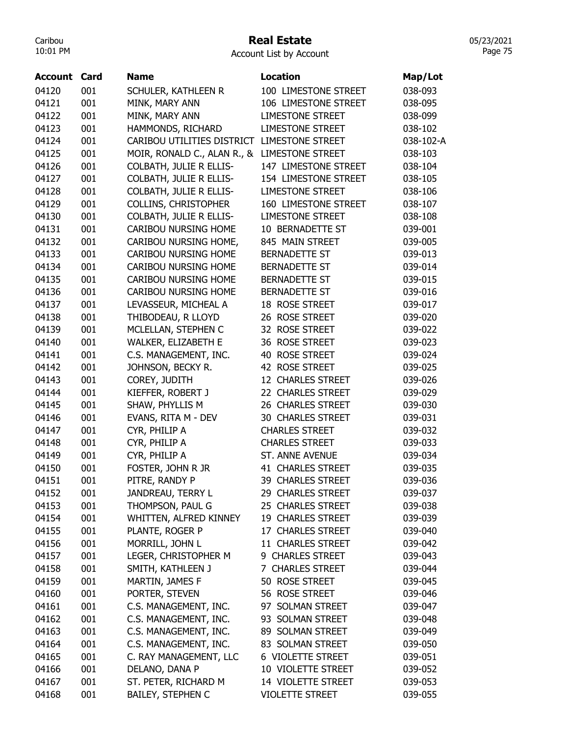# Real Estate

Account List by Account

| Account | Card | Name | Location | Map/Lot |
|---|---|---|---|---|
| 04120 | 001 | SCHULER, KATHLEEN R | 100 LIMESTONE STREET | 038-093 |
| 04121 | 001 | MINK, MARY ANN | 106 LIMESTONE STREET | 038-095 |
| 04122 | 001 | MINK, MARY ANN | LIMESTONE STREET | 038-099 |
| 04123 | 001 | HAMMONDS, RICHARD | LIMESTONE STREET | 038-102 |
| 04124 | 001 | CARIBOU UTILITIES DISTRICT | LIMESTONE STREET | 038-102-A |
| 04125 | 001 | MOIR, RONALD C., ALAN R., & | LIMESTONE STREET | 038-103 |
| 04126 | 001 | COLBATH, JULIE R ELLIS- | 147 LIMESTONE STREET | 038-104 |
| 04127 | 001 | COLBATH, JULIE R ELLIS- | 154 LIMESTONE STREET | 038-105 |
| 04128 | 001 | COLBATH, JULIE R ELLIS- | LIMESTONE STREET | 038-106 |
| 04129 | 001 | COLLINS, CHRISTOPHER | 160 LIMESTONE STREET | 038-107 |
| 04130 | 001 | COLBATH, JULIE R ELLIS- | LIMESTONE STREET | 038-108 |
| 04131 | 001 | CARIBOU NURSING HOME | 10 BERNADETTE ST | 039-001 |
| 04132 | 001 | CARIBOU NURSING HOME, | 845 MAIN STREET | 039-005 |
| 04133 | 001 | CARIBOU NURSING HOME | BERNADETTE ST | 039-013 |
| 04134 | 001 | CARIBOU NURSING HOME | BERNADETTE ST | 039-014 |
| 04135 | 001 | CARIBOU NURSING HOME | BERNADETTE ST | 039-015 |
| 04136 | 001 | CARIBOU NURSING HOME | BERNADETTE ST | 039-016 |
| 04137 | 001 | LEVASSEUR, MICHEAL A | 18 ROSE STREET | 039-017 |
| 04138 | 001 | THIBODEAU, R LLOYD | 26 ROSE STREET | 039-020 |
| 04139 | 001 | MCLELLAN, STEPHEN C | 32 ROSE STREET | 039-022 |
| 04140 | 001 | WALKER, ELIZABETH E | 36 ROSE STREET | 039-023 |
| 04141 | 001 | C.S. MANAGEMENT, INC. | 40 ROSE STREET | 039-024 |
| 04142 | 001 | JOHNSON, BECKY R. | 42 ROSE STREET | 039-025 |
| 04143 | 001 | COREY, JUDITH | 12 CHARLES STREET | 039-026 |
| 04144 | 001 | KIEFFER, ROBERT J | 22 CHARLES STREET | 039-029 |
| 04145 | 001 | SHAW, PHYLLIS M | 26 CHARLES STREET | 039-030 |
| 04146 | 001 | EVANS, RITA M - DEV | 30 CHARLES STREET | 039-031 |
| 04147 | 001 | CYR, PHILIP A | CHARLES STREET | 039-032 |
| 04148 | 001 | CYR, PHILIP A | CHARLES STREET | 039-033 |
| 04149 | 001 | CYR, PHILIP A | ST. ANNE AVENUE | 039-034 |
| 04150 | 001 | FOSTER, JOHN R JR | 41 CHARLES STREET | 039-035 |
| 04151 | 001 | PITRE, RANDY P | 39 CHARLES STREET | 039-036 |
| 04152 | 001 | JANDREAU, TERRY L | 29 CHARLES STREET | 039-037 |
| 04153 | 001 | THOMPSON, PAUL G | 25 CHARLES STREET | 039-038 |
| 04154 | 001 | WHITTEN, ALFRED KINNEY | 19 CHARLES STREET | 039-039 |
| 04155 | 001 | PLANTE, ROGER P | 17 CHARLES STREET | 039-040 |
| 04156 | 001 | MORRILL, JOHN L | 11 CHARLES STREET | 039-042 |
| 04157 | 001 | LEGER, CHRISTOPHER M | 9 CHARLES STREET | 039-043 |
| 04158 | 001 | SMITH, KATHLEEN J | 7 CHARLES STREET | 039-044 |
| 04159 | 001 | MARTIN, JAMES F | 50 ROSE STREET | 039-045 |
| 04160 | 001 | PORTER, STEVEN | 56 ROSE STREET | 039-046 |
| 04161 | 001 | C.S. MANAGEMENT, INC. | 97 SOLMAN STREET | 039-047 |
| 04162 | 001 | C.S. MANAGEMENT, INC. | 93 SOLMAN STREET | 039-048 |
| 04163 | 001 | C.S. MANAGEMENT, INC. | 89 SOLMAN STREET | 039-049 |
| 04164 | 001 | C.S. MANAGEMENT, INC. | 83 SOLMAN STREET | 039-050 |
| 04165 | 001 | C. RAY MANAGEMENT, LLC | 6 VIOLETTE STREET | 039-051 |
| 04166 | 001 | DELANO, DANA P | 10 VIOLETTE STREET | 039-052 |
| 04167 | 001 | ST. PETER, RICHARD M | 14 VIOLETTE STREET | 039-053 |
| 04168 | 001 | BAILEY, STEPHEN C | VIOLETTE STREET | 039-055 |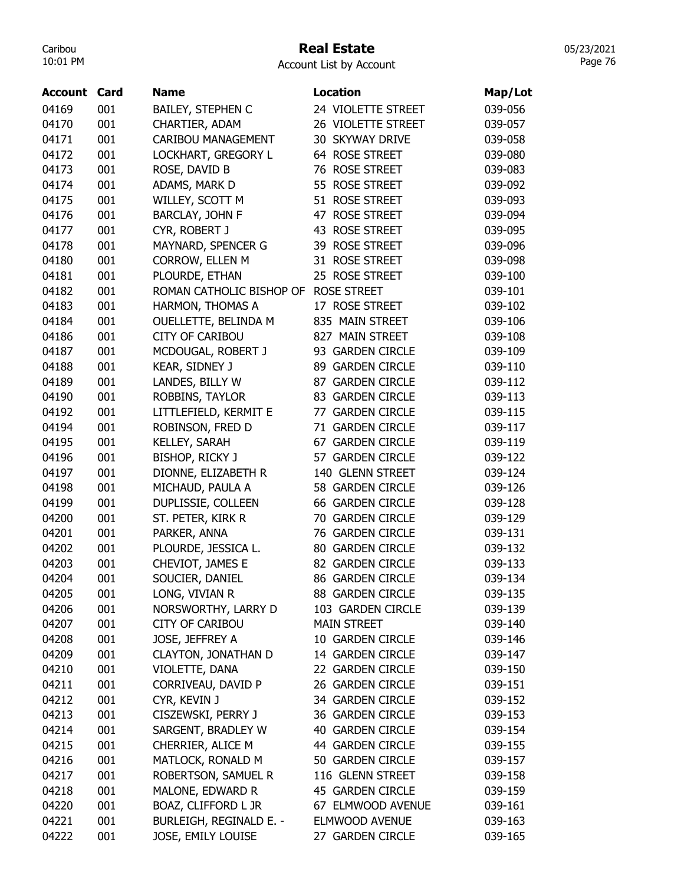# Real Estate

Account List by Account

| Account | Card | Name | Location | Map/Lot |
|---|---|---|---|---|
| 04169 | 001 | BAILEY, STEPHEN C | 24 VIOLETTE STREET | 039-056 |
| 04170 | 001 | CHARTIER, ADAM | 26 VIOLETTE STREET | 039-057 |
| 04171 | 001 | CARIBOU MANAGEMENT | 30 SKYWAY DRIVE | 039-058 |
| 04172 | 001 | LOCKHART, GREGORY L | 64 ROSE STREET | 039-080 |
| 04173 | 001 | ROSE, DAVID B | 76 ROSE STREET | 039-083 |
| 04174 | 001 | ADAMS, MARK D | 55 ROSE STREET | 039-092 |
| 04175 | 001 | WILLEY, SCOTT M | 51 ROSE STREET | 039-093 |
| 04176 | 001 | BARCLAY, JOHN F | 47 ROSE STREET | 039-094 |
| 04177 | 001 | CYR, ROBERT J | 43 ROSE STREET | 039-095 |
| 04178 | 001 | MAYNARD, SPENCER G | 39 ROSE STREET | 039-096 |
| 04180 | 001 | CORROW, ELLEN M | 31 ROSE STREET | 039-098 |
| 04181 | 001 | PLOURDE, ETHAN | 25 ROSE STREET | 039-100 |
| 04182 | 001 | ROMAN CATHOLIC BISHOP OF | ROSE STREET | 039-101 |
| 04183 | 001 | HARMON, THOMAS A | 17 ROSE STREET | 039-102 |
| 04184 | 001 | OUELLETTE, BELINDA M | 835 MAIN STREET | 039-106 |
| 04186 | 001 | CITY OF CARIBOU | 827 MAIN STREET | 039-108 |
| 04187 | 001 | MCDOUGAL, ROBERT J | 93 GARDEN CIRCLE | 039-109 |
| 04188 | 001 | KEAR, SIDNEY J | 89 GARDEN CIRCLE | 039-110 |
| 04189 | 001 | LANDES, BILLY W | 87 GARDEN CIRCLE | 039-112 |
| 04190 | 001 | ROBBINS, TAYLOR | 83 GARDEN CIRCLE | 039-113 |
| 04192 | 001 | LITTLEFIELD, KERMIT E | 77 GARDEN CIRCLE | 039-115 |
| 04194 | 001 | ROBINSON, FRED D | 71 GARDEN CIRCLE | 039-117 |
| 04195 | 001 | KELLEY, SARAH | 67 GARDEN CIRCLE | 039-119 |
| 04196 | 001 | BISHOP, RICKY J | 57 GARDEN CIRCLE | 039-122 |
| 04197 | 001 | DIONNE, ELIZABETH R | 140 GLENN STREET | 039-124 |
| 04198 | 001 | MICHAUD, PAULA A | 58 GARDEN CIRCLE | 039-126 |
| 04199 | 001 | DUPLISSIE, COLLEEN | 66 GARDEN CIRCLE | 039-128 |
| 04200 | 001 | ST. PETER, KIRK R | 70 GARDEN CIRCLE | 039-129 |
| 04201 | 001 | PARKER, ANNA | 76 GARDEN CIRCLE | 039-131 |
| 04202 | 001 | PLOURDE, JESSICA L. | 80 GARDEN CIRCLE | 039-132 |
| 04203 | 001 | CHEVIOT, JAMES E | 82 GARDEN CIRCLE | 039-133 |
| 04204 | 001 | SOUCIER, DANIEL | 86 GARDEN CIRCLE | 039-134 |
| 04205 | 001 | LONG, VIVIAN R | 88 GARDEN CIRCLE | 039-135 |
| 04206 | 001 | NORSWORTHY, LARRY D | 103 GARDEN CIRCLE | 039-139 |
| 04207 | 001 | CITY OF CARIBOU | MAIN STREET | 039-140 |
| 04208 | 001 | JOSE, JEFFREY A | 10 GARDEN CIRCLE | 039-146 |
| 04209 | 001 | CLAYTON, JONATHAN D | 14 GARDEN CIRCLE | 039-147 |
| 04210 | 001 | VIOLETTE, DANA | 22 GARDEN CIRCLE | 039-150 |
| 04211 | 001 | CORRIVEAU, DAVID P | 26 GARDEN CIRCLE | 039-151 |
| 04212 | 001 | CYR, KEVIN J | 34 GARDEN CIRCLE | 039-152 |
| 04213 | 001 | CISZEWSKI, PERRY J | 36 GARDEN CIRCLE | 039-153 |
| 04214 | 001 | SARGENT, BRADLEY W | 40 GARDEN CIRCLE | 039-154 |
| 04215 | 001 | CHERRIER, ALICE M | 44 GARDEN CIRCLE | 039-155 |
| 04216 | 001 | MATLOCK, RONALD M | 50 GARDEN CIRCLE | 039-157 |
| 04217 | 001 | ROBERTSON, SAMUEL R | 116 GLENN STREET | 039-158 |
| 04218 | 001 | MALONE, EDWARD R | 45 GARDEN CIRCLE | 039-159 |
| 04220 | 001 | BOAZ, CLIFFORD L JR | 67 ELMWOOD AVENUE | 039-161 |
| 04221 | 001 | BURLEIGH, REGINALD E. - | ELMWOOD AVENUE | 039-163 |
| 04222 | 001 | JOSE, EMILY LOUISE | 27 GARDEN CIRCLE | 039-165 |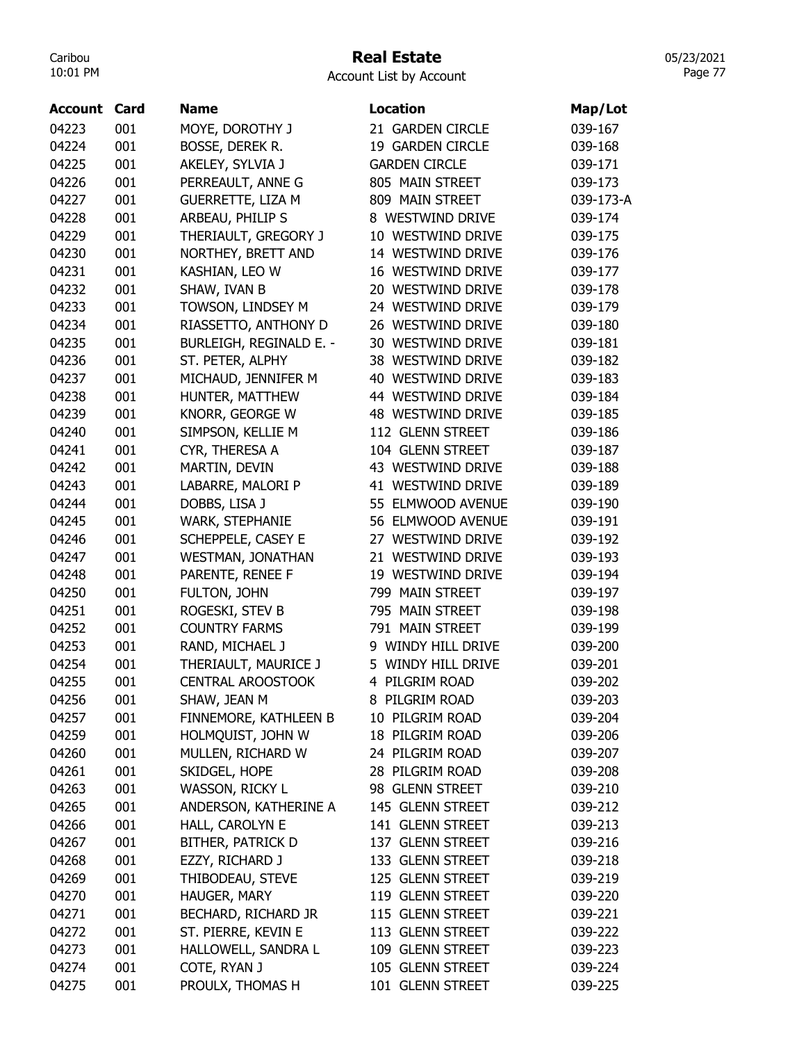# Real Estate

Account List by Account

| Account | Card | Name | Location | Map/Lot |
|---|---|---|---|---|
| 04223 | 001 | MOYE, DOROTHY J | 21 GARDEN CIRCLE | 039-167 |
| 04224 | 001 | BOSSE, DEREK R. | 19 GARDEN CIRCLE | 039-168 |
| 04225 | 001 | AKELEY, SYLVIA J | GARDEN CIRCLE | 039-171 |
| 04226 | 001 | PERREAULT, ANNE G | 805 MAIN STREET | 039-173 |
| 04227 | 001 | GUERRETTE, LIZA M | 809 MAIN STREET | 039-173-A |
| 04228 | 001 | ARBEAU, PHILIP S | 8 WESTWIND DRIVE | 039-174 |
| 04229 | 001 | THERIAULT, GREGORY J | 10 WESTWIND DRIVE | 039-175 |
| 04230 | 001 | NORTHEY, BRETT AND | 14 WESTWIND DRIVE | 039-176 |
| 04231 | 001 | KASHIAN, LEO W | 16 WESTWIND DRIVE | 039-177 |
| 04232 | 001 | SHAW, IVAN B | 20 WESTWIND DRIVE | 039-178 |
| 04233 | 001 | TOWSON, LINDSEY M | 24 WESTWIND DRIVE | 039-179 |
| 04234 | 001 | RIASSETTO, ANTHONY D | 26 WESTWIND DRIVE | 039-180 |
| 04235 | 001 | BURLEIGH, REGINALD E. - | 30 WESTWIND DRIVE | 039-181 |
| 04236 | 001 | ST. PETER, ALPHY | 38 WESTWIND DRIVE | 039-182 |
| 04237 | 001 | MICHAUD, JENNIFER M | 40 WESTWIND DRIVE | 039-183 |
| 04238 | 001 | HUNTER, MATTHEW | 44 WESTWIND DRIVE | 039-184 |
| 04239 | 001 | KNORR, GEORGE W | 48 WESTWIND DRIVE | 039-185 |
| 04240 | 001 | SIMPSON, KELLIE M | 112 GLENN STREET | 039-186 |
| 04241 | 001 | CYR, THERESA A | 104 GLENN STREET | 039-187 |
| 04242 | 001 | MARTIN, DEVIN | 43 WESTWIND DRIVE | 039-188 |
| 04243 | 001 | LABARRE, MALORI P | 41 WESTWIND DRIVE | 039-189 |
| 04244 | 001 | DOBBS, LISA J | 55 ELMWOOD AVENUE | 039-190 |
| 04245 | 001 | WARK, STEPHANIE | 56 ELMWOOD AVENUE | 039-191 |
| 04246 | 001 | SCHEPPELE, CASEY E | 27 WESTWIND DRIVE | 039-192 |
| 04247 | 001 | WESTMAN, JONATHAN | 21 WESTWIND DRIVE | 039-193 |
| 04248 | 001 | PARENTE, RENEE F | 19 WESTWIND DRIVE | 039-194 |
| 04250 | 001 | FULTON, JOHN | 799 MAIN STREET | 039-197 |
| 04251 | 001 | ROGESKI, STEV B | 795 MAIN STREET | 039-198 |
| 04252 | 001 | COUNTRY FARMS | 791 MAIN STREET | 039-199 |
| 04253 | 001 | RAND, MICHAEL J | 9 WINDY HILL DRIVE | 039-200 |
| 04254 | 001 | THERIAULT, MAURICE J | 5 WINDY HILL DRIVE | 039-201 |
| 04255 | 001 | CENTRAL AROOSTOOK | 4 PILGRIM ROAD | 039-202 |
| 04256 | 001 | SHAW, JEAN M | 8 PILGRIM ROAD | 039-203 |
| 04257 | 001 | FINNEMORE, KATHLEEN B | 10 PILGRIM ROAD | 039-204 |
| 04259 | 001 | HOLMQUIST, JOHN W | 18 PILGRIM ROAD | 039-206 |
| 04260 | 001 | MULLEN, RICHARD W | 24 PILGRIM ROAD | 039-207 |
| 04261 | 001 | SKIDGEL, HOPE | 28 PILGRIM ROAD | 039-208 |
| 04263 | 001 | WASSON, RICKY L | 98 GLENN STREET | 039-210 |
| 04265 | 001 | ANDERSON, KATHERINE A | 145 GLENN STREET | 039-212 |
| 04266 | 001 | HALL, CAROLYN E | 141 GLENN STREET | 039-213 |
| 04267 | 001 | BITHER, PATRICK D | 137 GLENN STREET | 039-216 |
| 04268 | 001 | EZZY, RICHARD J | 133 GLENN STREET | 039-218 |
| 04269 | 001 | THIBODEAU, STEVE | 125 GLENN STREET | 039-219 |
| 04270 | 001 | HAUGER, MARY | 119 GLENN STREET | 039-220 |
| 04271 | 001 | BECHARD, RICHARD JR | 115 GLENN STREET | 039-221 |
| 04272 | 001 | ST. PIERRE, KEVIN E | 113 GLENN STREET | 039-222 |
| 04273 | 001 | HALLOWELL, SANDRA L | 109 GLENN STREET | 039-223 |
| 04274 | 001 | COTE, RYAN J | 105 GLENN STREET | 039-224 |
| 04275 | 001 | PROULX, THOMAS H | 101 GLENN STREET | 039-225 |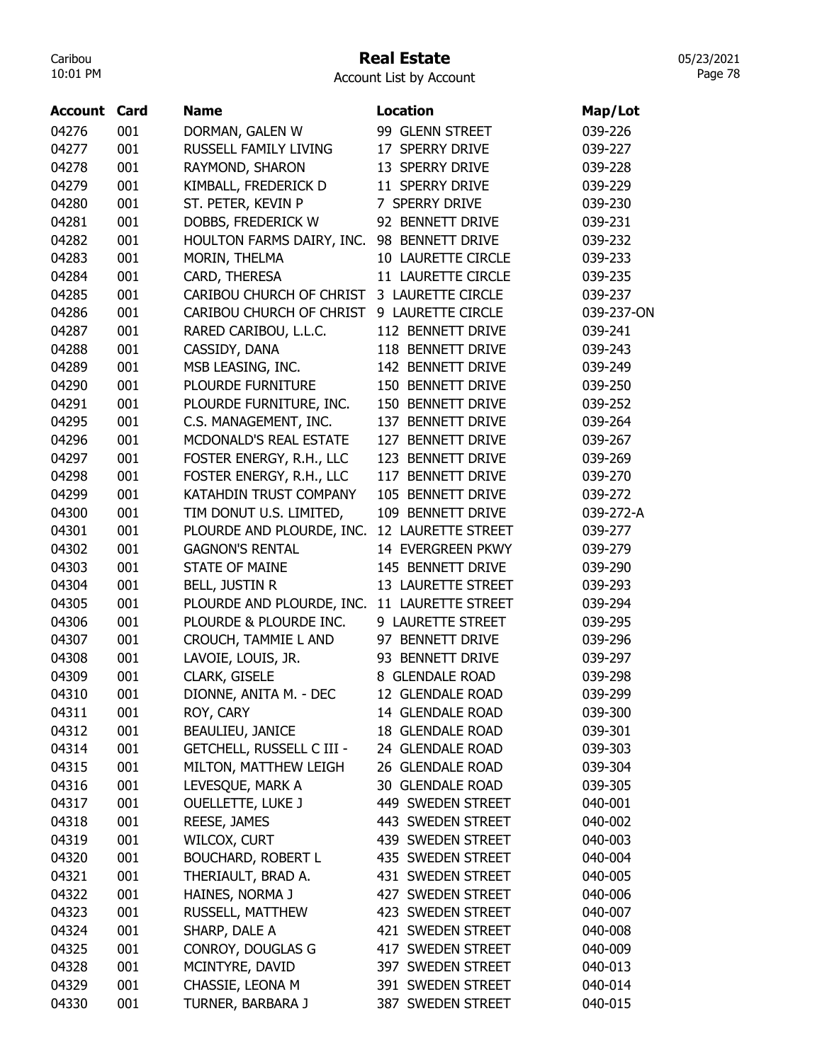# Real Estate

Account List by Account

| Account | Card | Name | Location | Map/Lot |
|---|---|---|---|---|
| 04276 | 001 | DORMAN, GALEN W | 99 GLENN STREET | 039-226 |
| 04277 | 001 | RUSSELL FAMILY LIVING | 17 SPERRY DRIVE | 039-227 |
| 04278 | 001 | RAYMOND, SHARON | 13 SPERRY DRIVE | 039-228 |
| 04279 | 001 | KIMBALL, FREDERICK D | 11 SPERRY DRIVE | 039-229 |
| 04280 | 001 | ST. PETER, KEVIN P | 7 SPERRY DRIVE | 039-230 |
| 04281 | 001 | DOBBS, FREDERICK W | 92 BENNETT DRIVE | 039-231 |
| 04282 | 001 | HOULTON FARMS DAIRY, INC. | 98 BENNETT DRIVE | 039-232 |
| 04283 | 001 | MORIN, THELMA | 10 LAURETTE CIRCLE | 039-233 |
| 04284 | 001 | CARD, THERESA | 11 LAURETTE CIRCLE | 039-235 |
| 04285 | 001 | CARIBOU CHURCH OF CHRIST | 3 LAURETTE CIRCLE | 039-237 |
| 04286 | 001 | CARIBOU CHURCH OF CHRIST | 9 LAURETTE CIRCLE | 039-237-ON |
| 04287 | 001 | RARED CARIBOU, L.L.C. | 112 BENNETT DRIVE | 039-241 |
| 04288 | 001 | CASSIDY, DANA | 118 BENNETT DRIVE | 039-243 |
| 04289 | 001 | MSB LEASING, INC. | 142 BENNETT DRIVE | 039-249 |
| 04290 | 001 | PLOURDE FURNITURE | 150 BENNETT DRIVE | 039-250 |
| 04291 | 001 | PLOURDE FURNITURE, INC. | 150 BENNETT DRIVE | 039-252 |
| 04295 | 001 | C.S. MANAGEMENT, INC. | 137 BENNETT DRIVE | 039-264 |
| 04296 | 001 | MCDONALD'S REAL ESTATE | 127 BENNETT DRIVE | 039-267 |
| 04297 | 001 | FOSTER ENERGY, R.H., LLC | 123 BENNETT DRIVE | 039-269 |
| 04298 | 001 | FOSTER ENERGY, R.H., LLC | 117 BENNETT DRIVE | 039-270 |
| 04299 | 001 | KATAHDIN TRUST COMPANY | 105 BENNETT DRIVE | 039-272 |
| 04300 | 001 | TIM DONUT U.S. LIMITED, | 109 BENNETT DRIVE | 039-272-A |
| 04301 | 001 | PLOURDE AND PLOURDE, INC. | 12 LAURETTE STREET | 039-277 |
| 04302 | 001 | GAGNON'S RENTAL | 14 EVERGREEN PKWY | 039-279 |
| 04303 | 001 | STATE OF MAINE | 145 BENNETT DRIVE | 039-290 |
| 04304 | 001 | BELL, JUSTIN R | 13 LAURETTE STREET | 039-293 |
| 04305 | 001 | PLOURDE AND PLOURDE, INC. | 11 LAURETTE STREET | 039-294 |
| 04306 | 001 | PLOURDE & PLOURDE INC. | 9 LAURETTE STREET | 039-295 |
| 04307 | 001 | CROUCH, TAMMIE L AND | 97 BENNETT DRIVE | 039-296 |
| 04308 | 001 | LAVOIE, LOUIS, JR. | 93 BENNETT DRIVE | 039-297 |
| 04309 | 001 | CLARK, GISELE | 8 GLENDALE ROAD | 039-298 |
| 04310 | 001 | DIONNE, ANITA M. - DEC | 12 GLENDALE ROAD | 039-299 |
| 04311 | 001 | ROY, CARY | 14 GLENDALE ROAD | 039-300 |
| 04312 | 001 | BEAULIEU, JANICE | 18 GLENDALE ROAD | 039-301 |
| 04314 | 001 | GETCHELL, RUSSELL C III - | 24 GLENDALE ROAD | 039-303 |
| 04315 | 001 | MILTON, MATTHEW LEIGH | 26 GLENDALE ROAD | 039-304 |
| 04316 | 001 | LEVESQUE, MARK A | 30 GLENDALE ROAD | 039-305 |
| 04317 | 001 | OUELLETTE, LUKE J | 449 SWEDEN STREET | 040-001 |
| 04318 | 001 | REESE, JAMES | 443 SWEDEN STREET | 040-002 |
| 04319 | 001 | WILCOX, CURT | 439 SWEDEN STREET | 040-003 |
| 04320 | 001 | BOUCHARD, ROBERT L | 435 SWEDEN STREET | 040-004 |
| 04321 | 001 | THERIAULT, BRAD A. | 431 SWEDEN STREET | 040-005 |
| 04322 | 001 | HAINES, NORMA J | 427 SWEDEN STREET | 040-006 |
| 04323 | 001 | RUSSELL, MATTHEW | 423 SWEDEN STREET | 040-007 |
| 04324 | 001 | SHARP, DALE A | 421 SWEDEN STREET | 040-008 |
| 04325 | 001 | CONROY, DOUGLAS G | 417 SWEDEN STREET | 040-009 |
| 04328 | 001 | MCINTYRE, DAVID | 397 SWEDEN STREET | 040-013 |
| 04329 | 001 | CHASSIE, LEONA M | 391 SWEDEN STREET | 040-014 |
| 04330 | 001 | TURNER, BARBARA J | 387 SWEDEN STREET | 040-015 |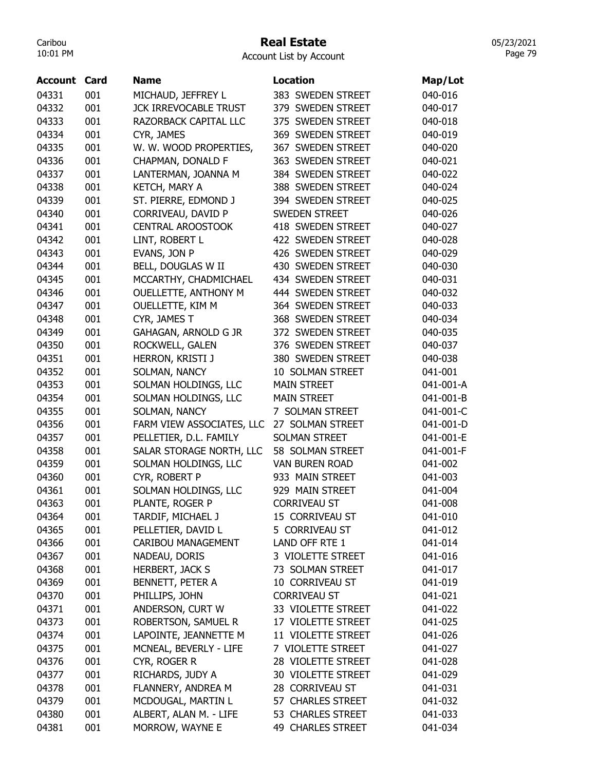# Real Estate

Account List by Account

| Account | Card | Name | Location | Map/Lot |
|---|---|---|---|---|
| 04331 | 001 | MICHAUD, JEFFREY L | 383 SWEDEN STREET | 040-016 |
| 04332 | 001 | JCK IRREVOCABLE TRUST | 379 SWEDEN STREET | 040-017 |
| 04333 | 001 | RAZORBACK CAPITAL LLC | 375 SWEDEN STREET | 040-018 |
| 04334 | 001 | CYR, JAMES | 369 SWEDEN STREET | 040-019 |
| 04335 | 001 | W. W. WOOD PROPERTIES, | 367 SWEDEN STREET | 040-020 |
| 04336 | 001 | CHAPMAN, DONALD F | 363 SWEDEN STREET | 040-021 |
| 04337 | 001 | LANTERMAN, JOANNA M | 384 SWEDEN STREET | 040-022 |
| 04338 | 001 | KETCH, MARY A | 388 SWEDEN STREET | 040-024 |
| 04339 | 001 | ST. PIERRE, EDMOND J | 394 SWEDEN STREET | 040-025 |
| 04340 | 001 | CORRIVEAU, DAVID P | SWEDEN STREET | 040-026 |
| 04341 | 001 | CENTRAL AROOSTOOK | 418 SWEDEN STREET | 040-027 |
| 04342 | 001 | LINT, ROBERT L | 422 SWEDEN STREET | 040-028 |
| 04343 | 001 | EVANS, JON P | 426 SWEDEN STREET | 040-029 |
| 04344 | 001 | BELL, DOUGLAS W II | 430 SWEDEN STREET | 040-030 |
| 04345 | 001 | MCCARTHY, CHADMICHAEL | 434 SWEDEN STREET | 040-031 |
| 04346 | 001 | OUELLETTE, ANTHONY M | 444 SWEDEN STREET | 040-032 |
| 04347 | 001 | OUELLETTE, KIM M | 364 SWEDEN STREET | 040-033 |
| 04348 | 001 | CYR, JAMES T | 368 SWEDEN STREET | 040-034 |
| 04349 | 001 | GAHAGAN, ARNOLD G JR | 372 SWEDEN STREET | 040-035 |
| 04350 | 001 | ROCKWELL, GALEN | 376 SWEDEN STREET | 040-037 |
| 04351 | 001 | HERRON, KRISTI J | 380 SWEDEN STREET | 040-038 |
| 04352 | 001 | SOLMAN, NANCY | 10 SOLMAN STREET | 041-001 |
| 04353 | 001 | SOLMAN HOLDINGS, LLC | MAIN STREET | 041-001-A |
| 04354 | 001 | SOLMAN HOLDINGS, LLC | MAIN STREET | 041-001-B |
| 04355 | 001 | SOLMAN, NANCY | 7 SOLMAN STREET | 041-001-C |
| 04356 | 001 | FARM VIEW ASSOCIATES, LLC | 27 SOLMAN STREET | 041-001-D |
| 04357 | 001 | PELLETIER, D.L. FAMILY | SOLMAN STREET | 041-001-E |
| 04358 | 001 | SALAR STORAGE NORTH, LLC | 58 SOLMAN STREET | 041-001-F |
| 04359 | 001 | SOLMAN HOLDINGS, LLC | VAN BUREN ROAD | 041-002 |
| 04360 | 001 | CYR, ROBERT P | 933 MAIN STREET | 041-003 |
| 04361 | 001 | SOLMAN HOLDINGS, LLC | 929 MAIN STREET | 041-004 |
| 04363 | 001 | PLANTE, ROGER P | CORRIVEAU ST | 041-008 |
| 04364 | 001 | TARDIF, MICHAEL J | 15 CORRIVEAU ST | 041-010 |
| 04365 | 001 | PELLETIER, DAVID L | 5 CORRIVEAU ST | 041-012 |
| 04366 | 001 | CARIBOU MANAGEMENT | LAND OFF RTE 1 | 041-014 |
| 04367 | 001 | NADEAU, DORIS | 3 VIOLETTE STREET | 041-016 |
| 04368 | 001 | HERBERT, JACK S | 73 SOLMAN STREET | 041-017 |
| 04369 | 001 | BENNETT, PETER A | 10 CORRIVEAU ST | 041-019 |
| 04370 | 001 | PHILLIPS, JOHN | CORRIVEAU ST | 041-021 |
| 04371 | 001 | ANDERSON, CURT W | 33 VIOLETTE STREET | 041-022 |
| 04373 | 001 | ROBERTSON, SAMUEL R | 17 VIOLETTE STREET | 041-025 |
| 04374 | 001 | LAPOINTE, JEANNETTE M | 11 VIOLETTE STREET | 041-026 |
| 04375 | 001 | MCNEAL, BEVERLY - LIFE | 7 VIOLETTE STREET | 041-027 |
| 04376 | 001 | CYR, ROGER R | 28 VIOLETTE STREET | 041-028 |
| 04377 | 001 | RICHARDS, JUDY A | 30 VIOLETTE STREET | 041-029 |
| 04378 | 001 | FLANNERY, ANDREA M | 28 CORRIVEAU ST | 041-031 |
| 04379 | 001 | MCDOUGAL, MARTIN L | 57 CHARLES STREET | 041-032 |
| 04380 | 001 | ALBERT, ALAN M. - LIFE | 53 CHARLES STREET | 041-033 |
| 04381 | 001 | MORROW, WAYNE E | 49 CHARLES STREET | 041-034 |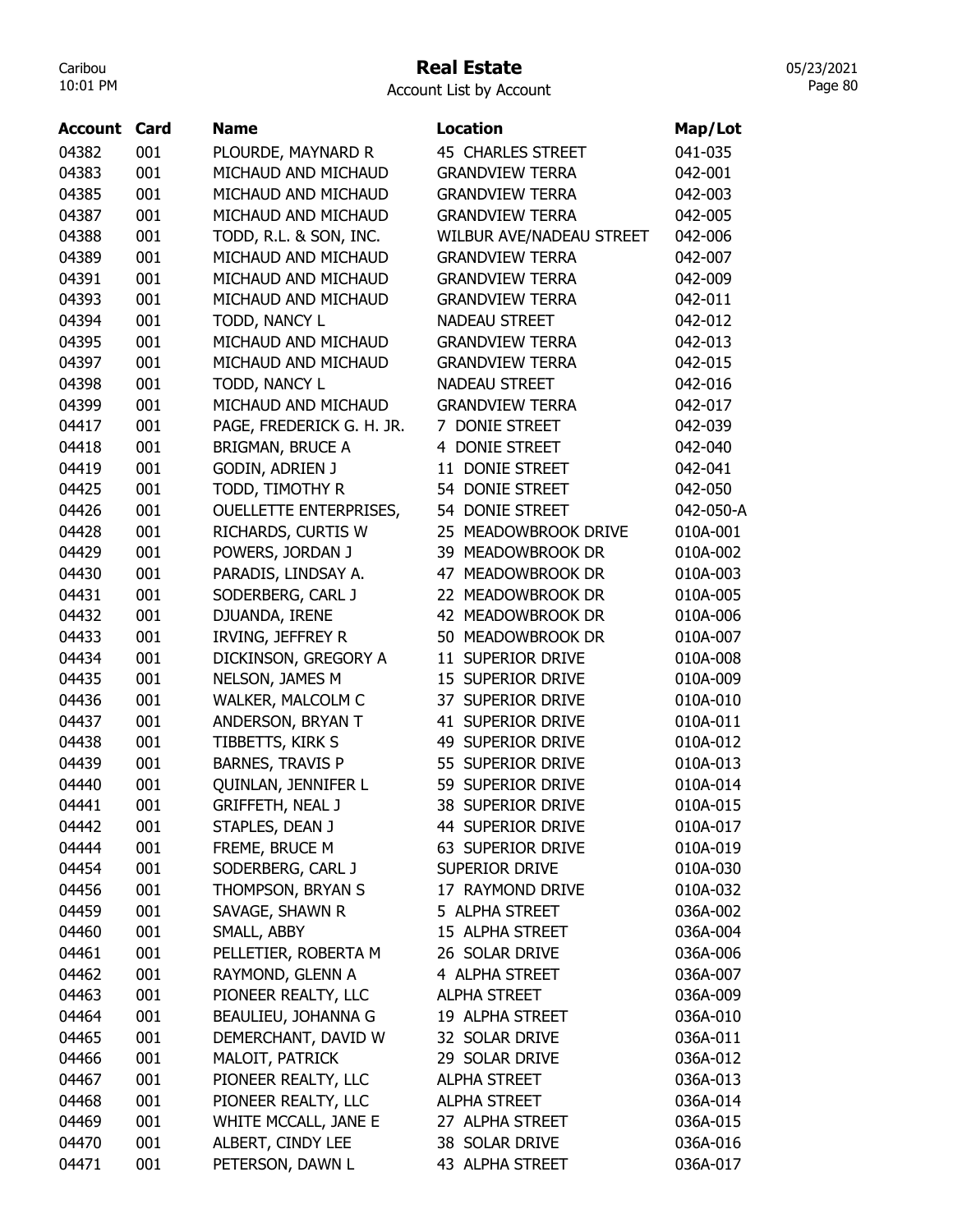# Real Estate

Account List by Account

| Account | Card | Name | Location | Map/Lot |
|---|---|---|---|---|
| 04382 | 001 | PLOURDE, MAYNARD R | 45 CHARLES STREET | 041-035 |
| 04383 | 001 | MICHAUD AND MICHAUD | GRANDVIEW TERRA | 042-001 |
| 04385 | 001 | MICHAUD AND MICHAUD | GRANDVIEW TERRA | 042-003 |
| 04387 | 001 | MICHAUD AND MICHAUD | GRANDVIEW TERRA | 042-005 |
| 04388 | 001 | TODD, R.L. & SON, INC. | WILBUR AVE/NADEAU STREET | 042-006 |
| 04389 | 001 | MICHAUD AND MICHAUD | GRANDVIEW TERRA | 042-007 |
| 04391 | 001 | MICHAUD AND MICHAUD | GRANDVIEW TERRA | 042-009 |
| 04393 | 001 | MICHAUD AND MICHAUD | GRANDVIEW TERRA | 042-011 |
| 04394 | 001 | TODD, NANCY L | NADEAU STREET | 042-012 |
| 04395 | 001 | MICHAUD AND MICHAUD | GRANDVIEW TERRA | 042-013 |
| 04397 | 001 | MICHAUD AND MICHAUD | GRANDVIEW TERRA | 042-015 |
| 04398 | 001 | TODD, NANCY L | NADEAU STREET | 042-016 |
| 04399 | 001 | MICHAUD AND MICHAUD | GRANDVIEW TERRA | 042-017 |
| 04417 | 001 | PAGE, FREDERICK G. H. JR. | 7 DONIE STREET | 042-039 |
| 04418 | 001 | BRIGMAN, BRUCE A | 4 DONIE STREET | 042-040 |
| 04419 | 001 | GODIN, ADRIEN J | 11 DONIE STREET | 042-041 |
| 04425 | 001 | TODD, TIMOTHY R | 54 DONIE STREET | 042-050 |
| 04426 | 001 | OUELLETTE ENTERPRISES, | 54 DONIE STREET | 042-050-A |
| 04428 | 001 | RICHARDS, CURTIS W | 25 MEADOWBROOK DRIVE | 010A-001 |
| 04429 | 001 | POWERS, JORDAN J | 39 MEADOWBROOK DR | 010A-002 |
| 04430 | 001 | PARADIS, LINDSAY A. | 47 MEADOWBROOK DR | 010A-003 |
| 04431 | 001 | SODERBERG, CARL J | 22 MEADOWBROOK DR | 010A-005 |
| 04432 | 001 | DJUANDA, IRENE | 42 MEADOWBROOK DR | 010A-006 |
| 04433 | 001 | IRVING, JEFFREY R | 50 MEADOWBROOK DR | 010A-007 |
| 04434 | 001 | DICKINSON, GREGORY A | 11 SUPERIOR DRIVE | 010A-008 |
| 04435 | 001 | NELSON, JAMES M | 15 SUPERIOR DRIVE | 010A-009 |
| 04436 | 001 | WALKER, MALCOLM C | 37 SUPERIOR DRIVE | 010A-010 |
| 04437 | 001 | ANDERSON, BRYAN T | 41 SUPERIOR DRIVE | 010A-011 |
| 04438 | 001 | TIBBETTS, KIRK S | 49 SUPERIOR DRIVE | 010A-012 |
| 04439 | 001 | BARNES, TRAVIS P | 55 SUPERIOR DRIVE | 010A-013 |
| 04440 | 001 | QUINLAN, JENNIFER L | 59 SUPERIOR DRIVE | 010A-014 |
| 04441 | 001 | GRIFFETH, NEAL J | 38 SUPERIOR DRIVE | 010A-015 |
| 04442 | 001 | STAPLES, DEAN J | 44 SUPERIOR DRIVE | 010A-017 |
| 04444 | 001 | FREME, BRUCE M | 63 SUPERIOR DRIVE | 010A-019 |
| 04454 | 001 | SODERBERG, CARL J | SUPERIOR DRIVE | 010A-030 |
| 04456 | 001 | THOMPSON, BRYAN S | 17 RAYMOND DRIVE | 010A-032 |
| 04459 | 001 | SAVAGE, SHAWN R | 5 ALPHA STREET | 036A-002 |
| 04460 | 001 | SMALL, ABBY | 15 ALPHA STREET | 036A-004 |
| 04461 | 001 | PELLETIER, ROBERTA M | 26 SOLAR DRIVE | 036A-006 |
| 04462 | 001 | RAYMOND, GLENN A | 4 ALPHA STREET | 036A-007 |
| 04463 | 001 | PIONEER REALTY, LLC | ALPHA STREET | 036A-009 |
| 04464 | 001 | BEAULIEU, JOHANNA G | 19 ALPHA STREET | 036A-010 |
| 04465 | 001 | DEMERCHANT, DAVID W | 32 SOLAR DRIVE | 036A-011 |
| 04466 | 001 | MALOIT, PATRICK | 29 SOLAR DRIVE | 036A-012 |
| 04467 | 001 | PIONEER REALTY, LLC | ALPHA STREET | 036A-013 |
| 04468 | 001 | PIONEER REALTY, LLC | ALPHA STREET | 036A-014 |
| 04469 | 001 | WHITE MCCALL, JANE E | 27 ALPHA STREET | 036A-015 |
| 04470 | 001 | ALBERT, CINDY LEE | 38 SOLAR DRIVE | 036A-016 |
| 04471 | 001 | PETERSON, DAWN L | 43 ALPHA STREET | 036A-017 |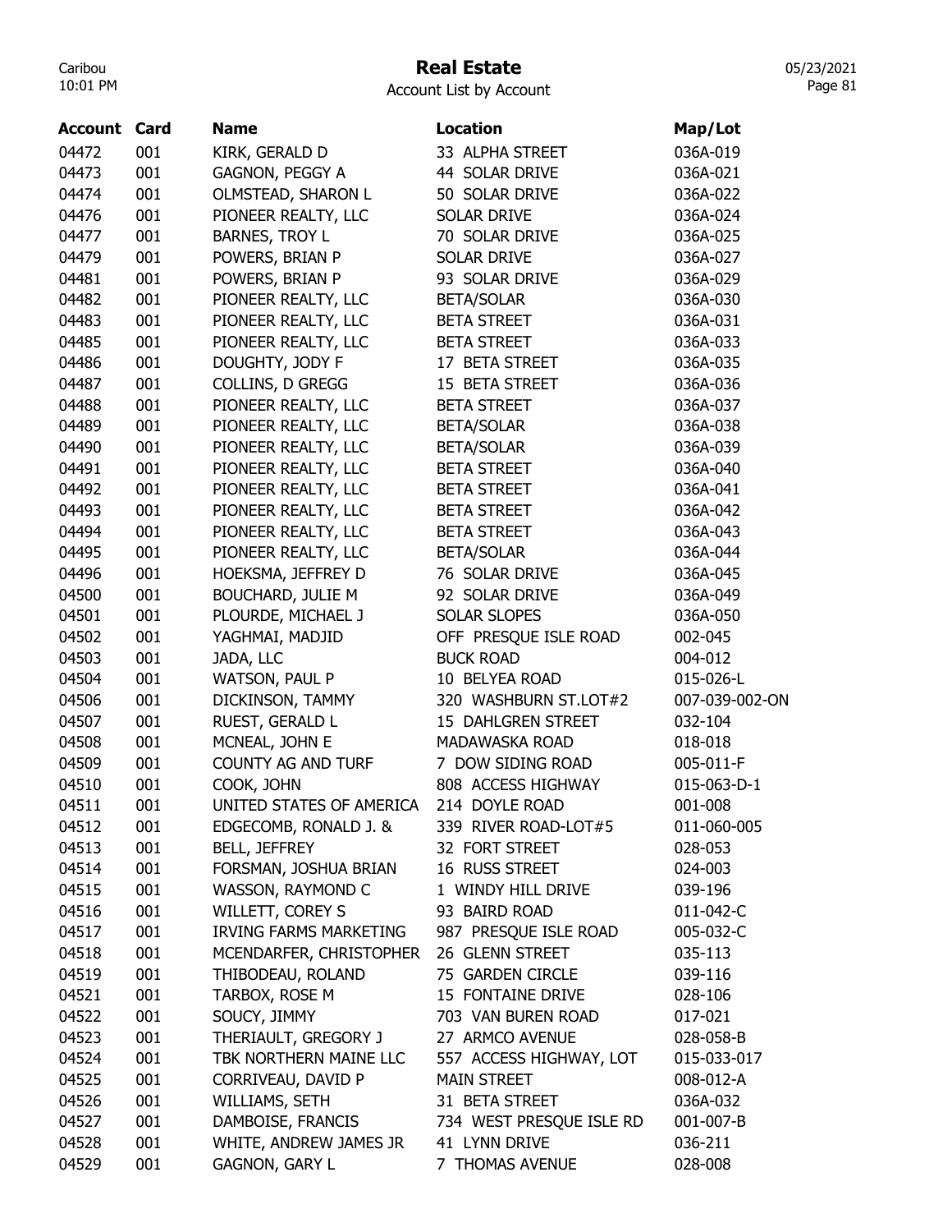# Real Estate

Account List by Account

| Account | Card | Name | Location | Map/Lot |
|---|---|---|---|---|
| 04472 | 001 | KIRK, GERALD D | 33 ALPHA STREET | 036A-019 |
| 04473 | 001 | GAGNON, PEGGY A | 44 SOLAR DRIVE | 036A-021 |
| 04474 | 001 | OLMSTEAD, SHARON L | 50 SOLAR DRIVE | 036A-022 |
| 04476 | 001 | PIONEER REALTY, LLC | SOLAR DRIVE | 036A-024 |
| 04477 | 001 | BARNES, TROY L | 70 SOLAR DRIVE | 036A-025 |
| 04479 | 001 | POWERS, BRIAN P | SOLAR DRIVE | 036A-027 |
| 04481 | 001 | POWERS, BRIAN P | 93 SOLAR DRIVE | 036A-029 |
| 04482 | 001 | PIONEER REALTY, LLC | BETA/SOLAR | 036A-030 |
| 04483 | 001 | PIONEER REALTY, LLC | BETA STREET | 036A-031 |
| 04485 | 001 | PIONEER REALTY, LLC | BETA STREET | 036A-033 |
| 04486 | 001 | DOUGHTY, JODY F | 17 BETA STREET | 036A-035 |
| 04487 | 001 | COLLINS, D GREGG | 15 BETA STREET | 036A-036 |
| 04488 | 001 | PIONEER REALTY, LLC | BETA STREET | 036A-037 |
| 04489 | 001 | PIONEER REALTY, LLC | BETA/SOLAR | 036A-038 |
| 04490 | 001 | PIONEER REALTY, LLC | BETA/SOLAR | 036A-039 |
| 04491 | 001 | PIONEER REALTY, LLC | BETA STREET | 036A-040 |
| 04492 | 001 | PIONEER REALTY, LLC | BETA STREET | 036A-041 |
| 04493 | 001 | PIONEER REALTY, LLC | BETA STREET | 036A-042 |
| 04494 | 001 | PIONEER REALTY, LLC | BETA STREET | 036A-043 |
| 04495 | 001 | PIONEER REALTY, LLC | BETA/SOLAR | 036A-044 |
| 04496 | 001 | HOEKSMA, JEFFREY D | 76 SOLAR DRIVE | 036A-045 |
| 04500 | 001 | BOUCHARD, JULIE M | 92 SOLAR DRIVE | 036A-049 |
| 04501 | 001 | PLOURDE, MICHAEL J | SOLAR SLOPES | 036A-050 |
| 04502 | 001 | YAGHMAI, MADJID | OFF PRESQUE ISLE ROAD | 002-045 |
| 04503 | 001 | JADA, LLC | BUCK ROAD | 004-012 |
| 04504 | 001 | WATSON, PAUL P | 10 BELYEA ROAD | 015-026-L |
| 04506 | 001 | DICKINSON, TAMMY | 320 WASHBURN ST.LOT#2 | 007-039-002-ON |
| 04507 | 001 | RUEST, GERALD L | 15 DAHLGREN STREET | 032-104 |
| 04508 | 001 | MCNEAL, JOHN E | MADAWASKA ROAD | 018-018 |
| 04509 | 001 | COUNTY AG AND TURF | 7 DOW SIDING ROAD | 005-011-F |
| 04510 | 001 | COOK, JOHN | 808 ACCESS HIGHWAY | 015-063-D-1 |
| 04511 | 001 | UNITED STATES OF AMERICA | 214 DOYLE ROAD | 001-008 |
| 04512 | 001 | EDGECOMB, RONALD J. & | 339 RIVER ROAD-LOT#5 | 011-060-005 |
| 04513 | 001 | BELL, JEFFREY | 32 FORT STREET | 028-053 |
| 04514 | 001 | FORSMAN, JOSHUA BRIAN | 16 RUSS STREET | 024-003 |
| 04515 | 001 | WASSON, RAYMOND C | 1 WINDY HILL DRIVE | 039-196 |
| 04516 | 001 | WILLETT, COREY S | 93 BAIRD ROAD | 011-042-C |
| 04517 | 001 | IRVING FARMS MARKETING | 987 PRESQUE ISLE ROAD | 005-032-C |
| 04518 | 001 | MCENDARFER, CHRISTOPHER | 26 GLENN STREET | 035-113 |
| 04519 | 001 | THIBODEAU, ROLAND | 75 GARDEN CIRCLE | 039-116 |
| 04521 | 001 | TARBOX, ROSE M | 15 FONTAINE DRIVE | 028-106 |
| 04522 | 001 | SOUCY, JIMMY | 703 VAN BUREN ROAD | 017-021 |
| 04523 | 001 | THERIAULT, GREGORY J | 27 ARMCO AVENUE | 028-058-B |
| 04524 | 001 | TBK NORTHERN MAINE LLC | 557 ACCESS HIGHWAY, LOT | 015-033-017 |
| 04525 | 001 | CORRIVEAU, DAVID P | MAIN STREET | 008-012-A |
| 04526 | 001 | WILLIAMS, SETH | 31 BETA STREET | 036A-032 |
| 04527 | 001 | DAMBOISE, FRANCIS | 734 WEST PRESQUE ISLE RD | 001-007-B |
| 04528 | 001 | WHITE, ANDREW JAMES JR | 41 LYNN DRIVE | 036-211 |
| 04529 | 001 | GAGNON, GARY L | 7 THOMAS AVENUE | 028-008 |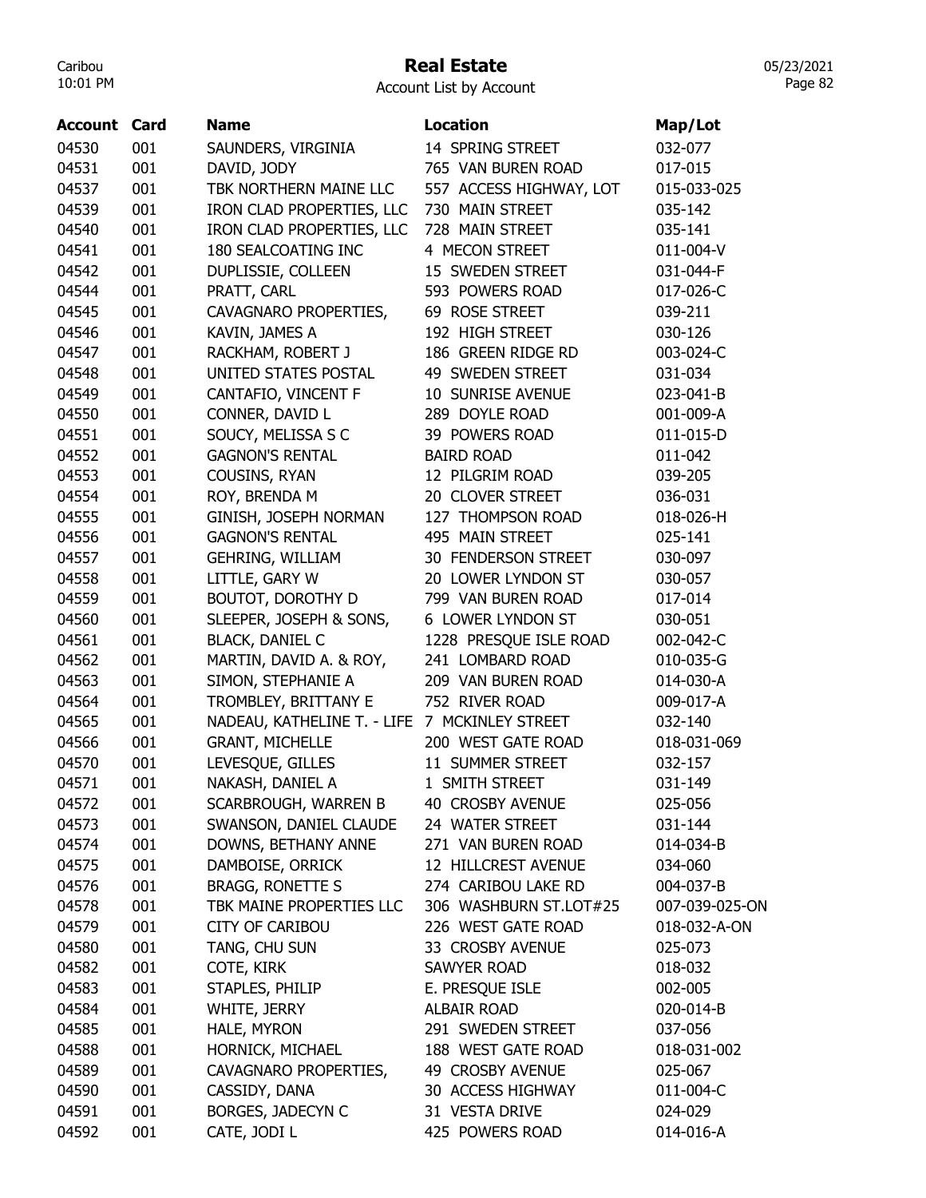# Real Estate

Account List by Account

| Account | Card | Name | Location | Map/Lot |
|---|---|---|---|---|
| 04530 | 001 | SAUNDERS, VIRGINIA | 14 SPRING STREET | 032-077 |
| 04531 | 001 | DAVID, JODY | 765 VAN BUREN ROAD | 017-015 |
| 04537 | 001 | TBK NORTHERN MAINE LLC | 557 ACCESS HIGHWAY, LOT | 015-033-025 |
| 04539 | 001 | IRON CLAD PROPERTIES, LLC | 730 MAIN STREET | 035-142 |
| 04540 | 001 | IRON CLAD PROPERTIES, LLC | 728 MAIN STREET | 035-141 |
| 04541 | 001 | 180 SEALCOATING INC | 4 MECON STREET | 011-004-V |
| 04542 | 001 | DUPLISSIE, COLLEEN | 15 SWEDEN STREET | 031-044-F |
| 04544 | 001 | PRATT, CARL | 593 POWERS ROAD | 017-026-C |
| 04545 | 001 | CAVAGNARO PROPERTIES, | 69 ROSE STREET | 039-211 |
| 04546 | 001 | KAVIN, JAMES A | 192 HIGH STREET | 030-126 |
| 04547 | 001 | RACKHAM, ROBERT J | 186 GREEN RIDGE RD | 003-024-C |
| 04548 | 001 | UNITED STATES POSTAL | 49 SWEDEN STREET | 031-034 |
| 04549 | 001 | CANTAFIO, VINCENT F | 10 SUNRISE AVENUE | 023-041-B |
| 04550 | 001 | CONNER, DAVID L | 289 DOYLE ROAD | 001-009-A |
| 04551 | 001 | SOUCY, MELISSA S C | 39 POWERS ROAD | 011-015-D |
| 04552 | 001 | GAGNON'S RENTAL | BAIRD ROAD | 011-042 |
| 04553 | 001 | COUSINS, RYAN | 12 PILGRIM ROAD | 039-205 |
| 04554 | 001 | ROY, BRENDA M | 20 CLOVER STREET | 036-031 |
| 04555 | 001 | GINISH, JOSEPH NORMAN | 127 THOMPSON ROAD | 018-026-H |
| 04556 | 001 | GAGNON'S RENTAL | 495 MAIN STREET | 025-141 |
| 04557 | 001 | GEHRING, WILLIAM | 30 FENDERSON STREET | 030-097 |
| 04558 | 001 | LITTLE, GARY W | 20 LOWER LYNDON ST | 030-057 |
| 04559 | 001 | BOUTOT, DOROTHY D | 799 VAN BUREN ROAD | 017-014 |
| 04560 | 001 | SLEEPER, JOSEPH & SONS, | 6 LOWER LYNDON ST | 030-051 |
| 04561 | 001 | BLACK, DANIEL C | 1228 PRESQUE ISLE ROAD | 002-042-C |
| 04562 | 001 | MARTIN, DAVID A. & ROY, | 241 LOMBARD ROAD | 010-035-G |
| 04563 | 001 | SIMON, STEPHANIE A | 209 VAN BUREN ROAD | 014-030-A |
| 04564 | 001 | TROMBLEY, BRITTANY E | 752 RIVER ROAD | 009-017-A |
| 04565 | 001 | NADEAU, KATHELINE T. - LIFE | 7 MCKINLEY STREET | 032-140 |
| 04566 | 001 | GRANT, MICHELLE | 200 WEST GATE ROAD | 018-031-069 |
| 04570 | 001 | LEVESQUE, GILLES | 11 SUMMER STREET | 032-157 |
| 04571 | 001 | NAKASH, DANIEL A | 1 SMITH STREET | 031-149 |
| 04572 | 001 | SCARBROUGH, WARREN B | 40 CROSBY AVENUE | 025-056 |
| 04573 | 001 | SWANSON, DANIEL CLAUDE | 24 WATER STREET | 031-144 |
| 04574 | 001 | DOWNS, BETHANY ANNE | 271 VAN BUREN ROAD | 014-034-B |
| 04575 | 001 | DAMBOISE, ORRICK | 12 HILLCREST AVENUE | 034-060 |
| 04576 | 001 | BRAGG, RONETTE S | 274 CARIBOU LAKE RD | 004-037-B |
| 04578 | 001 | TBK MAINE PROPERTIES LLC | 306 WASHBURN ST.LOT#25 | 007-039-025-ON |
| 04579 | 001 | CITY OF CARIBOU | 226 WEST GATE ROAD | 018-032-A-ON |
| 04580 | 001 | TANG, CHU SUN | 33 CROSBY AVENUE | 025-073 |
| 04582 | 001 | COTE, KIRK | SAWYER ROAD | 018-032 |
| 04583 | 001 | STAPLES, PHILIP | E. PRESQUE ISLE | 002-005 |
| 04584 | 001 | WHITE, JERRY | ALBAIR ROAD | 020-014-B |
| 04585 | 001 | HALE, MYRON | 291 SWEDEN STREET | 037-056 |
| 04588 | 001 | HORNICK, MICHAEL | 188 WEST GATE ROAD | 018-031-002 |
| 04589 | 001 | CAVAGNARO PROPERTIES, | 49 CROSBY AVENUE | 025-067 |
| 04590 | 001 | CASSIDY, DANA | 30 ACCESS HIGHWAY | 011-004-C |
| 04591 | 001 | BORGES, JADECYN C | 31 VESTA DRIVE | 024-029 |
| 04592 | 001 | CATE, JODI L | 425 POWERS ROAD | 014-016-A |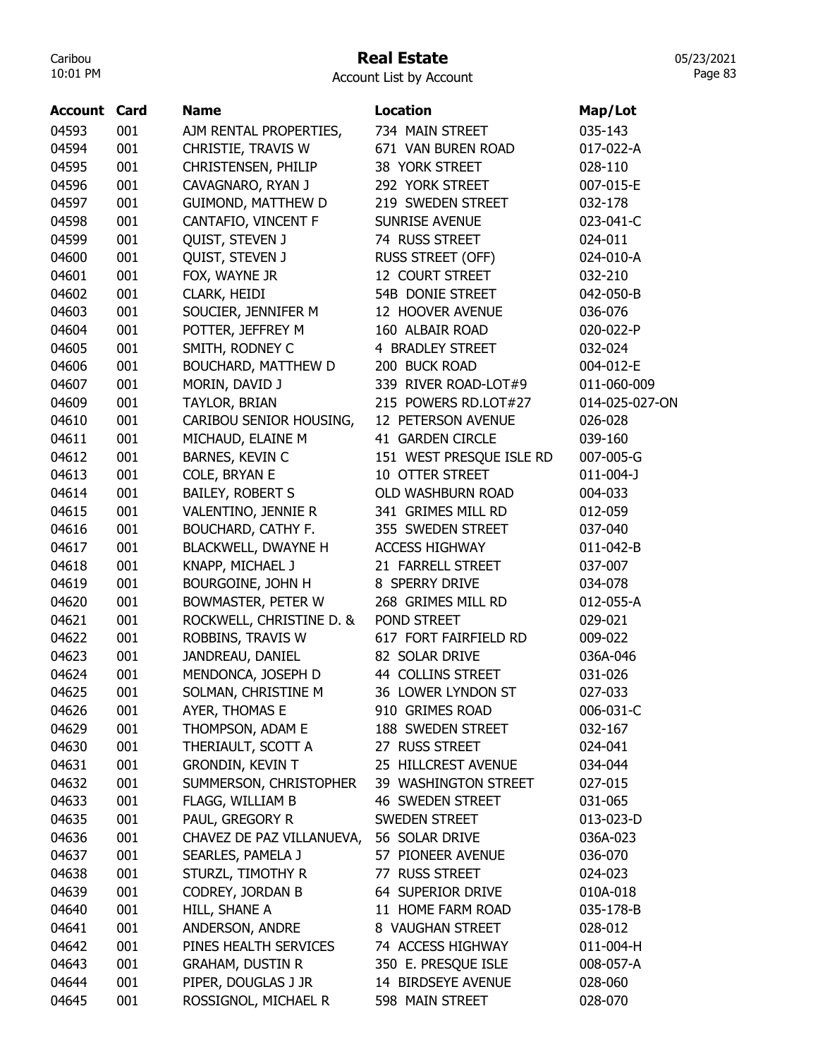# Real Estate

Account List by Account

| Account | Card | Name | Location | Map/Lot |
|---|---|---|---|---|
| 04593 | 001 | AJM RENTAL PROPERTIES, | 734 MAIN STREET | 035-143 |
| 04594 | 001 | CHRISTIE, TRAVIS W | 671 VAN BUREN ROAD | 017-022-A |
| 04595 | 001 | CHRISTENSEN, PHILIP | 38 YORK STREET | 028-110 |
| 04596 | 001 | CAVAGNARO, RYAN J | 292 YORK STREET | 007-015-E |
| 04597 | 001 | GUIMOND, MATTHEW D | 219 SWEDEN STREET | 032-178 |
| 04598 | 001 | CANTAFIO, VINCENT F | SUNRISE AVENUE | 023-041-C |
| 04599 | 001 | QUIST, STEVEN J | 74 RUSS STREET | 024-011 |
| 04600 | 001 | QUIST, STEVEN J | RUSS STREET (OFF) | 024-010-A |
| 04601 | 001 | FOX, WAYNE JR | 12 COURT STREET | 032-210 |
| 04602 | 001 | CLARK, HEIDI | 54B DONIE STREET | 042-050-B |
| 04603 | 001 | SOUCIER, JENNIFER M | 12 HOOVER AVENUE | 036-076 |
| 04604 | 001 | POTTER, JEFFREY M | 160 ALBAIR ROAD | 020-022-P |
| 04605 | 001 | SMITH, RODNEY C | 4 BRADLEY STREET | 032-024 |
| 04606 | 001 | BOUCHARD, MATTHEW D | 200 BUCK ROAD | 004-012-E |
| 04607 | 001 | MORIN, DAVID J | 339 RIVER ROAD-LOT#9 | 011-060-009 |
| 04609 | 001 | TAYLOR, BRIAN | 215 POWERS RD.LOT#27 | 014-025-027-ON |
| 04610 | 001 | CARIBOU SENIOR HOUSING, | 12 PETERSON AVENUE | 026-028 |
| 04611 | 001 | MICHAUD, ELAINE M | 41 GARDEN CIRCLE | 039-160 |
| 04612 | 001 | BARNES, KEVIN C | 151 WEST PRESQUE ISLE RD | 007-005-G |
| 04613 | 001 | COLE, BRYAN E | 10 OTTER STREET | 011-004-J |
| 04614 | 001 | BAILEY, ROBERT S | OLD WASHBURN ROAD | 004-033 |
| 04615 | 001 | VALENTINO, JENNIE R | 341 GRIMES MILL RD | 012-059 |
| 04616 | 001 | BOUCHARD, CATHY F. | 355 SWEDEN STREET | 037-040 |
| 04617 | 001 | BLACKWELL, DWAYNE H | ACCESS HIGHWAY | 011-042-B |
| 04618 | 001 | KNAPP, MICHAEL J | 21 FARRELL STREET | 037-007 |
| 04619 | 001 | BOURGOINE, JOHN H | 8 SPERRY DRIVE | 034-078 |
| 04620 | 001 | BOWMASTER, PETER W | 268 GRIMES MILL RD | 012-055-A |
| 04621 | 001 | ROCKWELL, CHRISTINE D. & | POND STREET | 029-021 |
| 04622 | 001 | ROBBINS, TRAVIS W | 617 FORT FAIRFIELD RD | 009-022 |
| 04623 | 001 | JANDREAU, DANIEL | 82 SOLAR DRIVE | 036A-046 |
| 04624 | 001 | MENDONCA, JOSEPH D | 44 COLLINS STREET | 031-026 |
| 04625 | 001 | SOLMAN, CHRISTINE M | 36 LOWER LYNDON ST | 027-033 |
| 04626 | 001 | AYER, THOMAS E | 910 GRIMES ROAD | 006-031-C |
| 04629 | 001 | THOMPSON, ADAM E | 188 SWEDEN STREET | 032-167 |
| 04630 | 001 | THERIAULT, SCOTT A | 27 RUSS STREET | 024-041 |
| 04631 | 001 | GRONDIN, KEVIN T | 25 HILLCREST AVENUE | 034-044 |
| 04632 | 001 | SUMMERSON, CHRISTOPHER | 39 WASHINGTON STREET | 027-015 |
| 04633 | 001 | FLAGG, WILLIAM B | 46 SWEDEN STREET | 031-065 |
| 04635 | 001 | PAUL, GREGORY R | SWEDEN STREET | 013-023-D |
| 04636 | 001 | CHAVEZ DE PAZ VILLANUEVA, | 56 SOLAR DRIVE | 036A-023 |
| 04637 | 001 | SEARLES, PAMELA J | 57 PIONEER AVENUE | 036-070 |
| 04638 | 001 | STURZL, TIMOTHY R | 77 RUSS STREET | 024-023 |
| 04639 | 001 | CODREY, JORDAN B | 64 SUPERIOR DRIVE | 010A-018 |
| 04640 | 001 | HILL, SHANE A | 11 HOME FARM ROAD | 035-178-B |
| 04641 | 001 | ANDERSON, ANDRE | 8 VAUGHAN STREET | 028-012 |
| 04642 | 001 | PINES HEALTH SERVICES | 74 ACCESS HIGHWAY | 011-004-H |
| 04643 | 001 | GRAHAM, DUSTIN R | 350 E. PRESQUE ISLE | 008-057-A |
| 04644 | 001 | PIPER, DOUGLAS J JR | 14 BIRDSEYE AVENUE | 028-060 |
| 04645 | 001 | ROSSIGNOL, MICHAEL R | 598 MAIN STREET | 028-070 |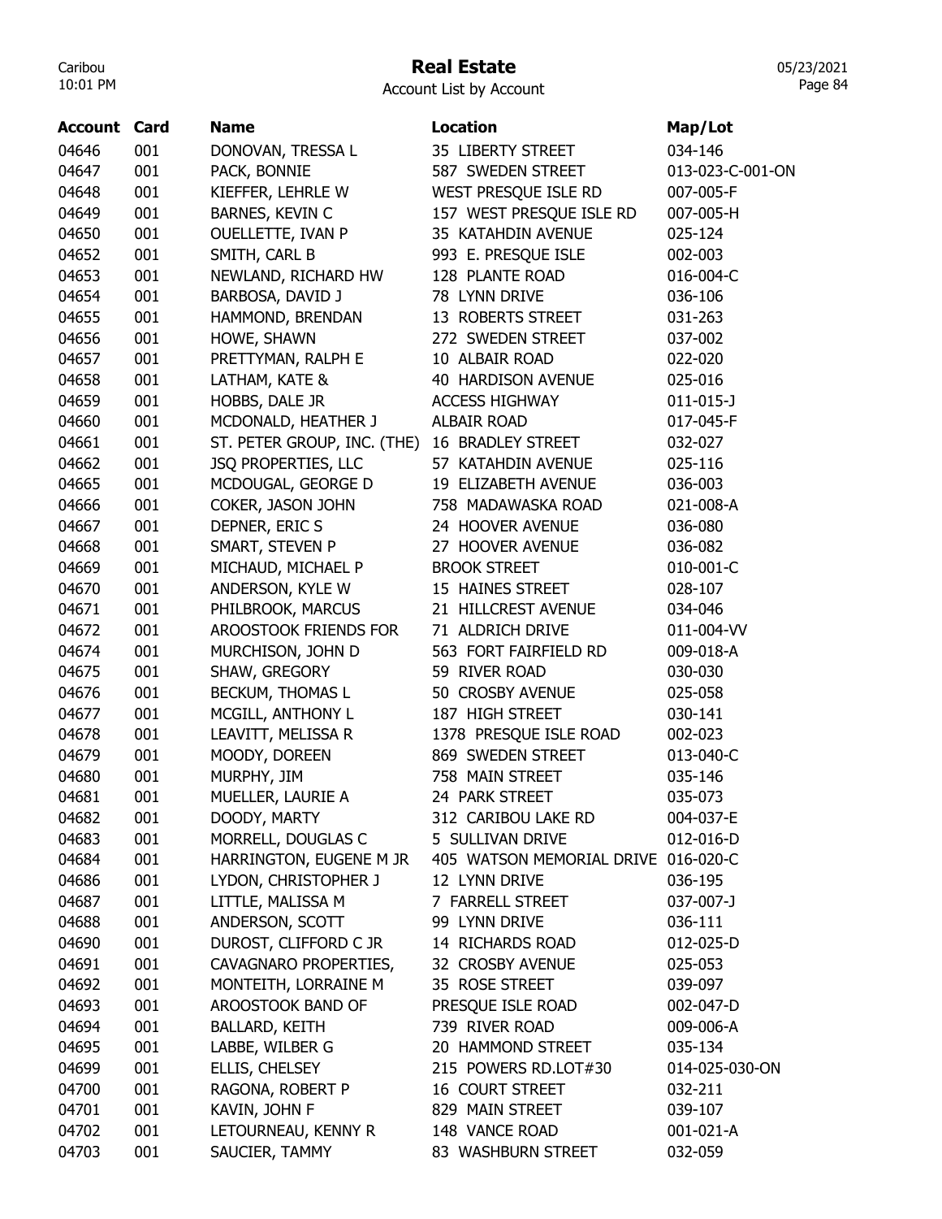# Real Estate

Account List by Account

| Account | Card | Name | Location | Map/Lot |
|---|---|---|---|---|
| 04646 | 001 | DONOVAN, TRESSA L | 35 LIBERTY STREET | 034-146 |
| 04647 | 001 | PACK, BONNIE | 587 SWEDEN STREET | 013-023-C-001-ON |
| 04648 | 001 | KIEFFER, LEHRLE W | WEST PRESQUE ISLE RD | 007-005-F |
| 04649 | 001 | BARNES, KEVIN C | 157 WEST PRESQUE ISLE RD | 007-005-H |
| 04650 | 001 | OUELLETTE, IVAN P | 35 KATAHDIN AVENUE | 025-124 |
| 04652 | 001 | SMITH, CARL B | 993 E. PRESQUE ISLE | 002-003 |
| 04653 | 001 | NEWLAND, RICHARD HW | 128 PLANTE ROAD | 016-004-C |
| 04654 | 001 | BARBOSA, DAVID J | 78 LYNN DRIVE | 036-106 |
| 04655 | 001 | HAMMOND, BRENDAN | 13 ROBERTS STREET | 031-263 |
| 04656 | 001 | HOWE, SHAWN | 272 SWEDEN STREET | 037-002 |
| 04657 | 001 | PRETTYMAN, RALPH E | 10 ALBAIR ROAD | 022-020 |
| 04658 | 001 | LATHAM, KATE & | 40 HARDISON AVENUE | 025-016 |
| 04659 | 001 | HOBBS, DALE JR | ACCESS HIGHWAY | 011-015-J |
| 04660 | 001 | MCDONALD, HEATHER J | ALBAIR ROAD | 017-045-F |
| 04661 | 001 | ST. PETER GROUP, INC. (THE) | 16 BRADLEY STREET | 032-027 |
| 04662 | 001 | JSQ PROPERTIES, LLC | 57 KATAHDIN AVENUE | 025-116 |
| 04665 | 001 | MCDOUGAL, GEORGE D | 19 ELIZABETH AVENUE | 036-003 |
| 04666 | 001 | COKER, JASON JOHN | 758 MADAWASKA ROAD | 021-008-A |
| 04667 | 001 | DEPNER, ERIC S | 24 HOOVER AVENUE | 036-080 |
| 04668 | 001 | SMART, STEVEN P | 27 HOOVER AVENUE | 036-082 |
| 04669 | 001 | MICHAUD, MICHAEL P | BROOK STREET | 010-001-C |
| 04670 | 001 | ANDERSON, KYLE W | 15 HAINES STREET | 028-107 |
| 04671 | 001 | PHILBROOK, MARCUS | 21 HILLCREST AVENUE | 034-046 |
| 04672 | 001 | AROOSTOOK FRIENDS FOR | 71 ALDRICH DRIVE | 011-004-VV |
| 04674 | 001 | MURCHISON, JOHN D | 563 FORT FAIRFIELD RD | 009-018-A |
| 04675 | 001 | SHAW, GREGORY | 59 RIVER ROAD | 030-030 |
| 04676 | 001 | BECKUM, THOMAS L | 50 CROSBY AVENUE | 025-058 |
| 04677 | 001 | MCGILL, ANTHONY L | 187 HIGH STREET | 030-141 |
| 04678 | 001 | LEAVITT, MELISSA R | 1378 PRESQUE ISLE ROAD | 002-023 |
| 04679 | 001 | MOODY, DOREEN | 869 SWEDEN STREET | 013-040-C |
| 04680 | 001 | MURPHY, JIM | 758 MAIN STREET | 035-146 |
| 04681 | 001 | MUELLER, LAURIE A | 24 PARK STREET | 035-073 |
| 04682 | 001 | DOODY, MARTY | 312 CARIBOU LAKE RD | 004-037-E |
| 04683 | 001 | MORRELL, DOUGLAS C | 5 SULLIVAN DRIVE | 012-016-D |
| 04684 | 001 | HARRINGTON, EUGENE M JR | 405 WATSON MEMORIAL DRIVE | 016-020-C |
| 04686 | 001 | LYDON, CHRISTOPHER J | 12 LYNN DRIVE | 036-195 |
| 04687 | 001 | LITTLE, MALISSA M | 7 FARRELL STREET | 037-007-J |
| 04688 | 001 | ANDERSON, SCOTT | 99 LYNN DRIVE | 036-111 |
| 04690 | 001 | DUROST, CLIFFORD C JR | 14 RICHARDS ROAD | 012-025-D |
| 04691 | 001 | CAVAGNARO PROPERTIES, | 32 CROSBY AVENUE | 025-053 |
| 04692 | 001 | MONTEITH, LORRAINE M | 35 ROSE STREET | 039-097 |
| 04693 | 001 | AROOSTOOK BAND OF | PRESQUE ISLE ROAD | 002-047-D |
| 04694 | 001 | BALLARD, KEITH | 739 RIVER ROAD | 009-006-A |
| 04695 | 001 | LABBE, WILBER G | 20 HAMMOND STREET | 035-134 |
| 04699 | 001 | ELLIS, CHELSEY | 215 POWERS RD.LOT#30 | 014-025-030-ON |
| 04700 | 001 | RAGONA, ROBERT P | 16 COURT STREET | 032-211 |
| 04701 | 001 | KAVIN, JOHN F | 829 MAIN STREET | 039-107 |
| 04702 | 001 | LETOURNEAU, KENNY R | 148 VANCE ROAD | 001-021-A |
| 04703 | 001 | SAUCIER, TAMMY | 83 WASHBURN STREET | 032-059 |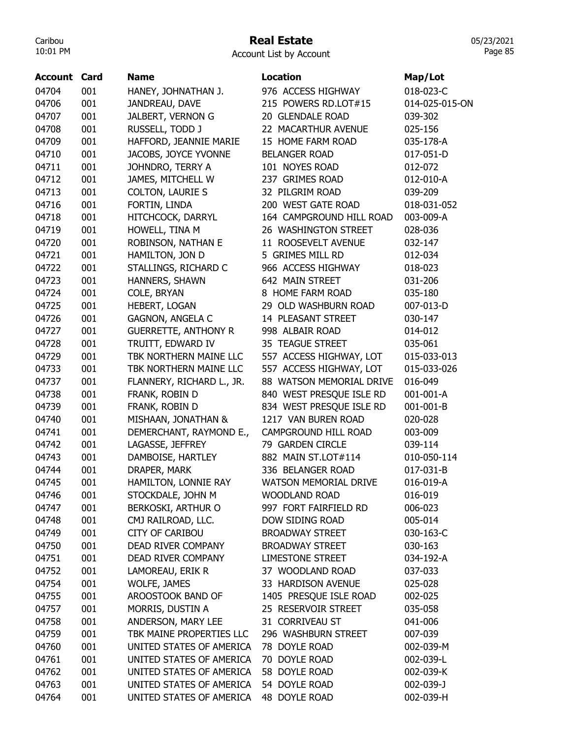# Real Estate

Account List by Account

| Account | Card | Name | Location | Map/Lot |
|---|---|---|---|---|
| 04704 | 001 | HANEY, JOHNATHAN J. | 976 ACCESS HIGHWAY | 018-023-C |
| 04706 | 001 | JANDREAU, DAVE | 215 POWERS RD.LOT#15 | 014-025-015-ON |
| 04707 | 001 | JALBERT, VERNON G | 20 GLENDALE ROAD | 039-302 |
| 04708 | 001 | RUSSELL, TODD J | 22 MACARTHUR AVENUE | 025-156 |
| 04709 | 001 | HAFFORD, JEANNIE MARIE | 15 HOME FARM ROAD | 035-178-A |
| 04710 | 001 | JACOBS, JOYCE YVONNE | BELANGER ROAD | 017-051-D |
| 04711 | 001 | JOHNDRO, TERRY A | 101 NOYES ROAD | 012-072 |
| 04712 | 001 | JAMES, MITCHELL W | 237 GRIMES ROAD | 012-010-A |
| 04713 | 001 | COLTON, LAURIE S | 32 PILGRIM ROAD | 039-209 |
| 04716 | 001 | FORTIN, LINDA | 200 WEST GATE ROAD | 018-031-052 |
| 04718 | 001 | HITCHCOCK, DARRYL | 164 CAMPGROUND HILL ROAD | 003-009-A |
| 04719 | 001 | HOWELL, TINA M | 26 WASHINGTON STREET | 028-036 |
| 04720 | 001 | ROBINSON, NATHAN E | 11 ROOSEVELT AVENUE | 032-147 |
| 04721 | 001 | HAMILTON, JON D | 5 GRIMES MILL RD | 012-034 |
| 04722 | 001 | STALLINGS, RICHARD C | 966 ACCESS HIGHWAY | 018-023 |
| 04723 | 001 | HANNERS, SHAWN | 642 MAIN STREET | 031-206 |
| 04724 | 001 | COLE, BRYAN | 8 HOME FARM ROAD | 035-180 |
| 04725 | 001 | HEBERT, LOGAN | 29 OLD WASHBURN ROAD | 007-013-D |
| 04726 | 001 | GAGNON, ANGELA C | 14 PLEASANT STREET | 030-147 |
| 04727 | 001 | GUERRETTE, ANTHONY R | 998 ALBAIR ROAD | 014-012 |
| 04728 | 001 | TRUITT, EDWARD IV | 35 TEAGUE STREET | 035-061 |
| 04729 | 001 | TBK NORTHERN MAINE LLC | 557 ACCESS HIGHWAY, LOT | 015-033-013 |
| 04733 | 001 | TBK NORTHERN MAINE LLC | 557 ACCESS HIGHWAY, LOT | 015-033-026 |
| 04737 | 001 | FLANNERY, RICHARD L., JR. | 88 WATSON MEMORIAL DRIVE | 016-049 |
| 04738 | 001 | FRANK, ROBIN D | 840 WEST PRESQUE ISLE RD | 001-001-A |
| 04739 | 001 | FRANK, ROBIN D | 834 WEST PRESQUE ISLE RD | 001-001-B |
| 04740 | 001 | MISHAAN, JONATHAN & | 1217 VAN BUREN ROAD | 020-028 |
| 04741 | 001 | DEMERCHANT, RAYMOND E., | CAMPGROUND HILL ROAD | 003-009 |
| 04742 | 001 | LAGASSE, JEFFREY | 79 GARDEN CIRCLE | 039-114 |
| 04743 | 001 | DAMBOISE, HARTLEY | 882 MAIN ST.LOT#114 | 010-050-114 |
| 04744 | 001 | DRAPER, MARK | 336 BELANGER ROAD | 017-031-B |
| 04745 | 001 | HAMILTON, LONNIE RAY | WATSON MEMORIAL DRIVE | 016-019-A |
| 04746 | 001 | STOCKDALE, JOHN M | WOODLAND ROAD | 016-019 |
| 04747 | 001 | BERKOSKI, ARTHUR O | 997 FORT FAIRFIELD RD | 006-023 |
| 04748 | 001 | CMJ RAILROAD, LLC. | DOW SIDING ROAD | 005-014 |
| 04749 | 001 | CITY OF CARIBOU | BROADWAY STREET | 030-163-C |
| 04750 | 001 | DEAD RIVER COMPANY | BROADWAY STREET | 030-163 |
| 04751 | 001 | DEAD RIVER COMPANY | LIMESTONE STREET | 034-192-A |
| 04752 | 001 | LAMOREAU, ERIK R | 37 WOODLAND ROAD | 037-033 |
| 04754 | 001 | WOLFE, JAMES | 33 HARDISON AVENUE | 025-028 |
| 04755 | 001 | AROOSTOOK BAND OF | 1405 PRESQUE ISLE ROAD | 002-025 |
| 04757 | 001 | MORRIS, DUSTIN A | 25 RESERVOIR STREET | 035-058 |
| 04758 | 001 | ANDERSON, MARY LEE | 31 CORRIVEAU ST | 041-006 |
| 04759 | 001 | TBK MAINE PROPERTIES LLC | 296 WASHBURN STREET | 007-039 |
| 04760 | 001 | UNITED STATES OF AMERICA | 78 DOYLE ROAD | 002-039-M |
| 04761 | 001 | UNITED STATES OF AMERICA | 70 DOYLE ROAD | 002-039-L |
| 04762 | 001 | UNITED STATES OF AMERICA | 58 DOYLE ROAD | 002-039-K |
| 04763 | 001 | UNITED STATES OF AMERICA | 54 DOYLE ROAD | 002-039-J |
| 04764 | 001 | UNITED STATES OF AMERICA | 48 DOYLE ROAD | 002-039-H |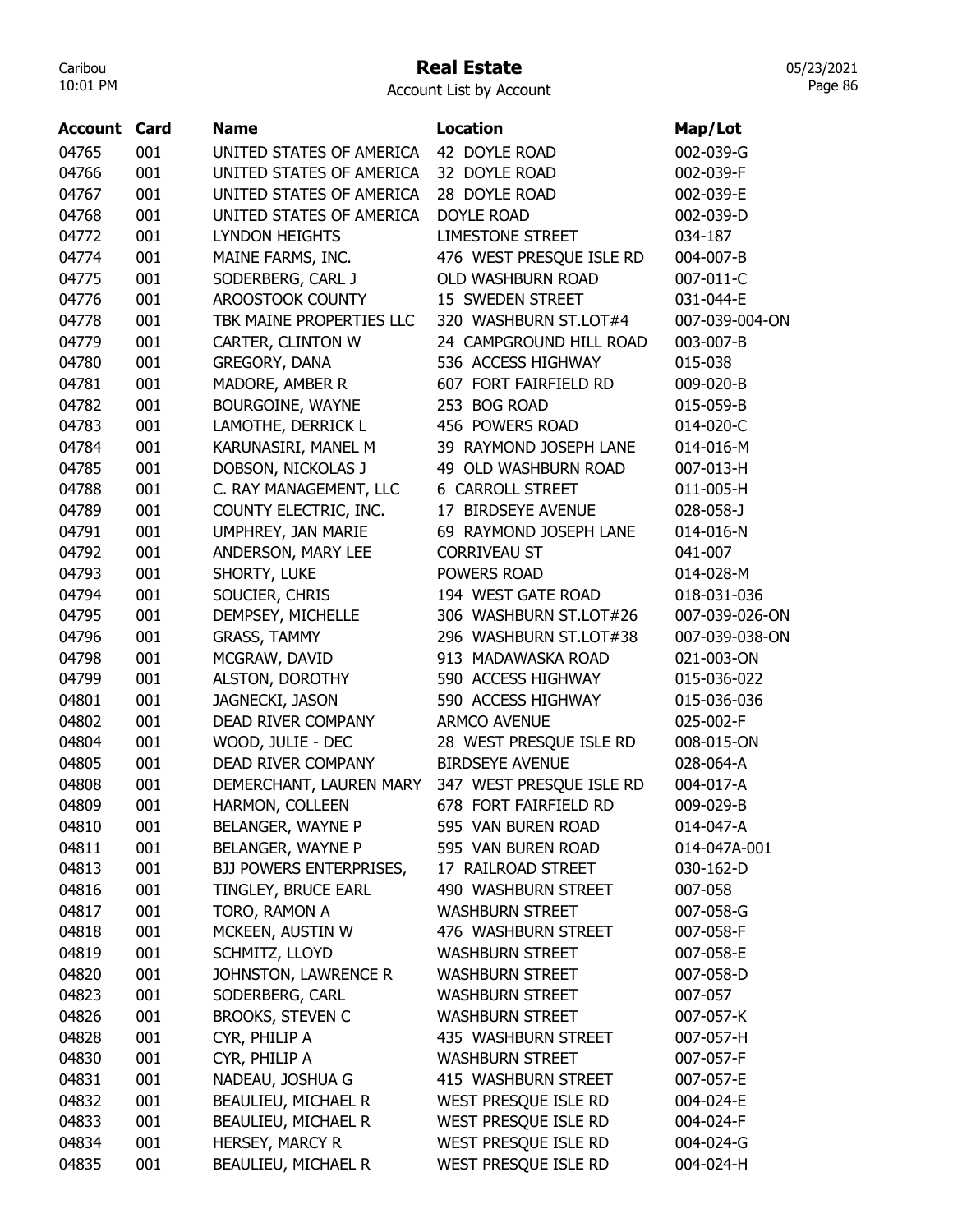# Real Estate

Account List by Account

| Account | Card | Name | Location | Map/Lot |
|---|---|---|---|---|
| 04765 | 001 | UNITED STATES OF AMERICA | 42 DOYLE ROAD | 002-039-G |
| 04766 | 001 | UNITED STATES OF AMERICA | 32 DOYLE ROAD | 002-039-F |
| 04767 | 001 | UNITED STATES OF AMERICA | 28 DOYLE ROAD | 002-039-E |
| 04768 | 001 | UNITED STATES OF AMERICA | DOYLE ROAD | 002-039-D |
| 04772 | 001 | LYNDON HEIGHTS | LIMESTONE STREET | 034-187 |
| 04774 | 001 | MAINE FARMS, INC. | 476 WEST PRESQUE ISLE RD | 004-007-B |
| 04775 | 001 | SODERBERG, CARL J | OLD WASHBURN ROAD | 007-011-C |
| 04776 | 001 | AROOSTOOK COUNTY | 15 SWEDEN STREET | 031-044-E |
| 04778 | 001 | TBK MAINE PROPERTIES LLC | 320 WASHBURN ST.LOT#4 | 007-039-004-ON |
| 04779 | 001 | CARTER, CLINTON W | 24 CAMPGROUND HILL ROAD | 003-007-B |
| 04780 | 001 | GREGORY, DANA | 536 ACCESS HIGHWAY | 015-038 |
| 04781 | 001 | MADORE, AMBER R | 607 FORT FAIRFIELD RD | 009-020-B |
| 04782 | 001 | BOURGOINE, WAYNE | 253 BOG ROAD | 015-059-B |
| 04783 | 001 | LAMOTHE, DERRICK L | 456 POWERS ROAD | 014-020-C |
| 04784 | 001 | KARUNASIRI, MANEL M | 39 RAYMOND JOSEPH LANE | 014-016-M |
| 04785 | 001 | DOBSON, NICKOLAS J | 49 OLD WASHBURN ROAD | 007-013-H |
| 04788 | 001 | C. RAY MANAGEMENT, LLC | 6 CARROLL STREET | 011-005-H |
| 04789 | 001 | COUNTY ELECTRIC, INC. | 17 BIRDSEYE AVENUE | 028-058-J |
| 04791 | 001 | UMPHREY, JAN MARIE | 69 RAYMOND JOSEPH LANE | 014-016-N |
| 04792 | 001 | ANDERSON, MARY LEE | CORRIVEAU ST | 041-007 |
| 04793 | 001 | SHORTY, LUKE | POWERS ROAD | 014-028-M |
| 04794 | 001 | SOUCIER, CHRIS | 194 WEST GATE ROAD | 018-031-036 |
| 04795 | 001 | DEMPSEY, MICHELLE | 306 WASHBURN ST.LOT#26 | 007-039-026-ON |
| 04796 | 001 | GRASS, TAMMY | 296 WASHBURN ST.LOT#38 | 007-039-038-ON |
| 04798 | 001 | MCGRAW, DAVID | 913 MADAWASKA ROAD | 021-003-ON |
| 04799 | 001 | ALSTON, DOROTHY | 590 ACCESS HIGHWAY | 015-036-022 |
| 04801 | 001 | JAGNECKI, JASON | 590 ACCESS HIGHWAY | 015-036-036 |
| 04802 | 001 | DEAD RIVER COMPANY | ARMCO AVENUE | 025-002-F |
| 04804 | 001 | WOOD, JULIE - DEC | 28 WEST PRESQUE ISLE RD | 008-015-ON |
| 04805 | 001 | DEAD RIVER COMPANY | BIRDSEYE AVENUE | 028-064-A |
| 04808 | 001 | DEMERCHANT, LAUREN MARY | 347 WEST PRESQUE ISLE RD | 004-017-A |
| 04809 | 001 | HARMON, COLLEEN | 678 FORT FAIRFIELD RD | 009-029-B |
| 04810 | 001 | BELANGER, WAYNE P | 595 VAN BUREN ROAD | 014-047-A |
| 04811 | 001 | BELANGER, WAYNE P | 595 VAN BUREN ROAD | 014-047A-001 |
| 04813 | 001 | BJJ POWERS ENTERPRISES, | 17 RAILROAD STREET | 030-162-D |
| 04816 | 001 | TINGLEY, BRUCE EARL | 490 WASHBURN STREET | 007-058 |
| 04817 | 001 | TORO, RAMON A | WASHBURN STREET | 007-058-G |
| 04818 | 001 | MCKEEN, AUSTIN W | 476 WASHBURN STREET | 007-058-F |
| 04819 | 001 | SCHMITZ, LLOYD | WASHBURN STREET | 007-058-E |
| 04820 | 001 | JOHNSTON, LAWRENCE R | WASHBURN STREET | 007-058-D |
| 04823 | 001 | SODERBERG, CARL | WASHBURN STREET | 007-057 |
| 04826 | 001 | BROOKS, STEVEN C | WASHBURN STREET | 007-057-K |
| 04828 | 001 | CYR, PHILIP A | 435 WASHBURN STREET | 007-057-H |
| 04830 | 001 | CYR, PHILIP A | WASHBURN STREET | 007-057-F |
| 04831 | 001 | NADEAU, JOSHUA G | 415 WASHBURN STREET | 007-057-E |
| 04832 | 001 | BEAULIEU, MICHAEL R | WEST PRESQUE ISLE RD | 004-024-E |
| 04833 | 001 | BEAULIEU, MICHAEL R | WEST PRESQUE ISLE RD | 004-024-F |
| 04834 | 001 | HERSEY, MARCY R | WEST PRESQUE ISLE RD | 004-024-G |
| 04835 | 001 | BEAULIEU, MICHAEL R | WEST PRESQUE ISLE RD | 004-024-H |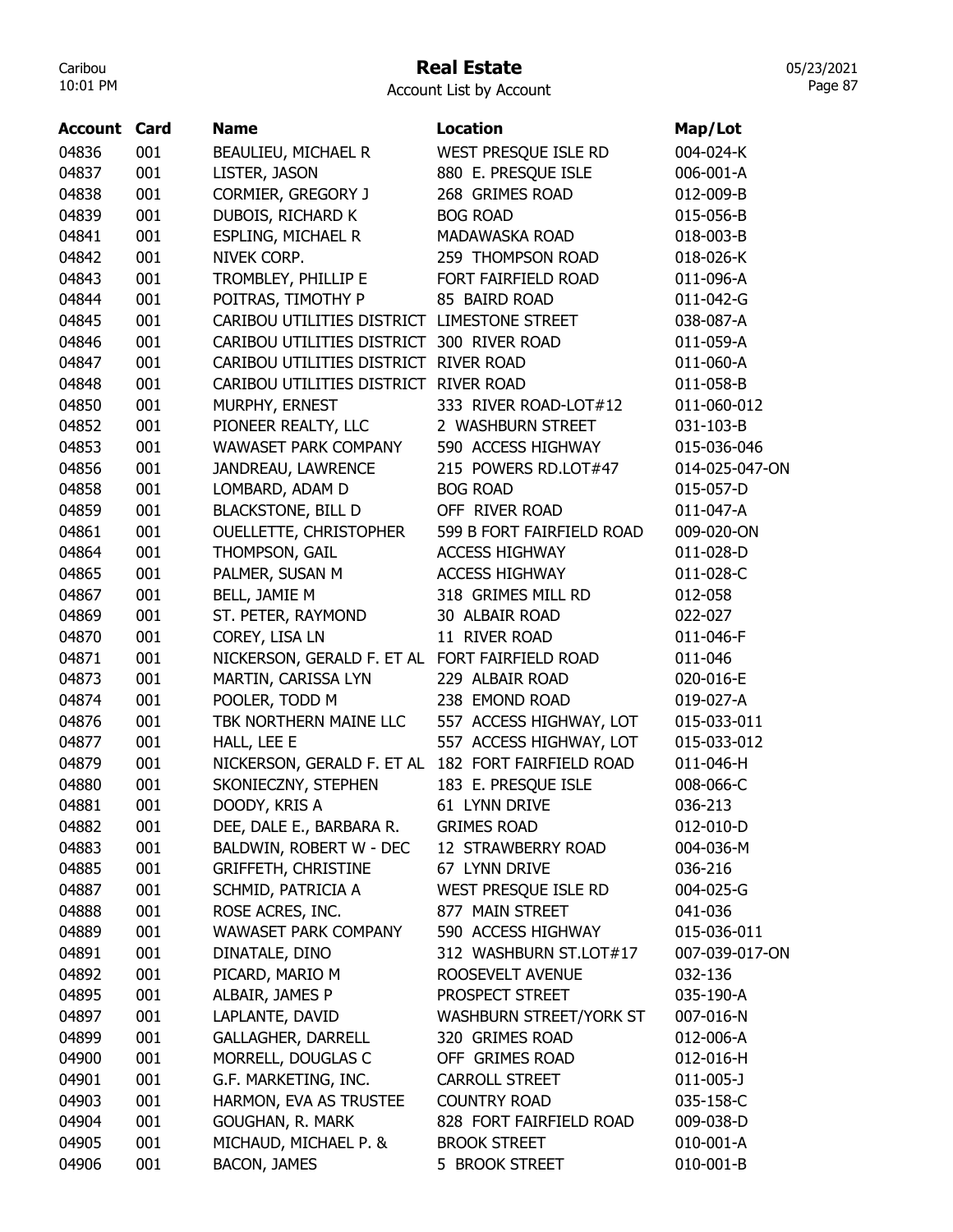# Real Estate

Account List by Account

| Account | Card | Name | Location | Map/Lot |
|---|---|---|---|---|
| 04836 | 001 | BEAULIEU, MICHAEL R | WEST PRESQUE ISLE RD | 004-024-K |
| 04837 | 001 | LISTER, JASON | 880 E. PRESQUE ISLE | 006-001-A |
| 04838 | 001 | CORMIER, GREGORY J | 268 GRIMES ROAD | 012-009-B |
| 04839 | 001 | DUBOIS, RICHARD K | BOG ROAD | 015-056-B |
| 04841 | 001 | ESPLING, MICHAEL R | MADAWASKA ROAD | 018-003-B |
| 04842 | 001 | NIVEK CORP. | 259 THOMPSON ROAD | 018-026-K |
| 04843 | 001 | TROMBLEY, PHILLIP E | FORT FAIRFIELD ROAD | 011-096-A |
| 04844 | 001 | POITRAS, TIMOTHY P | 85 BAIRD ROAD | 011-042-G |
| 04845 | 001 | CARIBOU UTILITIES DISTRICT | LIMESTONE STREET | 038-087-A |
| 04846 | 001 | CARIBOU UTILITIES DISTRICT | 300 RIVER ROAD | 011-059-A |
| 04847 | 001 | CARIBOU UTILITIES DISTRICT | RIVER ROAD | 011-060-A |
| 04848 | 001 | CARIBOU UTILITIES DISTRICT | RIVER ROAD | 011-058-B |
| 04850 | 001 | MURPHY, ERNEST | 333 RIVER ROAD-LOT#12 | 011-060-012 |
| 04852 | 001 | PIONEER REALTY, LLC | 2 WASHBURN STREET | 031-103-B |
| 04853 | 001 | WAWASET PARK COMPANY | 590 ACCESS HIGHWAY | 015-036-046 |
| 04856 | 001 | JANDREAU, LAWRENCE | 215 POWERS RD.LOT#47 | 014-025-047-ON |
| 04858 | 001 | LOMBARD, ADAM D | BOG ROAD | 015-057-D |
| 04859 | 001 | BLACKSTONE, BILL D | OFF RIVER ROAD | 011-047-A |
| 04861 | 001 | OUELLETTE, CHRISTOPHER | 599 B FORT FAIRFIELD ROAD | 009-020-ON |
| 04864 | 001 | THOMPSON, GAIL | ACCESS HIGHWAY | 011-028-D |
| 04865 | 001 | PALMER, SUSAN M | ACCESS HIGHWAY | 011-028-C |
| 04867 | 001 | BELL, JAMIE M | 318 GRIMES MILL RD | 012-058 |
| 04869 | 001 | ST. PETER, RAYMOND | 30 ALBAIR ROAD | 022-027 |
| 04870 | 001 | COREY, LISA LN | 11 RIVER ROAD | 011-046-F |
| 04871 | 001 | NICKERSON, GERALD F. ET AL | FORT FAIRFIELD ROAD | 011-046 |
| 04873 | 001 | MARTIN, CARISSA LYN | 229 ALBAIR ROAD | 020-016-E |
| 04874 | 001 | POOLER, TODD M | 238 EMOND ROAD | 019-027-A |
| 04876 | 001 | TBK NORTHERN MAINE LLC | 557 ACCESS HIGHWAY, LOT | 015-033-011 |
| 04877 | 001 | HALL, LEE E | 557 ACCESS HIGHWAY, LOT | 015-033-012 |
| 04879 | 001 | NICKERSON, GERALD F. ET AL | 182 FORT FAIRFIELD ROAD | 011-046-H |
| 04880 | 001 | SKONIECZNY, STEPHEN | 183 E. PRESQUE ISLE | 008-066-C |
| 04881 | 001 | DOODY, KRIS A | 61 LYNN DRIVE | 036-213 |
| 04882 | 001 | DEE, DALE E., BARBARA R. | GRIMES ROAD | 012-010-D |
| 04883 | 001 | BALDWIN, ROBERT W - DEC | 12 STRAWBERRY ROAD | 004-036-M |
| 04885 | 001 | GRIFFETH, CHRISTINE | 67 LYNN DRIVE | 036-216 |
| 04887 | 001 | SCHMID, PATRICIA A | WEST PRESQUE ISLE RD | 004-025-G |
| 04888 | 001 | ROSE ACRES, INC. | 877 MAIN STREET | 041-036 |
| 04889 | 001 | WAWASET PARK COMPANY | 590 ACCESS HIGHWAY | 015-036-011 |
| 04891 | 001 | DINATALE, DINO | 312 WASHBURN ST.LOT#17 | 007-039-017-ON |
| 04892 | 001 | PICARD, MARIO M | ROOSEVELT AVENUE | 032-136 |
| 04895 | 001 | ALBAIR, JAMES P | PROSPECT STREET | 035-190-A |
| 04897 | 001 | LAPLANTE, DAVID | WASHBURN STREET/YORK ST | 007-016-N |
| 04899 | 001 | GALLAGHER, DARRELL | 320 GRIMES ROAD | 012-006-A |
| 04900 | 001 | MORRELL, DOUGLAS C | OFF GRIMES ROAD | 012-016-H |
| 04901 | 001 | G.F. MARKETING, INC. | CARROLL STREET | 011-005-J |
| 04903 | 001 | HARMON, EVA AS TRUSTEE | COUNTRY ROAD | 035-158-C |
| 04904 | 001 | GOUGHAN, R. MARK | 828 FORT FAIRFIELD ROAD | 009-038-D |
| 04905 | 001 | MICHAUD, MICHAEL P. & | BROOK STREET | 010-001-A |
| 04906 | 001 | BACON, JAMES | 5 BROOK STREET | 010-001-B |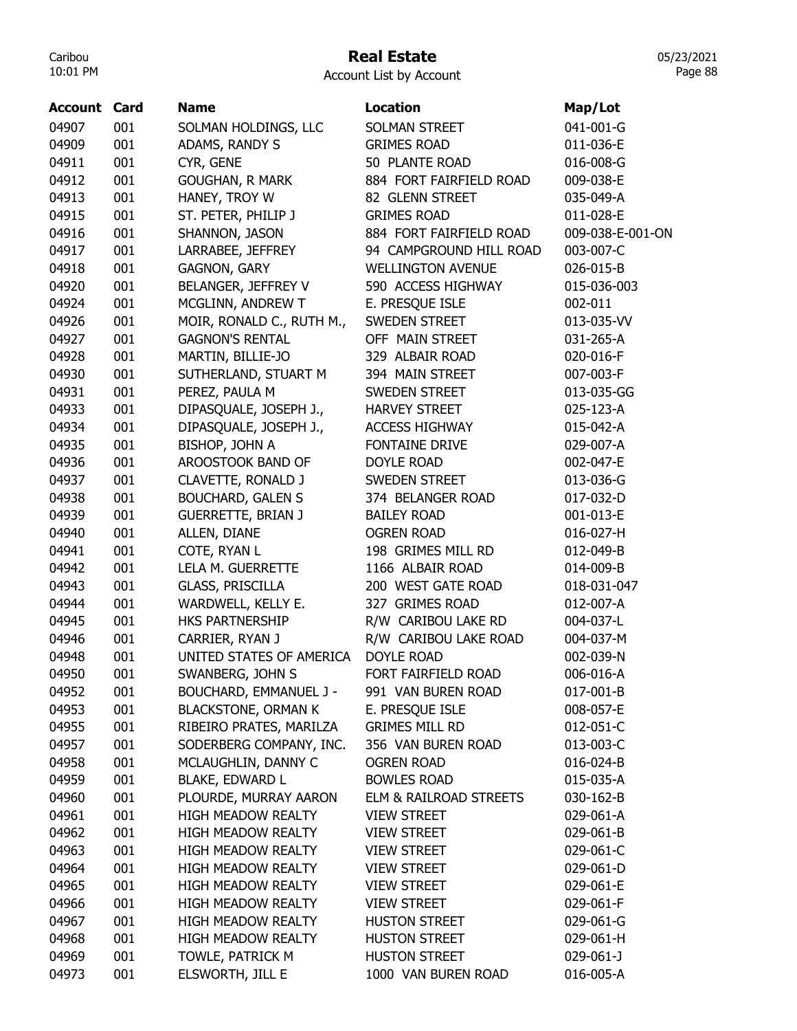# Real Estate

Account List by Account

| Account | Card | Name | Location | Map/Lot |
|---|---|---|---|---|
| 04907 | 001 | SOLMAN HOLDINGS, LLC | SOLMAN STREET | 041-001-G |
| 04909 | 001 | ADAMS, RANDY S | GRIMES ROAD | 011-036-E |
| 04911 | 001 | CYR, GENE | 50 PLANTE ROAD | 016-008-G |
| 04912 | 001 | GOUGHAN, R MARK | 884 FORT FAIRFIELD ROAD | 009-038-E |
| 04913 | 001 | HANEY, TROY W | 82 GLENN STREET | 035-049-A |
| 04915 | 001 | ST. PETER, PHILIP J | GRIMES ROAD | 011-028-E |
| 04916 | 001 | SHANNON, JASON | 884 FORT FAIRFIELD ROAD | 009-038-E-001-ON |
| 04917 | 001 | LARRABEE, JEFFREY | 94 CAMPGROUND HILL ROAD | 003-007-C |
| 04918 | 001 | GAGNON, GARY | WELLINGTON AVENUE | 026-015-B |
| 04920 | 001 | BELANGER, JEFFREY V | 590 ACCESS HIGHWAY | 015-036-003 |
| 04924 | 001 | MCGLINN, ANDREW T | E. PRESQUE ISLE | 002-011 |
| 04926 | 001 | MOIR, RONALD C., RUTH M., | SWEDEN STREET | 013-035-VV |
| 04927 | 001 | GAGNON'S RENTAL | OFF MAIN STREET | 031-265-A |
| 04928 | 001 | MARTIN, BILLIE-JO | 329 ALBAIR ROAD | 020-016-F |
| 04930 | 001 | SUTHERLAND, STUART M | 394 MAIN STREET | 007-003-F |
| 04931 | 001 | PEREZ, PAULA M | SWEDEN STREET | 013-035-GG |
| 04933 | 001 | DIPASQUALE, JOSEPH J., | HARVEY STREET | 025-123-A |
| 04934 | 001 | DIPASQUALE, JOSEPH J., | ACCESS HIGHWAY | 015-042-A |
| 04935 | 001 | BISHOP, JOHN A | FONTAINE DRIVE | 029-007-A |
| 04936 | 001 | AROOSTOOK BAND OF | DOYLE ROAD | 002-047-E |
| 04937 | 001 | CLAVETTE, RONALD J | SWEDEN STREET | 013-036-G |
| 04938 | 001 | BOUCHARD, GALEN S | 374 BELANGER ROAD | 017-032-D |
| 04939 | 001 | GUERRETTE, BRIAN J | BAILEY ROAD | 001-013-E |
| 04940 | 001 | ALLEN, DIANE | OGREN ROAD | 016-027-H |
| 04941 | 001 | COTE, RYAN L | 198 GRIMES MILL RD | 012-049-B |
| 04942 | 001 | LELA M. GUERRETTE | 1166 ALBAIR ROAD | 014-009-B |
| 04943 | 001 | GLASS, PRISCILLA | 200 WEST GATE ROAD | 018-031-047 |
| 04944 | 001 | WARDWELL, KELLY E. | 327 GRIMES ROAD | 012-007-A |
| 04945 | 001 | HKS PARTNERSHIP | R/W CARIBOU LAKE RD | 004-037-L |
| 04946 | 001 | CARRIER, RYAN J | R/W CARIBOU LAKE ROAD | 004-037-M |
| 04948 | 001 | UNITED STATES OF AMERICA | DOYLE ROAD | 002-039-N |
| 04950 | 001 | SWANBERG, JOHN S | FORT FAIRFIELD ROAD | 006-016-A |
| 04952 | 001 | BOUCHARD, EMMANUEL J - | 991 VAN BUREN ROAD | 017-001-B |
| 04953 | 001 | BLACKSTONE, ORMAN K | E. PRESQUE ISLE | 008-057-E |
| 04955 | 001 | RIBEIRO PRATES, MARILZA | GRIMES MILL RD | 012-051-C |
| 04957 | 001 | SODERBERG COMPANY, INC. | 356 VAN BUREN ROAD | 013-003-C |
| 04958 | 001 | MCLAUGHLIN, DANNY C | OGREN ROAD | 016-024-B |
| 04959 | 001 | BLAKE, EDWARD L | BOWLES ROAD | 015-035-A |
| 04960 | 001 | PLOURDE, MURRAY AARON | ELM & RAILROAD STREETS | 030-162-B |
| 04961 | 001 | HIGH MEADOW REALTY | VIEW STREET | 029-061-A |
| 04962 | 001 | HIGH MEADOW REALTY | VIEW STREET | 029-061-B |
| 04963 | 001 | HIGH MEADOW REALTY | VIEW STREET | 029-061-C |
| 04964 | 001 | HIGH MEADOW REALTY | VIEW STREET | 029-061-D |
| 04965 | 001 | HIGH MEADOW REALTY | VIEW STREET | 029-061-E |
| 04966 | 001 | HIGH MEADOW REALTY | VIEW STREET | 029-061-F |
| 04967 | 001 | HIGH MEADOW REALTY | HUSTON STREET | 029-061-G |
| 04968 | 001 | HIGH MEADOW REALTY | HUSTON STREET | 029-061-H |
| 04969 | 001 | TOWLE, PATRICK M | HUSTON STREET | 029-061-J |
| 04973 | 001 | ELSWORTH, JILL E | 1000 VAN BUREN ROAD | 016-005-A |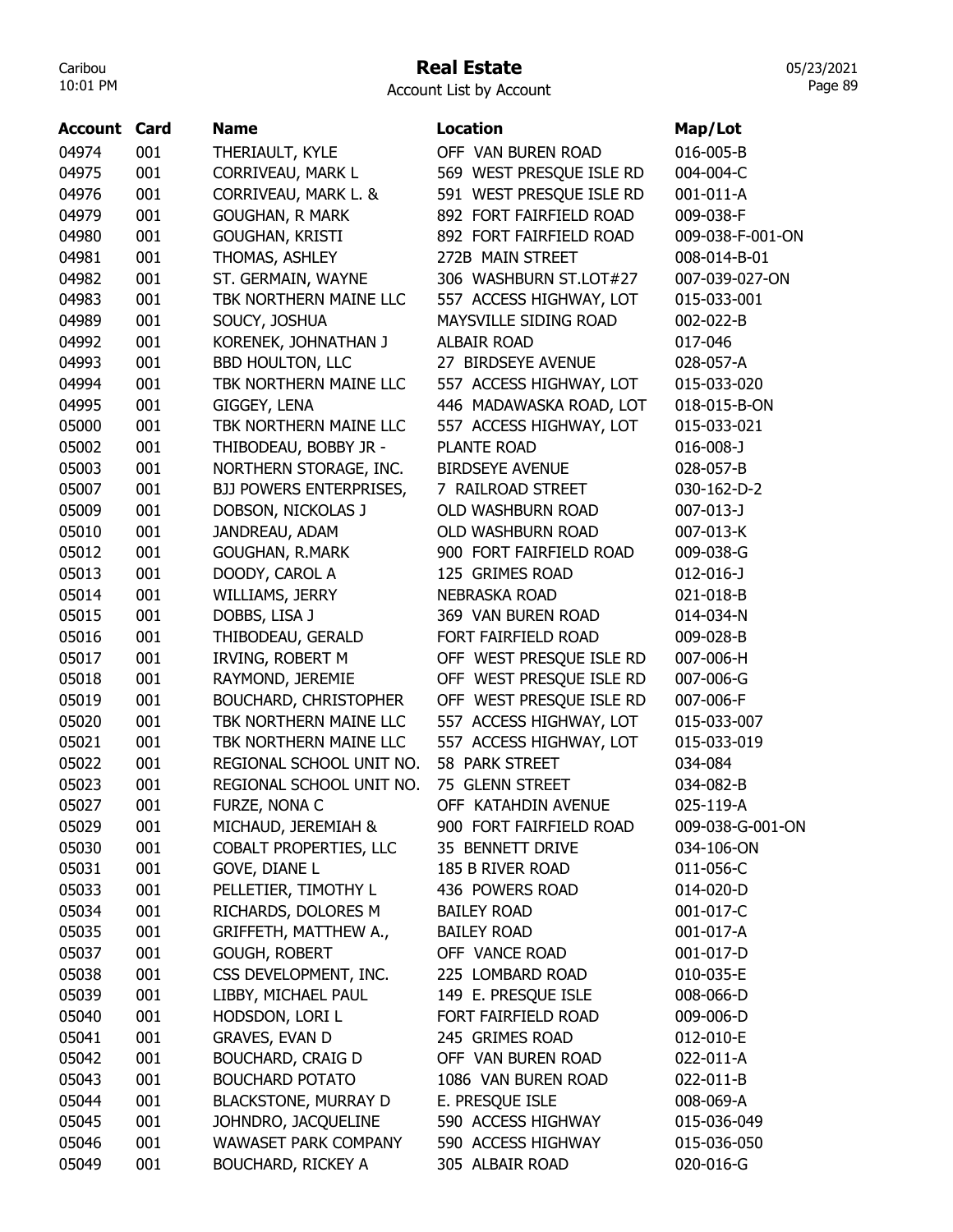# Real Estate

Account List by Account

| Account | Card | Name | Location | Map/Lot |
|---|---|---|---|---|
| 04974 | 001 | THERIAULT, KYLE | OFF VAN BUREN ROAD | 016-005-B |
| 04975 | 001 | CORRIVEAU, MARK L | 569 WEST PRESQUE ISLE RD | 004-004-C |
| 04976 | 001 | CORRIVEAU, MARK L. & | 591 WEST PRESQUE ISLE RD | 001-011-A |
| 04979 | 001 | GOUGHAN, R MARK | 892 FORT FAIRFIELD ROAD | 009-038-F |
| 04980 | 001 | GOUGHAN, KRISTI | 892 FORT FAIRFIELD ROAD | 009-038-F-001-ON |
| 04981 | 001 | THOMAS, ASHLEY | 272B MAIN STREET | 008-014-B-01 |
| 04982 | 001 | ST. GERMAIN, WAYNE | 306 WASHBURN ST.LOT#27 | 007-039-027-ON |
| 04983 | 001 | TBK NORTHERN MAINE LLC | 557 ACCESS HIGHWAY, LOT | 015-033-001 |
| 04989 | 001 | SOUCY, JOSHUA | MAYSVILLE SIDING ROAD | 002-022-B |
| 04992 | 001 | KORENEK, JOHNATHAN J | ALBAIR ROAD | 017-046 |
| 04993 | 001 | BBD HOULTON, LLC | 27 BIRDSEYE AVENUE | 028-057-A |
| 04994 | 001 | TBK NORTHERN MAINE LLC | 557 ACCESS HIGHWAY, LOT | 015-033-020 |
| 04995 | 001 | GIGGEY, LENA | 446 MADAWASKA ROAD, LOT | 018-015-B-ON |
| 05000 | 001 | TBK NORTHERN MAINE LLC | 557 ACCESS HIGHWAY, LOT | 015-033-021 |
| 05002 | 001 | THIBODEAU, BOBBY JR - | PLANTE ROAD | 016-008-J |
| 05003 | 001 | NORTHERN STORAGE, INC. | BIRDSEYE AVENUE | 028-057-B |
| 05007 | 001 | BJJ POWERS ENTERPRISES, | 7 RAILROAD STREET | 030-162-D-2 |
| 05009 | 001 | DOBSON, NICKOLAS J | OLD WASHBURN ROAD | 007-013-J |
| 05010 | 001 | JANDREAU, ADAM | OLD WASHBURN ROAD | 007-013-K |
| 05012 | 001 | GOUGHAN, R.MARK | 900 FORT FAIRFIELD ROAD | 009-038-G |
| 05013 | 001 | DOODY, CAROL A | 125 GRIMES ROAD | 012-016-J |
| 05014 | 001 | WILLIAMS, JERRY | NEBRASKA ROAD | 021-018-B |
| 05015 | 001 | DOBBS, LISA J | 369 VAN BUREN ROAD | 014-034-N |
| 05016 | 001 | THIBODEAU, GERALD | FORT FAIRFIELD ROAD | 009-028-B |
| 05017 | 001 | IRVING, ROBERT M | OFF WEST PRESQUE ISLE RD | 007-006-H |
| 05018 | 001 | RAYMOND, JEREMIE | OFF WEST PRESQUE ISLE RD | 007-006-G |
| 05019 | 001 | BOUCHARD, CHRISTOPHER | OFF WEST PRESQUE ISLE RD | 007-006-F |
| 05020 | 001 | TBK NORTHERN MAINE LLC | 557 ACCESS HIGHWAY, LOT | 015-033-007 |
| 05021 | 001 | TBK NORTHERN MAINE LLC | 557 ACCESS HIGHWAY, LOT | 015-033-019 |
| 05022 | 001 | REGIONAL SCHOOL UNIT NO. | 58 PARK STREET | 034-084 |
| 05023 | 001 | REGIONAL SCHOOL UNIT NO. | 75 GLENN STREET | 034-082-B |
| 05027 | 001 | FURZE, NONA C | OFF KATAHDIN AVENUE | 025-119-A |
| 05029 | 001 | MICHAUD, JEREMIAH & | 900 FORT FAIRFIELD ROAD | 009-038-G-001-ON |
| 05030 | 001 | COBALT PROPERTIES, LLC | 35 BENNETT DRIVE | 034-106-ON |
| 05031 | 001 | GOVE, DIANE L | 185 B RIVER ROAD | 011-056-C |
| 05033 | 001 | PELLETIER, TIMOTHY L | 436 POWERS ROAD | 014-020-D |
| 05034 | 001 | RICHARDS, DOLORES M | BAILEY ROAD | 001-017-C |
| 05035 | 001 | GRIFFETH, MATTHEW A., | BAILEY ROAD | 001-017-A |
| 05037 | 001 | GOUGH, ROBERT | OFF VANCE ROAD | 001-017-D |
| 05038 | 001 | CSS DEVELOPMENT, INC. | 225 LOMBARD ROAD | 010-035-E |
| 05039 | 001 | LIBBY, MICHAEL PAUL | 149 E. PRESQUE ISLE | 008-066-D |
| 05040 | 001 | HODSDON, LORI L | FORT FAIRFIELD ROAD | 009-006-D |
| 05041 | 001 | GRAVES, EVAN D | 245 GRIMES ROAD | 012-010-E |
| 05042 | 001 | BOUCHARD, CRAIG D | OFF VAN BUREN ROAD | 022-011-A |
| 05043 | 001 | BOUCHARD POTATO | 1086 VAN BUREN ROAD | 022-011-B |
| 05044 | 001 | BLACKSTONE, MURRAY D | E. PRESQUE ISLE | 008-069-A |
| 05045 | 001 | JOHNDRO, JACQUELINE | 590 ACCESS HIGHWAY | 015-036-049 |
| 05046 | 001 | WAWASET PARK COMPANY | 590 ACCESS HIGHWAY | 015-036-050 |
| 05049 | 001 | BOUCHARD, RICKEY A | 305 ALBAIR ROAD | 020-016-G |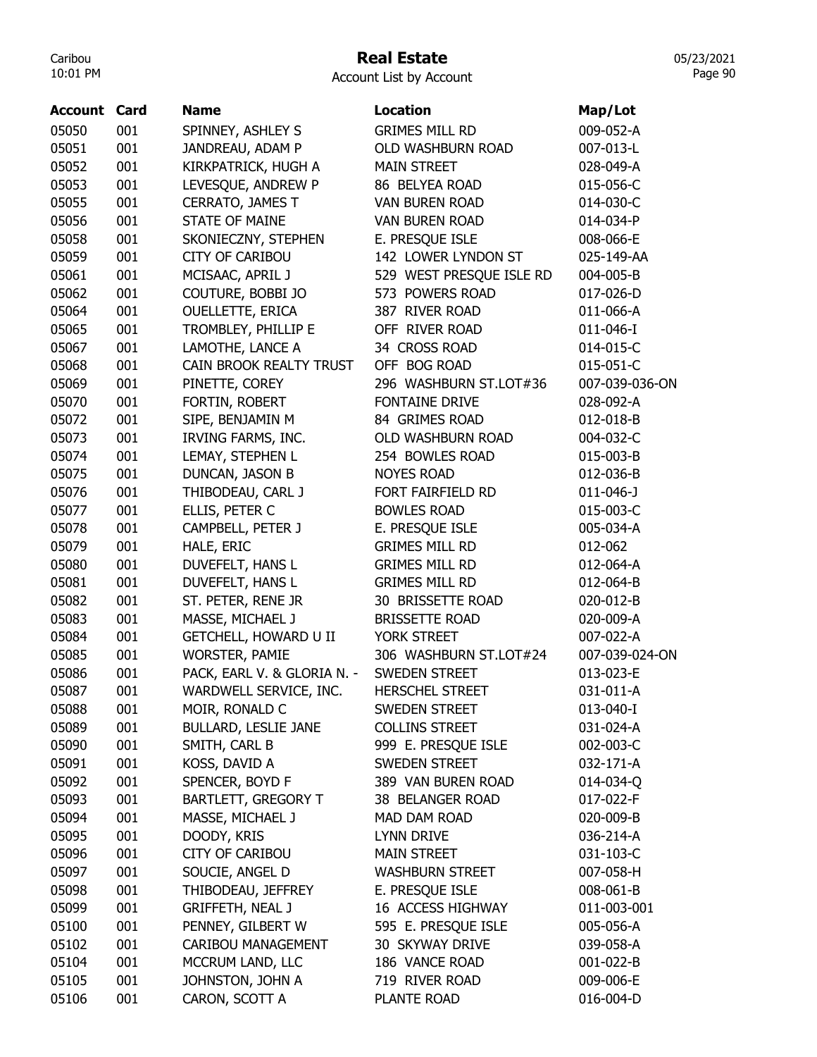# Real Estate

Account List by Account

| Account | Card | Name | Location | Map/Lot |
|---|---|---|---|---|
| 05050 | 001 | SPINNEY, ASHLEY S | GRIMES MILL RD | 009-052-A |
| 05051 | 001 | JANDREAU, ADAM P | OLD WASHBURN ROAD | 007-013-L |
| 05052 | 001 | KIRKPATRICK, HUGH A | MAIN STREET | 028-049-A |
| 05053 | 001 | LEVESQUE, ANDREW P | 86 BELYEA ROAD | 015-056-C |
| 05055 | 001 | CERRATO, JAMES T | VAN BUREN ROAD | 014-030-C |
| 05056 | 001 | STATE OF MAINE | VAN BUREN ROAD | 014-034-P |
| 05058 | 001 | SKONIECZNY, STEPHEN | E. PRESQUE ISLE | 008-066-E |
| 05059 | 001 | CITY OF CARIBOU | 142 LOWER LYNDON ST | 025-149-AA |
| 05061 | 001 | MCISAAC, APRIL J | 529 WEST PRESQUE ISLE RD | 004-005-B |
| 05062 | 001 | COUTURE, BOBBI JO | 573 POWERS ROAD | 017-026-D |
| 05064 | 001 | OUELLETTE, ERICA | 387 RIVER ROAD | 011-066-A |
| 05065 | 001 | TROMBLEY, PHILLIP E | OFF RIVER ROAD | 011-046-I |
| 05067 | 001 | LAMOTHE, LANCE A | 34 CROSS ROAD | 014-015-C |
| 05068 | 001 | CAIN BROOK REALTY TRUST | OFF BOG ROAD | 015-051-C |
| 05069 | 001 | PINETTE, COREY | 296 WASHBURN ST.LOT#36 | 007-039-036-ON |
| 05070 | 001 | FORTIN, ROBERT | FONTAINE DRIVE | 028-092-A |
| 05072 | 001 | SIPE, BENJAMIN M | 84 GRIMES ROAD | 012-018-B |
| 05073 | 001 | IRVING FARMS, INC. | OLD WASHBURN ROAD | 004-032-C |
| 05074 | 001 | LEMAY, STEPHEN L | 254 BOWLES ROAD | 015-003-B |
| 05075 | 001 | DUNCAN, JASON B | NOYES ROAD | 012-036-B |
| 05076 | 001 | THIBODEAU, CARL J | FORT FAIRFIELD RD | 011-046-J |
| 05077 | 001 | ELLIS, PETER C | BOWLES ROAD | 015-003-C |
| 05078 | 001 | CAMPBELL, PETER J | E. PRESQUE ISLE | 005-034-A |
| 05079 | 001 | HALE, ERIC | GRIMES MILL RD | 012-062 |
| 05080 | 001 | DUVEFELT, HANS L | GRIMES MILL RD | 012-064-A |
| 05081 | 001 | DUVEFELT, HANS L | GRIMES MILL RD | 012-064-B |
| 05082 | 001 | ST. PETER, RENE JR | 30 BRISSETTE ROAD | 020-012-B |
| 05083 | 001 | MASSE, MICHAEL J | BRISSETTE ROAD | 020-009-A |
| 05084 | 001 | GETCHELL, HOWARD U II | YORK STREET | 007-022-A |
| 05085 | 001 | WORSTER, PAMIE | 306 WASHBURN ST.LOT#24 | 007-039-024-ON |
| 05086 | 001 | PACK, EARL V. & GLORIA N. - | SWEDEN STREET | 013-023-E |
| 05087 | 001 | WARDWELL SERVICE, INC. | HERSCHEL STREET | 031-011-A |
| 05088 | 001 | MOIR, RONALD C | SWEDEN STREET | 013-040-I |
| 05089 | 001 | BULLARD, LESLIE JANE | COLLINS STREET | 031-024-A |
| 05090 | 001 | SMITH, CARL B | 999 E. PRESQUE ISLE | 002-003-C |
| 05091 | 001 | KOSS, DAVID A | SWEDEN STREET | 032-171-A |
| 05092 | 001 | SPENCER, BOYD F | 389 VAN BUREN ROAD | 014-034-Q |
| 05093 | 001 | BARTLETT, GREGORY T | 38 BELANGER ROAD | 017-022-F |
| 05094 | 001 | MASSE, MICHAEL J | MAD DAM ROAD | 020-009-B |
| 05095 | 001 | DOODY, KRIS | LYNN DRIVE | 036-214-A |
| 05096 | 001 | CITY OF CARIBOU | MAIN STREET | 031-103-C |
| 05097 | 001 | SOUCIE, ANGEL D | WASHBURN STREET | 007-058-H |
| 05098 | 001 | THIBODEAU, JEFFREY | E. PRESQUE ISLE | 008-061-B |
| 05099 | 001 | GRIFFETH, NEAL J | 16 ACCESS HIGHWAY | 011-003-001 |
| 05100 | 001 | PENNEY, GILBERT W | 595 E. PRESQUE ISLE | 005-056-A |
| 05102 | 001 | CARIBOU MANAGEMENT | 30 SKYWAY DRIVE | 039-058-A |
| 05104 | 001 | MCCRUM LAND, LLC | 186 VANCE ROAD | 001-022-B |
| 05105 | 001 | JOHNSTON, JOHN A | 719 RIVER ROAD | 009-006-E |
| 05106 | 001 | CARON, SCOTT A | PLANTE ROAD | 016-004-D |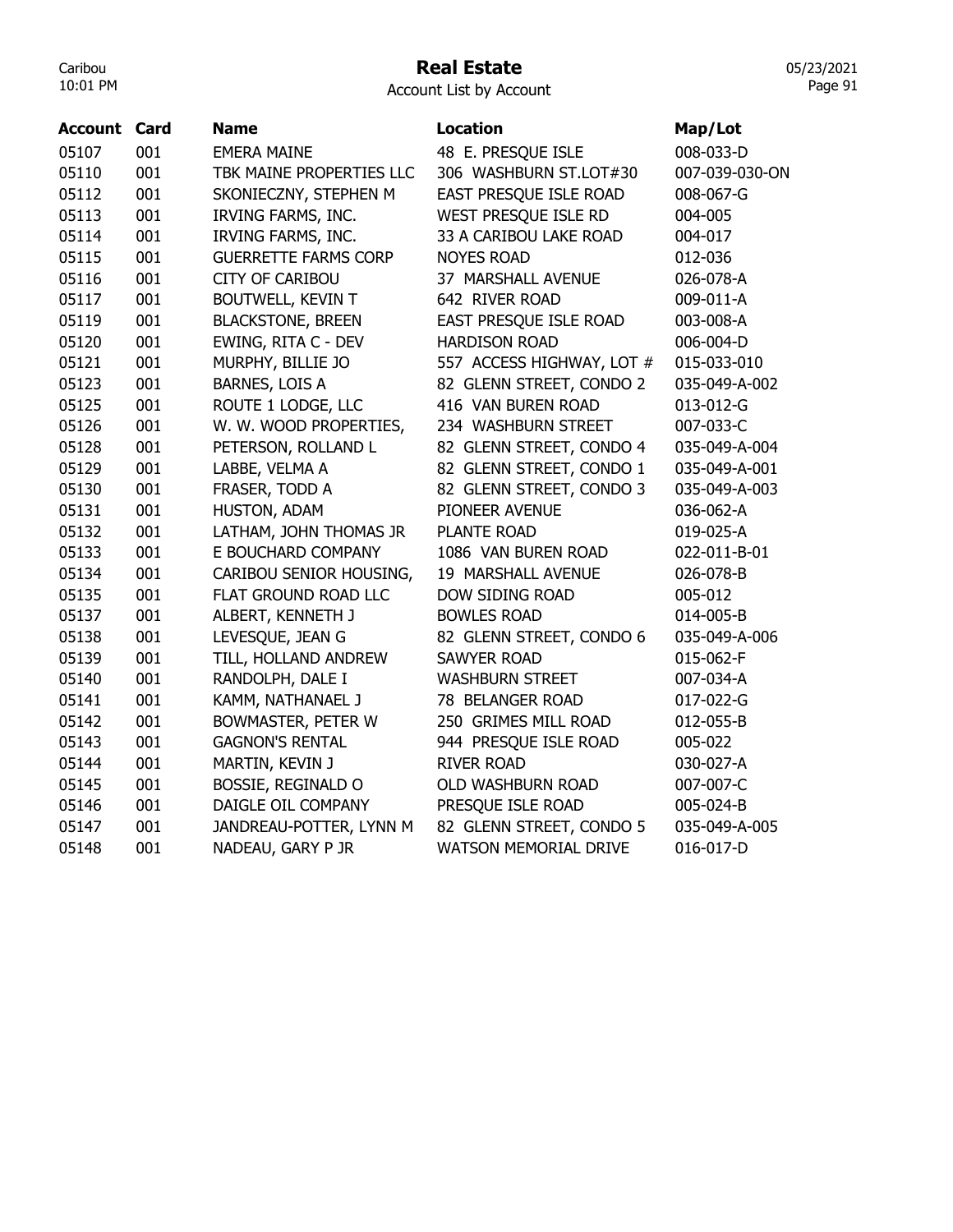# Real Estate

Account List by Account

| Account | Card | Name | Location | Map/Lot |
|---|---|---|---|---|
| 05107 | 001 | EMERA MAINE | 48 E. PRESQUE ISLE | 008-033-D |
| 05110 | 001 | TBK MAINE PROPERTIES LLC | 306 WASHBURN ST.LOT#30 | 007-039-030-ON |
| 05112 | 001 | SKONIECZNY, STEPHEN M | EAST PRESQUE ISLE ROAD | 008-067-G |
| 05113 | 001 | IRVING FARMS, INC. | WEST PRESQUE ISLE RD | 004-005 |
| 05114 | 001 | IRVING FARMS, INC. | 33 A CARIBOU LAKE ROAD | 004-017 |
| 05115 | 001 | GUERRETTE FARMS CORP | NOYES ROAD | 012-036 |
| 05116 | 001 | CITY OF CARIBOU | 37 MARSHALL AVENUE | 026-078-A |
| 05117 | 001 | BOUTWELL, KEVIN T | 642 RIVER ROAD | 009-011-A |
| 05119 | 001 | BLACKSTONE, BREEN | EAST PRESQUE ISLE ROAD | 003-008-A |
| 05120 | 001 | EWING, RITA C - DEV | HARDISON ROAD | 006-004-D |
| 05121 | 001 | MURPHY, BILLIE JO | 557 ACCESS HIGHWAY, LOT # | 015-033-010 |
| 05123 | 001 | BARNES, LOIS A | 82 GLENN STREET, CONDO 2 | 035-049-A-002 |
| 05125 | 001 | ROUTE 1 LODGE, LLC | 416 VAN BUREN ROAD | 013-012-G |
| 05126 | 001 | W. W. WOOD PROPERTIES, | 234 WASHBURN STREET | 007-033-C |
| 05128 | 001 | PETERSON, ROLLAND L | 82 GLENN STREET, CONDO 4 | 035-049-A-004 |
| 05129 | 001 | LABBE, VELMA A | 82 GLENN STREET, CONDO 1 | 035-049-A-001 |
| 05130 | 001 | FRASER, TODD A | 82 GLENN STREET, CONDO 3 | 035-049-A-003 |
| 05131 | 001 | HUSTON, ADAM | PIONEER AVENUE | 036-062-A |
| 05132 | 001 | LATHAM, JOHN THOMAS JR | PLANTE ROAD | 019-025-A |
| 05133 | 001 | E BOUCHARD COMPANY | 1086 VAN BUREN ROAD | 022-011-B-01 |
| 05134 | 001 | CARIBOU SENIOR HOUSING, | 19 MARSHALL AVENUE | 026-078-B |
| 05135 | 001 | FLAT GROUND ROAD LLC | DOW SIDING ROAD | 005-012 |
| 05137 | 001 | ALBERT, KENNETH J | BOWLES ROAD | 014-005-B |
| 05138 | 001 | LEVESQUE, JEAN G | 82 GLENN STREET, CONDO 6 | 035-049-A-006 |
| 05139 | 001 | TILL, HOLLAND ANDREW | SAWYER ROAD | 015-062-F |
| 05140 | 001 | RANDOLPH, DALE I | WASHBURN STREET | 007-034-A |
| 05141 | 001 | KAMM, NATHANAEL J | 78 BELANGER ROAD | 017-022-G |
| 05142 | 001 | BOWMASTER, PETER W | 250 GRIMES MILL ROAD | 012-055-B |
| 05143 | 001 | GAGNON'S RENTAL | 944 PRESQUE ISLE ROAD | 005-022 |
| 05144 | 001 | MARTIN, KEVIN J | RIVER ROAD | 030-027-A |
| 05145 | 001 | BOSSIE, REGINALD O | OLD WASHBURN ROAD | 007-007-C |
| 05146 | 001 | DAIGLE OIL COMPANY | PRESQUE ISLE ROAD | 005-024-B |
| 05147 | 001 | JANDREAU-POTTER, LYNN M | 82 GLENN STREET, CONDO 5 | 035-049-A-005 |
| 05148 | 001 | NADEAU, GARY P JR | WATSON MEMORIAL DRIVE | 016-017-D |